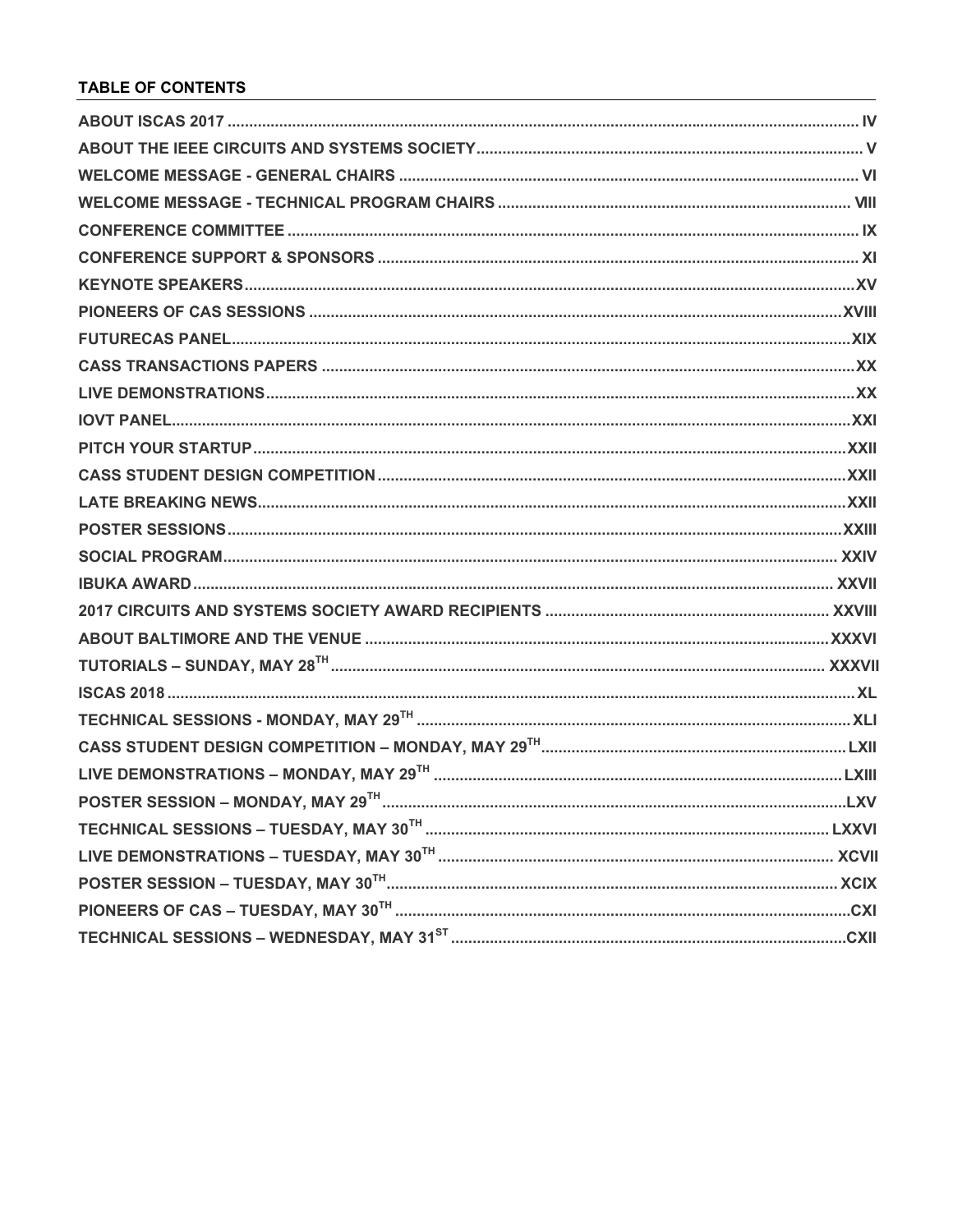## TABLE OF CONTENTS

| | |
|---|---|
| ABOUT ISCAS 2017 | IV |
| ABOUT THE IEEE CIRCUITS AND SYSTEMS SOCIETY | V |
| WELCOME MESSAGE - GENERAL CHAIRS | VI |
| WELCOME MESSAGE - TECHNICAL PROGRAM CHAIRS | VIII |
| CONFERENCE COMMITTEE | IX |
| CONFERENCE SUPPORT & SPONSORS | XI |
| KEYNOTE SPEAKERS | XV |
| PIONEERS OF CAS SESSIONS | XVIII |
| FUTURECAS PANEL | XIX |
| CASS TRANSACTIONS PAPERS | XX |
| LIVE DEMONSTRATIONS | XX |
| IOVT PANEL | XXI |
| PITCH YOUR STARTUP | XXII |
| CASS STUDENT DESIGN COMPETITION | XXII |
| LATE BREAKING NEWS | XXII |
| POSTER SESSIONS | XXIII |
| SOCIAL PROGRAM | XXIV |
| IBUKA AWARD | XXVII |
| 2017 CIRCUITS AND SYSTEMS SOCIETY AWARD RECIPIENTS | XXVIII |
| ABOUT BALTIMORE AND THE VENUE | XXXVI |
| TUTORIALS – SUNDAY, MAY 28TH | XXXVII |
| ISCAS 2018 | XL |
| TECHNICAL SESSIONS - MONDAY, MAY 29TH | XLI |
| CASS STUDENT DESIGN COMPETITION – MONDAY, MAY 29TH | LXII |
| LIVE DEMONSTRATIONS – MONDAY, MAY 29TH | LXIII |
| POSTER SESSION – MONDAY, MAY 29TH | LXV |
| TECHNICAL SESSIONS – TUESDAY, MAY 30TH | LXXVI |
| LIVE DEMONSTRATIONS – TUESDAY, MAY 30TH | XCVII |
| POSTER SESSION – TUESDAY, MAY 30TH | XCIX |
| PIONEERS OF CAS – TUESDAY, MAY 30TH | CXI |
| TECHNICAL SESSIONS – WEDNESDAY, MAY 31ST | CXII |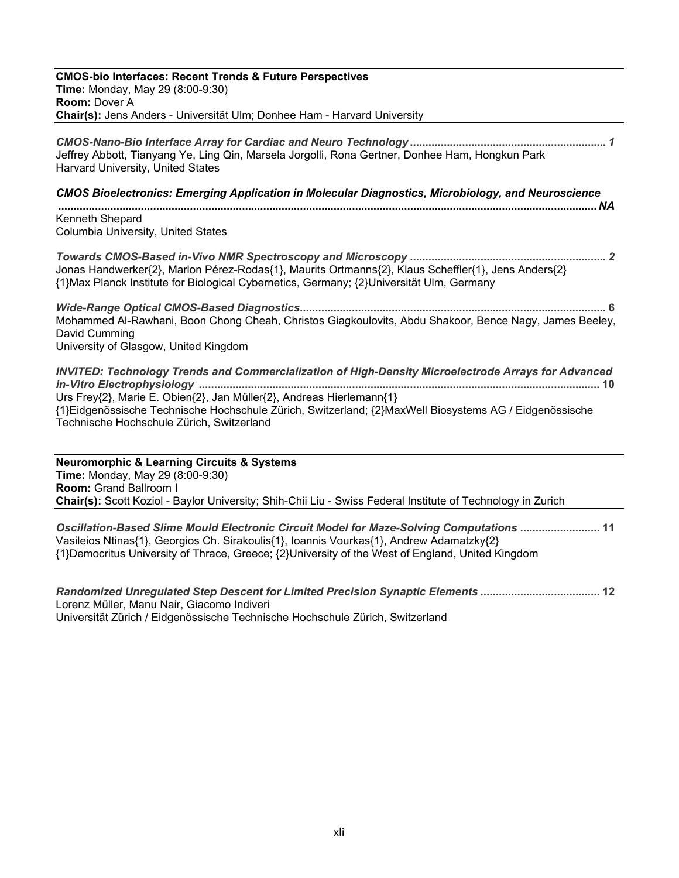**CMOS-bio Interfaces: Recent Trends & Future Perspectives**
**Time:** Monday, May 29 (8:00-9:30)
**Room:** Dover A
**Chair(s):** Jens Anders - Universität Ulm; Donhee Ham - Harvard University

***CMOS-Nano-Bio Interface Array for Cardiac and Neuro Technology*** **................................................................ 1**
Jeffrey Abbott, Tianyang Ye, Ling Qin, Marsela Jorgolli, Rona Gertner, Donhee Ham, Hongkun Park
Harvard University, United States

***CMOS Bioelectronics: Emerging Application in Molecular Diagnostics, Microbiology, and Neuroscience*** **.............................................................................................................................................................NA**
Kenneth Shepard
Columbia University, United States

***Towards CMOS-Based in-Vivo NMR Spectroscopy and Microscopy*** **................................................................ 2**
Jonas Handwerker{2}, Marlon Pérez-Rodas{1}, Maurits Ortmanns{2}, Klaus Scheffler{1}, Jens Anders{2}
{1}Max Planck Institute for Biological Cybernetics, Germany; {2}Universität Ulm, Germany

***Wide-Range Optical CMOS-Based Diagnostics*** **.................................................................................................. 6**
Mohammed Al-Rawhani, Boon Chong Cheah, Christos Giagkoulovits, Abdu Shakoor, Bence Nagy, James Beeley, David Cumming
University of Glasgow, United Kingdom

***INVITED: Technology Trends and Commercialization of High-Density Microelectrode Arrays for Advanced in-Vitro Electrophysiology*** **.................................................................................................................................. 10**
Urs Frey{2}, Marie E. Obien{2}, Jan Müller{2}, Andreas Hierlemann{1}
{1}Eidgenössische Technische Hochschule Zürich, Switzerland; {2}MaxWell Biosystems AG / Eidgenössische Technische Hochschule Zürich, Switzerland

**Neuromorphic & Learning Circuits & Systems**
**Time:** Monday, May 29 (8:00-9:30)
**Room:** Grand Ballroom I
**Chair(s):** Scott Koziol - Baylor University; Shih-Chii Liu - Swiss Federal Institute of Technology in Zurich

***Oscillation-Based Slime Mould Electronic Circuit Model for Maze-Solving Computations*** **.......................... 11**
Vasileios Ntinas{1}, Georgios Ch. Sirakoulis{1}, Ioannis Vourkas{1}, Andrew Adamatzky{2}
{1}Democritus University of Thrace, Greece; {2}University of the West of England, United Kingdom

***Randomized Unregulated Step Descent for Limited Precision Synaptic Elements*** **....................................... 12**
Lorenz Müller, Manu Nair, Giacomo Indiveri
Universität Zürich / Eidgenössische Technische Hochschule Zürich, Switzerland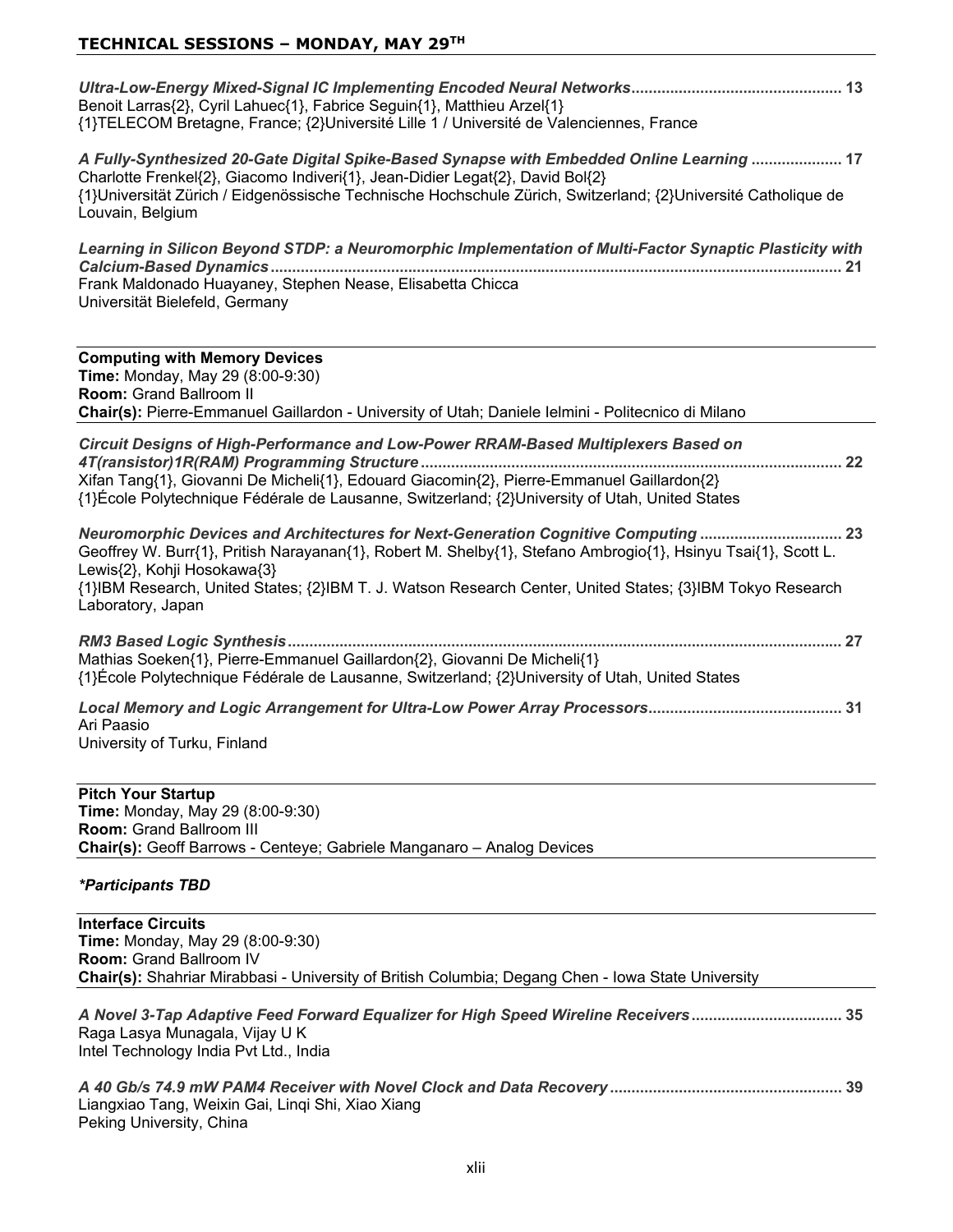## TECHNICAL SESSIONS – MONDAY, MAY 29TH

***Ultra-Low-Energy Mixed-Signal IC Implementing Encoded Neural Networks*** ................................................ **13**
Benoit Larras{2}, Cyril Lahuec{1}, Fabrice Seguin{1}, Matthieu Arzel{1}
{1}TELECOM Bretagne, France; {2}Université Lille 1 / Université de Valenciennes, France

***A Fully-Synthesized 20-Gate Digital Spike-Based Synapse with Embedded Online Learning*** .................... **17**
Charlotte Frenkel{2}, Giacomo Indiveri{1}, Jean-Didier Legat{2}, David Bol{2}
{1}Universität Zürich / Eidgenössische Technische Hochschule Zürich, Switzerland; {2}Université Catholique de Louvain, Belgium

***Learning in Silicon Beyond STDP: a Neuromorphic Implementation of Multi-Factor Synaptic Plasticity with Calcium-Based Dynamics*** .................................................................................................................................. **21**
Frank Maldonado Huayaney, Stephen Nease, Elisabetta Chicca
Universität Bielefeld, Germany

---

**Computing with Memory Devices**
**Time:** Monday, May 29 (8:00-9:30)
**Room:** Grand Ballroom II
**Chair(s):** Pierre-Emmanuel Gaillardon - University of Utah; Daniele Ielmini - Politecnico di Milano

---

***Circuit Designs of High-Performance and Low-Power RRAM-Based Multiplexers Based on 4T(ransistor)1R(RAM) Programming Structure*** ................................................................................................ **22**
Xifan Tang{1}, Giovanni De Micheli{1}, Edouard Giacomin{2}, Pierre-Emmanuel Gaillardon{2}
{1}École Polytechnique Fédérale de Lausanne, Switzerland; {2}University of Utah, United States

***Neuromorphic Devices and Architectures for Next-Generation Cognitive Computing*** ................................ **23**
Geoffrey W. Burr{1}, Pritish Narayanan{1}, Robert M. Shelby{1}, Stefano Ambrogio{1}, Hsinyu Tsai{1}, Scott L. Lewis{2}, Kohji Hosokawa{3}
{1}IBM Research, United States; {2}IBM T. J. Watson Research Center, United States; {3}IBM Tokyo Research Laboratory, Japan

***RM3 Based Logic Synthesis*** ................................................................................................................................ **27**
Mathias Soeken{1}, Pierre-Emmanuel Gaillardon{2}, Giovanni De Micheli{1}
{1}École Polytechnique Fédérale de Lausanne, Switzerland; {2}University of Utah, United States

***Local Memory and Logic Arrangement for Ultra-Low Power Array Processors*** ............................................ **31**
Ari Paasio
University of Turku, Finland

---

**Pitch Your Startup**
**Time:** Monday, May 29 (8:00-9:30)
**Room:** Grand Ballroom III
**Chair(s):** Geoff Barrows - Centeye; Gabriele Manganaro – Analog Devices

---

***\*Participants TBD***

---

**Interface Circuits**
**Time:** Monday, May 29 (8:00-9:30)
**Room:** Grand Ballroom IV
**Chair(s):** Shahriar Mirabbasi - University of British Columbia; Degang Chen - Iowa State University

---

***A Novel 3-Tap Adaptive Feed Forward Equalizer for High Speed Wireline Receivers*** .................................. **35**
Raga Lasya Munagala, Vijay U K
Intel Technology India Pvt Ltd., India

***A 40 Gb/s 74.9 mW PAM4 Receiver with Novel Clock and Data Recovery*** ..................................................... **39**
Liangxiao Tang, Weixin Gai, Linqi Shi, Xiao Xiang
Peking University, China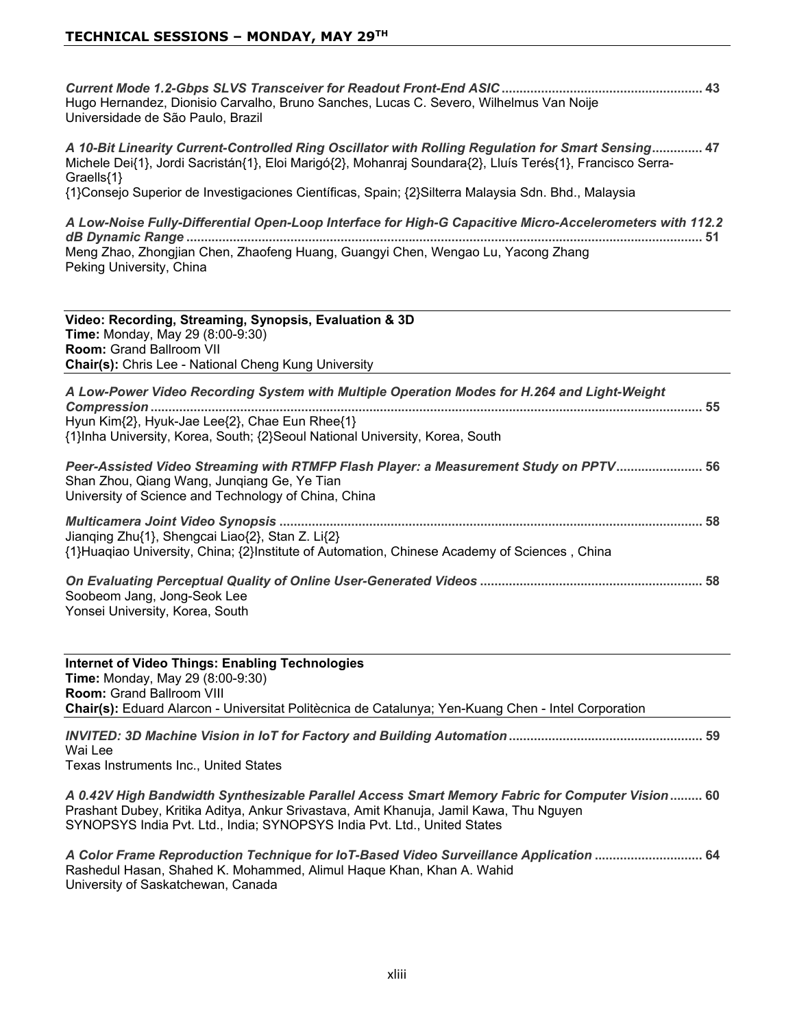*Current Mode 1.2-Gbps SLVS Transceiver for Readout Front-End ASIC* ........................................................ 43
Hugo Hernandez, Dionisio Carvalho, Bruno Sanches, Lucas C. Severo, Wilhelmus Van Noije
Universidade de São Paulo, Brazil

*A 10-Bit Linearity Current-Controlled Ring Oscillator with Rolling Regulation for Smart Sensing* .............. 47
Michele Dei{1}, Jordi Sacristán{1}, Eloi Marigó{2}, Mohanraj Soundara{2}, Lluís Terés{1}, Francisco Serra-Graells{1}
{1}Consejo Superior de Investigaciones Científicas, Spain; {2}Silterra Malaysia Sdn. Bhd., Malaysia

*A Low-Noise Fully-Differential Open-Loop Interface for High-G Capacitive Micro-Accelerometers with 112.2 dB Dynamic Range* ................................................................................................................................................ 51
Meng Zhao, Zhongjian Chen, Zhaofeng Huang, Guangyi Chen, Wengao Lu, Yacong Zhang
Peking University, China

**Video: Recording, Streaming, Synopsis, Evaluation & 3D**
**Time:** Monday, May 29 (8:00-9:30)
**Room:** Grand Ballroom VII
**Chair(s):** Chris Lee - National Cheng Kung University

*A Low-Power Video Recording System with Multiple Operation Modes for H.264 and Light-Weight Compression* .......................................................................................................................................... 55
Hyun Kim{2}, Hyuk-Jae Lee{2}, Chae Eun Rhee{1}
{1}Inha University, Korea, South; {2}Seoul National University, Korea, South

*Peer-Assisted Video Streaming with RTMFP Flash Player: a Measurement Study on PPTV* ........................ 56
Shan Zhou, Qiang Wang, Junqiang Ge, Ye Tian
University of Science and Technology of China, China

*Multicamera Joint Video Synopsis* ..................................................................................................................... 58
Jianqing Zhu{1}, Shengcai Liao{2}, Stan Z. Li{2}
{1}Huaqiao University, China; {2}Institute of Automation, Chinese Academy of Sciences , China

*On Evaluating Perceptual Quality of Online User-Generated Videos* .............................................................. 58
Soobeom Jang, Jong-Seok Lee
Yonsei University, Korea, South

**Internet of Video Things: Enabling Technologies**
**Time:** Monday, May 29 (8:00-9:30)
**Room:** Grand Ballroom VIII
**Chair(s):** Eduard Alarcon - Universitat Politècnica de Catalunya; Yen-Kuang Chen - Intel Corporation

*INVITED: 3D Machine Vision in IoT for Factory and Building Automation* ...................................................... 59
Wai Lee
Texas Instruments Inc., United States

*A 0.42V High Bandwidth Synthesizable Parallel Access Smart Memory Fabric for Computer Vision* ......... 60
Prashant Dubey, Kritika Aditya, Ankur Srivastava, Amit Khanuja, Jamil Kawa, Thu Nguyen
SYNOPSYS India Pvt. Ltd., India; SYNOPSYS India Pvt. Ltd., United States

*A Color Frame Reproduction Technique for IoT-Based Video Surveillance Application* .............................. 64
Rashedul Hasan, Shahed K. Mohammed, Alimul Haque Khan, Khan A. Wahid
University of Saskatchewan, Canada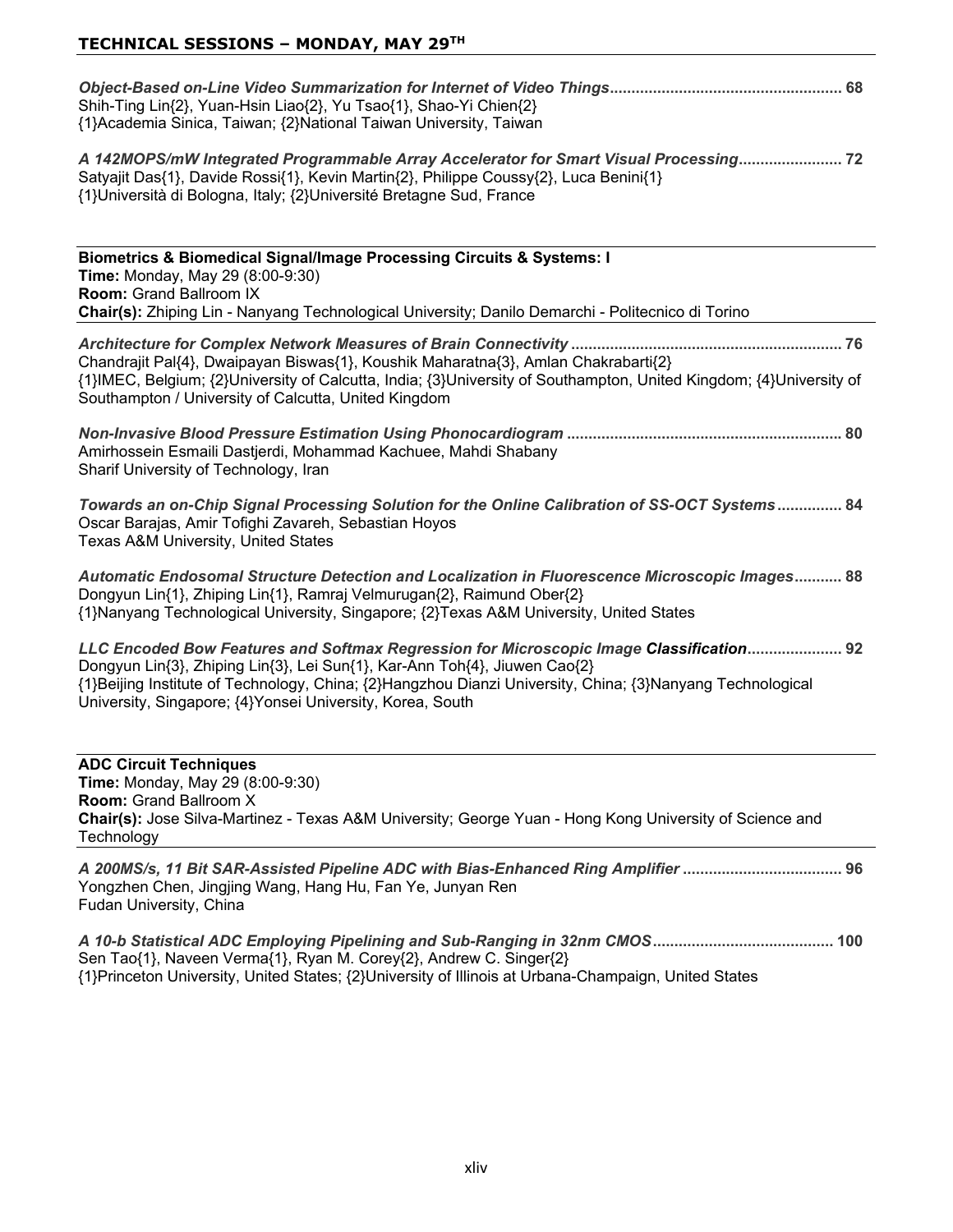## TECHNICAL SESSIONS – MONDAY, MAY 29TH

***Object-Based on-Line Video Summarization for Internet of Video Things*** ..................................................... **68**
Shih-Ting Lin{2}, Yuan-Hsin Liao{2}, Yu Tsao{1}, Shao-Yi Chien{2}
{1}Academia Sinica, Taiwan; {2}National Taiwan University, Taiwan

***A 142MOPS/mW Integrated Programmable Array Accelerator for Smart Visual Processing*** ........................ **72**
Satyajit Das{1}, Davide Rossi{1}, Kevin Martin{2}, Philippe Coussy{2}, Luca Benini{1}
{1}Università di Bologna, Italy; {2}Université Bretagne Sud, France

---

**Biometrics & Biomedical Signal/Image Processing Circuits & Systems: I**
**Time:** Monday, May 29 (8:00-9:30)
**Room:** Grand Ballroom IX
**Chair(s):** Zhiping Lin - Nanyang Technological University; Danilo Demarchi - Politecnico di Torino

---

***Architecture for Complex Network Measures of Brain Connectivity*** .............................................................. **76**
Chandrajit Pal{4}, Dwaipayan Biswas{1}, Koushik Maharatna{3}, Amlan Chakrabarti{2}
{1}IMEC, Belgium; {2}University of Calcutta, India; {3}University of Southampton, United Kingdom; {4}University of Southampton / University of Calcutta, United Kingdom

***Non-Invasive Blood Pressure Estimation Using Phonocardiogram*** ............................................................... **80**
Amirhossein Esmaili Dastjerdi, Mohammad Kachuee, Mahdi Shabany
Sharif University of Technology, Iran

***Towards an on-Chip Signal Processing Solution for the Online Calibration of SS-OCT Systems*** ............... **84**
Oscar Barajas, Amir Tofighi Zavareh, Sebastian Hoyos
Texas A&M University, United States

***Automatic Endosomal Structure Detection and Localization in Fluorescence Microscopic Images*** ........... **88**
Dongyun Lin{1}, Zhiping Lin{1}, Ramraj Velmurugan{2}, Raimund Ober{2}
{1}Nanyang Technological University, Singapore; {2}Texas A&M University, United States

***LLC Encoded Bow Features and Softmax Regression for Microscopic Image Classification*** ...................... **92**
Dongyun Lin{3}, Zhiping Lin{3}, Lei Sun{1}, Kar-Ann Toh{4}, Jiuwen Cao{2}
{1}Beijing Institute of Technology, China; {2}Hangzhou Dianzi University, China; {3}Nanyang Technological University, Singapore; {4}Yonsei University, Korea, South

---

**ADC Circuit Techniques**
**Time:** Monday, May 29 (8:00-9:30)
**Room:** Grand Ballroom X
**Chair(s):** Jose Silva-Martinez - Texas A&M University; George Yuan - Hong Kong University of Science and Technology

---

***A 200MS/s, 11 Bit SAR-Assisted Pipeline ADC with Bias-Enhanced Ring Amplifier*** ..................................... **96**
Yongzhen Chen, Jingjing Wang, Hang Hu, Fan Ye, Junyan Ren
Fudan University, China

***A 10-b Statistical ADC Employing Pipelining and Sub-Ranging in 32nm CMOS*** .......................................... **100**
Sen Tao{1}, Naveen Verma{1}, Ryan M. Corey{2}, Andrew C. Singer{2}
{1}Princeton University, United States; {2}University of Illinois at Urbana-Champaign, United States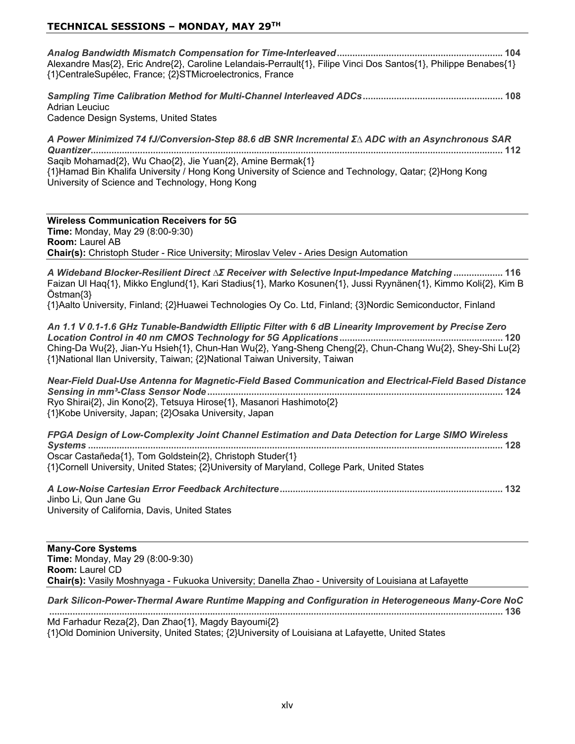## TECHNICAL SESSIONS – MONDAY, MAY 29TH

***Analog Bandwidth Mismatch Compensation for Time-Interleaved*** **................................................................ 104**
Alexandre Mas{2}, Eric Andre{2}, Caroline Lelandais-Perrault{1}, Filipe Vinci Dos Santos{1}, Philippe Benabes{1}
{1}CentraleSupélec, France; {2}STMicroelectronics, France

***Sampling Time Calibration Method for Multi-Channel Interleaved ADCs*** **..................................................... 108**
Adrian Leuciuc
Cadence Design Systems, United States

***A Power Minimized 74 fJ/Conversion-Step 88.6 dB SNR Incremental Σ∆ ADC with an Asynchronous SAR Quantizer*** **.............................................................................................................................................. 112**
Saqib Mohamad{2}, Wu Chao{2}, Jie Yuan{2}, Amine Bermak{1}
{1}Hamad Bin Khalifa University / Hong Kong University of Science and Technology, Qatar; {2}Hong Kong University of Science and Technology, Hong Kong

---

**Wireless Communication Receivers for 5G**
**Time:** Monday, May 29 (8:00-9:30)
**Room:** Laurel AB
**Chair(s):** Christoph Studer - Rice University; Miroslav Velev - Aries Design Automation

---

***A Wideband Blocker-Resilient Direct ∆Σ Receiver with Selective Input-Impedance Matching*** **.................. 116**
Faizan Ul Haq{1}, Mikko Englund{1}, Kari Stadius{1}, Marko Kosunen{1}, Jussi Ryynänen{1}, Kimmo Koli{2}, Kim B Östman{3}
{1}Aalto University, Finland; {2}Huawei Technologies Oy Co. Ltd, Finland; {3}Nordic Semiconductor, Finland

***An 1.1 V 0.1-1.6 GHz Tunable-Bandwidth Elliptic Filter with 6 dB Linearity Improvement by Precise Zero Location Control in 40 nm CMOS Technology for 5G Applications*** **.............................................................. 120**
Ching-Da Wu{2}, Jian-Yu Hsieh{1}, Chun-Han Wu{2}, Yang-Sheng Cheng{2}, Chun-Chang Wu{2}, Shey-Shi Lu{2}
{1}National Ilan University, Taiwan; {2}National Taiwan University, Taiwan

***Near-Field Dual-Use Antenna for Magnetic-Field Based Communication and Electrical-Field Based Distance Sensing in mm³-Class Sensor Node*** **................................................................................................ 124**
Ryo Shirai{2}, Jin Kono{2}, Tetsuya Hirose{1}, Masanori Hashimoto{2}
{1}Kobe University, Japan; {2}Osaka University, Japan

***FPGA Design of Low-Complexity Joint Channel Estimation and Data Detection for Large SIMO Wireless Systems*** **............................................................................................................................................... 128**
Oscar Castañeda{1}, Tom Goldstein{2}, Christoph Studer{1}
{1}Cornell University, United States; {2}University of Maryland, College Park, United States

***A Low-Noise Cartesian Error Feedback Architecture*** **..................................................................................... 132**
Jinbo Li, Qun Jane Gu
University of California, Davis, United States

---

**Many-Core Systems**
**Time:** Monday, May 29 (8:00-9:30)
**Room:** Laurel CD
**Chair(s):** Vasily Moshnyaga - Fukuoka University; Danella Zhao - University of Louisiana at Lafayette

---

***Dark Silicon-Power-Thermal Aware Runtime Mapping and Configuration in Heterogeneous Many-Core NoC*** **.............................................................................................................................................................. 136**
Md Farhadur Reza{2}, Dan Zhao{1}, Magdy Bayoumi{2}
{1}Old Dominion University, United States; {2}University of Louisiana at Lafayette, United States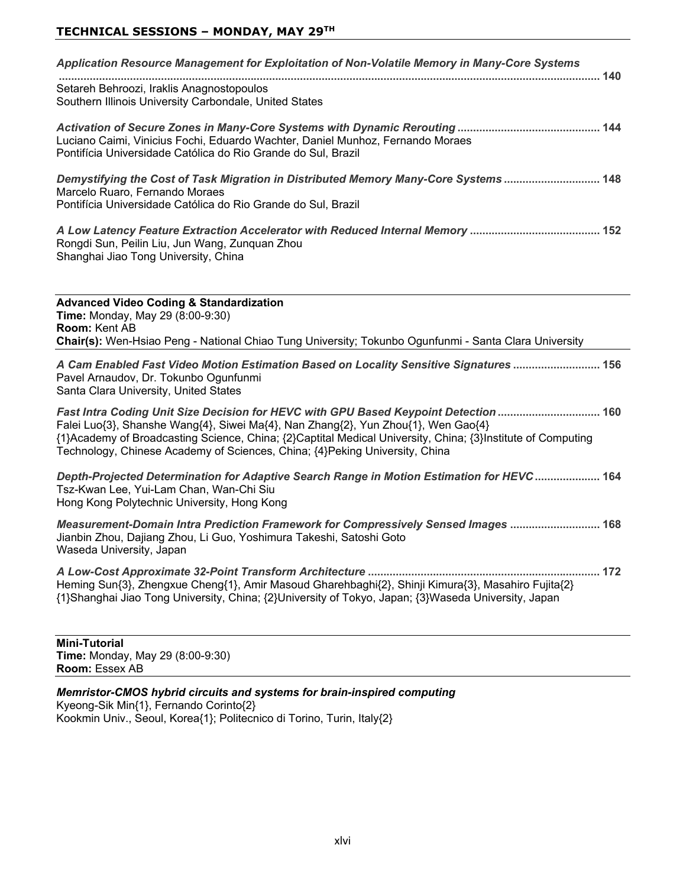## TECHNICAL SESSIONS – MONDAY, MAY 29TH

***Application Resource Management for Exploitation of Non-Volatile Memory in Many-Core Systems*** ........ 140
Setareh Behroozi, Iraklis Anagnostopoulos
Southern Illinois University Carbondale, United States

***Activation of Secure Zones in Many-Core Systems with Dynamic Rerouting*** ........ 144
Luciano Caimi, Vinicius Fochi, Eduardo Wachter, Daniel Munhoz, Fernando Moraes
Pontifícia Universidade Católica do Rio Grande do Sul, Brazil

***Demystifying the Cost of Task Migration in Distributed Memory Many-Core Systems*** ........ 148
Marcelo Ruaro, Fernando Moraes
Pontifícia Universidade Católica do Rio Grande do Sul, Brazil

***A Low Latency Feature Extraction Accelerator with Reduced Internal Memory*** ........ 152
Rongdi Sun, Peilin Liu, Jun Wang, Zunquan Zhou
Shanghai Jiao Tong University, China

---

**Advanced Video Coding & Standardization**
**Time:** Monday, May 29 (8:00-9:30)
**Room:** Kent AB
**Chair(s):** Wen-Hsiao Peng - National Chiao Tung University; Tokunbo Ogunfunmi - Santa Clara University

---

***A Cam Enabled Fast Video Motion Estimation Based on Locality Sensitive Signatures*** ........ 156
Pavel Arnaudov, Dr. Tokunbo Ogunfunmi
Santa Clara University, United States

***Fast Intra Coding Unit Size Decision for HEVC with GPU Based Keypoint Detection*** ........ 160
Falei Luo{3}, Shanshe Wang{4}, Siwei Ma{4}, Nan Zhang{2}, Yun Zhou{1}, Wen Gao{4}
{1}Academy of Broadcasting Science, China; {2}Captital Medical University, China; {3}Institute of Computing Technology, Chinese Academy of Sciences, China; {4}Peking University, China

***Depth-Projected Determination for Adaptive Search Range in Motion Estimation for HEVC*** ........ 164
Tsz-Kwan Lee, Yui-Lam Chan, Wan-Chi Siu
Hong Kong Polytechnic University, Hong Kong

***Measurement-Domain Intra Prediction Framework for Compressively Sensed Images*** ........ 168
Jianbin Zhou, Dajiang Zhou, Li Guo, Yoshimura Takeshi, Satoshi Goto
Waseda University, Japan

***A Low-Cost Approximate 32-Point Transform Architecture*** ........ 172
Heming Sun{3}, Zhengxue Cheng{1}, Amir Masoud Gharehbaghi{2}, Shinji Kimura{3}, Masahiro Fujita{2}
{1}Shanghai Jiao Tong University, China; {2}University of Tokyo, Japan; {3}Waseda University, Japan

---

**Mini-Tutorial**
**Time:** Monday, May 29 (8:00-9:30)
**Room:** Essex AB

---

***Memristor-CMOS hybrid circuits and systems for brain-inspired computing***
Kyeong-Sik Min{1}, Fernando Corinto{2}
Kookmin Univ., Seoul, Korea{1}; Politecnico di Torino, Turin, Italy{2}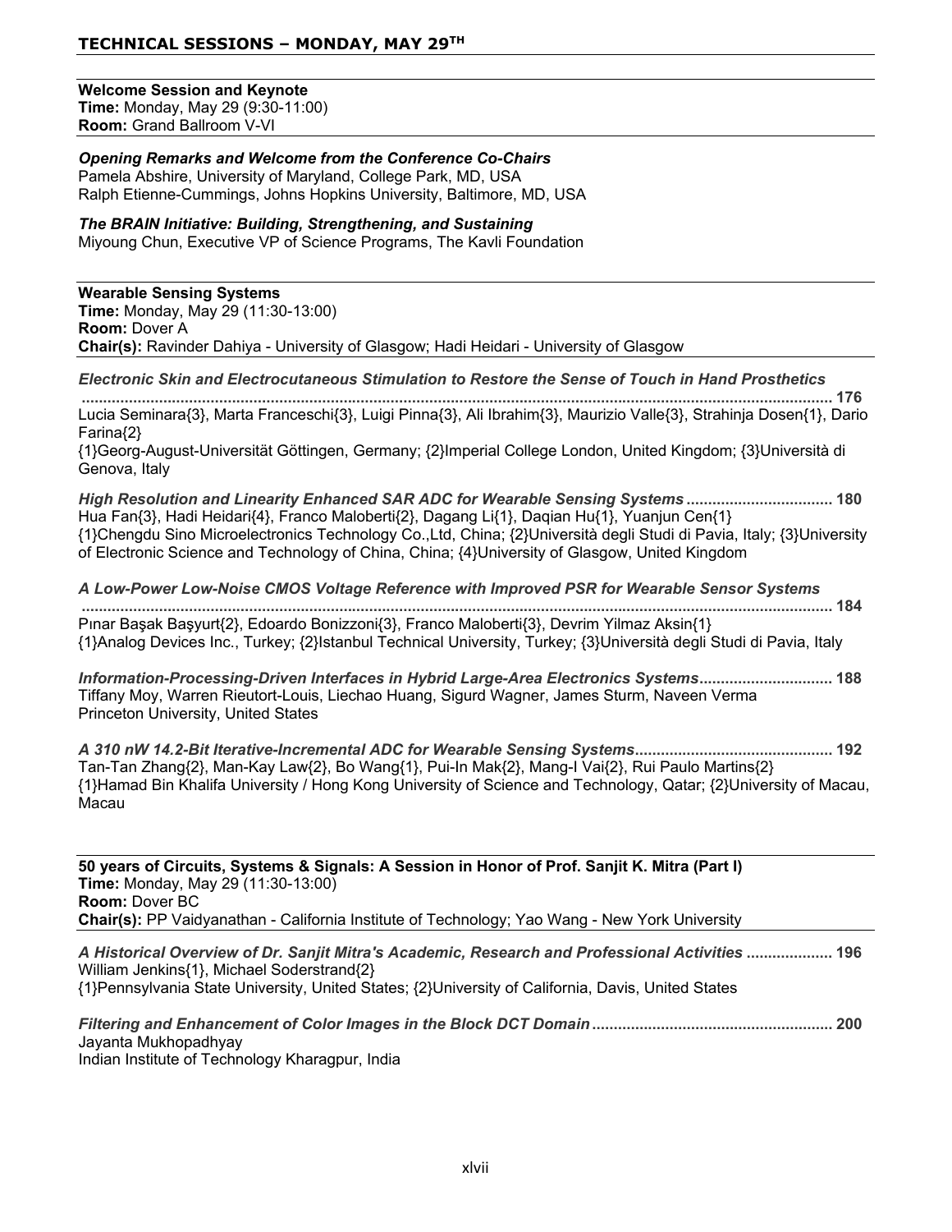## TECHNICAL SESSIONS – MONDAY, MAY 29TH

**Welcome Session and Keynote**
**Time:** Monday, May 29 (9:30-11:00)
**Room:** Grand Ballroom V-VI

***Opening Remarks and Welcome from the Conference Co-Chairs***
Pamela Abshire, University of Maryland, College Park, MD, USA
Ralph Etienne-Cummings, Johns Hopkins University, Baltimore, MD, USA

***The BRAIN Initiative: Building, Strengthening, and Sustaining***
Miyoung Chun, Executive VP of Science Programs, The Kavli Foundation

**Wearable Sensing Systems**
**Time:** Monday, May 29 (11:30-13:00)
**Room:** Dover A
**Chair(s):** Ravinder Dahiya - University of Glasgow; Hadi Heidari - University of Glasgow

***Electronic Skin and Electrocutaneous Stimulation to Restore the Sense of Touch in Hand Prosthetics*** **.......... 176**
Lucia Seminara{3}, Marta Franceschi{3}, Luigi Pinna{3}, Ali Ibrahim{3}, Maurizio Valle{3}, Strahinja Dosen{1}, Dario Farina{2}
{1}Georg-August-Universität Göttingen, Germany; {2}Imperial College London, United Kingdom; {3}Università di Genova, Italy

***High Resolution and Linearity Enhanced SAR ADC for Wearable Sensing Systems*** **.......... 180**
Hua Fan{3}, Hadi Heidari{4}, Franco Maloberti{2}, Dagang Li{1}, Daqian Hu{1}, Yuanjun Cen{1}
{1}Chengdu Sino Microelectronics Technology Co.,Ltd, China; {2}Università degli Studi di Pavia, Italy; {3}University of Electronic Science and Technology of China, China; {4}University of Glasgow, United Kingdom

***A Low-Power Low-Noise CMOS Voltage Reference with Improved PSR for Wearable Sensor Systems*** **.......... 184**
Pınar Başak Başyurt{2}, Edoardo Bonizzoni{3}, Franco Maloberti{3}, Devrim Yilmaz Aksin{1}
{1}Analog Devices Inc., Turkey; {2}Istanbul Technical University, Turkey; {3}Università degli Studi di Pavia, Italy

***Information-Processing-Driven Interfaces in Hybrid Large-Area Electronics Systems*** **.......... 188**
Tiffany Moy, Warren Rieutort-Louis, Liechao Huang, Sigurd Wagner, James Sturm, Naveen Verma
Princeton University, United States

***A 310 nW 14.2-Bit Iterative-Incremental ADC for Wearable Sensing Systems*** **.......... 192**
Tan-Tan Zhang{2}, Man-Kay Law{2}, Bo Wang{1}, Pui-In Mak{2}, Mang-I Vai{2}, Rui Paulo Martins{2}
{1}Hamad Bin Khalifa University / Hong Kong University of Science and Technology, Qatar; {2}University of Macau, Macau

**50 years of Circuits, Systems & Signals: A Session in Honor of Prof. Sanjit K. Mitra (Part I)**
**Time:** Monday, May 29 (11:30-13:00)
**Room:** Dover BC
**Chair(s):** PP Vaidyanathan - California Institute of Technology; Yao Wang - New York University

***A Historical Overview of Dr. Sanjit Mitra's Academic, Research and Professional Activities*** **.......... 196**
William Jenkins{1}, Michael Soderstrand{2}
{1}Pennsylvania State University, United States; {2}University of California, Davis, United States

***Filtering and Enhancement of Color Images in the Block DCT Domain*** **.......... 200**
Jayanta Mukhopadhyay
Indian Institute of Technology Kharagpur, India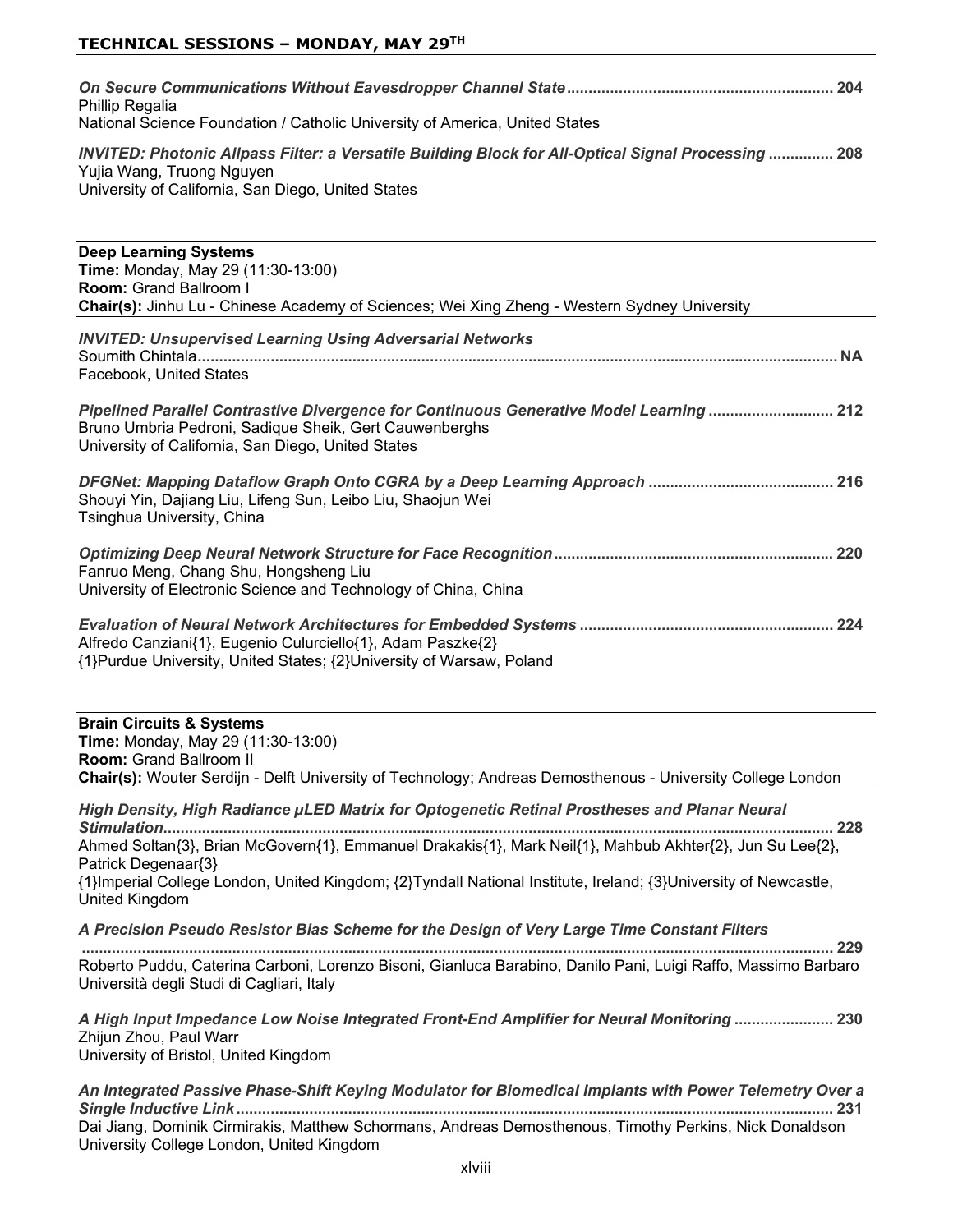## TECHNICAL SESSIONS – MONDAY, MAY 29TH

*On Secure Communications Without Eavesdropper Channel State* ............................................................. 204
Phillip Regalia
National Science Foundation / Catholic University of America, United States

*INVITED: Photonic Allpass Filter: a Versatile Building Block for All-Optical Signal Processing* ............... 208
Yujia Wang, Truong Nguyen
University of California, San Diego, United States

---

**Deep Learning Systems**
**Time:** Monday, May 29 (11:30-13:00)
**Room:** Grand Ballroom I
**Chair(s):** Jinhu Lu - Chinese Academy of Sciences; Wei Xing Zheng - Western Sydney University

---

*INVITED: Unsupervised Learning Using Adversarial Networks*
Soumith Chintala.......................................................................................................................................... NA
Facebook, United States

*Pipelined Parallel Contrastive Divergence for Continuous Generative Model Learning* ............................ 212
Bruno Umbria Pedroni, Sadique Sheik, Gert Cauwenberghs
University of California, San Diego, United States

*DFGNet: Mapping Dataflow Graph Onto CGRA by a Deep Learning Approach* .......................................... 216
Shouyi Yin, Dajiang Liu, Lifeng Sun, Leibo Liu, Shaojun Wei
Tsinghua University, China

*Optimizing Deep Neural Network Structure for Face Recognition* ................................................................ 220
Fanruo Meng, Chang Shu, Hongsheng Liu
University of Electronic Science and Technology of China, China

*Evaluation of Neural Network Architectures for Embedded Systems* .......................................................... 224
Alfredo Canziani{1}, Eugenio Culurciello{1}, Adam Paszke{2}
{1}Purdue University, United States; {2}University of Warsaw, Poland

---

**Brain Circuits & Systems**
**Time:** Monday, May 29 (11:30-13:00)
**Room:** Grand Ballroom II
**Chair(s):** Wouter Serdijn - Delft University of Technology; Andreas Demosthenous - University College London

---

*High Density, High Radiance µLED Matrix for Optogenetic Retinal Prostheses and Planar Neural Stimulation*.......................................................................................................................................... 228
Ahmed Soltan{3}, Brian McGovern{1}, Emmanuel Drakakis{1}, Mark Neil{1}, Mahbub Akhter{2}, Jun Su Lee{2}, Patrick Degenaar{3}
{1}Imperial College London, United Kingdom; {2}Tyndall National Institute, Ireland; {3}University of Newcastle, United Kingdom

*A Precision Pseudo Resistor Bias Scheme for the Design of Very Large Time Constant Filters*
.................................................................................................................................................................. 229
Roberto Puddu, Caterina Carboni, Lorenzo Bisoni, Gianluca Barabino, Danilo Pani, Luigi Raffo, Massimo Barbaro
Università degli Studi di Cagliari, Italy

*A High Input Impedance Low Noise Integrated Front-End Amplifier for Neural Monitoring* ....................... 230
Zhijun Zhou, Paul Warr
University of Bristol, United Kingdom

*An Integrated Passive Phase-Shift Keying Modulator for Biomedical Implants with Power Telemetry Over a Single Inductive Link*........................................................................................................................... 231
Dai Jiang, Dominik Cirmirakis, Matthew Schormans, Andreas Demosthenous, Timothy Perkins, Nick Donaldson
University College London, United Kingdom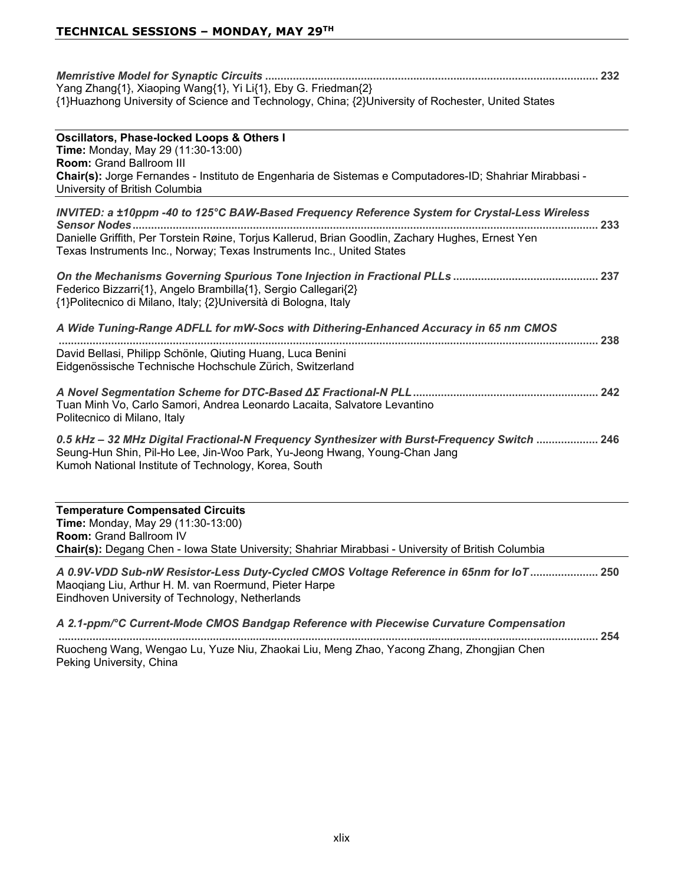## TECHNICAL SESSIONS – MONDAY, MAY 29TH

*Memristive Model for Synaptic Circuits* ........................................................................................................... 232
Yang Zhang{1}, Xiaoping Wang{1}, Yi Li{1}, Eby G. Friedman{2}
{1}Huazhong University of Science and Technology, China; {2}University of Rochester, United States

---

**Oscillators, Phase-locked Loops & Others I**
**Time:** Monday, May 29 (11:30-13:00)
**Room:** Grand Ballroom III
**Chair(s):** Jorge Fernandes - Instituto de Engenharia de Sistemas e Computadores-ID; Shahriar Mirabbasi - University of British Columbia

---

*INVITED: a ±10ppm -40 to 125°C BAW-Based Frequency Reference System for Crystal-Less Wireless Sensor Nodes* ........................................................................................................... 233
Danielle Griffith, Per Torstein Røine, Torjus Kallerud, Brian Goodlin, Zachary Hughes, Ernest Yen
Texas Instruments Inc., Norway; Texas Instruments Inc., United States

*On the Mechanisms Governing Spurious Tone Injection in Fractional PLLs* .............................................. 237
Federico Bizzarri{1}, Angelo Brambilla{1}, Sergio Callegari{2}
{1}Politecnico di Milano, Italy; {2}Università di Bologna, Italy

*A Wide Tuning-Range ADFLL for mW-Socs with Dithering-Enhanced Accuracy in 65 nm CMOS* ........................................................................................................... 238
David Bellasi, Philipp Schönle, Qiuting Huang, Luca Benini
Eidgenössische Technische Hochschule Zürich, Switzerland

*A Novel Segmentation Scheme for DTC-Based ΔΣ Fractional-N PLL* ........................................................... 242
Tuan Minh Vo, Carlo Samori, Andrea Leonardo Lacaita, Salvatore Levantino
Politecnico di Milano, Italy

*0.5 kHz – 32 MHz Digital Fractional-N Frequency Synthesizer with Burst-Frequency Switch* .................... 246
Seung-Hun Shin, Pil-Ho Lee, Jin-Woo Park, Yu-Jeong Hwang, Young-Chan Jang
Kumoh National Institute of Technology, Korea, South

---

**Temperature Compensated Circuits**
**Time:** Monday, May 29 (11:30-13:00)
**Room:** Grand Ballroom IV
**Chair(s):** Degang Chen - Iowa State University; Shahriar Mirabbasi - University of British Columbia

---

*A 0.9V-VDD Sub-nW Resistor-Less Duty-Cycled CMOS Voltage Reference in 65nm for IoT* ...................... 250
Maoqiang Liu, Arthur H. M. van Roermund, Pieter Harpe
Eindhoven University of Technology, Netherlands

*A 2.1-ppm/°C Current-Mode CMOS Bandgap Reference with Piecewise Curvature Compensation* ........................................................................................................... 254
Ruocheng Wang, Wengao Lu, Yuze Niu, Zhaokai Liu, Meng Zhao, Yacong Zhang, Zhongjian Chen
Peking University, China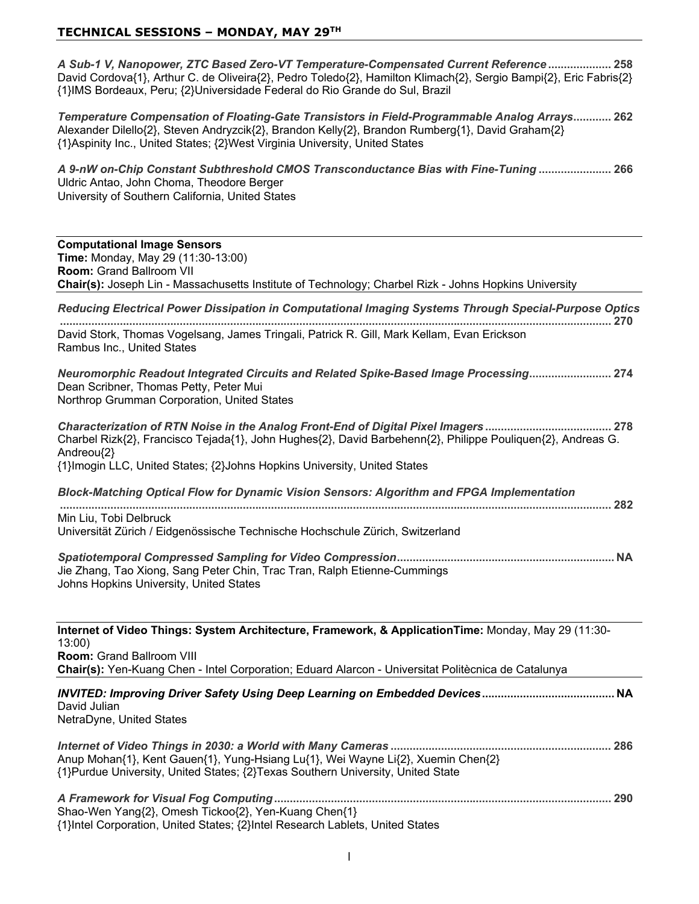## TECHNICAL SESSIONS – MONDAY, MAY 29TH

***A Sub-1 V, Nanopower, ZTC Based Zero-VT Temperature-Compensated Current Reference*** .................... **258**
David Cordova{1}, Arthur C. de Oliveira{2}, Pedro Toledo{2}, Hamilton Klimach{2}, Sergio Bampi{2}, Eric Fabris{2}
{1}IMS Bordeaux, Peru; {2}Universidade Federal do Rio Grande do Sul, Brazil

***Temperature Compensation of Floating-Gate Transistors in Field-Programmable Analog Arrays*** ............ **262**
Alexander Dilello{2}, Steven Andryzcik{2}, Brandon Kelly{2}, Brandon Rumberg{1}, David Graham{2}
{1}Aspinity Inc., United States; {2}West Virginia University, United States

***A 9-nW on-Chip Constant Subthreshold CMOS Transconductance Bias with Fine-Tuning*** ....................... **266**
Uldric Antao, John Choma, Theodore Berger
University of Southern California, United States

---

**Computational Image Sensors**
**Time:** Monday, May 29 (11:30-13:00)
**Room:** Grand Ballroom VII
**Chair(s):** Joseph Lin - Massachusetts Institute of Technology; Charbel Rizk - Johns Hopkins University

***Reducing Electrical Power Dissipation in Computational Imaging Systems Through Special-Purpose Optics*** ...................................................................................................................................................... **270**
David Stork, Thomas Vogelsang, James Tringali, Patrick R. Gill, Mark Kellam, Evan Erickson
Rambus Inc., United States

***Neuromorphic Readout Integrated Circuits and Related Spike-Based Image Processing*** .......................... **274**
Dean Scribner, Thomas Petty, Peter Mui
Northrop Grumman Corporation, United States

***Characterization of RTN Noise in the Analog Front-End of Digital Pixel Imagers*** ........................................ **278**
Charbel Rizk{2}, Francisco Tejada{1}, John Hughes{2}, David Barbehenn{2}, Philippe Pouliquen{2}, Andreas G. Andreou{2}
{1}Imogin LLC, United States; {2}Johns Hopkins University, United States

***Block-Matching Optical Flow for Dynamic Vision Sensors: Algorithm and FPGA Implementation*** ...................................................................................................................................................... **282**
Min Liu, Tobi Delbruck
Universität Zürich / Eidgenössische Technische Hochschule Zürich, Switzerland

***Spatiotemporal Compressed Sampling for Video Compression*** .................................................................... **NA**
Jie Zhang, Tao Xiong, Sang Peter Chin, Trac Tran, Ralph Etienne-Cummings
Johns Hopkins University, United States

---

**Internet of Video Things: System Architecture, Framework, & ApplicationTime:** Monday, May 29 (11:30-13:00)
**Room:** Grand Ballroom VIII
**Chair(s):** Yen-Kuang Chen - Intel Corporation; Eduard Alarcon - Universitat Politècnica de Catalunya

***INVITED: Improving Driver Safety Using Deep Learning on Embedded Devices*** .......................................... **NA**
David Julian
NetraDyne, United States

***Internet of Video Things in 2030: a World with Many Cameras*** ..................................................................... **286**
Anup Mohan{1}, Kent Gauen{1}, Yung-Hsiang Lu{1}, Wei Wayne Li{2}, Xuemin Chen{2}
{1}Purdue University, United States; {2}Texas Southern University, United State

***A Framework for Visual Fog Computing*** .......................................................................................................... **290**
Shao-Wen Yang{2}, Omesh Tickoo{2}, Yen-Kuang Chen{1}
{1}Intel Corporation, United States; {2}Intel Research Lablets, United States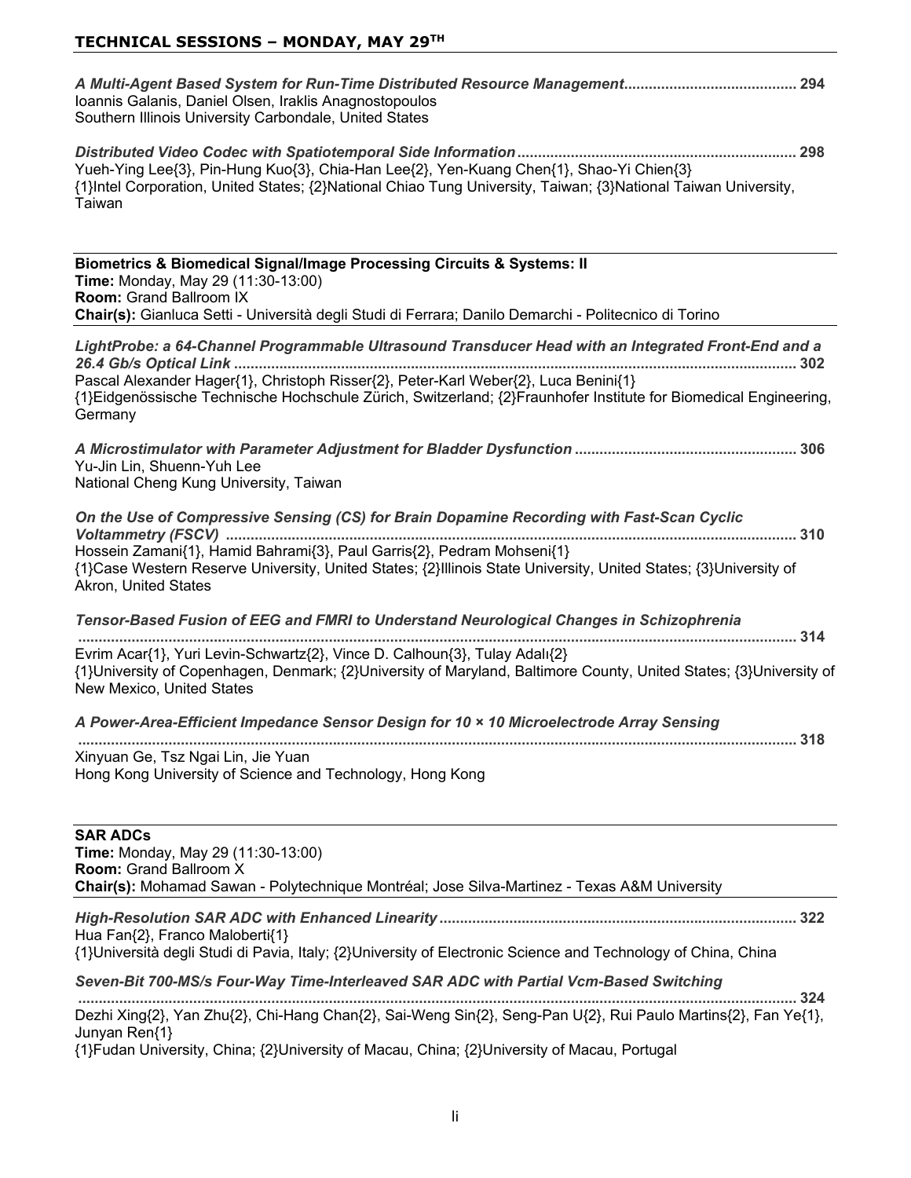## TECHNICAL SESSIONS – MONDAY, MAY 29TH

***A Multi-Agent Based System for Run-Time Distributed Resource Management*** ........................................ **294**
Ioannis Galanis, Daniel Olsen, Iraklis Anagnostopoulos
Southern Illinois University Carbondale, United States

***Distributed Video Codec with Spatiotemporal Side Information*** ................................................................. **298**
Yueh-Ying Lee{3}, Pin-Hung Kuo{3}, Chia-Han Lee{2}, Yen-Kuang Chen{1}, Shao-Yi Chien{3}
{1}Intel Corporation, United States; {2}National Chiao Tung University, Taiwan; {3}National Taiwan University, Taiwan

---

**Biometrics & Biomedical Signal/Image Processing Circuits & Systems: II**
**Time:** Monday, May 29 (11:30-13:00)
**Room:** Grand Ballroom IX
**Chair(s):** Gianluca Setti - Università degli Studi di Ferrara; Danilo Demarchi - Politecnico di Torino

---

***LightProbe: a 64-Channel Programmable Ultrasound Transducer Head with an Integrated Front-End and a 26.4 Gb/s Optical Link*** ........................................................................................................................ **302**
Pascal Alexander Hager{1}, Christoph Risser{2}, Peter-Karl Weber{2}, Luca Benini{1}
{1}Eidgenössische Technische Hochschule Zürich, Switzerland; {2}Fraunhofer Institute for Biomedical Engineering, Germany

***A Microstimulator with Parameter Adjustment for Bladder Dysfunction*** .................................................... **306**
Yu-Jin Lin, Shuenn-Yuh Lee
National Cheng Kung University, Taiwan

***On the Use of Compressive Sensing (CS) for Brain Dopamine Recording with Fast-Scan Cyclic Voltammetry (FSCV)*** ........................................................................................................................... **310**
Hossein Zamani{1}, Hamid Bahrami{3}, Paul Garris{2}, Pedram Mohseni{1}
{1}Case Western Reserve University, United States; {2}Illinois State University, United States; {3}University of Akron, United States

***Tensor-Based Fusion of EEG and FMRI to Understand Neurological Changes in Schizophrenia*** ............................................................................................................................................................ **314**
Evrim Acar{1}, Yuri Levin-Schwartz{2}, Vince D. Calhoun{3}, Tulay Adalı{2}
{1}University of Copenhagen, Denmark; {2}University of Maryland, Baltimore County, United States; {3}University of New Mexico, United States

***A Power-Area-Efficient Impedance Sensor Design for 10 × 10 Microelectrode Array Sensing*** ............................................................................................................................................................ **318**
Xinyuan Ge, Tsz Ngai Lin, Jie Yuan
Hong Kong University of Science and Technology, Hong Kong

---

**SAR ADCs**
**Time:** Monday, May 29 (11:30-13:00)
**Room:** Grand Ballroom X
**Chair(s):** Mohamad Sawan - Polytechnique Montréal; Jose Silva-Martinez - Texas A&M University

---

***High-Resolution SAR ADC with Enhanced Linearity*** ...................................................................................... **322**
Hua Fan{2}, Franco Maloberti{1}
{1}Università degli Studi di Pavia, Italy; {2}University of Electronic Science and Technology of China, China

***Seven-Bit 700-MS/s Four-Way Time-Interleaved SAR ADC with Partial Vcm-Based Switching*** ............................................................................................................................................................ **324**
Dezhi Xing{2}, Yan Zhu{2}, Chi-Hang Chan{2}, Sai-Weng Sin{2}, Seng-Pan U{2}, Rui Paulo Martins{2}, Fan Ye{1}, Junyan Ren{1}
{1}Fudan University, China; {2}University of Macau, China; {2}University of Macau, Portugal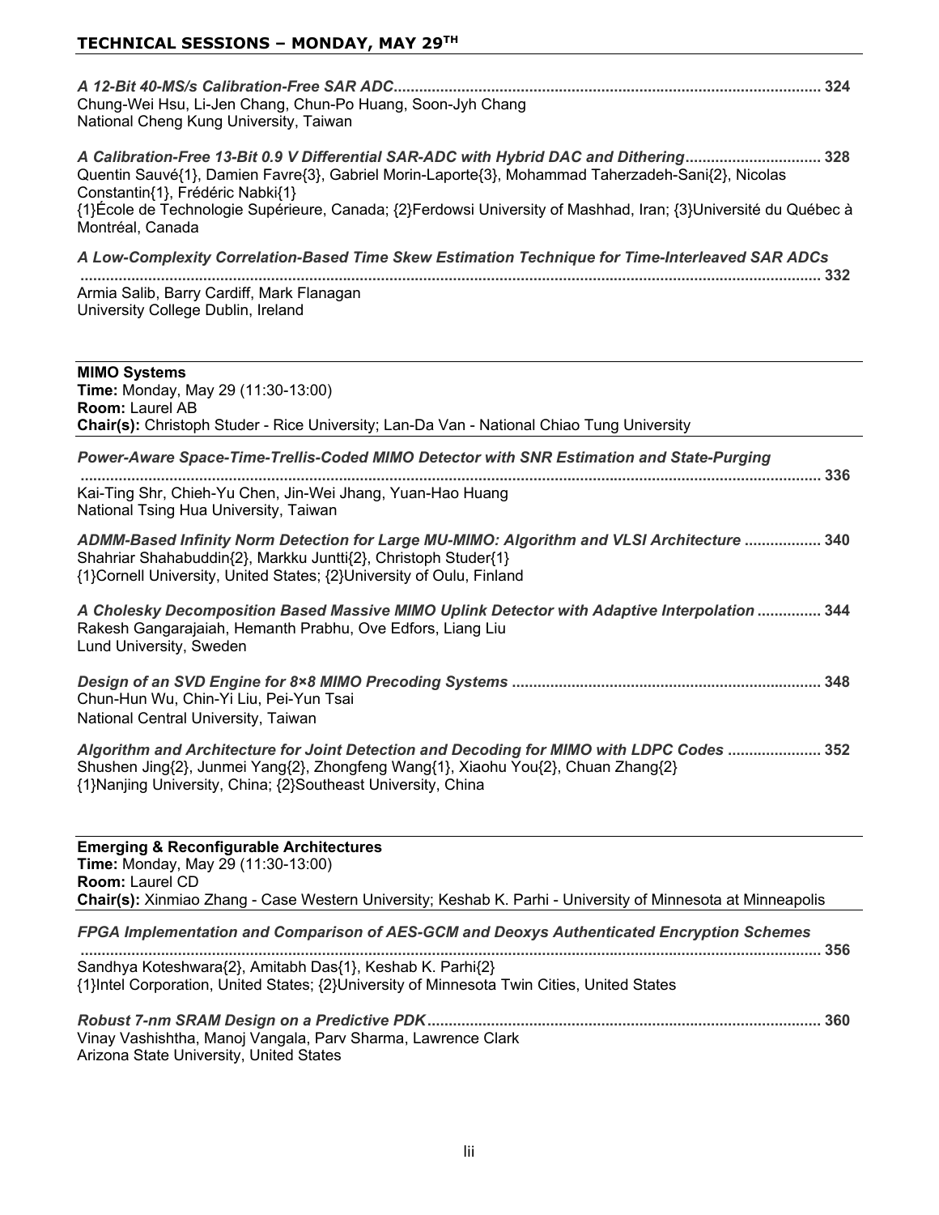## TECHNICAL SESSIONS – MONDAY, MAY 29TH

***A 12-Bit 40-MS/s Calibration-Free SAR ADC*** ........ 324
Chung-Wei Hsu, Li-Jen Chang, Chun-Po Huang, Soon-Jyh Chang
National Cheng Kung University, Taiwan

***A Calibration-Free 13-Bit 0.9 V Differential SAR-ADC with Hybrid DAC and Dithering*** ........ 328
Quentin Sauvé{1}, Damien Favre{3}, Gabriel Morin-Laporte{3}, Mohammad Taherzadeh-Sani{2}, Nicolas Constantin{1}, Frédéric Nabki{1}
{1}École de Technologie Supérieure, Canada; {2}Ferdowsi University of Mashhad, Iran; {3}Université du Québec à Montréal, Canada

***A Low-Complexity Correlation-Based Time Skew Estimation Technique for Time-Interleaved SAR ADCs*** ........ 332
Armia Salib, Barry Cardiff, Mark Flanagan
University College Dublin, Ireland

---

**MIMO Systems**
**Time:** Monday, May 29 (11:30-13:00)
**Room:** Laurel AB
**Chair(s):** Christoph Studer - Rice University; Lan-Da Van - National Chiao Tung University

***Power-Aware Space-Time-Trellis-Coded MIMO Detector with SNR Estimation and State-Purging*** ........ 336
Kai-Ting Shr, Chieh-Yu Chen, Jin-Wei Jhang, Yuan-Hao Huang
National Tsing Hua University, Taiwan

***ADMM-Based Infinity Norm Detection for Large MU-MIMO: Algorithm and VLSI Architecture*** ........ 340
Shahriar Shahabuddin{2}, Markku Juntti{2}, Christoph Studer{1}
{1}Cornell University, United States; {2}University of Oulu, Finland

***A Cholesky Decomposition Based Massive MIMO Uplink Detector with Adaptive Interpolation*** ........ 344
Rakesh Gangarajaiah, Hemanth Prabhu, Ove Edfors, Liang Liu
Lund University, Sweden

***Design of an SVD Engine for 8×8 MIMO Precoding Systems*** ........ 348
Chun-Hun Wu, Chin-Yi Liu, Pei-Yun Tsai
National Central University, Taiwan

***Algorithm and Architecture for Joint Detection and Decoding for MIMO with LDPC Codes*** ........ 352
Shushen Jing{2}, Junmei Yang{2}, Zhongfeng Wang{1}, Xiaohu You{2}, Chuan Zhang{2}
{1}Nanjing University, China; {2}Southeast University, China

---

**Emerging & Reconfigurable Architectures**
**Time:** Monday, May 29 (11:30-13:00)
**Room:** Laurel CD
**Chair(s):** Xinmiao Zhang - Case Western University; Keshab K. Parhi - University of Minnesota at Minneapolis

***FPGA Implementation and Comparison of AES-GCM and Deoxys Authenticated Encryption Schemes*** ........ 356
Sandhya Koteshwara{2}, Amitabh Das{1}, Keshab K. Parhi{2}
{1}Intel Corporation, United States; {2}University of Minnesota Twin Cities, United States

***Robust 7-nm SRAM Design on a Predictive PDK*** ........ 360
Vinay Vashishtha, Manoj Vangala, Parv Sharma, Lawrence Clark
Arizona State University, United States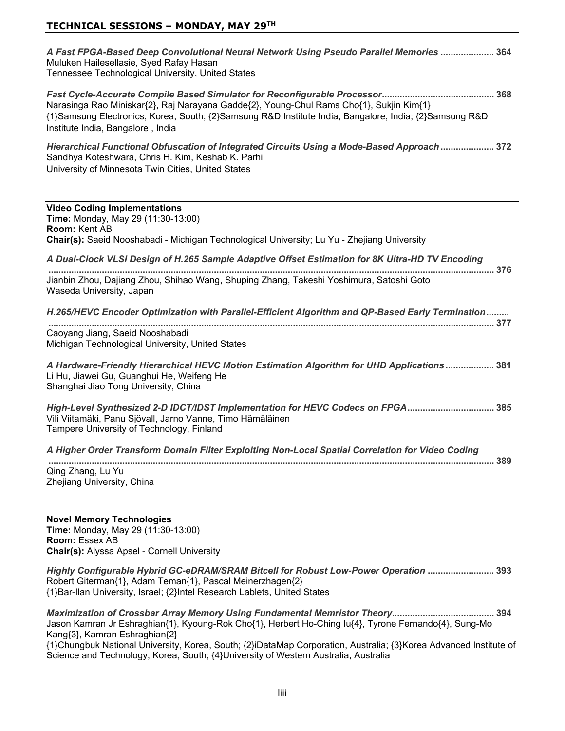## TECHNICAL SESSIONS – MONDAY, MAY 29TH

***A Fast FPGA-Based Deep Convolutional Neural Network Using Pseudo Parallel Memories* ..................... 364**
Muluken Hailesellasie, Syed Rafay Hasan
Tennessee Technological University, United States

***Fast Cycle-Accurate Compile Based Simulator for Reconfigurable Processor*............................................ 368**
Narasinga Rao Miniskar{2}, Raj Narayana Gadde{2}, Young-Chul Rams Cho{1}, Sukjin Kim{1}
{1}Samsung Electronics, Korea, South; {2}Samsung R&D Institute India, Bangalore, India; {2}Samsung R&D Institute India, Bangalore , India

***Hierarchical Functional Obfuscation of Integrated Circuits Using a Mode-Based Approach* ..................... 372**
Sandhya Koteshwara, Chris H. Kim, Keshab K. Parhi
University of Minnesota Twin Cities, United States

---

**Video Coding Implementations**
**Time:** Monday, May 29 (11:30-13:00)
**Room:** Kent AB
**Chair(s):** Saeid Nooshabadi - Michigan Technological University; Lu Yu - Zhejiang University

---

***A Dual-Clock VLSI Design of H.265 Sample Adaptive Offset Estimation for 8K Ultra-HD TV Encoding* .............................................................................................................................................................. 376**
Jianbin Zhou, Dajiang Zhou, Shihao Wang, Shuping Zhang, Takeshi Yoshimura, Satoshi Goto
Waseda University, Japan

***H.265/HEVC Encoder Optimization with Parallel-Efficient Algorithm and QP-Based Early Termination* ......... .............................................................................................................................................................. 377**
Caoyang Jiang, Saeid Nooshabadi
Michigan Technological University, United States

***A Hardware-Friendly Hierarchical HEVC Motion Estimation Algorithm for UHD Applications* ................... 381**
Li Hu, Jiawei Gu, Guanghui He, Weifeng He
Shanghai Jiao Tong University, China

***High-Level Synthesized 2-D IDCT/IDST Implementation for HEVC Codecs on FPGA* .................................. 385**
Vili Viitamäki, Panu Sjövall, Jarno Vanne, Timo Hämäläinen
Tampere University of Technology, Finland

***A Higher Order Transform Domain Filter Exploiting Non-Local Spatial Correlation for Video Coding* .............................................................................................................................................................. 389**
Qing Zhang, Lu Yu
Zhejiang University, China

---

**Novel Memory Technologies**
**Time:** Monday, May 29 (11:30-13:00)
**Room:** Essex AB
**Chair(s):** Alyssa Apsel - Cornell University

---

***Highly Configurable Hybrid GC-eDRAM/SRAM Bitcell for Robust Low-Power Operation* .......................... 393**
Robert Giterman{1}, Adam Teman{1}, Pascal Meinerzhagen{2}
{1}Bar-Ilan University, Israel; {2}Intel Research Lablets, United States

***Maximization of Crossbar Array Memory Using Fundamental Memristor Theory*........................................ 394**
Jason Kamran Jr Eshraghian{1}, Kyoung-Rok Cho{1}, Herbert Ho-Ching Iu{4}, Tyrone Fernando{4}, Sung-Mo Kang{3}, Kamran Eshraghian{2}
{1}Chungbuk National University, Korea, South; {2}iDataMap Corporation, Australia; {3}Korea Advanced Institute of Science and Technology, Korea, South; {4}University of Western Australia, Australia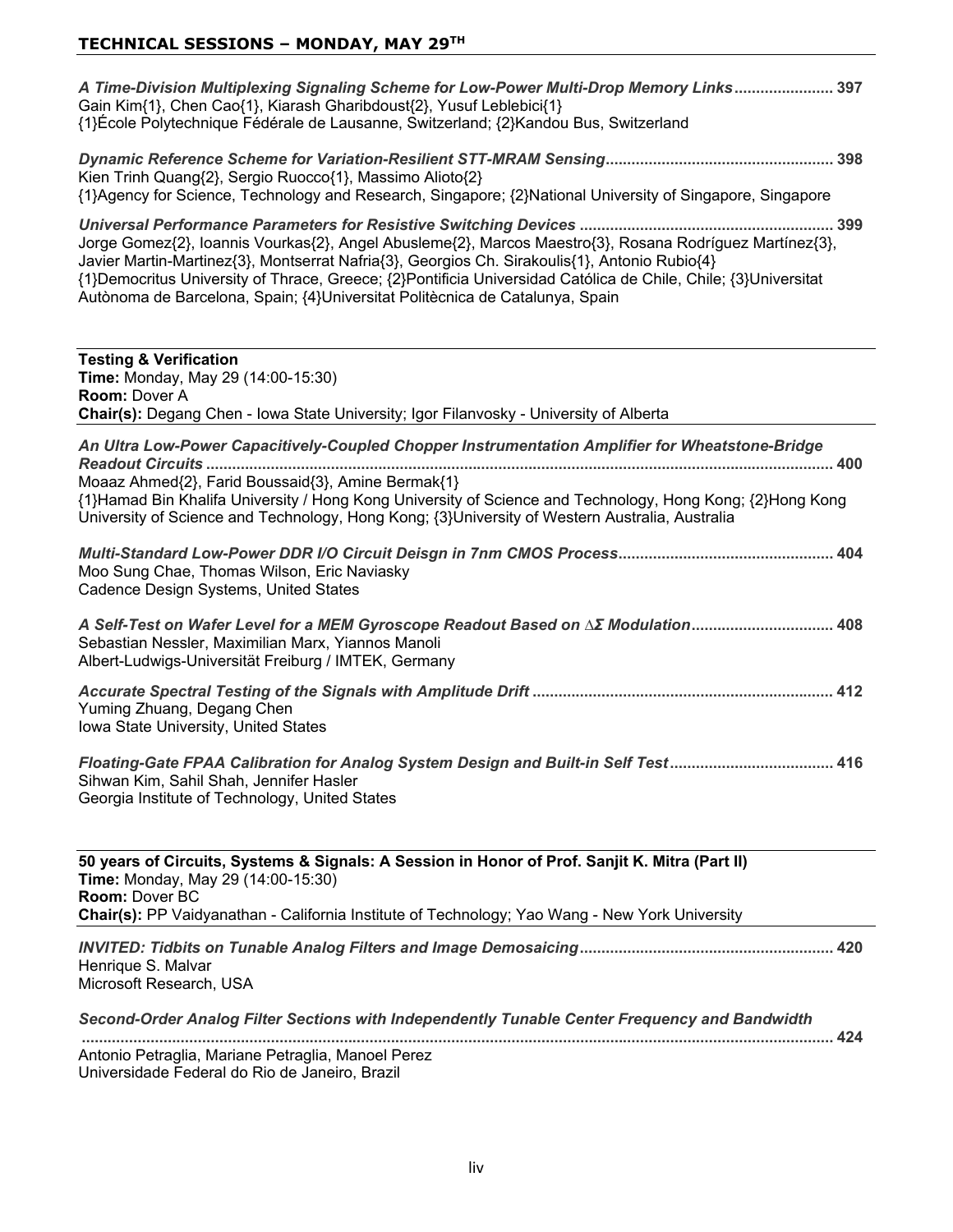## TECHNICAL SESSIONS – MONDAY, MAY 29TH

***A Time-Division Multiplexing Signaling Scheme for Low-Power Multi-Drop Memory Links*** ....................... 397
Gain Kim{1}, Chen Cao{1}, Kiarash Gharibdoust{2}, Yusuf Leblebici{1}
{1}École Polytechnique Fédérale de Lausanne, Switzerland; {2}Kandou Bus, Switzerland

***Dynamic Reference Scheme for Variation-Resilient STT-MRAM Sensing*** .................................................... 398
Kien Trinh Quang{2}, Sergio Ruocco{1}, Massimo Alioto{2}
{1}Agency for Science, Technology and Research, Singapore; {2}National University of Singapore, Singapore

***Universal Performance Parameters for Resistive Switching Devices*** ........................................................... 399
Jorge Gomez{2}, Ioannis Vourkas{2}, Angel Abusleme{2}, Marcos Maestro{3}, Rosana Rodríguez Martínez{3}, Javier Martin-Martinez{3}, Montserrat Nafria{3}, Georgios Ch. Sirakoulis{1}, Antonio Rubio{4}
{1}Democritus University of Thrace, Greece; {2}Pontificia Universidad Católica de Chile, Chile; {3}Universitat Autònoma de Barcelona, Spain; {4}Universitat Politècnica de Catalunya, Spain

---

**Testing & Verification**
**Time:** Monday, May 29 (14:00-15:30)
**Room:** Dover A
**Chair(s):** Degang Chen - Iowa State University; Igor Filanvosky - University of Alberta

***An Ultra Low-Power Capacitively-Coupled Chopper Instrumentation Amplifier for Wheatstone-Bridge Readout Circuits*** ................................................................................................................................ 400
Moaaz Ahmed{2}, Farid Boussaid{3}, Amine Bermak{1}
{1}Hamad Bin Khalifa University / Hong Kong University of Science and Technology, Hong Kong; {2}Hong Kong University of Science and Technology, Hong Kong; {3}University of Western Australia, Australia

***Multi-Standard Low-Power DDR I/O Circuit Deisgn in 7nm CMOS Process*** ................................................. 404
Moo Sung Chae, Thomas Wilson, Eric Naviasky
Cadence Design Systems, United States

***A Self-Test on Wafer Level for a MEM Gyroscope Readout Based on ∆Σ Modulation*** ................................ 408
Sebastian Nessler, Maximilian Marx, Yiannos Manoli
Albert-Ludwigs-Universität Freiburg / IMTEK, Germany

***Accurate Spectral Testing of the Signals with Amplitude Drift*** ..................................................................... 412
Yuming Zhuang, Degang Chen
Iowa State University, United States

***Floating-Gate FPAA Calibration for Analog System Design and Built-in Self Test*** ..................................... 416
Sihwan Kim, Sahil Shah, Jennifer Hasler
Georgia Institute of Technology, United States

---

**50 years of Circuits, Systems & Signals: A Session in Honor of Prof. Sanjit K. Mitra (Part II)**
**Time:** Monday, May 29 (14:00-15:30)
**Room:** Dover BC
**Chair(s):** PP Vaidyanathan - California Institute of Technology; Yao Wang - New York University

***INVITED: Tidbits on Tunable Analog Filters and Image Demosaicing*** .......................................................... 420
Henrique S. Malvar
Microsoft Research, USA

***Second-Order Analog Filter Sections with Independently Tunable Center Frequency and Bandwidth*** ................................................................................................................................................................ 424
Antonio Petraglia, Mariane Petraglia, Manoel Perez
Universidade Federal do Rio de Janeiro, Brazil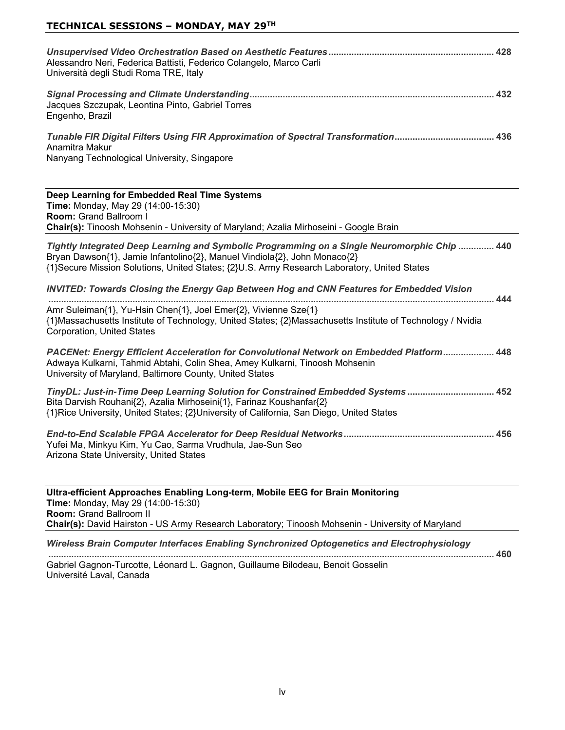## TECHNICAL SESSIONS – MONDAY, MAY 29TH

*Unsupervised Video Orchestration Based on Aesthetic Features* ................................................................ **428**
Alessandro Neri, Federica Battisti, Federico Colangelo, Marco Carli
Università degli Studi Roma TRE, Italy

*Signal Processing and Climate Understanding* .............................................................................................. **432**
Jacques Szczupak, Leontina Pinto, Gabriel Torres
Engenho, Brazil

*Tunable FIR Digital Filters Using FIR Approximation of Spectral Transformation* ....................................... **436**
Anamitra Makur
Nanyang Technological University, Singapore

---

**Deep Learning for Embedded Real Time Systems**
**Time:** Monday, May 29 (14:00-15:30)
**Room:** Grand Ballroom I
**Chair(s):** Tinoosh Mohsenin - University of Maryland; Azalia Mirhoseini - Google Brain

---

*Tightly Integrated Deep Learning and Symbolic Programming on a Single Neuromorphic Chip* ............. **440**
Bryan Dawson{1}, Jamie Infantolino{2}, Manuel Vindiola{2}, John Monaco{2}
{1}Secure Mission Solutions, United States; {2}U.S. Army Research Laboratory, United States

*INVITED: Towards Closing the Energy Gap Between Hog and CNN Features for Embedded Vision* ........................................................................................................................................................ **444**
Amr Suleiman{1}, Yu-Hsin Chen{1}, Joel Emer{2}, Vivienne Sze{1}
{1}Massachusetts Institute of Technology, United States; {2}Massachusetts Institute of Technology / Nvidia Corporation, United States

*PACENet: Energy Efficient Acceleration for Convolutional Network on Embedded Platform* .................... **448**
Adwaya Kulkarni, Tahmid Abtahi, Colin Shea, Amey Kulkarni, Tinoosh Mohsenin
University of Maryland, Baltimore County, United States

*TinyDL: Just-in-Time Deep Learning Solution for Constrained Embedded Systems* .................................. **452**
Bita Darvish Rouhani{2}, Azalia Mirhoseini{1}, Farinaz Koushanfar{2}
{1}Rice University, United States; {2}University of California, San Diego, United States

*End-to-End Scalable FPGA Accelerator for Deep Residual Networks* .......................................................... **456**
Yufei Ma, Minkyu Kim, Yu Cao, Sarma Vrudhula, Jae-Sun Seo
Arizona State University, United States

---

**Ultra-efficient Approaches Enabling Long-term, Mobile EEG for Brain Monitoring**
**Time:** Monday, May 29 (14:00-15:30)
**Room:** Grand Ballroom II
**Chair(s):** David Hairston - US Army Research Laboratory; Tinoosh Mohsenin - University of Maryland

---

*Wireless Brain Computer Interfaces Enabling Synchronized Optogenetics and Electrophysiology* ........................................................................................................................................................ **460**
Gabriel Gagnon-Turcotte, Léonard L. Gagnon, Guillaume Bilodeau, Benoit Gosselin
Université Laval, Canada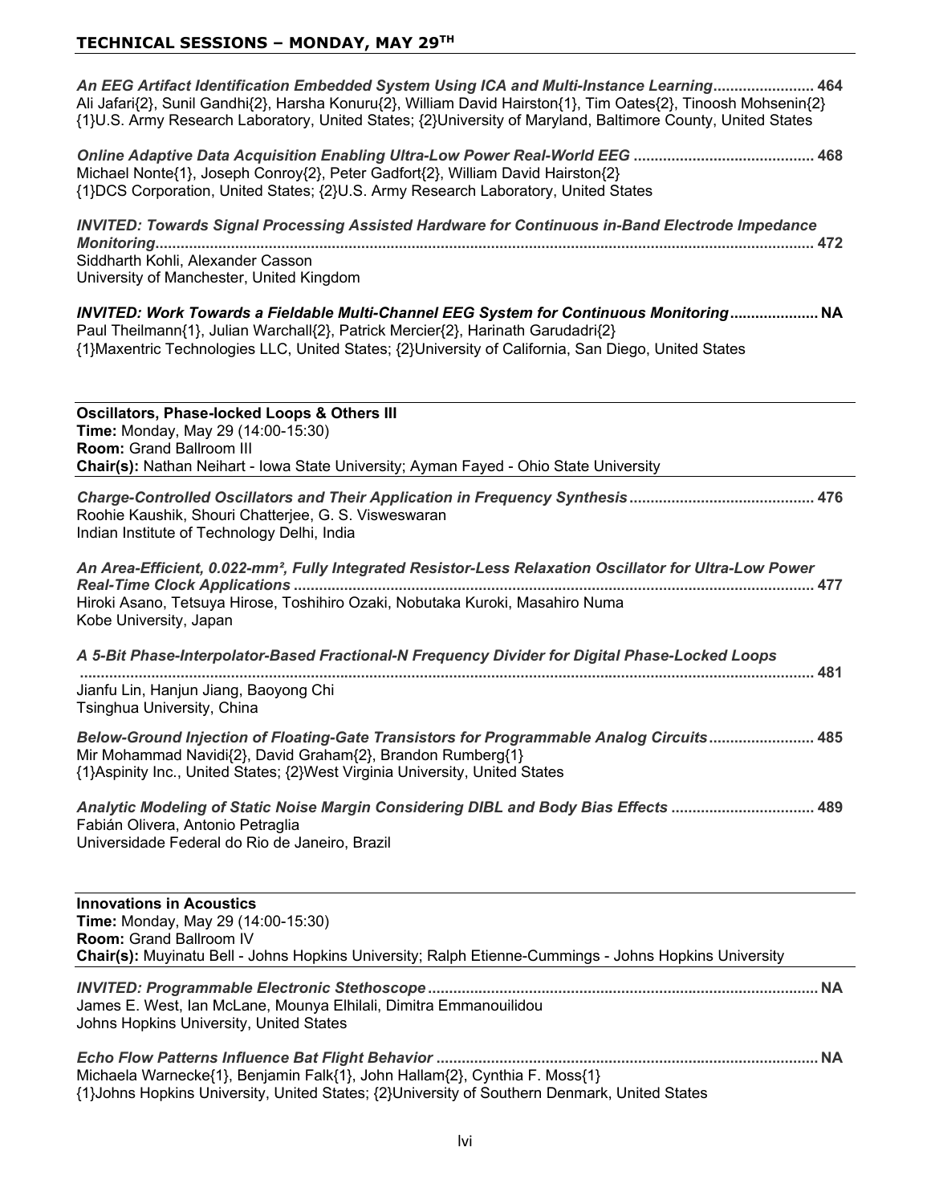## TECHNICAL SESSIONS – MONDAY, MAY 29TH

***An EEG Artifact Identification Embedded System Using ICA and Multi-Instance Learning*** ........................ 464
Ali Jafari{2}, Sunil Gandhi{2}, Harsha Konuru{2}, William David Hairston{1}, Tim Oates{2}, Tinoosh Mohsenin{2}
{1}U.S. Army Research Laboratory, United States; {2}University of Maryland, Baltimore County, United States

***Online Adaptive Data Acquisition Enabling Ultra-Low Power Real-World EEG*** ........................................... 468
Michael Nonte{1}, Joseph Conroy{2}, Peter Gadfort{2}, William David Hairston{2}
{1}DCS Corporation, United States; {2}U.S. Army Research Laboratory, United States

***INVITED: Towards Signal Processing Assisted Hardware for Continuous in-Band Electrode Impedance Monitoring*** ........................................................................................................................................................ 472
Siddharth Kohli, Alexander Casson
University of Manchester, United Kingdom

***INVITED: Work Towards a Fieldable Multi-Channel EEG System for Continuous Monitoring*** ..................... NA
Paul Theilmann{1}, Julian Warchall{2}, Patrick Mercier{2}, Harinath Garudadri{2}
{1}Maxentric Technologies LLC, United States; {2}University of California, San Diego, United States

### Oscillators, Phase-locked Loops & Others III

**Time:** Monday, May 29 (14:00-15:30)
**Room:** Grand Ballroom III
**Chair(s):** Nathan Neihart - Iowa State University; Ayman Fayed - Ohio State University

***Charge-Controlled Oscillators and Their Application in Frequency Synthesis*** ............................................ 476
Roohie Kaushik, Shouri Chatterjee, G. S. Visweswaran
Indian Institute of Technology Delhi, India

***An Area-Efficient, 0.022-mm², Fully Integrated Resistor-Less Relaxation Oscillator for Ultra-Low Power Real-Time Clock Applications*** ............................................................................................................................ 477
Hiroki Asano, Tetsuya Hirose, Toshihiro Ozaki, Nobutaka Kuroki, Masahiro Numa
Kobe University, Japan

***A 5-Bit Phase-Interpolator-Based Fractional-N Frequency Divider for Digital Phase-Locked Loops*** ........................................................................................................................................................ 481
Jianfu Lin, Hanjun Jiang, Baoyong Chi
Tsinghua University, China

***Below-Ground Injection of Floating-Gate Transistors for Programmable Analog Circuits*** ......................... 485
Mir Mohammad Navidi{2}, David Graham{2}, Brandon Rumberg{1}
{1}Aspinity Inc., United States; {2}West Virginia University, United States

***Analytic Modeling of Static Noise Margin Considering DIBL and Body Bias Effects*** .................................. 489
Fabián Olivera, Antonio Petraglia
Universidade Federal do Rio de Janeiro, Brazil

### Innovations in Acoustics

**Time:** Monday, May 29 (14:00-15:30)
**Room:** Grand Ballroom IV
**Chair(s):** Muyinatu Bell - Johns Hopkins University; Ralph Etienne-Cummings - Johns Hopkins University

***INVITED: Programmable Electronic Stethoscope*** ............................................................................................. NA
James E. West, Ian McLane, Mounya Elhilali, Dimitra Emmanouilidou
Johns Hopkins University, United States

***Echo Flow Patterns Influence Bat Flight Behavior*** ........................................................................................... NA
Michaela Warnecke{1}, Benjamin Falk{1}, John Hallam{2}, Cynthia F. Moss{1}
{1}Johns Hopkins University, United States; {2}University of Southern Denmark, United States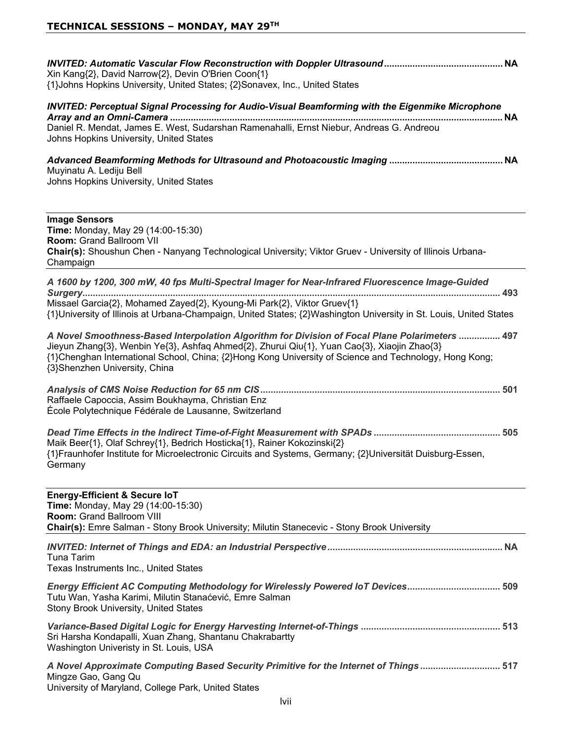*INVITED: Automatic Vascular Flow Reconstruction with Doppler Ultrasound* ............................................. NA
Xin Kang{2}, David Narrow{2}, Devin O'Brien Coon{1}
{1}Johns Hopkins University, United States; {2}Sonavex, Inc., United States

*INVITED: Perceptual Signal Processing for Audio-Visual Beamforming with the Eigenmike Microphone Array and an Omni-Camera* ............................................................................................................. NA
Daniel R. Mendat, James E. West, Sudarshan Ramenahalli, Ernst Niebur, Andreas G. Andreou
Johns Hopkins University, United States

*Advanced Beamforming Methods for Ultrasound and Photoacoustic Imaging* ........................................... NA
Muyinatu A. Lediju Bell
Johns Hopkins University, United States

**Image Sensors**
**Time:** Monday, May 29 (14:00-15:30)
**Room:** Grand Ballroom VII
**Chair(s):** Shoushun Chen - Nanyang Technological University; Viktor Gruev - University of Illinois Urbana-Champaign

*A 1600 by 1200, 300 mW, 40 fps Multi-Spectral Imager for Near-Infrared Fluorescence Image-Guided Surgery*.............................................................................................................................................. 493
Missael Garcia{2}, Mohamed Zayed{2}, Kyoung-Mi Park{2}, Viktor Gruev{1}
{1}University of Illinois at Urbana-Champaign, United States; {2}Washington University in St. Louis, United States

*A Novel Smoothness-Based Interpolation Algorithm for Division of Focal Plane Polarimeters* ................ 497
Jieyun Zhang{3}, Wenbin Ye{3}, Ashfaq Ahmed{2}, Zhurui Qiu{1}, Yuan Cao{3}, Xiaojin Zhao{3}
{1}Chenghan International School, China; {2}Hong Kong University of Science and Technology, Hong Kong; {3}Shenzhen University, China

*Analysis of CMS Noise Reduction for 65 nm CIS*............................................................................................ 501
Raffaele Capoccia, Assim Boukhayma, Christian Enz
École Polytechnique Fédérale de Lausanne, Switzerland

*Dead Time Effects in the Indirect Time-of-Fight Measurement with SPADs* ................................................ 505
Maik Beer{1}, Olaf Schrey{1}, Bedrich Hosticka{1}, Rainer Kokozinski{2}
{1}Fraunhofer Institute for Microelectronic Circuits and Systems, Germany; {2}Universität Duisburg-Essen, Germany

**Energy-Efficient & Secure IoT**
**Time:** Monday, May 29 (14:00-15:30)
**Room:** Grand Ballroom VIII
**Chair(s):** Emre Salman - Stony Brook University; Milutin Stanecevic - Stony Brook University

*INVITED: Internet of Things and EDA: an Industrial Perspective*.................................................................. NA
Tuna Tarim
Texas Instruments Inc., United States

*Energy Efficient AC Computing Methodology for Wirelessly Powered IoT Devices*................................... 509
Tutu Wan, Yasha Karimi, Milutin Stanaćević, Emre Salman
Stony Brook University, United States

*Variance-Based Digital Logic for Energy Harvesting Internet-of-Things* ..................................................... 513
Sri Harsha Kondapalli, Xuan Zhang, Shantanu Chakrabartty
Washington Univeristy in St. Louis, USA

*A Novel Approximate Computing Based Security Primitive for the Internet of Things* .............................. 517
Mingze Gao, Gang Qu
University of Maryland, College Park, United States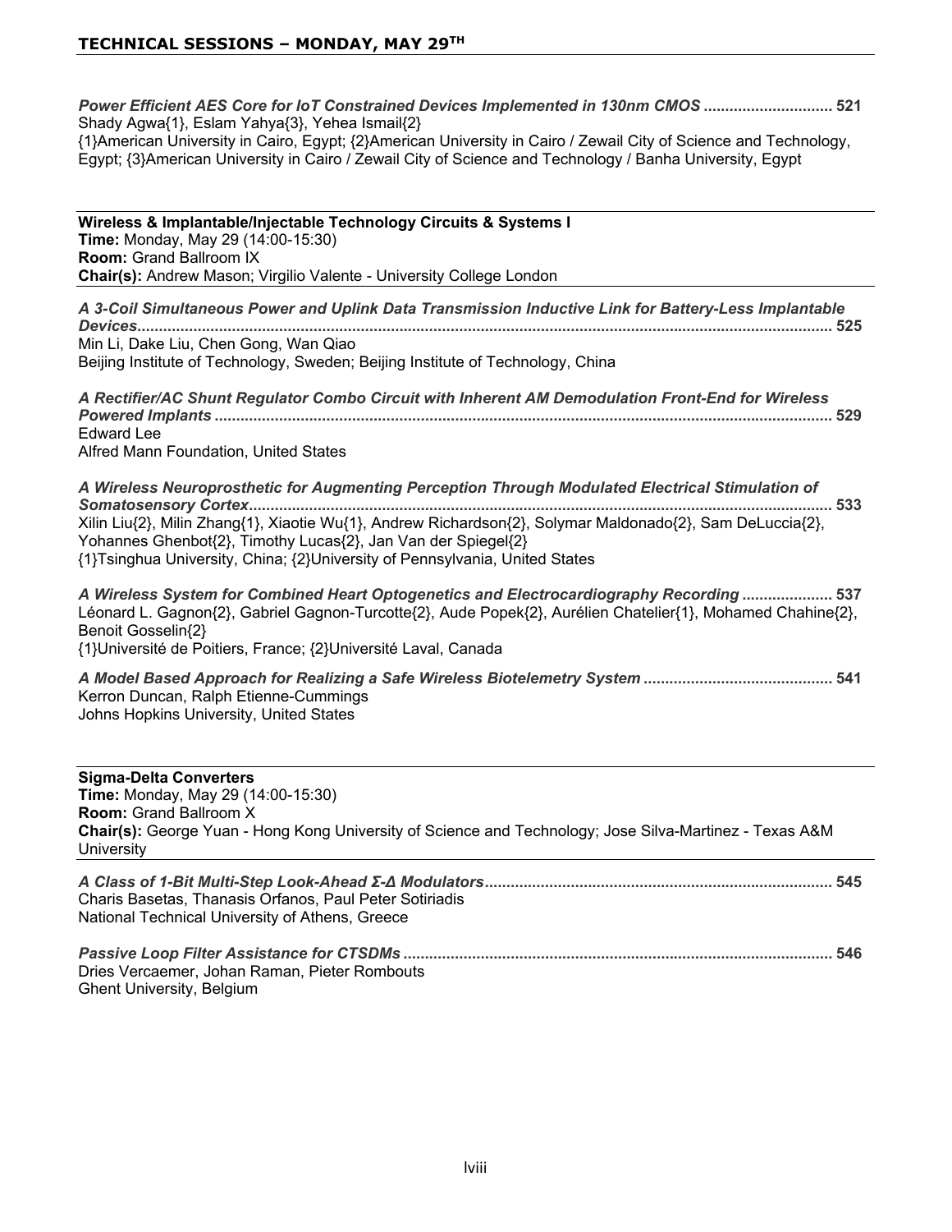*Power Efficient AES Core for IoT Constrained Devices Implemented in 130nm CMOS* ............................ 521
Shady Agwa{1}, Eslam Yahya{3}, Yehea Ismail{2}
{1}American University in Cairo, Egypt; {2}American University in Cairo / Zewail City of Science and Technology, Egypt; {3}American University in Cairo / Zewail City of Science and Technology / Banha University, Egypt

---

**Wireless & Implantable/Injectable Technology Circuits & Systems I**
**Time:** Monday, May 29 (14:00-15:30)
**Room:** Grand Ballroom IX
**Chair(s):** Andrew Mason; Virgilio Valente - University College London

---

*A 3-Coil Simultaneous Power and Uplink Data Transmission Inductive Link for Battery-Less Implantable Devices*............................................................................................................................................ 525
Min Li, Dake Liu, Chen Gong, Wan Qiao
Beijing Institute of Technology, Sweden; Beijing Institute of Technology, China

*A Rectifier/AC Shunt Regulator Combo Circuit with Inherent AM Demodulation Front-End for Wireless Powered Implants* ............................................................................................................................ 529
Edward Lee
Alfred Mann Foundation, United States

*A Wireless Neuroprosthetic for Augmenting Perception Through Modulated Electrical Stimulation of Somatosensory Cortex*..................................................................................................................... 533
Xilin Liu{2}, Milin Zhang{1}, Xiaotie Wu{1}, Andrew Richardson{2}, Solymar Maldonado{2}, Sam DeLuccia{2}, Yohannes Ghenbot{2}, Timothy Lucas{2}, Jan Van der Spiegel{2}
{1}Tsinghua University, China; {2}University of Pennsylvania, United States

*A Wireless System for Combined Heart Optogenetics and Electrocardiography Recording* .................... 537
Léonard L. Gagnon{2}, Gabriel Gagnon-Turcotte{2}, Aude Popek{2}, Aurélien Chatelier{1}, Mohamed Chahine{2}, Benoit Gosselin{2}
{1}Université de Poitiers, France; {2}Université Laval, Canada

*A Model Based Approach for Realizing a Safe Wireless Biotelemetry System* ........................................... 541
Kerron Duncan, Ralph Etienne-Cummings
Johns Hopkins University, United States

---

**Sigma-Delta Converters**
**Time:** Monday, May 29 (14:00-15:30)
**Room:** Grand Ballroom X
**Chair(s):** George Yuan - Hong Kong University of Science and Technology; Jose Silva-Martinez - Texas A&M University

---

*A Class of 1-Bit Multi-Step Look-Ahead Σ-Δ Modulators*................................................................................ 545
Charis Basetas, Thanasis Orfanos, Paul Peter Sotiriadis
National Technical University of Athens, Greece

*Passive Loop Filter Assistance for CTSDMs* .................................................................................................. 546
Dries Vercaemer, Johan Raman, Pieter Rombouts
Ghent University, Belgium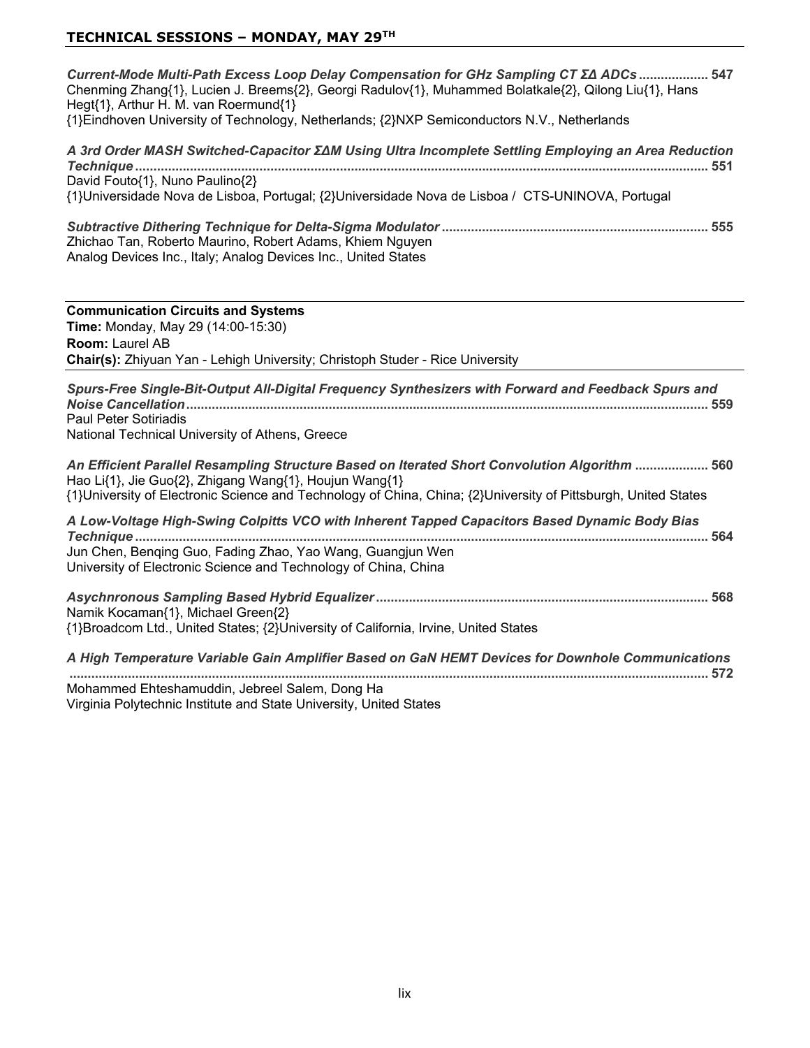## TECHNICAL SESSIONS – MONDAY, MAY 29TH

***Current-Mode Multi-Path Excess Loop Delay Compensation for GHz Sampling CT ΣΔ ADCs*** **.................. 547**
Chenming Zhang[1], Lucien J. Breems[2], Georgi Radulov[1], Muhammed Bolatkale[2], Qilong Liu[1], Hans Hegt[1], Arthur H. M. van Roermund[1]
[1]Eindhoven University of Technology, Netherlands; [2]NXP Semiconductors N.V., Netherlands

***A 3rd Order MASH Switched-Capacitor ΣΔM Using Ultra Incomplete Settling Employing an Area Reduction Technique*** **.......................................................................................................................................... 551**
David Fouto[1], Nuno Paulino[2]
[1]Universidade Nova de Lisboa, Portugal; [2]Universidade Nova de Lisboa / CTS-UNINOVA, Portugal

***Subtractive Dithering Technique for Delta-Sigma Modulator*** **........................................................................ 555**
Zhichao Tan, Roberto Maurino, Robert Adams, Khiem Nguyen
Analog Devices Inc., Italy; Analog Devices Inc., United States

---

**Communication Circuits and Systems**
**Time:** Monday, May 29 (14:00-15:30)
**Room:** Laurel AB
**Chair(s):** Zhiyuan Yan - Lehigh University; Christoph Studer - Rice University

---

***Spurs-Free Single-Bit-Output All-Digital Frequency Synthesizers with Forward and Feedback Spurs and Noise Cancellation*** **............................................................................................................................................. 559**
Paul Peter Sotiriadis
National Technical University of Athens, Greece

***An Efficient Parallel Resampling Structure Based on Iterated Short Convolution Algorithm*** **.................... 560**
Hao Li[1], Jie Guo[2], Zhigang Wang[1], Houjun Wang[1]
[1]University of Electronic Science and Technology of China, China; [2]University of Pittsburgh, United States

***A Low-Voltage High-Swing Colpitts VCO with Inherent Tapped Capacitors Based Dynamic Body Bias Technique*** **.......................................................................................................................................... 564**
Jun Chen, Benqing Guo, Fading Zhao, Yao Wang, Guangjun Wen
University of Electronic Science and Technology of China, China

***Asychnronous Sampling Based Hybrid Equalizer*** **......................................................................................... 568**
Namik Kocaman[1], Michael Green[2]
[1]Broadcom Ltd., United States; [2]University of California, Irvine, United States

***A High Temperature Variable Gain Amplifier Based on GaN HEMT Devices for Downhole Communications*** **........................................................................................................................................................... 572**
Mohammed Ehteshamuddin, Jebreel Salem, Dong Ha
Virginia Polytechnic Institute and State University, United States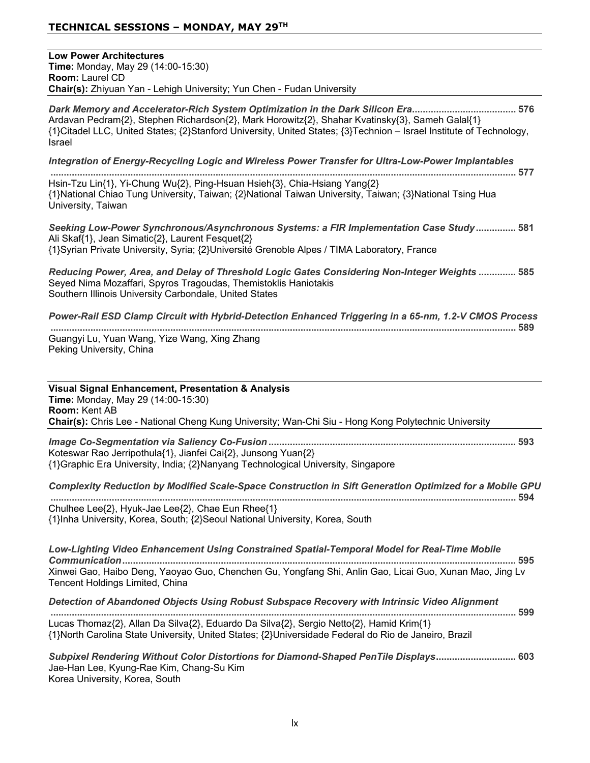## TECHNICAL SESSIONS – MONDAY, MAY 29TH

### Low Power Architectures

**Time:** Monday, May 29 (14:00-15:30)
**Room:** Laurel CD
**Chair(s):** Zhiyuan Yan - Lehigh University; Yun Chen - Fudan University

***Dark Memory and Accelerator-Rich System Optimization in the Dark Silicon Era*** ....................................... 576
Ardavan Pedram{2}, Stephen Richardson{2}, Mark Horowitz{2}, Shahar Kvatinsky{3}, Sameh Galal{1}
{1}Citadel LLC, United States; {2}Stanford University, United States; {3}Technion – Israel Institute of Technology, Israel

***Integration of Energy-Recycling Logic and Wireless Power Transfer for Ultra-Low-Power Implantables*** ....................................... 577
Hsin-Tzu Lin{1}, Yi-Chung Wu{2}, Ping-Hsuan Hsieh{3}, Chia-Hsiang Yang{2}
{1}National Chiao Tung University, Taiwan; {2}National Taiwan University, Taiwan; {3}National Tsing Hua University, Taiwan

***Seeking Low-Power Synchronous/Asynchronous Systems: a FIR Implementation Case Study*** ............... 581
Ali Skaf{1}, Jean Simatic{2}, Laurent Fesquet{2}
{1}Syrian Private University, Syria; {2}Université Grenoble Alpes / TIMA Laboratory, France

***Reducing Power, Area, and Delay of Threshold Logic Gates Considering Non-Integer Weights*** .............. 585
Seyed Nima Mozaffari, Spyros Tragoudas, Themistoklis Haniotakis
Southern Illinois University Carbondale, United States

***Power-Rail ESD Clamp Circuit with Hybrid-Detection Enhanced Triggering in a 65-nm, 1.2-V CMOS Process*** ....................................... 589
Guangyi Lu, Yuan Wang, Yize Wang, Xing Zhang
Peking University, China

### Visual Signal Enhancement, Presentation & Analysis

**Time:** Monday, May 29 (14:00-15:30)
**Room:** Kent AB
**Chair(s):** Chris Lee - National Cheng Kung University; Wan-Chi Siu - Hong Kong Polytechnic University

***Image Co-Segmentation via Saliency Co-Fusion*** ....................................... 593
Koteswar Rao Jerripothula{1}, Jianfei Cai{2}, Junsong Yuan{2}
{1}Graphic Era University, India; {2}Nanyang Technological University, Singapore

***Complexity Reduction by Modified Scale-Space Construction in Sift Generation Optimized for a Mobile GPU*** ....................................... 594
Chulhee Lee{2}, Hyuk-Jae Lee{2}, Chae Eun Rhee{1}
{1}Inha University, Korea, South; {2}Seoul National University, Korea, South

***Low-Lighting Video Enhancement Using Constrained Spatial-Temporal Model for Real-Time Mobile Communication*** ....................................... 595
Xinwei Gao, Haibo Deng, Yaoyao Guo, Chenchen Gu, Yongfang Shi, Anlin Gao, Licai Guo, Xunan Mao, Jing Lv
Tencent Holdings Limited, China

***Detection of Abandoned Objects Using Robust Subspace Recovery with Intrinsic Video Alignment*** ....................................... 599
Lucas Thomaz{2}, Allan Da Silva{2}, Eduardo Da Silva{2}, Sergio Netto{2}, Hamid Krim{1}
{1}North Carolina State University, United States; {2}Universidade Federal do Rio de Janeiro, Brazil

***Subpixel Rendering Without Color Distortions for Diamond-Shaped PenTile Displays*** ............................. 603
Jae-Han Lee, Kyung-Rae Kim, Chang-Su Kim
Korea University, Korea, South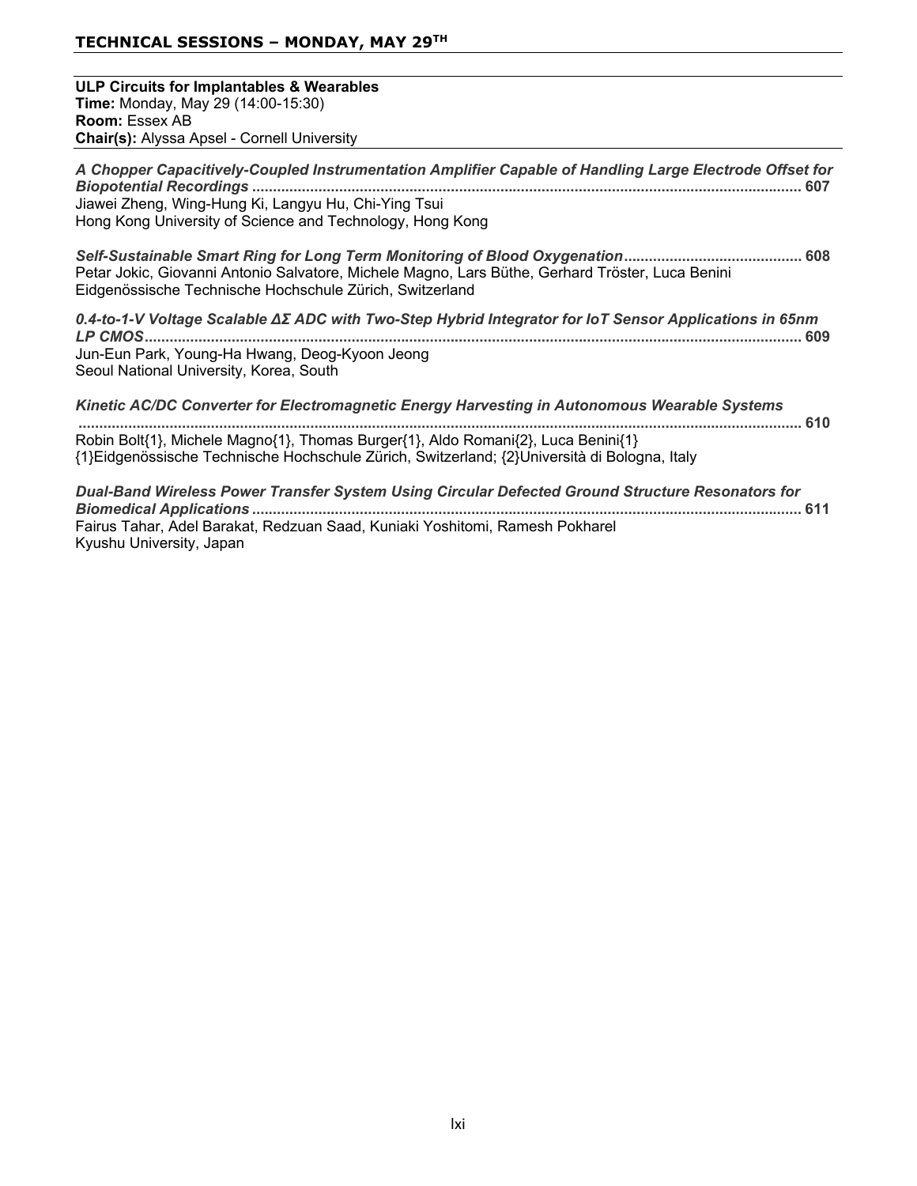## TECHNICAL SESSIONS – MONDAY, MAY 29TH

**ULP Circuits for Implantables & Wearables**
**Time:** Monday, May 29 (14:00-15:30)
**Room:** Essex AB
**Chair(s):** Alyssa Apsel - Cornell University

***A Chopper Capacitively-Coupled Instrumentation Amplifier Capable of Handling Large Electrode Offset for Biopotential Recordings*** ........................................ **607**
Jiawei Zheng, Wing-Hung Ki, Langyu Hu, Chi-Ying Tsui
Hong Kong University of Science and Technology, Hong Kong

***Self-Sustainable Smart Ring for Long Term Monitoring of Blood Oxygenation*** ........................................ **608**
Petar Jokic, Giovanni Antonio Salvatore, Michele Magno, Lars Büthe, Gerhard Tröster, Luca Benini
Eidgenössische Technische Hochschule Zürich, Switzerland

***0.4-to-1-V Voltage Scalable ΔΣ ADC with Two-Step Hybrid Integrator for IoT Sensor Applications in 65nm LP CMOS*** ........................................ **609**
Jun-Eun Park, Young-Ha Hwang, Deog-Kyoon Jeong
Seoul National University, Korea, South

***Kinetic AC/DC Converter for Electromagnetic Energy Harvesting in Autonomous Wearable Systems*** ........................................ **610**
Robin Bolt{1}, Michele Magno{1}, Thomas Burger{1}, Aldo Romani{2}, Luca Benini{1}
{1}Eidgenössische Technische Hochschule Zürich, Switzerland; {2}Università di Bologna, Italy

***Dual-Band Wireless Power Transfer System Using Circular Defected Ground Structure Resonators for Biomedical Applications*** ........................................ **611**
Fairus Tahar, Adel Barakat, Redzuan Saad, Kuniaki Yoshitomi, Ramesh Pokharel
Kyushu University, Japan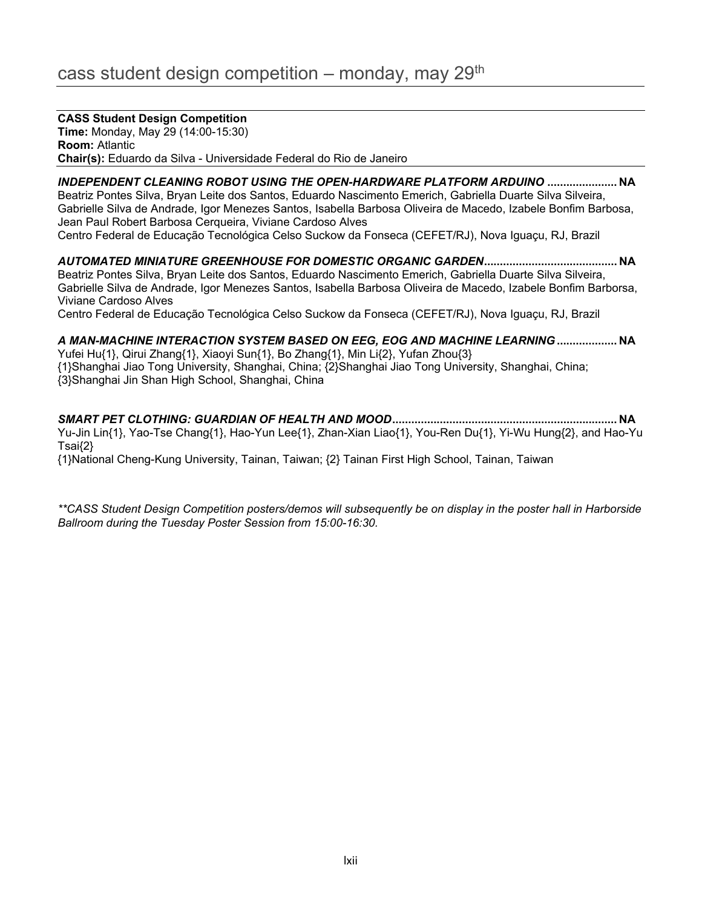# cass student design competition – monday, may 29th

**CASS Student Design Competition**
**Time:** Monday, May 29 (14:00-15:30)
**Room:** Atlantic
**Chair(s):** Eduardo da Silva - Universidade Federal do Rio de Janeiro

***INDEPENDENT CLEANING ROBOT USING THE OPEN-HARDWARE PLATFORM ARDUINO*** **...................... NA**
Beatriz Pontes Silva, Bryan Leite dos Santos, Eduardo Nascimento Emerich, Gabriella Duarte Silva Silveira, Gabrielle Silva de Andrade, Igor Menezes Santos, Isabella Barbosa Oliveira de Macedo, Izabele Bonfim Barbosa, Jean Paul Robert Barbosa Cerqueira, Viviane Cardoso Alves
Centro Federal de Educação Tecnológica Celso Suckow da Fonseca (CEFET/RJ), Nova Iguaçu, RJ, Brazil

***AUTOMATED MINIATURE GREENHOUSE FOR DOMESTIC ORGANIC GARDEN*** **.......................................... NA**
Beatriz Pontes Silva, Bryan Leite dos Santos, Eduardo Nascimento Emerich, Gabriella Duarte Silva Silveira, Gabrielle Silva de Andrade, Igor Menezes Santos, Isabella Barbosa Oliveira de Macedo, Izabele Bonfim Barborsa, Viviane Cardoso Alves
Centro Federal de Educação Tecnológica Celso Suckow da Fonseca (CEFET/RJ), Nova Iguaçu, RJ, Brazil

***A MAN-MACHINE INTERACTION SYSTEM BASED ON EEG, EOG AND MACHINE LEARNING*** **................... NA**
Yufei Hu{1}, Qirui Zhang{1}, Xiaoyi Sun{1}, Bo Zhang{1}, Min Li{2}, Yufan Zhou{3}
{1}Shanghai Jiao Tong University, Shanghai, China; {2}Shanghai Jiao Tong University, Shanghai, China; {3}Shanghai Jin Shan High School, Shanghai, China

***SMART PET CLOTHING: GUARDIAN OF HEALTH AND MOOD*** **...................................................................... NA**
Yu-Jin Lin{1}, Yao-Tse Chang{1}, Hao-Yun Lee{1}, Zhan-Xian Liao{1}, You-Ren Du{1}, Yi-Wu Hung{2}, and Hao-Yu Tsai{2}
{1}National Cheng-Kung University, Tainan, Taiwan; {2} Tainan First High School, Tainan, Taiwan

*\*\*CASS Student Design Competition posters/demos will subsequently be on display in the poster hall in Harborside Ballroom during the Tuesday Poster Session from 15:00-16:30.*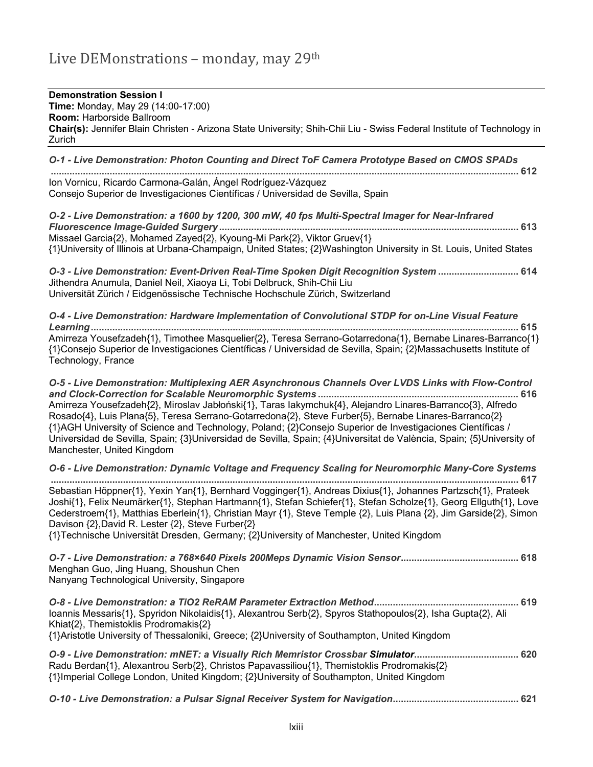# Live DEMonstrations – monday, may 29th

**Demonstration Session I**
**Time:** Monday, May 29 (14:00-17:00)
**Room:** Harborside Ballroom
**Chair(s):** Jennifer Blain Christen - Arizona State University; Shih-Chii Liu - Swiss Federal Institute of Technology in Zurich

***O-1 - Live Demonstration: Photon Counting and Direct ToF Camera Prototype Based on CMOS SPADs*** **.......................................................................................... 612**
Ion Vornicu, Ricardo Carmona-Galán, Ángel Rodríguez-Vázquez
Consejo Superior de Investigaciones Científicas / Universidad de Sevilla, Spain

***O-2 - Live Demonstration: a 1600 by 1200, 300 mW, 40 fps Multi-Spectral Imager for Near-Infrared Fluorescence Image-Guided Surgery*** **.......................................................................................... 613**
Missael Garcia{2}, Mohamed Zayed{2}, Kyoung-Mi Park{2}, Viktor Gruev{1}
{1}University of Illinois at Urbana-Champaign, United States; {2}Washington University in St. Louis, United States

***O-3 - Live Demonstration: Event-Driven Real-Time Spoken Digit Recognition System*** **............................. 614**
Jithendra Anumula, Daniel Neil, Xiaoya Li, Tobi Delbruck, Shih-Chii Liu
Universität Zürich / Eidgenössische Technische Hochschule Zürich, Switzerland

***O-4 - Live Demonstration: Hardware Implementation of Convolutional STDP for on-Line Visual Feature Learning*** **.......................................................................................... 615**
Amirreza Yousefzadeh{1}, Timothee Masquelier{2}, Teresa Serrano-Gotarredona{1}, Bernabe Linares-Barranco{1}
{1}Consejo Superior de Investigaciones Científicas / Universidad de Sevilla, Spain; {2}Massachusetts Institute of Technology, France

***O-5 - Live Demonstration: Multiplexing AER Asynchronous Channels Over LVDS Links with Flow-Control and Clock-Correction for Scalable Neuromorphic Systems*** **.......................................................................... 616**
Amirreza Yousefzadeh{2}, Miroslav Jabłoński{1}, Taras Iakymchuk{4}, Alejandro Linares-Barranco{3}, Alfredo Rosado{4}, Luis Plana{5}, Teresa Serrano-Gotarredona{2}, Steve Furber{5}, Bernabe Linares-Barranco{2}
{1}AGH University of Science and Technology, Poland; {2}Consejo Superior de Investigaciones Científicas / Universidad de Sevilla, Spain; {3}Universidad de Sevilla, Spain; {4}Universitat de València, Spain; {5}University of Manchester, United Kingdom

***O-6 - Live Demonstration: Dynamic Voltage and Frequency Scaling for Neuromorphic Many-Core Systems*** **.......................................................................................... 617**
Sebastian Höppner{1}, Yexin Yan{1}, Bernhard Vogginger{1}, Andreas Dixius{1}, Johannes Partzsch{1}, Prateek Joshi{1}, Felix Neumärker{1}, Stephan Hartmann{1}, Stefan Schiefer{1}, Stefan Scholze{1}, Georg Ellguth{1}, Love Cederstroem{1}, Matthias Eberlein{1}, Christian Mayr {1}, Steve Temple {2}, Luis Plana {2}, Jim Garside{2}, Simon Davison {2},David R. Lester {2}, Steve Furber{2}
{1}Technische Universität Dresden, Germany; {2}University of Manchester, United Kingdom

***O-7 - Live Demonstration: a 768×640 Pixels 200Meps Dynamic Vision Sensor*** **........................................... 618**
Menghan Guo, Jing Huang, Shoushun Chen
Nanyang Technological University, Singapore

***O-8 - Live Demonstration: a TiO2 ReRAM Parameter Extraction Method*** **..................................................... 619**
Ioannis Messaris{1}, Spyridon Nikolaidis{1}, Alexantrou Serb{2}, Spyros Stathopoulos{2}, Isha Gupta{2}, Ali Khiat{2}, Themistoklis Prodromakis{2}
{1}Aristotle University of Thessaloniki, Greece; {2}University of Southampton, United Kingdom

***O-9 - Live Demonstration: mNET: a Visually Rich Memristor Crossbar Simulator*** **...................................... 620**
Radu Berdan{1}, Alexantrou Serb{2}, Christos Papavassiliou{1}, Themistoklis Prodromakis{2}
{1}Imperial College London, United Kingdom; {2}University of Southampton, United Kingdom

***O-10 - Live Demonstration: a Pulsar Signal Receiver System for Navigation*** **.............................................. 621**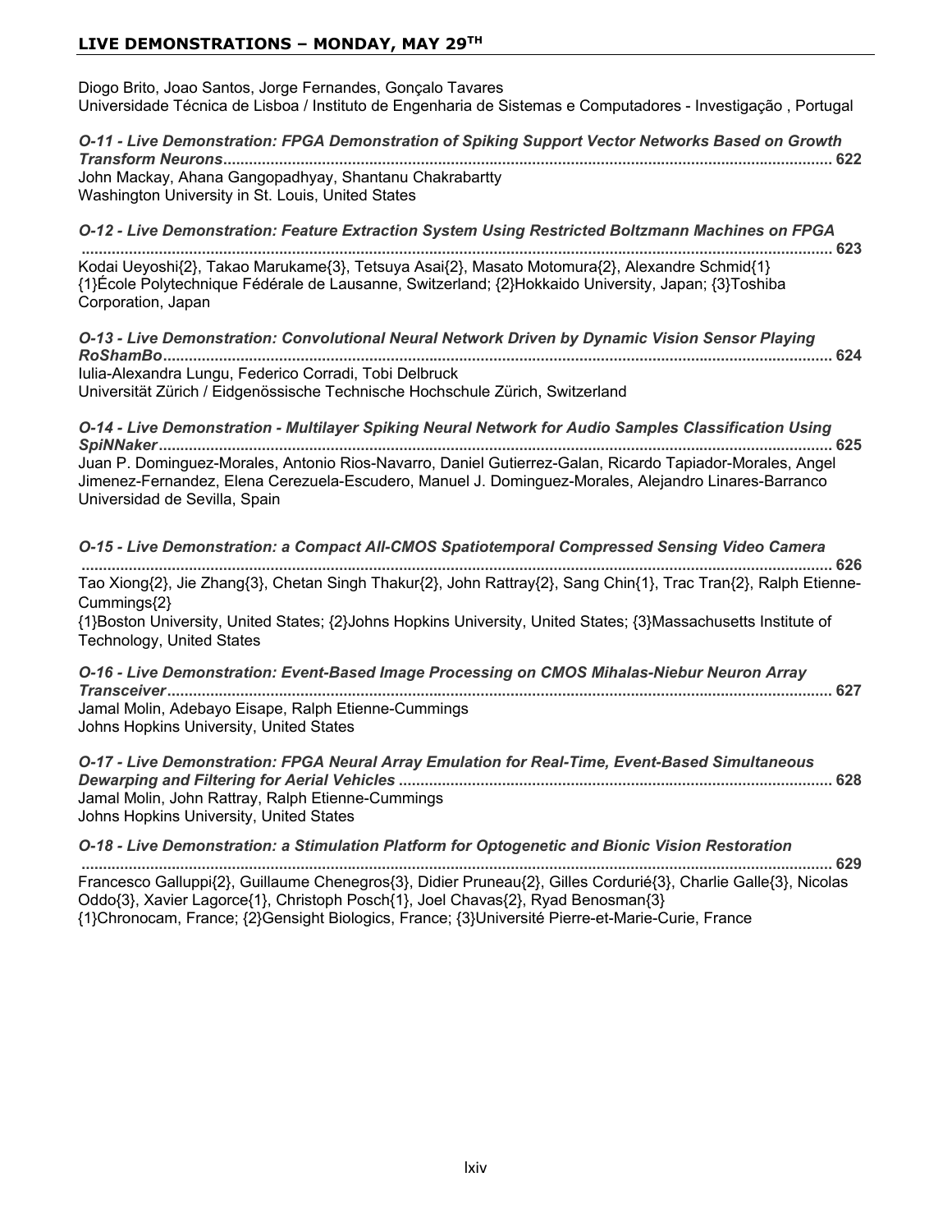Diogo Brito, Joao Santos, Jorge Fernandes, Gonçalo Tavares
Universidade Técnica de Lisboa / Instituto de Engenharia de Sistemas e Computadores - Investigação , Portugal

***O-11 - Live Demonstration: FPGA Demonstration of Spiking Support Vector Networks Based on Growth Transform Neurons*** ............................................................................................................................................ **622**
John Mackay, Ahana Gangopadhyay, Shantanu Chakrabartty
Washington University in St. Louis, United States

***O-12 - Live Demonstration: Feature Extraction System Using Restricted Boltzmann Machines on FPGA*** ............................................................................................................................................ **623**
Kodai Ueyoshi{2}, Takao Marukame{3}, Tetsuya Asai{2}, Masato Motomura{2}, Alexandre Schmid{1}
{1}École Polytechnique Fédérale de Lausanne, Switzerland; {2}Hokkaido University, Japan; {3}Toshiba Corporation, Japan

***O-13 - Live Demonstration: Convolutional Neural Network Driven by Dynamic Vision Sensor Playing RoShamBo*** ............................................................................................................................................ **624**
Iulia-Alexandra Lungu, Federico Corradi, Tobi Delbruck
Universität Zürich / Eidgenössische Technische Hochschule Zürich, Switzerland

***O-14 - Live Demonstration - Multilayer Spiking Neural Network for Audio Samples Classification Using SpiNNaker*** ............................................................................................................................................ **625**
Juan P. Dominguez-Morales, Antonio Rios-Navarro, Daniel Gutierrez-Galan, Ricardo Tapiador-Morales, Angel Jimenez-Fernandez, Elena Cerezuela-Escudero, Manuel J. Dominguez-Morales, Alejandro Linares-Barranco
Universidad de Sevilla, Spain

***O-15 - Live Demonstration: a Compact All-CMOS Spatiotemporal Compressed Sensing Video Camera*** ............................................................................................................................................ **626**
Tao Xiong{2}, Jie Zhang{3}, Chetan Singh Thakur{2}, John Rattray{2}, Sang Chin{1}, Trac Tran{2}, Ralph Etienne-Cummings{2}
{1}Boston University, United States; {2}Johns Hopkins University, United States; {3}Massachusetts Institute of Technology, United States

***O-16 - Live Demonstration: Event-Based Image Processing on CMOS Mihalas-Niebur Neuron Array Transceiver*** ............................................................................................................................................ **627**
Jamal Molin, Adebayo Eisape, Ralph Etienne-Cummings
Johns Hopkins University, United States

***O-17 - Live Demonstration: FPGA Neural Array Emulation for Real-Time, Event-Based Simultaneous Dewarping and Filtering for Aerial Vehicles*** ............................................................................................................................................ **628**
Jamal Molin, John Rattray, Ralph Etienne-Cummings
Johns Hopkins University, United States

***O-18 - Live Demonstration: a Stimulation Platform for Optogenetic and Bionic Vision Restoration*** ............................................................................................................................................ **629**
Francesco Galluppi{2}, Guillaume Chenegros{3}, Didier Pruneau{2}, Gilles Cordurié{3}, Charlie Galle{3}, Nicolas Oddo{3}, Xavier Lagorce{1}, Christoph Posch{1}, Joel Chavas{2}, Ryad Benosman{3}
{1}Chronocam, France; {2}Gensight Biologics, France; {3}Université Pierre-et-Marie-Curie, France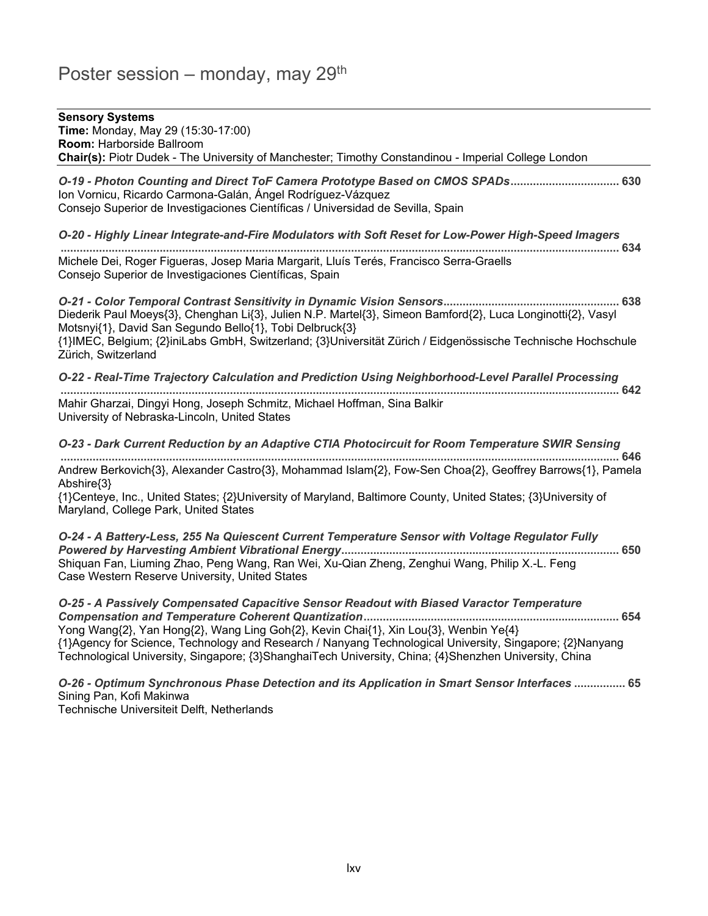# Poster session – monday, may 29th

**Sensory Systems**
**Time:** Monday, May 29 (15:30-17:00)
**Room:** Harborside Ballroom
**Chair(s):** Piotr Dudek - The University of Manchester; Timothy Constandinou - Imperial College London

***O-19 - Photon Counting and Direct ToF Camera Prototype Based on CMOS SPADs*** **.................................. 630**
Ion Vornicu, Ricardo Carmona-Galán, Ángel Rodríguez-Vázquez
Consejo Superior de Investigaciones Científicas / Universidad de Sevilla, Spain

***O-20 - Highly Linear Integrate-and-Fire Modulators with Soft Reset for Low-Power High-Speed Imagers*** **.................................................................................................................................................................. 634**
Michele Dei, Roger Figueras, Josep Maria Margarit, Lluís Terés, Francisco Serra-Graells
Consejo Superior de Investigaciones Científicas, Spain

***O-21 - Color Temporal Contrast Sensitivity in Dynamic Vision Sensors*** **...................................................... 638**
Diederik Paul Moeys{3}, Chenghan Li{3}, Julien N.P. Martel{3}, Simeon Bamford{2}, Luca Longinotti{2}, Vasyl Motsnyi{1}, David San Segundo Bello{1}, Tobi Delbruck{3}
{1}IMEC, Belgium; {2}iniLabs GmbH, Switzerland; {3}Universität Zürich / Eidgenössische Technische Hochschule Zürich, Switzerland

***O-22 - Real-Time Trajectory Calculation and Prediction Using Neighborhood-Level Parallel Processing*** **.................................................................................................................................................................. 642**
Mahir Gharzai, Dingyi Hong, Joseph Schmitz, Michael Hoffman, Sina Balkir
University of Nebraska-Lincoln, United States

***O-23 - Dark Current Reduction by an Adaptive CTIA Photocircuit for Room Temperature SWIR Sensing*** **.................................................................................................................................................................. 646**
Andrew Berkovich{3}, Alexander Castro{3}, Mohammad Islam{2}, Fow-Sen Choa{2}, Geoffrey Barrows{1}, Pamela Abshire{3}
{1}Centeye, Inc., United States; {2}University of Maryland, Baltimore County, United States; {3}University of Maryland, College Park, United States

***O-24 - A Battery-Less, 255 Na Quiescent Current Temperature Sensor with Voltage Regulator Fully Powered by Harvesting Ambient Vibrational Energy*** **...................................................................................... 650**
Shiquan Fan, Liuming Zhao, Peng Wang, Ran Wei, Xu-Qian Zheng, Zenghui Wang, Philip X.-L. Feng
Case Western Reserve University, United States

***O-25 - A Passively Compensated Capacitive Sensor Readout with Biased Varactor Temperature Compensation and Temperature Coherent Quantization*** **............................................................................... 654**
Yong Wang{2}, Yan Hong{2}, Wang Ling Goh{2}, Kevin Chai{1}, Xin Lou{3}, Wenbin Ye{4}
{1}Agency for Science, Technology and Research / Nanyang Technological University, Singapore; {2}Nanyang Technological University, Singapore; {3}ShanghaiTech University, China; {4}Shenzhen University, China

***O-26 - Optimum Synchronous Phase Detection and its Application in Smart Sensor Interfaces*** **................ 65**
Sining Pan, Kofi Makinwa
Technische Universiteit Delft, Netherlands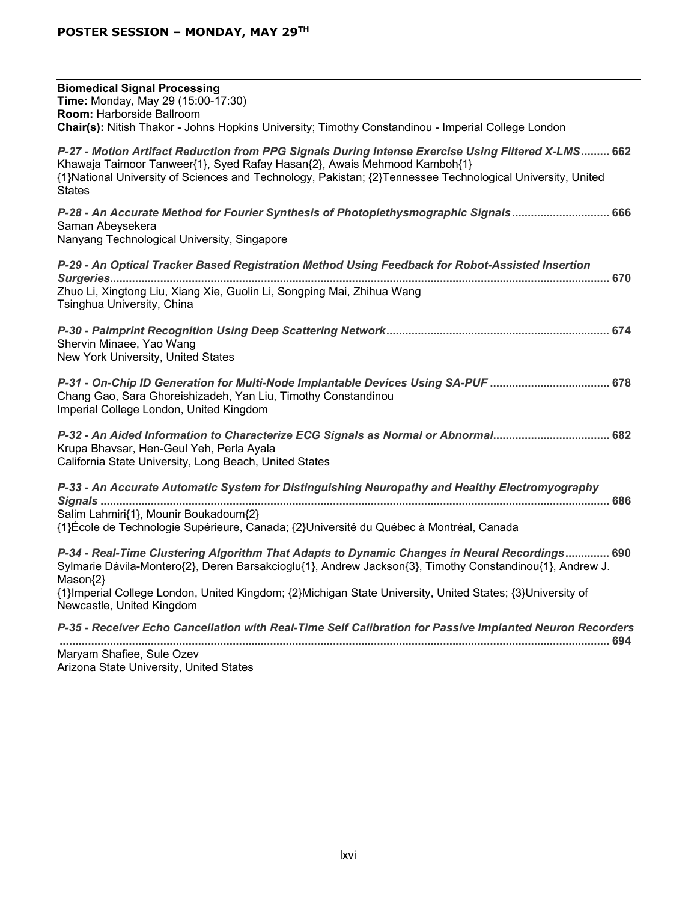## POSTER SESSION – MONDAY, MAY 29TH

**Biomedical Signal Processing**
**Time:** Monday, May 29 (15:00-17:30)
**Room:** Harborside Ballroom
**Chair(s):** Nitish Thakor - Johns Hopkins University; Timothy Constandinou - Imperial College London

***P-27 - Motion Artifact Reduction from PPG Signals During Intense Exercise Using Filtered X-LMS*......... 662**
Khawaja Taimoor Tanweer{1}, Syed Rafay Hasan{2}, Awais Mehmood Kamboh{1}
{1}National University of Sciences and Technology, Pakistan; {2}Tennessee Technological University, United States

***P-28 - An Accurate Method for Fourier Synthesis of Photoplethysmographic Signals*.............................. 666**
Saman Abeysekera
Nanyang Technological University, Singapore

***P-29 - An Optical Tracker Based Registration Method Using Feedback for Robot-Assisted Insertion Surgeries*........................................................................................................................................... 670**
Zhuo Li, Xingtong Liu, Xiang Xie, Guolin Li, Songping Mai, Zhihua Wang
Tsinghua University, China

***P-30 - Palmprint Recognition Using Deep Scattering Network*...................................................................... 674**
Shervin Minaee, Yao Wang
New York University, United States

***P-31 - On-Chip ID Generation for Multi-Node Implantable Devices Using SA-PUF* ..................................... 678**
Chang Gao, Sara Ghoreishizadeh, Yan Liu, Timothy Constandinou
Imperial College London, United Kingdom

***P-32 - An Aided Information to Characterize ECG Signals as Normal or Abnormal*.................................... 682**
Krupa Bhavsar, Hen-Geul Yeh, Perla Ayala
California State University, Long Beach, United States

***P-33 - An Accurate Automatic System for Distinguishing Neuropathy and Healthy Electromyography Signals* ............................................................................................................................................... 686**
Salim Lahmiri{1}, Mounir Boukadoum{2}
{1}École de Technologie Supérieure, Canada; {2}Université du Québec à Montréal, Canada

***P-34 - Real-Time Clustering Algorithm That Adapts to Dynamic Changes in Neural Recordings*.............. 690**
Sylmarie Dávila-Montero{2}, Deren Barsakcioglu{1}, Andrew Jackson{3}, Timothy Constandinou{1}, Andrew J. Mason{2}
{1}Imperial College London, United Kingdom; {2}Michigan State University, United States; {3}University of Newcastle, United Kingdom

***P-35 - Receiver Echo Cancellation with Real-Time Self Calibration for Passive Implanted Neuron Recorders* ........................................................................................................................................................ 694**
Maryam Shafiee, Sule Ozev
Arizona State University, United States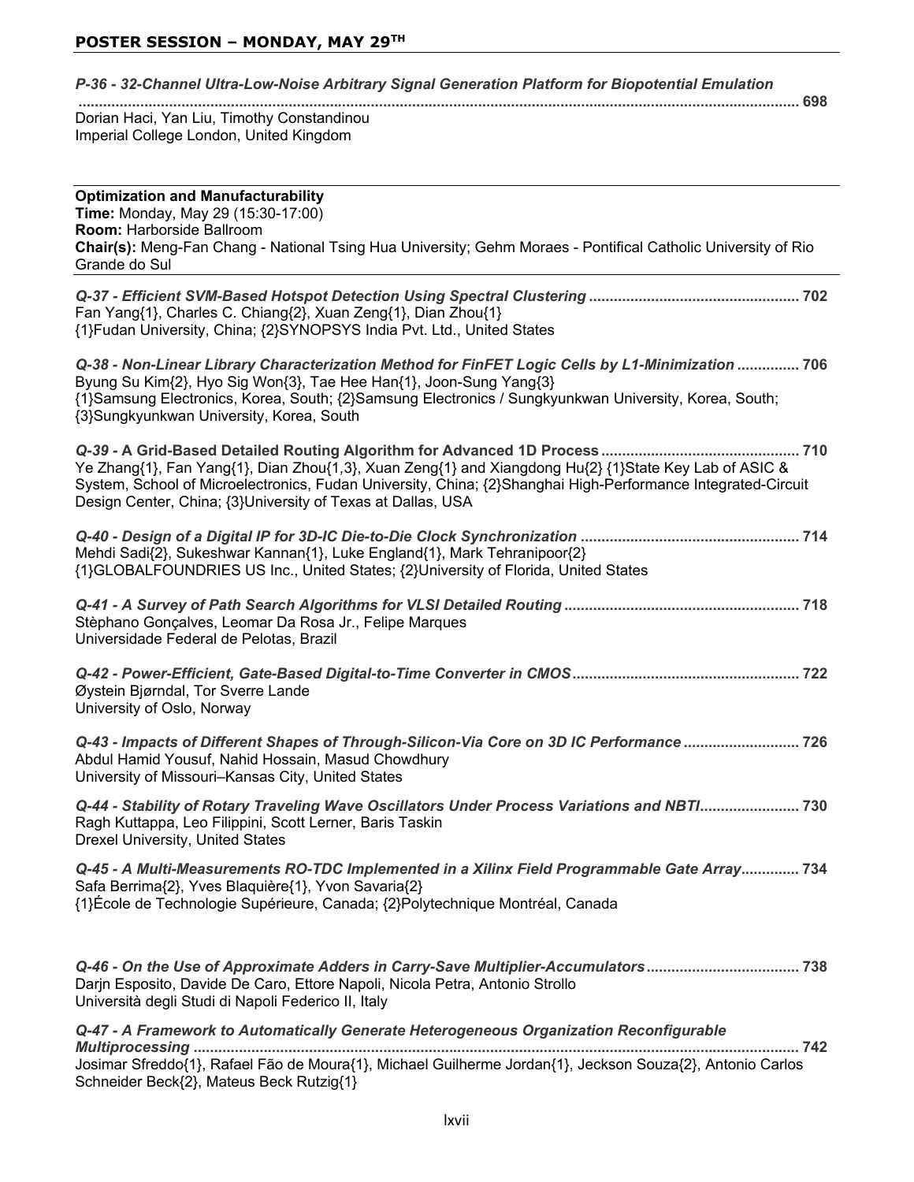## POSTER SESSION – MONDAY, MAY 29TH

***P-36 - 32-Channel Ultra-Low-Noise Arbitrary Signal Generation Platform for Biopotential Emulation*** ........ **698**
Dorian Haci, Yan Liu, Timothy Constandinou
Imperial College London, United Kingdom

---

**Optimization and Manufacturability**
**Time:** Monday, May 29 (15:30-17:00)
**Room:** Harborside Ballroom
**Chair(s):** Meng-Fan Chang - National Tsing Hua University; Gehm Moraes - Pontifical Catholic University of Rio Grande do Sul

---

***Q-37 - Efficient SVM-Based Hotspot Detection Using Spectral Clustering*** ........ **702**
Fan Yang{1}, Charles C. Chiang{2}, Xuan Zeng{1}, Dian Zhou{1}
{1}Fudan University, China; {2}SYNOPSYS India Pvt. Ltd., United States

***Q-38 - Non-Linear Library Characterization Method for FinFET Logic Cells by L1-Minimization*** ........ **706**
Byung Su Kim{2}, Hyo Sig Won{3}, Tae Hee Han{1}, Joon-Sung Yang{3}
{1}Samsung Electronics, Korea, South; {2}Samsung Electronics / Sungkyunkwan University, Korea, South; {3}Sungkyunkwan University, Korea, South

***Q-39 -* A Grid-Based Detailed Routing Algorithm for Advanced 1D Process** ........ **710**
Ye Zhang{1}, Fan Yang{1}, Dian Zhou{1,3}, Xuan Zeng{1} and Xiangdong Hu{2} {1}State Key Lab of ASIC & System, School of Microelectronics, Fudan University, China; {2}Shanghai High-Performance Integrated-Circuit Design Center, China; {3}University of Texas at Dallas, USA

***Q-40 - Design of a Digital IP for 3D-IC Die-to-Die Clock Synchronization*** ........ **714**
Mehdi Sadi{2}, Sukeshwar Kannan{1}, Luke England{1}, Mark Tehranipoor{2}
{1}GLOBALFOUNDRIES US Inc., United States; {2}University of Florida, United States

***Q-41 - A Survey of Path Search Algorithms for VLSI Detailed Routing*** ........ **718**
Stèphano Gonçalves, Leomar Da Rosa Jr., Felipe Marques
Universidade Federal de Pelotas, Brazil

***Q-42 - Power-Efficient, Gate-Based Digital-to-Time Converter in CMOS*** ........ **722**
Øystein Bjørndal, Tor Sverre Lande
University of Oslo, Norway

***Q-43 - Impacts of Different Shapes of Through-Silicon-Via Core on 3D IC Performance*** ........ **726**
Abdul Hamid Yousuf, Nahid Hossain, Masud Chowdhury
University of Missouri–Kansas City, United States

***Q-44 - Stability of Rotary Traveling Wave Oscillators Under Process Variations and NBTI*** ........ **730**
Ragh Kuttappa, Leo Filippini, Scott Lerner, Baris Taskin
Drexel University, United States

***Q-45 - A Multi-Measurements RO-TDC Implemented in a Xilinx Field Programmable Gate Array*** ........ **734**
Safa Berrima{2}, Yves Blaquière{1}, Yvon Savaria{2}
{1}École de Technologie Supérieure, Canada; {2}Polytechnique Montréal, Canada

***Q-46 - On the Use of Approximate Adders in Carry-Save Multiplier-Accumulators*** ........ **738**
Darjn Esposito, Davide De Caro, Ettore Napoli, Nicola Petra, Antonio Strollo
Università degli Studi di Napoli Federico II, Italy

***Q-47 - A Framework to Automatically Generate Heterogeneous Organization Reconfigurable Multiprocessing*** ........ **742**
Josimar Sfreddo{1}, Rafael Fão de Moura{1}, Michael Guilherme Jordan{1}, Jeckson Souza{2}, Antonio Carlos Schneider Beck{2}, Mateus Beck Rutzig{1}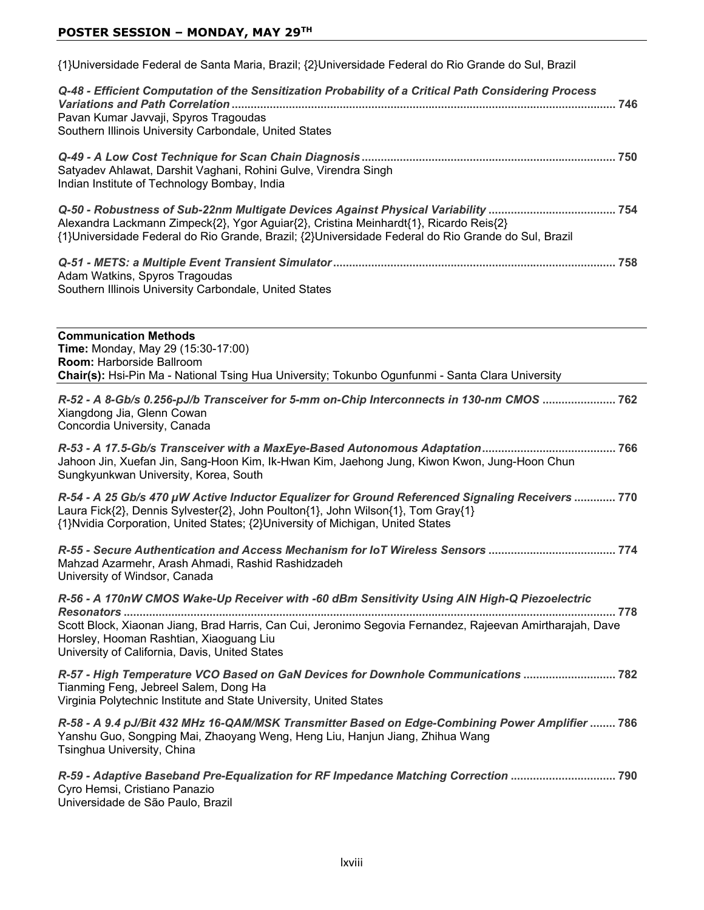{1}Universidade Federal de Santa Maria, Brazil; {2}Universidade Federal do Rio Grande do Sul, Brazil

***Q-48 - Efficient Computation of the Sensitization Probability of a Critical Path Considering Process Variations and Path Correlation*** ........ **746**
Pavan Kumar Javvaji, Spyros Tragoudas
Southern Illinois University Carbondale, United States

***Q-49 - A Low Cost Technique for Scan Chain Diagnosis*** ........ **750**
Satyadev Ahlawat, Darshit Vaghani, Rohini Gulve, Virendra Singh
Indian Institute of Technology Bombay, India

***Q-50 - Robustness of Sub-22nm Multigate Devices Against Physical Variability*** ........ **754**
Alexandra Lackmann Zimpeck{2}, Ygor Aguiar{2}, Cristina Meinhardt{1}, Ricardo Reis{2}
{1}Universidade Federal do Rio Grande, Brazil; {2}Universidade Federal do Rio Grande do Sul, Brazil

***Q-51 - METS: a Multiple Event Transient Simulator*** ........ **758**
Adam Watkins, Spyros Tragoudas
Southern Illinois University Carbondale, United States

---

**Communication Methods**
**Time:** Monday, May 29 (15:30-17:00)
**Room:** Harborside Ballroom
**Chair(s):** Hsi-Pin Ma - National Tsing Hua University; Tokunbo Ogunfunmi - Santa Clara University

---

***R-52 - A 8-Gb/s 0.256-pJ/b Transceiver for 5-mm on-Chip Interconnects in 130-nm CMOS*** ........ **762**
Xiangdong Jia, Glenn Cowan
Concordia University, Canada

***R-53 - A 17.5-Gb/s Transceiver with a MaxEye-Based Autonomous Adaptation*** ........ **766**
Jahoon Jin, Xuefan Jin, Sang-Hoon Kim, Ik-Hwan Kim, Jaehong Jung, Kiwon Kwon, Jung-Hoon Chun
Sungkyunkwan University, Korea, South

***R-54 - A 25 Gb/s 470 μW Active Inductor Equalizer for Ground Referenced Signaling Receivers*** ........ **770**
Laura Fick{2}, Dennis Sylvester{2}, John Poulton{1}, John Wilson{1}, Tom Gray{1}
{1}Nvidia Corporation, United States; {2}University of Michigan, United States

***R-55 - Secure Authentication and Access Mechanism for IoT Wireless Sensors*** ........ **774**
Mahzad Azarmehr, Arash Ahmadi, Rashid Rashidzadeh
University of Windsor, Canada

***R-56 - A 170nW CMOS Wake-Up Receiver with -60 dBm Sensitivity Using AlN High-Q Piezoelectric Resonators*** ........ **778**
Scott Block, Xiaonan Jiang, Brad Harris, Can Cui, Jeronimo Segovia Fernandez, Rajeevan Amirtharajah, Dave Horsley, Hooman Rashtian, Xiaoguang Liu
University of California, Davis, United States

***R-57 - High Temperature VCO Based on GaN Devices for Downhole Communications*** ........ **782**
Tianming Feng, Jebreel Salem, Dong Ha
Virginia Polytechnic Institute and State University, United States

***R-58 - A 9.4 pJ/Bit 432 MHz 16-QAM/MSK Transmitter Based on Edge-Combining Power Amplifier*** ........ **786**
Yanshu Guo, Songping Mai, Zhaoyang Weng, Heng Liu, Hanjun Jiang, Zhihua Wang
Tsinghua University, China

***R-59 - Adaptive Baseband Pre-Equalization for RF Impedance Matching Correction*** ........ **790**
Cyro Hemsi, Cristiano Panazio
Universidade de São Paulo, Brazil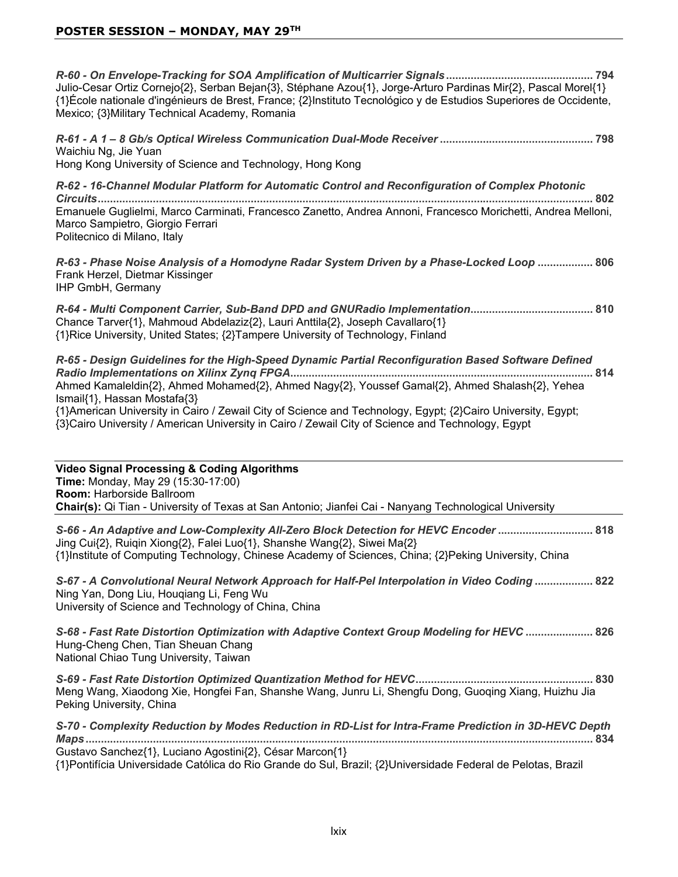*R-60 - On Envelope-Tracking for SOA Amplification of Multicarrier Signals* ................................................ 794
Julio-Cesar Ortiz Cornejo{2}, Serban Bejan{3}, Stéphane Azou{1}, Jorge-Arturo Pardinas Mir{2}, Pascal Morel{1}
{1}École nationale d'ingénieurs de Brest, France; {2}Instituto Tecnológico y de Estudios Superiores de Occidente, Mexico; {3}Military Technical Academy, Romania

*R-61 - A 1 – 8 Gb/s Optical Wireless Communication Dual-Mode Receiver* .................................................. 798
Waichiu Ng, Jie Yuan
Hong Kong University of Science and Technology, Hong Kong

*R-62 - 16-Channel Modular Platform for Automatic Control and Reconfiguration of Complex Photonic Circuits* ................................................................................................................................................... 802
Emanuele Guglielmi, Marco Carminati, Francesco Zanetto, Andrea Annoni, Francesco Morichetti, Andrea Melloni, Marco Sampietro, Giorgio Ferrari
Politecnico di Milano, Italy

*R-63 - Phase Noise Analysis of a Homodyne Radar System Driven by a Phase-Locked Loop* .................. 806
Frank Herzel, Dietmar Kissinger
IHP GmbH, Germany

*R-64 - Multi Component Carrier, Sub-Band DPD and GNURadio Implementation*........................................ 810
Chance Tarver{1}, Mahmoud Abdelaziz{2}, Lauri Anttila{2}, Joseph Cavallaro{1}
{1}Rice University, United States; {2}Tampere University of Technology, Finland

*R-65 - Design Guidelines for the High-Speed Dynamic Partial Reconfiguration Based Software Defined Radio Implementations on Xilinx Zynq FPGA*.................................................................................................. 814
Ahmed Kamaleldin{2}, Ahmed Mohamed{2}, Ahmed Nagy{2}, Youssef Gamal{2}, Ahmed Shalash{2}, Yehea Ismail{1}, Hassan Mostafa{3}
{1}American University in Cairo / Zewail City of Science and Technology, Egypt; {2}Cairo University, Egypt; {3}Cairo University / American University in Cairo / Zewail City of Science and Technology, Egypt

---

**Video Signal Processing & Coding Algorithms**
**Time:** Monday, May 29 (15:30-17:00)
**Room:** Harborside Ballroom
**Chair(s):** Qi Tian - University of Texas at San Antonio; Jianfei Cai - Nanyang Technological University

---

*S-66 - An Adaptive and Low-Complexity All-Zero Block Detection for HEVC Encoder* ............................... 818
Jing Cui{2}, Ruiqin Xiong{2}, Falei Luo{1}, Shanshe Wang{2}, Siwei Ma{2}
{1}Institute of Computing Technology, Chinese Academy of Sciences, China; {2}Peking University, China

*S-67 - A Convolutional Neural Network Approach for Half-Pel Interpolation in Video Coding* ................... 822
Ning Yan, Dong Liu, Houqiang Li, Feng Wu
University of Science and Technology of China, China

*S-68 - Fast Rate Distortion Optimization with Adaptive Context Group Modeling for HEVC* ...................... 826
Hung-Cheng Chen, Tian Sheuan Chang
National Chiao Tung University, Taiwan

*S-69 - Fast Rate Distortion Optimized Quantization Method for HEVC*......................................................... 830
Meng Wang, Xiaodong Xie, Hongfei Fan, Shanshe Wang, Junru Li, Shengfu Dong, Guoqing Xiang, Huizhu Jia
Peking University, China

*S-70 - Complexity Reduction by Modes Reduction in RD-List for Intra-Frame Prediction in 3D-HEVC Depth Maps* ......................................................................................................................................................... 834
Gustavo Sanchez{1}, Luciano Agostini{2}, César Marcon{1}
{1}Pontifícia Universidade Católica do Rio Grande do Sul, Brazil; {2}Universidade Federal de Pelotas, Brazil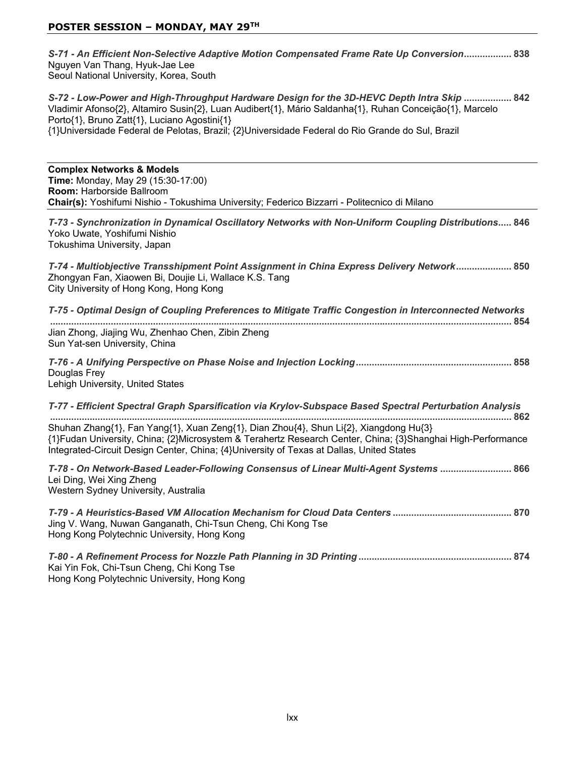## POSTER SESSION – MONDAY, MAY 29TH

***S-71 - An Efficient Non-Selective Adaptive Motion Compensated Frame Rate Up Conversion*.................. 838**
Nguyen Van Thang, Hyuk-Jae Lee
Seoul National University, Korea, South

***S-72 - Low-Power and High-Throughput Hardware Design for the 3D-HEVC Depth Intra Skip* .................. 842**
Vladimir Afonso{2}, Altamiro Susin{2}, Luan Audibert{1}, Mário Saldanha{1}, Ruhan Conceição{1}, Marcelo Porto{1}, Bruno Zatt{1}, Luciano Agostini{1}
{1}Universidade Federal de Pelotas, Brazil; {2}Universidade Federal do Rio Grande do Sul, Brazil

---

**Complex Networks & Models**
**Time:** Monday, May 29 (15:30-17:00)
**Room:** Harborside Ballroom
**Chair(s):** Yoshifumi Nishio - Tokushima University; Federico Bizzarri - Politecnico di Milano

---

***T-73 - Synchronization in Dynamical Oscillatory Networks with Non-Uniform Coupling Distributions*..... 846**
Yoko Uwate, Yoshifumi Nishio
Tokushima University, Japan

***T-74 - Multiobjective Transshipment Point Assignment in China Express Delivery Network*..................... 850**
Zhongyan Fan, Xiaowen Bi, Doujie Li, Wallace K.S. Tang
City University of Hong Kong, Hong Kong

***T-75 - Optimal Design of Coupling Preferences to Mitigate Traffic Congestion in Interconnected Networks* ............................................................................................................................................................ 854**
Jian Zhong, Jiajing Wu, Zhenhao Chen, Zibin Zheng
Sun Yat-sen University, China

***T-76 - A Unifying Perspective on Phase Noise and Injection Locking*........................................................... 858**
Douglas Frey
Lehigh University, United States

***T-77 - Efficient Spectral Graph Sparsification via Krylov-Subspace Based Spectral Perturbation Analysis* ............................................................................................................................................................ 862**
Shuhan Zhang{1}, Fan Yang{1}, Xuan Zeng{1}, Dian Zhou{4}, Shun Li{2}, Xiangdong Hu{3}
{1}Fudan University, China; {2}Microsystem & Terahertz Research Center, China; {3}Shanghai High-Performance Integrated-Circuit Design Center, China; {4}University of Texas at Dallas, United States

***T-78 - On Network-Based Leader-Following Consensus of Linear Multi-Agent Systems* ........................... 866**
Lei Ding, Wei Xing Zheng
Western Sydney University, Australia

***T-79 - A Heuristics-Based VM Allocation Mechanism for Cloud Data Centers* ............................................. 870**
Jing V. Wang, Nuwan Ganganath, Chi-Tsun Cheng, Chi Kong Tse
Hong Kong Polytechnic University, Hong Kong

***T-80 - A Refinement Process for Nozzle Path Planning in 3D Printing*.......................................................... 874**
Kai Yin Fok, Chi-Tsun Cheng, Chi Kong Tse
Hong Kong Polytechnic University, Hong Kong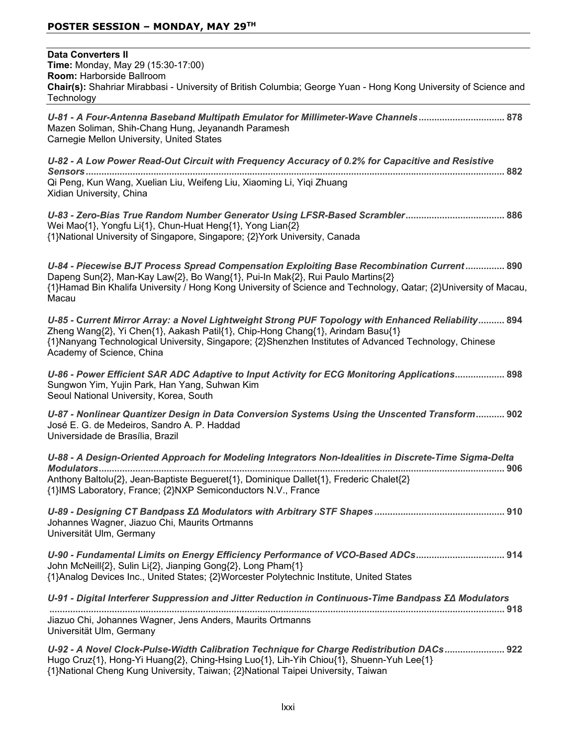## POSTER SESSION – MONDAY, MAY 29TH

**Data Converters II**
**Time:** Monday, May 29 (15:30-17:00)
**Room:** Harborside Ballroom
**Chair(s):** Shahriar Mirabbasi - University of British Columbia; George Yuan - Hong Kong University of Science and Technology

***U-81 - A Four-Antenna Baseband Multipath Emulator for Millimeter-Wave Channels*** ................................ **878**
Mazen Soliman, Shih-Chang Hung, Jeyanandh Paramesh
Carnegie Mellon University, United States

***U-82 - A Low Power Read-Out Circuit with Frequency Accuracy of 0.2% for Capacitive and Resistive Sensors*** ................................................................................................................................................ **882**
Qi Peng, Kun Wang, Xuelian Liu, Weifeng Liu, Xiaoming Li, Yiqi Zhuang
Xidian University, China

***U-83 - Zero-Bias True Random Number Generator Using LFSR-Based Scrambler*** ..................................... **886**
Wei Mao{1}, Yongfu Li{1}, Chun-Huat Heng{1}, Yong Lian{2}
{1}National University of Singapore, Singapore; {2}York University, Canada

***U-84 - Piecewise BJT Process Spread Compensation Exploiting Base Recombination Current*** ............... **890**
Dapeng Sun{2}, Man-Kay Law{2}, Bo Wang{1}, Pui-In Mak{2}, Rui Paulo Martins{2}
{1}Hamad Bin Khalifa University / Hong Kong University of Science and Technology, Qatar; {2}University of Macau, Macau

***U-85 - Current Mirror Array: a Novel Lightweight Strong PUF Topology with Enhanced Reliability*** .......... **894**
Zheng Wang{2}, Yi Chen{1}, Aakash Patil{1}, Chip-Hong Chang{1}, Arindam Basu{1}
{1}Nanyang Technological University, Singapore; {2}Shenzhen Institutes of Advanced Technology, Chinese Academy of Science, China

***U-86 - Power Efficient SAR ADC Adaptive to Input Activity for ECG Monitoring Applications*** .................. **898**
Sungwon Yim, Yujin Park, Han Yang, Suhwan Kim
Seoul National University, Korea, South

***U-87 - Nonlinear Quantizer Design in Data Conversion Systems Using the Unscented Transform*** ........... **902**
José E. G. de Medeiros, Sandro A. P. Haddad
Universidade de Brasília, Brazil

***U-88 - A Design-Oriented Approach for Modeling Integrators Non-Idealities in Discrete-Time Sigma-Delta Modulators*** ................................................................................................................................................ **906**
Anthony Baltolu{2}, Jean-Baptiste Begueret{1}, Dominique Dallet{1}, Frederic Chalet{2}
{1}IMS Laboratory, France; {2}NXP Semiconductors N.V., France

***U-89 - Designing CT Bandpass ΣΔ Modulators with Arbitrary STF Shapes*** ................................................ **910**
Johannes Wagner, Jiazuo Chi, Maurits Ortmanns
Universität Ulm, Germany

***U-90 - Fundamental Limits on Energy Efficiency Performance of VCO-Based ADCs*** ................................. **914**
John McNeill{2}, Sulin Li{2}, Jianping Gong{2}, Long Pham{1}
{1}Analog Devices Inc., United States; {2}Worcester Polytechnic Institute, United States

***U-91 - Digital Interferer Suppression and Jitter Reduction in Continuous-Time Bandpass ΣΔ Modulators*** ................................................................................................................................................ **918**
Jiazuo Chi, Johannes Wagner, Jens Anders, Maurits Ortmanns
Universität Ulm, Germany

***U-92 - A Novel Clock-Pulse-Width Calibration Technique for Charge Redistribution DACs*** ...................... **922**
Hugo Cruz{1}, Hong-Yi Huang{2}, Ching-Hsing Luo{1}, Lih-Yih Chiou{1}, Shuenn-Yuh Lee{1}
{1}National Cheng Kung University, Taiwan; {2}National Taipei University, Taiwan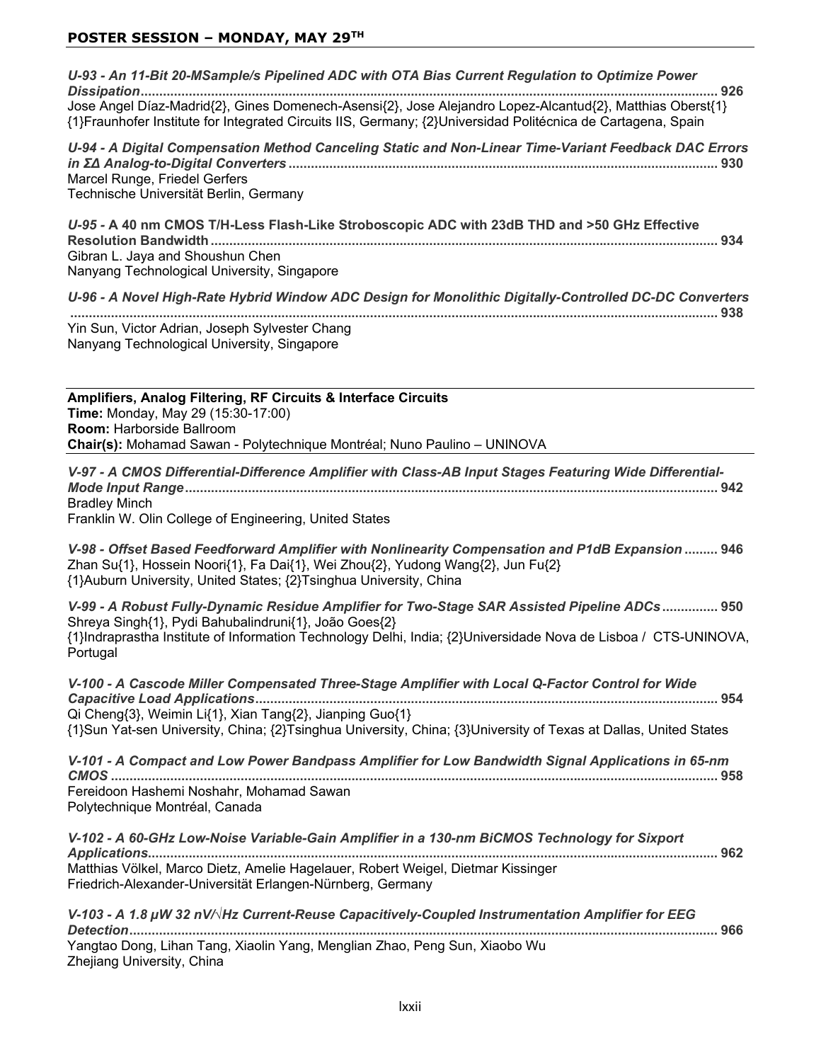## POSTER SESSION – MONDAY, MAY 29TH

***U-93 - An 11-Bit 20-MSample/s Pipelined ADC with OTA Bias Current Regulation to Optimize Power Dissipation*** ........................................ **926**
Jose Angel Díaz-Madrid{2}, Gines Domenech-Asensi{2}, Jose Alejandro Lopez-Alcantud{2}, Matthias Oberst{1}
{1}Fraunhofer Institute for Integrated Circuits IIS, Germany; {2}Universidad Politécnica de Cartagena, Spain

***U-94 - A Digital Compensation Method Canceling Static and Non-Linear Time-Variant Feedback DAC Errors in ΣΔ Analog-to-Digital Converters*** ........................................ **930**
Marcel Runge, Friedel Gerfers
Technische Universität Berlin, Germany

***U-95 -* A 40 nm CMOS T/H-Less Flash-Like Stroboscopic ADC with 23dB THD and >50 GHz Effective Resolution Bandwidth** ........................................ **934**
Gibran L. Jaya and Shoushun Chen
Nanyang Technological University, Singapore

***U-96 - A Novel High-Rate Hybrid Window ADC Design for Monolithic Digitally-Controlled DC-DC Converters*** ........................................ **938**
Yin Sun, Victor Adrian, Joseph Sylvester Chang
Nanyang Technological University, Singapore

---

**Amplifiers, Analog Filtering, RF Circuits & Interface Circuits**
**Time:** Monday, May 29 (15:30-17:00)
**Room:** Harborside Ballroom
**Chair(s):** Mohamad Sawan - Polytechnique Montréal; Nuno Paulino – UNINOVA

---

***V-97 - A CMOS Differential-Difference Amplifier with Class-AB Input Stages Featuring Wide Differential-Mode Input Range*** ........................................ **942**
Bradley Minch
Franklin W. Olin College of Engineering, United States

***V-98 - Offset Based Feedforward Amplifier with Nonlinearity Compensation and P1dB Expansion*** ......... **946**
Zhan Su{1}, Hossein Noori{1}, Fa Dai{1}, Wei Zhou{2}, Yudong Wang{2}, Jun Fu{2}
{1}Auburn University, United States; {2}Tsinghua University, China

***V-99 - A Robust Fully-Dynamic Residue Amplifier for Two-Stage SAR Assisted Pipeline ADCs*** ............... **950**
Shreya Singh{1}, Pydi Bahubalindruni{1}, João Goes{2}
{1}Indraprastha Institute of Information Technology Delhi, India; {2}Universidade Nova de Lisboa / CTS-UNINOVA, Portugal

***V-100 - A Cascode Miller Compensated Three-Stage Amplifier with Local Q-Factor Control for Wide Capacitive Load Applications*** ........................................ **954**
Qi Cheng{3}, Weimin Li{1}, Xian Tang{2}, Jianping Guo{1}
{1}Sun Yat-sen University, China; {2}Tsinghua University, China; {3}University of Texas at Dallas, United States

***V-101 - A Compact and Low Power Bandpass Amplifier for Low Bandwidth Signal Applications in 65-nm CMOS*** ........................................ **958**
Fereidoon Hashemi Noshahr, Mohamad Sawan
Polytechnique Montréal, Canada

***V-102 - A 60-GHz Low-Noise Variable-Gain Amplifier in a 130-nm BiCMOS Technology for Sixport Applications*** ........................................ **962**
Matthias Völkel, Marco Dietz, Amelie Hagelauer, Robert Weigel, Dietmar Kissinger
Friedrich-Alexander-Universität Erlangen-Nürnberg, Germany

***V-103 - A 1.8 μW 32 nV/√Hz Current-Reuse Capacitively-Coupled Instrumentation Amplifier for EEG Detection*** ........................................ **966**
Yangtao Dong, Lihan Tang, Xiaolin Yang, Menglian Zhao, Peng Sun, Xiaobo Wu
Zhejiang University, China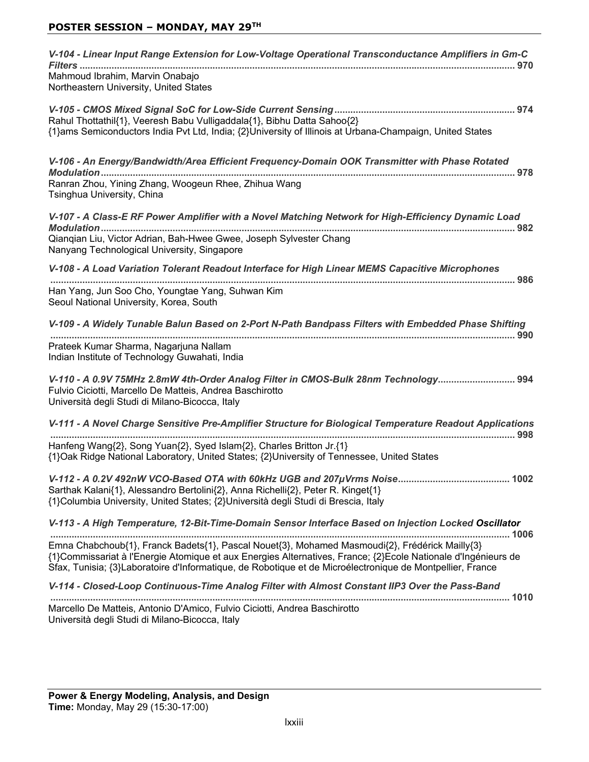## POSTER SESSION – MONDAY, MAY 29TH

***V-104 - Linear Input Range Extension for Low-Voltage Operational Transconductance Amplifiers in Gm-C Filters*** ........ **970**
Mahmoud Ibrahim, Marvin Onabajo
Northeastern University, United States

***V-105 - CMOS Mixed Signal SoC for Low-Side Current Sensing*** ........ **974**
Rahul Thottathil{1}, Veeresh Babu Vulligaddala{1}, Bibhu Datta Sahoo{2}
{1}ams Semiconductors India Pvt Ltd, India; {2}University of Illinois at Urbana-Champaign, United States

***V-106 - An Energy/Bandwidth/Area Efficient Frequency-Domain OOK Transmitter with Phase Rotated Modulation*** ........ **978**
Ranran Zhou, Yining Zhang, Woogeun Rhee, Zhihua Wang
Tsinghua University, China

***V-107 - A Class-E RF Power Amplifier with a Novel Matching Network for High-Efficiency Dynamic Load Modulation*** ........ **982**
Qianqian Liu, Victor Adrian, Bah-Hwee Gwee, Joseph Sylvester Chang
Nanyang Technological University, Singapore

***V-108 - A Load Variation Tolerant Readout Interface for High Linear MEMS Capacitive Microphones*** ........ **986**
Han Yang, Jun Soo Cho, Youngtae Yang, Suhwan Kim
Seoul National University, Korea, South

***V-109 - A Widely Tunable Balun Based on 2-Port N-Path Bandpass Filters with Embedded Phase Shifting*** ........ **990**
Prateek Kumar Sharma, Nagarjuna Nallam
Indian Institute of Technology Guwahati, India

***V-110 - A 0.9V 75MHz 2.8mW 4th-Order Analog Filter in CMOS-Bulk 28nm Technology*** ........ **994**
Fulvio Ciciotti, Marcello De Matteis, Andrea Baschirotto
Università degli Studi di Milano-Bicocca, Italy

***V-111 - A Novel Charge Sensitive Pre-Amplifier Structure for Biological Temperature Readout Applications*** ........ **998**
Hanfeng Wang{2}, Song Yuan{2}, Syed Islam{2}, Charles Britton Jr.{1}
{1}Oak Ridge National Laboratory, United States; {2}University of Tennessee, United States

***V-112 - A 0.2V 492nW VCO-Based OTA with 60kHz UGB and 207μVrms Noise*** ........ **1002**
Sarthak Kalani{1}, Alessandro Bertolini{2}, Anna Richelli{2}, Peter R. Kinget{1}
{1}Columbia University, United States; {2}Università degli Studi di Brescia, Italy

***V-113 - A High Temperature, 12-Bit-Time-Domain Sensor Interface Based on Injection Locked Oscillator*** ........ **1006**
Emna Chabchoub{1}, Franck Badets{1}, Pascal Nouet{3}, Mohamed Masmoudi{2}, Frédérick Mailly{3}
{1}Commissariat à l'Energie Atomique et aux Energies Alternatives, France; {2}Ecole Nationale d'Ingénieurs de Sfax, Tunisia; {3}Laboratoire d'Informatique, de Robotique et de Microélectronique de Montpellier, France

***V-114 - Closed-Loop Continuous-Time Analog Filter with Almost Constant IIP3 Over the Pass-Band*** ........ **1010**
Marcello De Matteis, Antonio D'Amico, Fulvio Ciciotti, Andrea Baschirotto
Università degli Studi di Milano-Bicocca, Italy

**Power & Energy Modeling, Analysis, and Design**
**Time:** Monday, May 29 (15:30-17:00)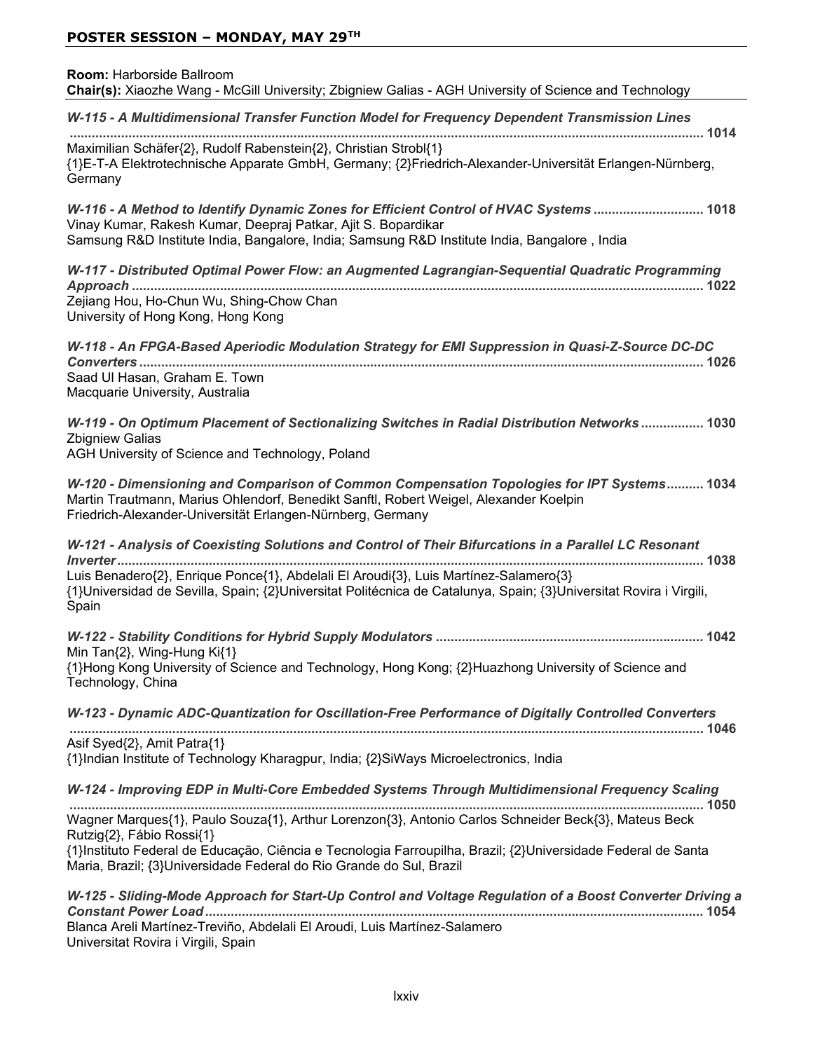## POSTER SESSION – MONDAY, MAY 29TH

**Room:** Harborside Ballroom
**Chair(s):** Xiaozhe Wang - McGill University; Zbigniew Galias - AGH University of Science and Technology

***W-115 - A Multidimensional Transfer Function Model for Frequency Dependent Transmission Lines*** ........ **1014**
Maximilian Schäfer{2}, Rudolf Rabenstein{2}, Christian Strobl{1}
{1}E-T-A Elektrotechnische Apparate GmbH, Germany; {2}Friedrich-Alexander-Universität Erlangen-Nürnberg, Germany

***W-116 - A Method to Identify Dynamic Zones for Efficient Control of HVAC Systems*** ........ **1018**
Vinay Kumar, Rakesh Kumar, Deepraj Patkar, Ajit S. Bopardikar
Samsung R&D Institute India, Bangalore, India; Samsung R&D Institute India, Bangalore , India

***W-117 - Distributed Optimal Power Flow: an Augmented Lagrangian-Sequential Quadratic Programming Approach*** ........ **1022**
Zejiang Hou, Ho-Chun Wu, Shing-Chow Chan
University of Hong Kong, Hong Kong

***W-118 - An FPGA-Based Aperiodic Modulation Strategy for EMI Suppression in Quasi-Z-Source DC-DC Converters*** ........ **1026**
Saad Ul Hasan, Graham E. Town
Macquarie University, Australia

***W-119 - On Optimum Placement of Sectionalizing Switches in Radial Distribution Networks*** ........ **1030**
Zbigniew Galias
AGH University of Science and Technology, Poland

***W-120 - Dimensioning and Comparison of Common Compensation Topologies for IPT Systems*** ........ **1034**
Martin Trautmann, Marius Ohlendorf, Benedikt Sanftl, Robert Weigel, Alexander Koelpin
Friedrich-Alexander-Universität Erlangen-Nürnberg, Germany

***W-121 - Analysis of Coexisting Solutions and Control of Their Bifurcations in a Parallel LC Resonant Inverter*** ........ **1038**
Luis Benadero{2}, Enrique Ponce{1}, Abdelali El Aroudi{3}, Luis Martínez-Salamero{3}
{1}Universidad de Sevilla, Spain; {2}Universitat Politécnica de Catalunya, Spain; {3}Universitat Rovira i Virgili, Spain

***W-122 - Stability Conditions for Hybrid Supply Modulators*** ........ **1042**
Min Tan{2}, Wing-Hung Ki{1}
{1}Hong Kong University of Science and Technology, Hong Kong; {2}Huazhong University of Science and Technology, China

***W-123 - Dynamic ADC-Quantization for Oscillation-Free Performance of Digitally Controlled Converters*** ........ **1046**
Asif Syed{2}, Amit Patra{1}
{1}Indian Institute of Technology Kharagpur, India; {2}SiWays Microelectronics, India

***W-124 - Improving EDP in Multi-Core Embedded Systems Through Multidimensional Frequency Scaling*** ........ **1050**
Wagner Marques{1}, Paulo Souza{1}, Arthur Lorenzon{3}, Antonio Carlos Schneider Beck{3}, Mateus Beck Rutzig{2}, Fábio Rossi{1}
{1}Instituto Federal de Educação, Ciência e Tecnologia Farroupilha, Brazil; {2}Universidade Federal de Santa Maria, Brazil; {3}Universidade Federal do Rio Grande do Sul, Brazil

***W-125 - Sliding-Mode Approach for Start-Up Control and Voltage Regulation of a Boost Converter Driving a Constant Power Load*** ........ **1054**
Blanca Areli Martínez-Treviño, Abdelali El Aroudi, Luis Martínez-Salamero
Universitat Rovira i Virgili, Spain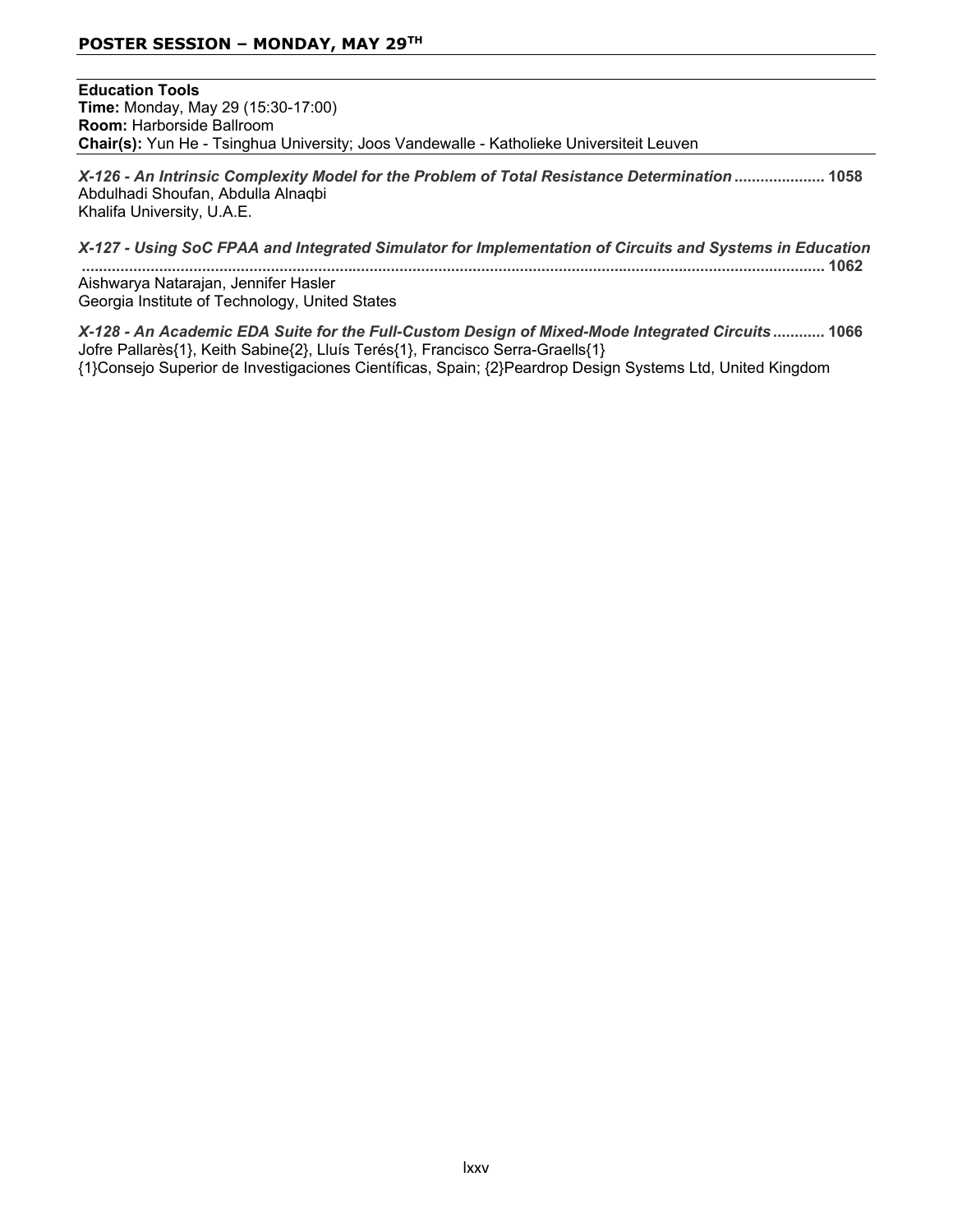## POSTER SESSION – MONDAY, MAY 29TH

**Education Tools**
**Time:** Monday, May 29 (15:30-17:00)
**Room:** Harborside Ballroom
**Chair(s):** Yun He - Tsinghua University; Joos Vandewalle - Katholieke Universiteit Leuven

***X-126 - An Intrinsic Complexity Model for the Problem of Total Resistance Determination*** **..................... 1058**
Abdulhadi Shoufan, Abdulla Alnaqbi
Khalifa University, U.A.E.

***X-127 - Using SoC FPAA and Integrated Simulator for Implementation of Circuits and Systems in Education*** **.......................................................................................................................................................... 1062**
Aishwarya Natarajan, Jennifer Hasler
Georgia Institute of Technology, United States

***X-128 - An Academic EDA Suite for the Full-Custom Design of Mixed-Mode Integrated Circuits*** **............ 1066**
Jofre Pallarès{1}, Keith Sabine{2}, Lluís Terés{1}, Francisco Serra-Graells{1}
{1}Consejo Superior de Investigaciones Científicas, Spain; {2}Peardrop Design Systems Ltd, United Kingdom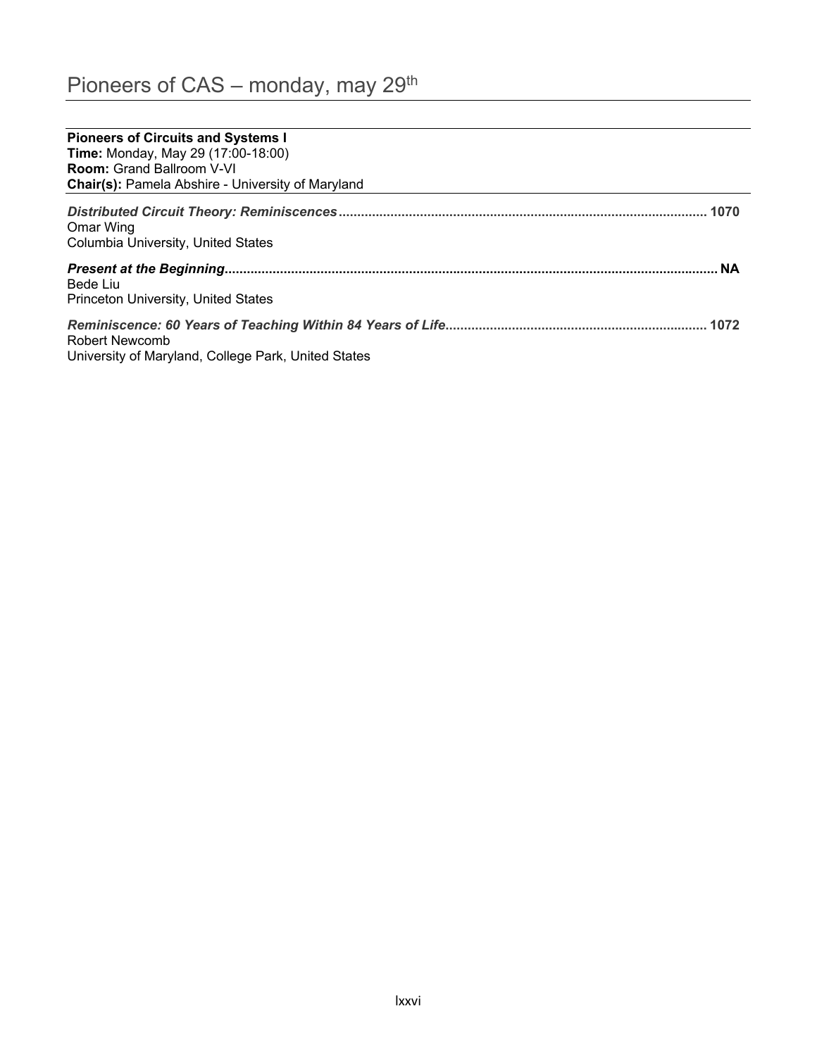# Pioneers of CAS – monday, may 29th

**Pioneers of Circuits and Systems I**
**Time:** Monday, May 29 (17:00-18:00)
**Room:** Grand Ballroom V-VI
**Chair(s):** Pamela Abshire - University of Maryland

***Distributed Circuit Theory: Reminiscences*** ........................................ **1070**
Omar Wing
Columbia University, United States

***Present at the Beginning*** ........................................ **NA**
Bede Liu
Princeton University, United States

***Reminiscence: 60 Years of Teaching Within 84 Years of Life*** ........................................ **1072**
Robert Newcomb
University of Maryland, College Park, United States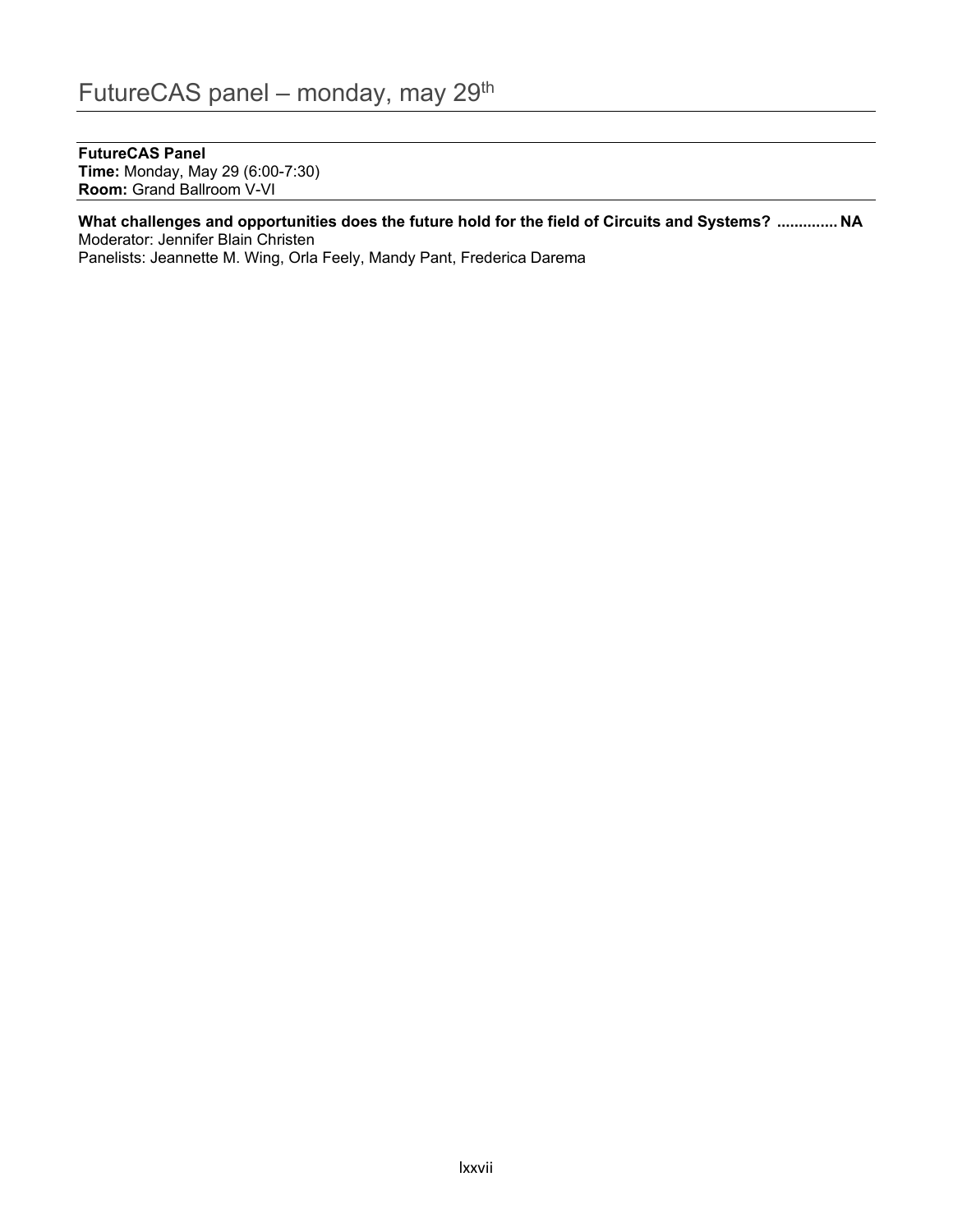# FutureCAS panel – monday, may 29th

**FutureCAS Panel**
**Time:** Monday, May 29 (6:00-7:30)
**Room:** Grand Ballroom V-VI

**What challenges and opportunities does the future hold for the field of Circuits and Systems? .............. NA**
Moderator: Jennifer Blain Christen
Panelists: Jeannette M. Wing, Orla Feely, Mandy Pant, Frederica Darema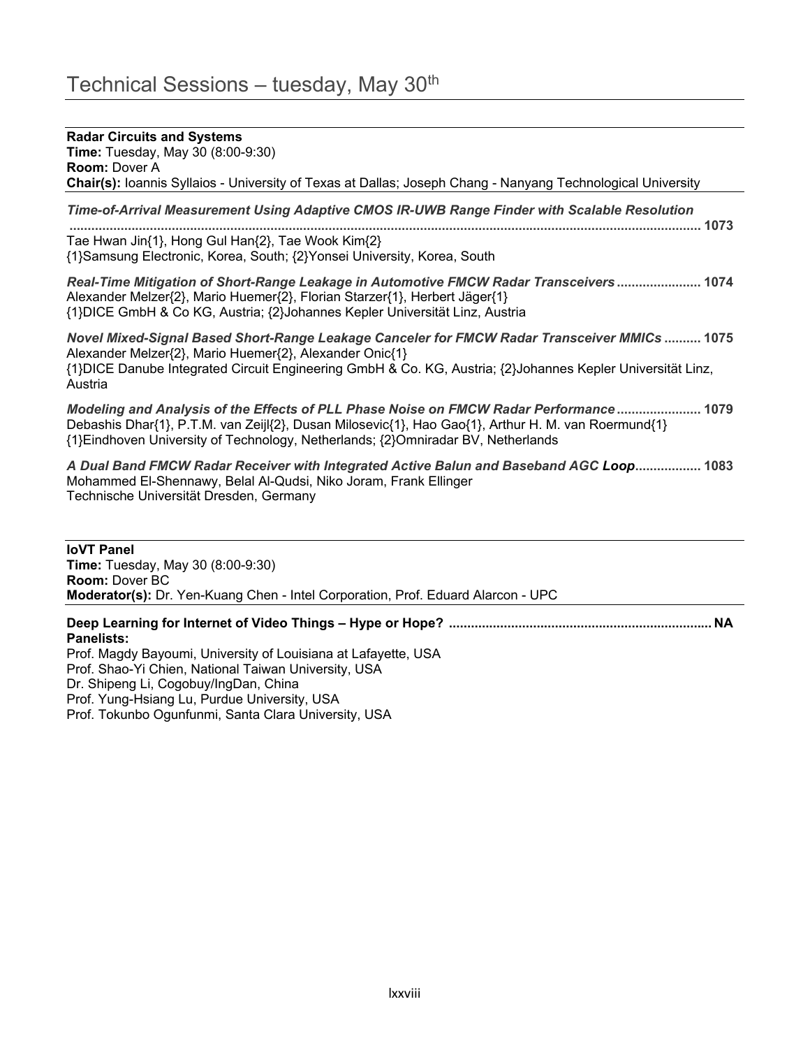# Technical Sessions – tuesday, May 30th

**Radar Circuits and Systems**
**Time:** Tuesday, May 30 (8:00-9:30)
**Room:** Dover A
**Chair(s):** Ioannis Syllaios - University of Texas at Dallas; Joseph Chang - Nanyang Technological University

***Time-of-Arrival Measurement Using Adaptive CMOS IR-UWB Range Finder with Scalable Resolution* ........ 1073**
Tae Hwan Jin{1}, Hong Gul Han{2}, Tae Wook Kim{2}
{1}Samsung Electronic, Korea, South; {2}Yonsei University, Korea, South

***Real-Time Mitigation of Short-Range Leakage in Automotive FMCW Radar Transceivers* ........ 1074**
Alexander Melzer{2}, Mario Huemer{2}, Florian Starzer{1}, Herbert Jäger{1}
{1}DICE GmbH & Co KG, Austria; {2}Johannes Kepler Universität Linz, Austria

***Novel Mixed-Signal Based Short-Range Leakage Canceler for FMCW Radar Transceiver MMICs* ........ 1075**
Alexander Melzer{2}, Mario Huemer{2}, Alexander Onic{1}
{1}DICE Danube Integrated Circuit Engineering GmbH & Co. KG, Austria; {2}Johannes Kepler Universität Linz, Austria

***Modeling and Analysis of the Effects of PLL Phase Noise on FMCW Radar Performance* ........ 1079**
Debashis Dhar{1}, P.T.M. van Zeijl{2}, Dusan Milosevic{1}, Hao Gao{1}, Arthur H. M. van Roermund{1}
{1}Eindhoven University of Technology, Netherlands; {2}Omniradar BV, Netherlands

***A Dual Band FMCW Radar Receiver with Integrated Active Balun and Baseband AGC Loop* ........ 1083**
Mohammed El-Shennawy, Belal Al-Qudsi, Niko Joram, Frank Ellinger
Technische Universität Dresden, Germany

**IoVT Panel**
**Time:** Tuesday, May 30 (8:00-9:30)
**Room:** Dover BC
**Moderator(s):** Dr. Yen-Kuang Chen - Intel Corporation, Prof. Eduard Alarcon - UPC

**Deep Learning for Internet of Video Things – Hype or Hope? ........ NA**
**Panelists:**
Prof. Magdy Bayoumi, University of Louisiana at Lafayette, USA
Prof. Shao-Yi Chien, National Taiwan University, USA
Dr. Shipeng Li, Cogobuy/IngDan, China
Prof. Yung-Hsiang Lu, Purdue University, USA
Prof. Tokunbo Ogunfunmi, Santa Clara University, USA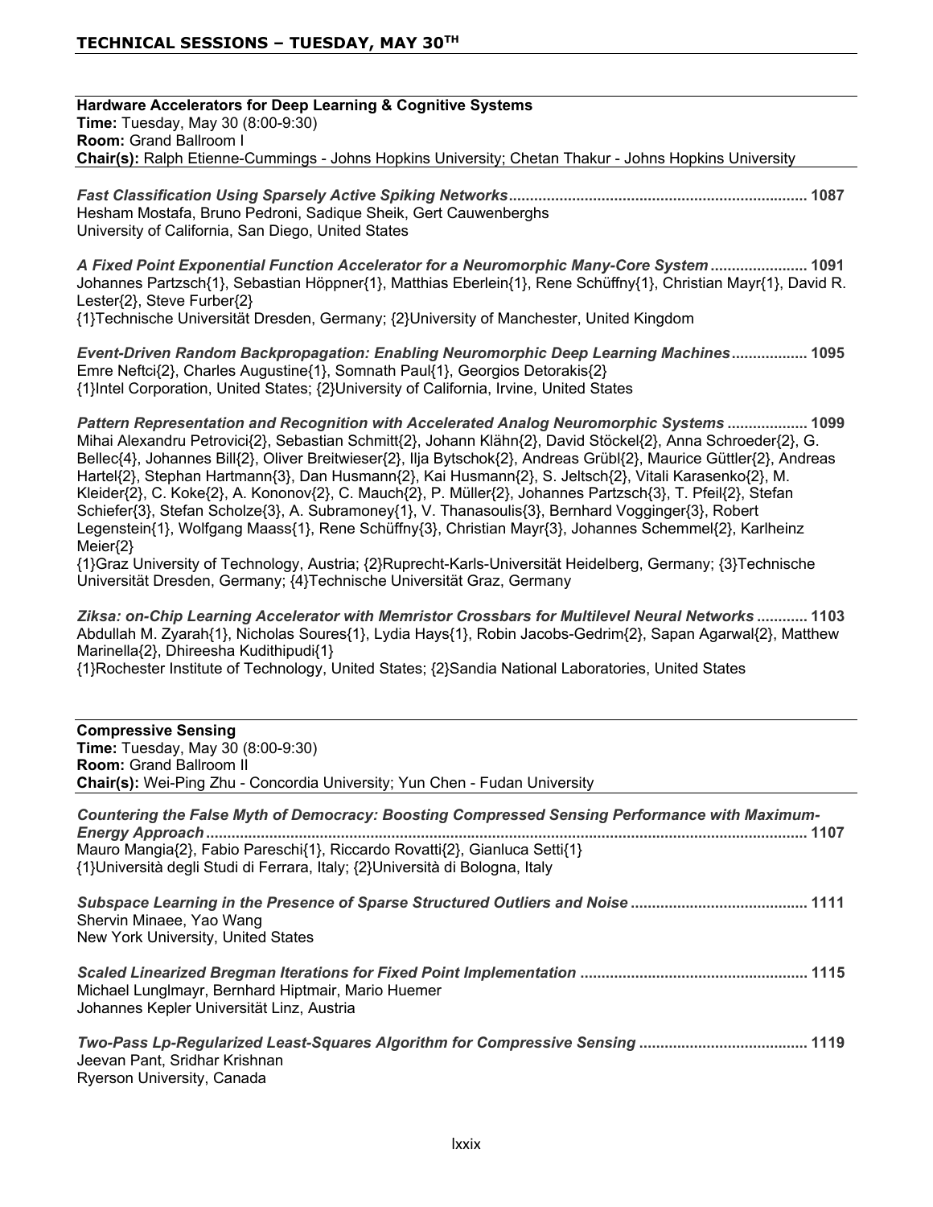## TECHNICAL SESSIONS – TUESDAY, MAY 30TH

**Hardware Accelerators for Deep Learning & Cognitive Systems**
**Time:** Tuesday, May 30 (8:00-9:30)
**Room:** Grand Ballroom I
**Chair(s):** Ralph Etienne-Cummings - Johns Hopkins University; Chetan Thakur - Johns Hopkins University

***Fast Classification Using Sparsely Active Spiking Networks*** ...................................................................... **1087**
Hesham Mostafa, Bruno Pedroni, Sadique Sheik, Gert Cauwenberghs
University of California, San Diego, United States

***A Fixed Point Exponential Function Accelerator for a Neuromorphic Many-Core System*** ....................... **1091**
Johannes Partzsch{1}, Sebastian Höppner{1}, Matthias Eberlein{1}, Rene Schüffny{1}, Christian Mayr{1}, David R. Lester{2}, Steve Furber{2}
{1}Technische Universität Dresden, Germany; {2}University of Manchester, United Kingdom

***Event-Driven Random Backpropagation: Enabling Neuromorphic Deep Learning Machines*** .................. **1095**
Emre Neftci{2}, Charles Augustine{1}, Somnath Paul{1}, Georgios Detorakis{2}
{1}Intel Corporation, United States; {2}University of California, Irvine, United States

***Pattern Representation and Recognition with Accelerated Analog Neuromorphic Systems*** ................... **1099**
Mihai Alexandru Petrovici{2}, Sebastian Schmitt{2}, Johann Klähn{2}, David Stöckel{2}, Anna Schroeder{2}, G. Bellec{4}, Johannes Bill{2}, Oliver Breitwieser{2}, Ilja Bytschok{2}, Andreas Grübl{2}, Maurice Güttler{2}, Andreas Hartel{2}, Stephan Hartmann{3}, Dan Husmann{2}, Kai Husmann{2}, S. Jeltsch{2}, Vitali Karasenko{2}, M. Kleider{2}, C. Koke{2}, A. Kononov{2}, C. Mauch{2}, P. Müller{2}, Johannes Partzsch{3}, T. Pfeil{2}, Stefan Schiefer{3}, Stefan Scholze{3}, A. Subramoney{1}, V. Thanasoulis{3}, Bernhard Vogginger{3}, Robert Legenstein{1}, Wolfgang Maass{1}, Rene Schüffny{3}, Christian Mayr{3}, Johannes Schemmel{2}, Karlheinz Meier{2}
{1}Graz University of Technology, Austria; {2}Ruprecht-Karls-Universität Heidelberg, Germany; {3}Technische Universität Dresden, Germany; {4}Technische Universität Graz, Germany

***Ziksa: on-Chip Learning Accelerator with Memristor Crossbars for Multilevel Neural Networks*** ............ **1103**
Abdullah M. Zyarah{1}, Nicholas Soures{1}, Lydia Hays{1}, Robin Jacobs-Gedrim{2}, Sapan Agarwal{2}, Matthew Marinella{2}, Dhireesha Kudithipudi{1}
{1}Rochester Institute of Technology, United States; {2}Sandia National Laboratories, United States

**Compressive Sensing**
**Time:** Tuesday, May 30 (8:00-9:30)
**Room:** Grand Ballroom II
**Chair(s):** Wei-Ping Zhu - Concordia University; Yun Chen - Fudan University

***Countering the False Myth of Democracy: Boosting Compressed Sensing Performance with Maximum-Energy Approach*** ............................................................................................................................................ **1107**
Mauro Mangia{2}, Fabio Pareschi{1}, Riccardo Rovatti{2}, Gianluca Setti{1}
{1}Università degli Studi di Ferrara, Italy; {2}Università di Bologna, Italy

***Subspace Learning in the Presence of Sparse Structured Outliers and Noise*** .......................................... **1111**
Shervin Minaee, Yao Wang
New York University, United States

***Scaled Linearized Bregman Iterations for Fixed Point Implementation*** ..................................................... **1115**
Michael Lunglmayr, Bernhard Hiptmair, Mario Huemer
Johannes Kepler Universität Linz, Austria

***Two-Pass Lp-Regularized Least-Squares Algorithm for Compressive Sensing*** ........................................ **1119**
Jeevan Pant, Sridhar Krishnan
Ryerson University, Canada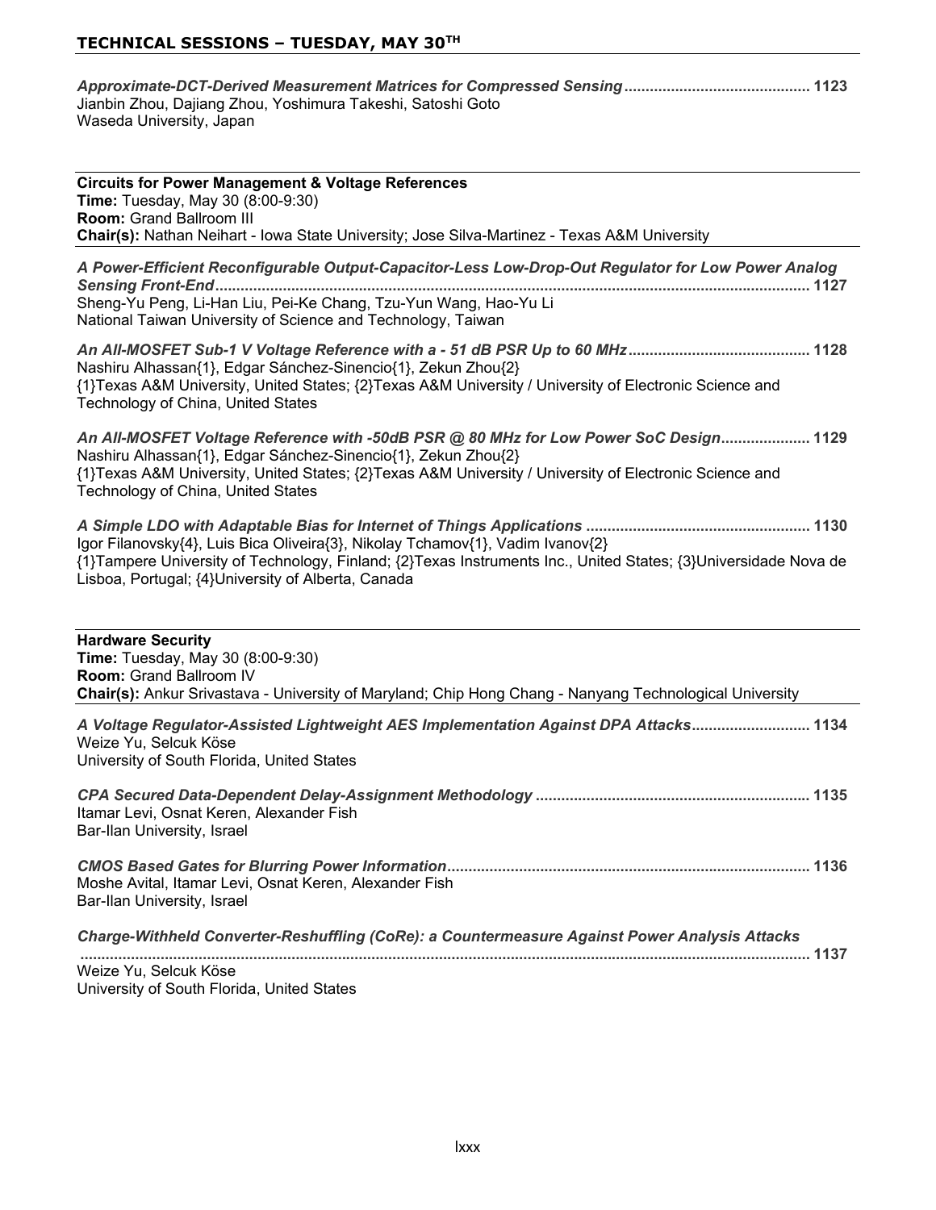***Approximate-DCT-Derived Measurement Matrices for Compressed Sensing*** ........................................... **1123**
Jianbin Zhou, Dajiang Zhou, Yoshimura Takeshi, Satoshi Goto
Waseda University, Japan

---

**Circuits for Power Management & Voltage References**
**Time:** Tuesday, May 30 (8:00-9:30)
**Room:** Grand Ballroom III
**Chair(s):** Nathan Neihart - Iowa State University; Jose Silva-Martinez - Texas A&M University

---

***A Power-Efficient Reconfigurable Output-Capacitor-Less Low-Drop-Out Regulator for Low Power Analog Sensing Front-End*** ........................................................................................................................................... **1127**
Sheng-Yu Peng, Li-Han Liu, Pei-Ke Chang, Tzu-Yun Wang, Hao-Yu Li
National Taiwan University of Science and Technology, Taiwan

***An All-MOSFET Sub-1 V Voltage Reference with a - 51 dB PSR Up to 60 MHz*** .......................................... **1128**
Nashiru Alhassan{1}, Edgar Sánchez-Sinencio{1}, Zekun Zhou{2}
{1}Texas A&M University, United States; {2}Texas A&M University / University of Electronic Science and Technology of China, United States

***An All-MOSFET Voltage Reference with -50dB PSR @ 80 MHz for Low Power SoC Design*** ..................... **1129**
Nashiru Alhassan{1}, Edgar Sánchez-Sinencio{1}, Zekun Zhou{2}
{1}Texas A&M University, United States; {2}Texas A&M University / University of Electronic Science and Technology of China, United States

***A Simple LDO with Adaptable Bias for Internet of Things Applications*** .................................................... **1130**
Igor Filanovsky{4}, Luis Bica Oliveira{3}, Nikolay Tchamov{1}, Vadim Ivanov{2}
{1}Tampere University of Technology, Finland; {2}Texas Instruments Inc., United States; {3}Universidade Nova de Lisboa, Portugal; {4}University of Alberta, Canada

---

**Hardware Security**
**Time:** Tuesday, May 30 (8:00-9:30)
**Room:** Grand Ballroom IV
**Chair(s):** Ankur Srivastava - University of Maryland; Chip Hong Chang - Nanyang Technological University

---

***A Voltage Regulator-Assisted Lightweight AES Implementation Against DPA Attacks*** ........................... **1134**
Weize Yu, Selcuk Köse
University of South Florida, United States

***CPA Secured Data-Dependent Delay-Assignment Methodology*** ................................................................ **1135**
Itamar Levi, Osnat Keren, Alexander Fish
Bar-Ilan University, Israel

***CMOS Based Gates for Blurring Power Information*** .................................................................................... **1136**
Moshe Avital, Itamar Levi, Osnat Keren, Alexander Fish
Bar-Ilan University, Israel

***Charge-Withheld Converter-Reshuffling (CoRe): a Countermeasure Against Power Analysis Attacks*** ........................................................................................................................................................... **1137**
Weize Yu, Selcuk Köse
University of South Florida, United States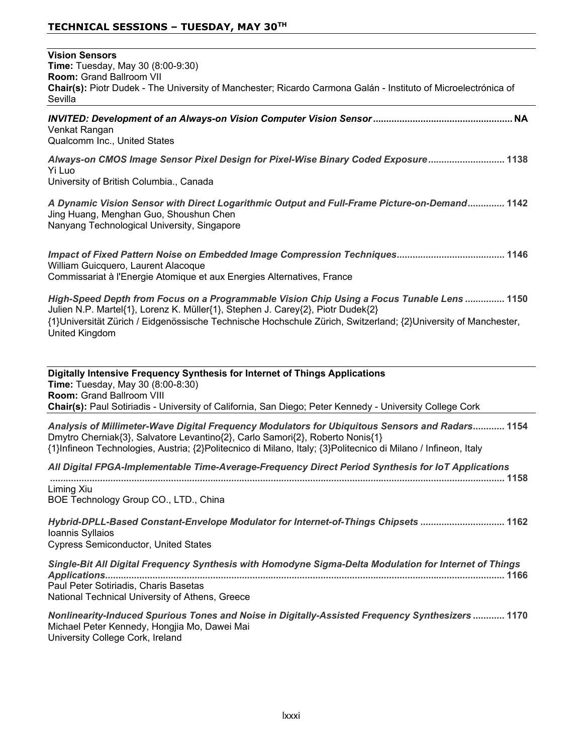## TECHNICAL SESSIONS – TUESDAY, MAY 30TH

### Vision Sensors

**Time:** Tuesday, May 30 (8:00-9:30)
**Room:** Grand Ballroom VII
**Chair(s):** Piotr Dudek - The University of Manchester; Ricardo Carmona Galán - Instituto of Microelectrónica of Sevilla

***INVITED: Development of an Always-on Vision Computer Vision Sensor*** **.................................................... NA**
Venkat Rangan
Qualcomm Inc., United States

***Always-on CMOS Image Sensor Pixel Design for Pixel-Wise Binary Coded Exposure*** **............................ 1138**
Yi Luo
University of British Columbia., Canada

***A Dynamic Vision Sensor with Direct Logarithmic Output and Full-Frame Picture-on-Demand*** **............. 1142**
Jing Huang, Menghan Guo, Shoushun Chen
Nanyang Technological University, Singapore

***Impact of Fixed Pattern Noise on Embedded Image Compression Techniques*** **........................................ 1146**
William Guicquero, Laurent Alacoque
Commissariat à l'Energie Atomique et aux Energies Alternatives, France

***High-Speed Depth from Focus on a Programmable Vision Chip Using a Focus Tunable Lens*** **............... 1150**
Julien N.P. Martel{1}, Lorenz K. Müller{1}, Stephen J. Carey{2}, Piotr Dudek{2}
{1}Universität Zürich / Eidgenössische Technische Hochschule Zürich, Switzerland; {2}University of Manchester, United Kingdom

### Digitally Intensive Frequency Synthesis for Internet of Things Applications

**Time:** Tuesday, May 30 (8:00-8:30)
**Room:** Grand Ballroom VIII
**Chair(s):** Paul Sotiriadis - University of California, San Diego; Peter Kennedy - University College Cork

***Analysis of Millimeter-Wave Digital Frequency Modulators for Ubiquitous Sensors and Radars*** **............ 1154**
Dmytro Cherniak{3}, Salvatore Levantino{2}, Carlo Samori{2}, Roberto Nonis{1}
{1}Infineon Technologies, Austria; {2}Politecnico di Milano, Italy; {3}Politecnico di Milano / Infineon, Italy

***All Digital FPGA-Implementable Time-Average-Frequency Direct Period Synthesis for IoT Applications*** **.............................................................................................................................................................. 1158**
Liming Xiu
BOE Technology Group CO., LTD., China

***Hybrid-DPLL-Based Constant-Envelope Modulator for Internet-of-Things Chipsets*** **................................ 1162**
Ioannis Syllaios
Cypress Semiconductor, United States

***Single-Bit All Digital Frequency Synthesis with Homodyne Sigma-Delta Modulation for Internet of Things Applications*** **...................................................................................................................................................... 1166**
Paul Peter Sotiriadis, Charis Basetas
National Technical University of Athens, Greece

***Nonlinearity-Induced Spurious Tones and Noise in Digitally-Assisted Frequency Synthesizers*** **............ 1170**
Michael Peter Kennedy, Hongjia Mo, Dawei Mai
University College Cork, Ireland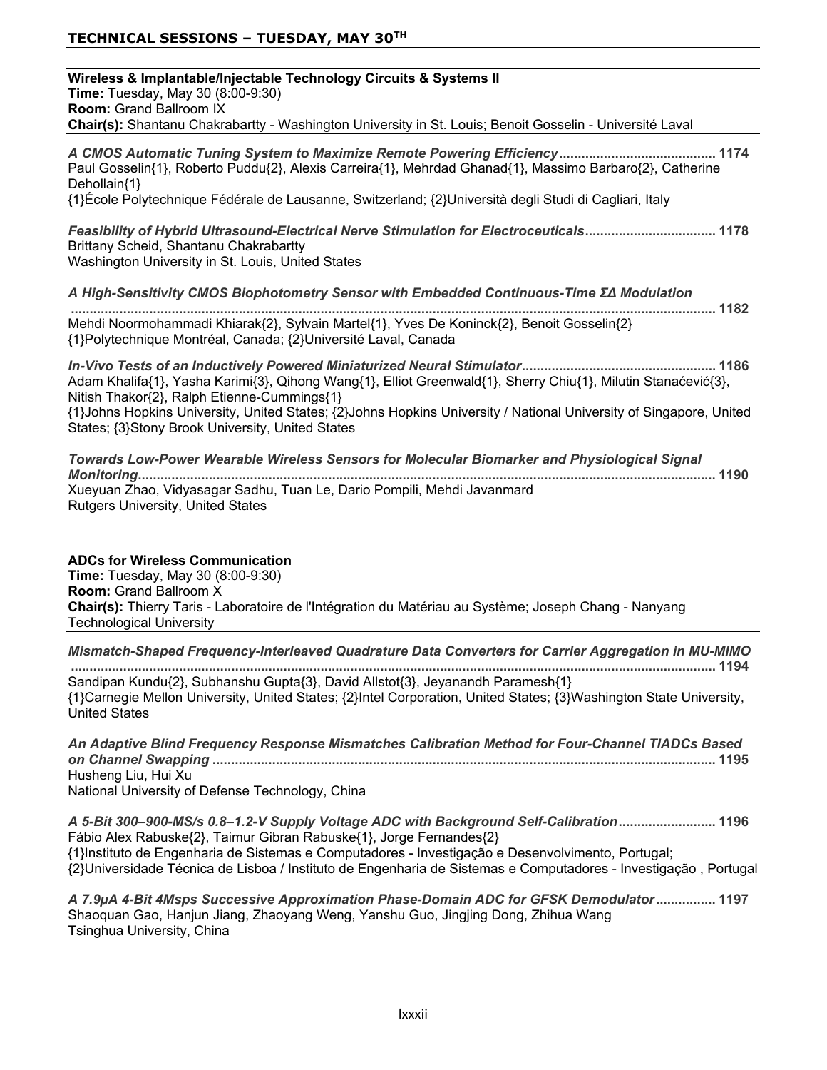# TECHNICAL SESSIONS – TUESDAY, MAY 30TH

**Wireless & Implantable/Injectable Technology Circuits & Systems II**
**Time:** Tuesday, May 30 (8:00-9:30)
**Room:** Grand Ballroom IX
**Chair(s):** Shantanu Chakrabartty - Washington University in St. Louis; Benoit Gosselin - Université Laval

***A CMOS Automatic Tuning System to Maximize Remote Powering Efficiency*** **.......................................... 1174**
Paul Gosselin{1}, Roberto Puddu{2}, Alexis Carreira{1}, Mehrdad Ghanad{1}, Massimo Barbaro{2}, Catherine Dehollain{1}
{1}École Polytechnique Fédérale de Lausanne, Switzerland; {2}Università degli Studi di Cagliari, Italy

***Feasibility of Hybrid Ultrasound-Electrical Nerve Stimulation for Electroceuticals*** **................................... 1178**
Brittany Scheid, Shantanu Chakrabartty
Washington University in St. Louis, United States

***A High-Sensitivity CMOS Biophotometry Sensor with Embedded Continuous-Time ΣΔ Modulation*** **.............................................................................................................................................................. 1182**
Mehdi Noormohammadi Khiarak{2}, Sylvain Martel{1}, Yves De Koninck{2}, Benoit Gosselin{2}
{1}Polytechnique Montréal, Canada; {2}Université Laval, Canada

***In-Vivo Tests of an Inductively Powered Miniaturized Neural Stimulator*** **.................................................... 1186**
Adam Khalifa{1}, Yasha Karimi{3}, Qihong Wang{1}, Elliot Greenwald{1}, Sherry Chiu{1}, Milutin Stanaćević{3}, Nitish Thakor{2}, Ralph Etienne-Cummings{1}
{1}Johns Hopkins University, United States; {2}Johns Hopkins University / National University of Singapore, United States; {3}Stony Brook University, United States

***Towards Low-Power Wearable Wireless Sensors for Molecular Biomarker and Physiological Signal Monitoring*** **.......................................................................................................................................................... 1190**
Xueyuan Zhao, Vidyasagar Sadhu, Tuan Le, Dario Pompili, Mehdi Javanmard
Rutgers University, United States

**ADCs for Wireless Communication**
**Time:** Tuesday, May 30 (8:00-9:30)
**Room:** Grand Ballroom X
**Chair(s):** Thierry Taris - Laboratoire de l'Intégration du Matériau au Système; Joseph Chang - Nanyang Technological University

***Mismatch-Shaped Frequency-Interleaved Quadrature Data Converters for Carrier Aggregation in MU-MIMO*** **.............................................................................................................................................................. 1194**
Sandipan Kundu{2}, Subhanshu Gupta{3}, David Allstot{3}, Jeyanandh Paramesh{1}
{1}Carnegie Mellon University, United States; {2}Intel Corporation, United States; {3}Washington State University, United States

***An Adaptive Blind Frequency Response Mismatches Calibration Method for Four-Channel TIADCs Based on Channel Swapping*** **...................................................................................................................................... 1195**
Husheng Liu, Hui Xu
National University of Defense Technology, China

***A 5-Bit 300–900-MS/s 0.8–1.2-V Supply Voltage ADC with Background Self-Calibration*** **.......................... 1196**
Fábio Alex Rabuske{2}, Taimur Gibran Rabuske{1}, Jorge Fernandes{2}
{1}Instituto de Engenharia de Sistemas e Computadores - Investigação e Desenvolvimento, Portugal;
{2}Universidade Técnica de Lisboa / Instituto de Engenharia de Sistemas e Computadores - Investigação , Portugal

***A 7.9μA 4-Bit 4Msps Successive Approximation Phase-Domain ADC for GFSK Demodulator*** **................ 1197**
Shaoquan Gao, Hanjun Jiang, Zhaoyang Weng, Yanshu Guo, Jingjing Dong, Zhihua Wang
Tsinghua University, China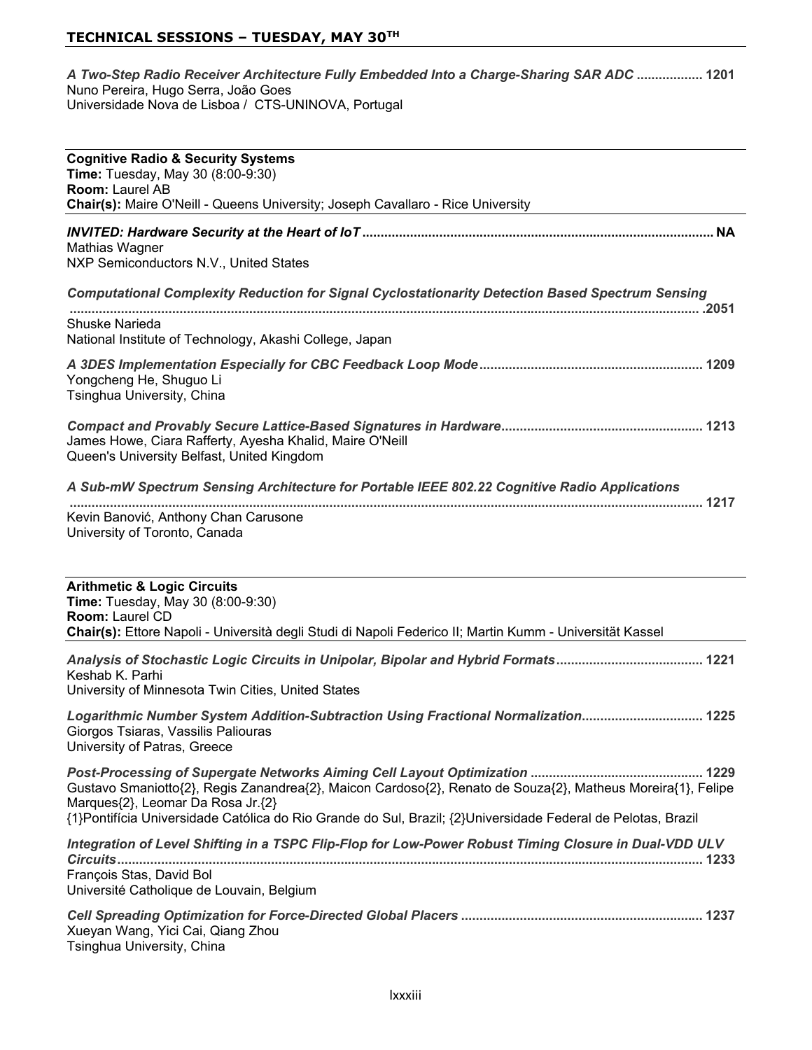## TECHNICAL SESSIONS – TUESDAY, MAY 30TH

***A Two-Step Radio Receiver Architecture Fully Embedded Into a Charge-Sharing SAR ADC* .................. 1201**
Nuno Pereira, Hugo Serra, João Goes
Universidade Nova de Lisboa / CTS-UNINOVA, Portugal

---

**Cognitive Radio & Security Systems**
**Time:** Tuesday, May 30 (8:00-9:30)
**Room:** Laurel AB
**Chair(s):** Maire O'Neill - Queens University; Joseph Cavallaro - Rice University

---

***INVITED: Hardware Security at the Heart of IoT*............................................................................................ NA**
Mathias Wagner
NXP Semiconductors N.V., United States

***Computational Complexity Reduction for Signal Cyclostationarity Detection Based Spectrum Sensing* ........................................................................................................................................................ .2051**
Shuske Narieda
National Institute of Technology, Akashi College, Japan

***A 3DES Implementation Especially for CBC Feedback Loop Mode*............................................................ 1209**
Yongcheng He, Shuguo Li
Tsinghua University, China

***Compact and Provably Secure Lattice-Based Signatures in Hardware*...................................................... 1213**
James Howe, Ciara Rafferty, Ayesha Khalid, Maire O'Neill
Queen's University Belfast, United Kingdom

***A Sub-mW Spectrum Sensing Architecture for Portable IEEE 802.22 Cognitive Radio Applications* ........................................................................................................................................................ 1217**
Kevin Banović, Anthony Chan Carusone
University of Toronto, Canada

---

**Arithmetic & Logic Circuits**
**Time:** Tuesday, May 30 (8:00-9:30)
**Room:** Laurel CD
**Chair(s):** Ettore Napoli - Università degli Studi di Napoli Federico II; Martin Kumm - Universität Kassel

---

***Analysis of Stochastic Logic Circuits in Unipolar, Bipolar and Hybrid Formats*........................................ 1221**
Keshab K. Parhi
University of Minnesota Twin Cities, United States

***Logarithmic Number System Addition-Subtraction Using Fractional Normalization*................................. 1225**
Giorgos Tsiaras, Vassilis Paliouras
University of Patras, Greece

***Post-Processing of Supergate Networks Aiming Cell Layout Optimization* .............................................. 1229**
Gustavo Smaniotto{2}, Regis Zanandrea{2}, Maicon Cardoso{2}, Renato de Souza{2}, Matheus Moreira{1}, Felipe Marques{2}, Leomar Da Rosa Jr.{2}
{1}Pontifícia Universidade Católica do Rio Grande do Sul, Brazil; {2}Universidade Federal de Pelotas, Brazil

***Integration of Level Shifting in a TSPC Flip-Flop for Low-Power Robust Timing Closure in Dual-VDD ULV Circuits*............................................................................................................................................. 1233**
François Stas, David Bol
Université Catholique de Louvain, Belgium

***Cell Spreading Optimization for Force-Directed Global Placers* ................................................................. 1237**
Xueyan Wang, Yici Cai, Qiang Zhou
Tsinghua University, China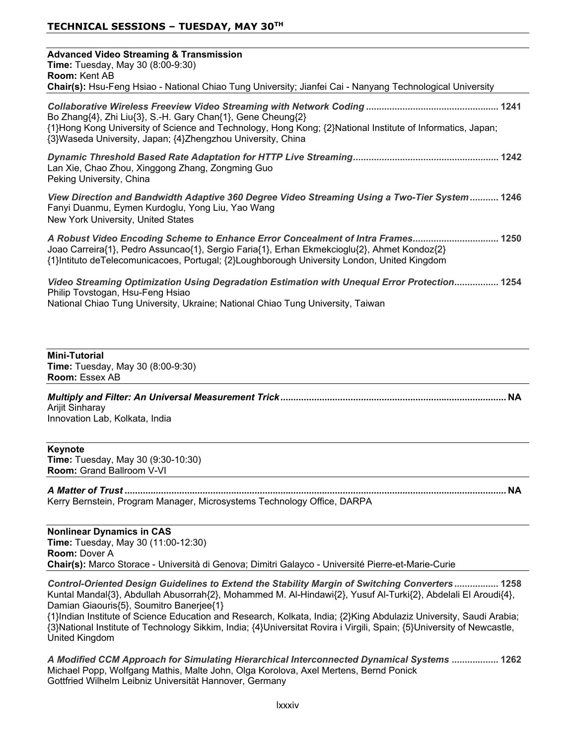## TECHNICAL SESSIONS – TUESDAY, MAY 30TH

### Advanced Video Streaming & Transmission

**Time:** Tuesday, May 30 (8:00-9:30)
**Room:** Kent AB
**Chair(s):** Hsu-Feng Hsiao - National Chiao Tung University; Jianfei Cai - Nanyang Technological University

***Collaborative Wireless Freeview Video Streaming with Network Coding*** ..................................................... **1241**
Bo Zhang{4}, Zhi Liu{3}, S.-H. Gary Chan{1}, Gene Cheung{2}
{1}Hong Kong University of Science and Technology, Hong Kong; {2}National Institute of Informatics, Japan; {3}Waseda University, Japan; {4}Zhengzhou University, China

***Dynamic Threshold Based Rate Adaptation for HTTP Live Streaming***........................................................ **1242**
Lan Xie, Chao Zhou, Xinggong Zhang, Zongming Guo
Peking University, China

***View Direction and Bandwidth Adaptive 360 Degree Video Streaming Using a Two-Tier System***........... **1246**
Fanyi Duanmu, Eymen Kurdoglu, Yong Liu, Yao Wang
New York University, United States

***A Robust Video Encoding Scheme to Enhance Error Concealment of Intra Frames***................................. **1250**
Joao Carreira{1}, Pedro Assuncao{1}, Sergio Faria{1}, Erhan Ekmekcioglu{2}, Ahmet Kondoz{2}
{1}Intituto deTelecomunicacoes, Portugal; {2}Loughborough University London, United Kingdom

***Video Streaming Optimization Using Degradation Estimation with Unequal Error Protection***................. **1254**
Philip Tovstogan, Hsu-Feng Hsiao
National Chiao Tung University, Ukraine; National Chiao Tung University, Taiwan

### Mini-Tutorial

**Time:** Tuesday, May 30 (8:00-9:30)
**Room:** Essex AB

***Multiply and Filter: An Universal Measurement Trick***...................................................................................... **NA**
Arijit Sinharay
Innovation Lab, Kolkata, India

### Keynote

**Time:** Tuesday, May 30 (9:30-10:30)
**Room:** Grand Ballroom V-VI

***A Matter of Trust***................................................................................................................................................ **NA**
Kerry Bernstein, Program Manager, Microsystems Technology Office, DARPA

### Nonlinear Dynamics in CAS

**Time:** Tuesday, May 30 (11:00-12:30)
**Room:** Dover A
**Chair(s):** Marco Storace - Università di Genova; Dimitri Galayco - Université Pierre-et-Marie-Curie

***Control-Oriented Design Guidelines to Extend the Stability Margin of Switching Converters***................. **1258**
Kuntal Mandal{3}, Abdullah Abusorrah{2}, Mohammed M. Al-Hindawi{2}, Yusuf Al-Turki{2}, Abdelali El Aroudi{4}, Damian Giaouris{5}, Soumitro Banerjee{1}
{1}Indian Institute of Science Education and Research, Kolkata, India; {2}King Abdulaziz University, Saudi Arabia; {3}National Institute of Technology Sikkim, India; {4}Universitat Rovira i Virgili, Spain; {5}University of Newcastle, United Kingdom

***A Modified CCM Approach for Simulating Hierarchical Interconnected Dynamical Systems***.................. **1262**
Michael Popp, Wolfgang Mathis, Malte John, Olga Korolova, Axel Mertens, Bernd Ponick
Gottfried Wilhelm Leibniz Universität Hannover, Germany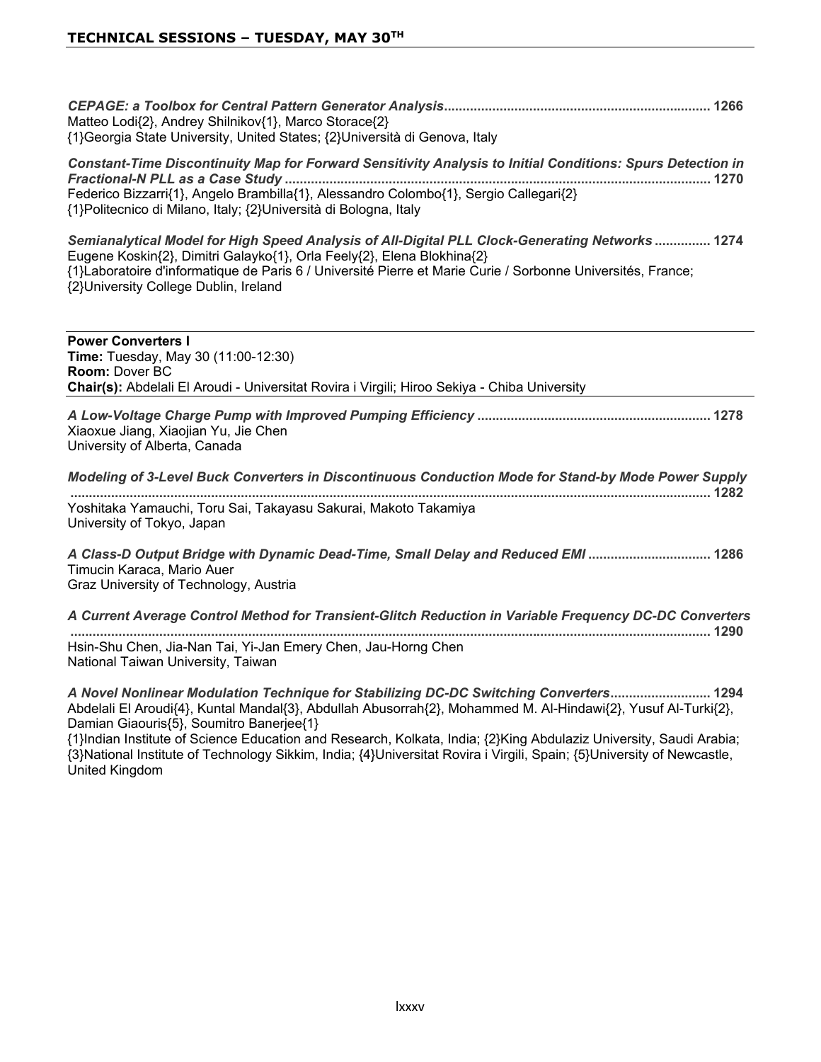*CEPAGE: a Toolbox for Central Pattern Generator Analysis* ........................................................................ 1266
Matteo Lodi{2}, Andrey Shilnikov{1}, Marco Storace{2}
{1}Georgia State University, United States; {2}Università di Genova, Italy

*Constant-Time Discontinuity Map for Forward Sensitivity Analysis to Initial Conditions: Spurs Detection in Fractional-N PLL as a Case Study* .................................................................................................................. 1270
Federico Bizzarri{1}, Angelo Brambilla{1}, Alessandro Colombo{1}, Sergio Callegari{2}
{1}Politecnico di Milano, Italy; {2}Università di Bologna, Italy

*Semianalytical Model for High Speed Analysis of All-Digital PLL Clock-Generating Networks* ............... 1274
Eugene Koskin{2}, Dimitri Galayko{1}, Orla Feely{2}, Elena Blokhina{2}
{1}Laboratoire d'informatique de Paris 6 / Université Pierre et Marie Curie / Sorbonne Universités, France;
{2}University College Dublin, Ireland

---

**Power Converters I**
**Time:** Tuesday, May 30 (11:00-12:30)
**Room:** Dover BC
**Chair(s):** Abdelali El Aroudi - Universitat Rovira i Virgili; Hiroo Sekiya - Chiba University

---

*A Low-Voltage Charge Pump with Improved Pumping Efficiency* .............................................................. 1278
Xiaoxue Jiang, Xiaojian Yu, Jie Chen
University of Alberta, Canada

*Modeling of 3-Level Buck Converters in Discontinuous Conduction Mode for Stand-by Mode Power Supply* ................................................................................................................................................................ 1282
Yoshitaka Yamauchi, Toru Sai, Takayasu Sakurai, Makoto Takamiya
University of Tokyo, Japan

*A Class-D Output Bridge with Dynamic Dead-Time, Small Delay and Reduced EMI* ................................ 1286
Timucin Karaca, Mario Auer
Graz University of Technology, Austria

*A Current Average Control Method for Transient-Glitch Reduction in Variable Frequency DC-DC Converters* ................................................................................................................................................................ 1290
Hsin-Shu Chen, Jia-Nan Tai, Yi-Jan Emery Chen, Jau-Horng Chen
National Taiwan University, Taiwan

*A Novel Nonlinear Modulation Technique for Stabilizing DC-DC Switching Converters* ........................... 1294
Abdelali El Aroudi{4}, Kuntal Mandal{3}, Abdullah Abusorrah{2}, Mohammed M. Al-Hindawi{2}, Yusuf Al-Turki{2}, Damian Giaouris{5}, Soumitro Banerjee{1}
{1}Indian Institute of Science Education and Research, Kolkata, India; {2}King Abdulaziz University, Saudi Arabia; {3}National Institute of Technology Sikkim, India; {4}Universitat Rovira i Virgili, Spain; {5}University of Newcastle, United Kingdom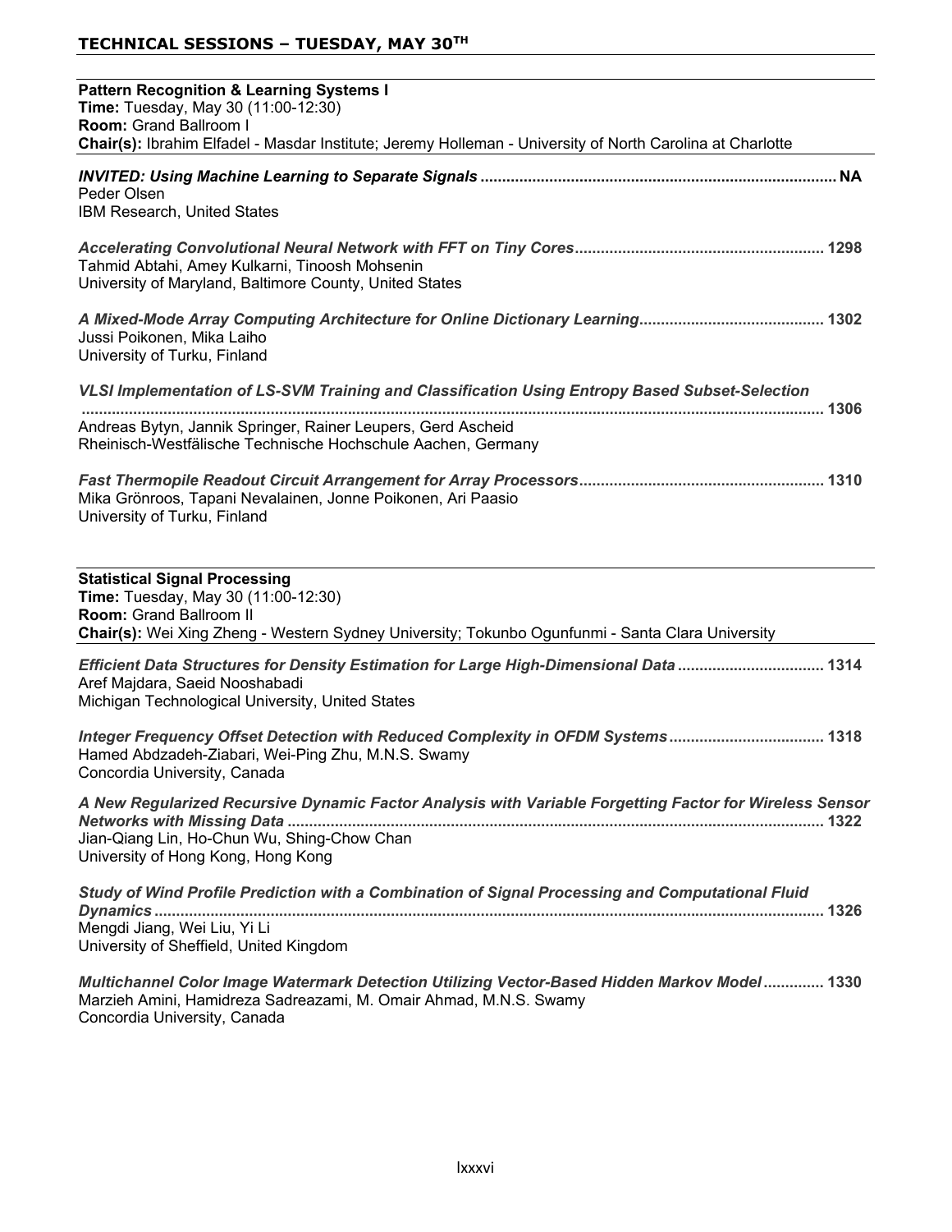## TECHNICAL SESSIONS – TUESDAY, MAY 30TH

**Pattern Recognition & Learning Systems I**
**Time:** Tuesday, May 30 (11:00-12:30)
**Room:** Grand Ballroom I
**Chair(s):** Ibrahim Elfadel - Masdar Institute; Jeremy Holleman - University of North Carolina at Charlotte

***INVITED: Using Machine Learning to Separate Signals*** ........ **NA**
Peder Olsen
IBM Research, United States

***Accelerating Convolutional Neural Network with FFT on Tiny Cores*** ........ **1298**
Tahmid Abtahi, Amey Kulkarni, Tinoosh Mohsenin
University of Maryland, Baltimore County, United States

***A Mixed-Mode Array Computing Architecture for Online Dictionary Learning*** ........ **1302**
Jussi Poikonen, Mika Laiho
University of Turku, Finland

***VLSI Implementation of LS-SVM Training and Classification Using Entropy Based Subset-Selection*** ........ **1306**
Andreas Bytyn, Jannik Springer, Rainer Leupers, Gerd Ascheid
Rheinisch-Westfälische Technische Hochschule Aachen, Germany

***Fast Thermopile Readout Circuit Arrangement for Array Processors*** ........ **1310**
Mika Grönroos, Tapani Nevalainen, Jonne Poikonen, Ari Paasio
University of Turku, Finland

**Statistical Signal Processing**
**Time:** Tuesday, May 30 (11:00-12:30)
**Room:** Grand Ballroom II
**Chair(s):** Wei Xing Zheng - Western Sydney University; Tokunbo Ogunfunmi - Santa Clara University

***Efficient Data Structures for Density Estimation for Large High-Dimensional Data*** ........ **1314**
Aref Majdara, Saeid Nooshabadi
Michigan Technological University, United States

***Integer Frequency Offset Detection with Reduced Complexity in OFDM Systems*** ........ **1318**
Hamed Abdzadeh-Ziabari, Wei-Ping Zhu, M.N.S. Swamy
Concordia University, Canada

***A New Regularized Recursive Dynamic Factor Analysis with Variable Forgetting Factor for Wireless Sensor Networks with Missing Data*** ........ **1322**
Jian-Qiang Lin, Ho-Chun Wu, Shing-Chow Chan
University of Hong Kong, Hong Kong

***Study of Wind Profile Prediction with a Combination of Signal Processing and Computational Fluid Dynamics*** ........ **1326**
Mengdi Jiang, Wei Liu, Yi Li
University of Sheffield, United Kingdom

***Multichannel Color Image Watermark Detection Utilizing Vector-Based Hidden Markov Model*** ........ **1330**
Marzieh Amini, Hamidreza Sadreazami, M. Omair Ahmad, M.N.S. Swamy
Concordia University, Canada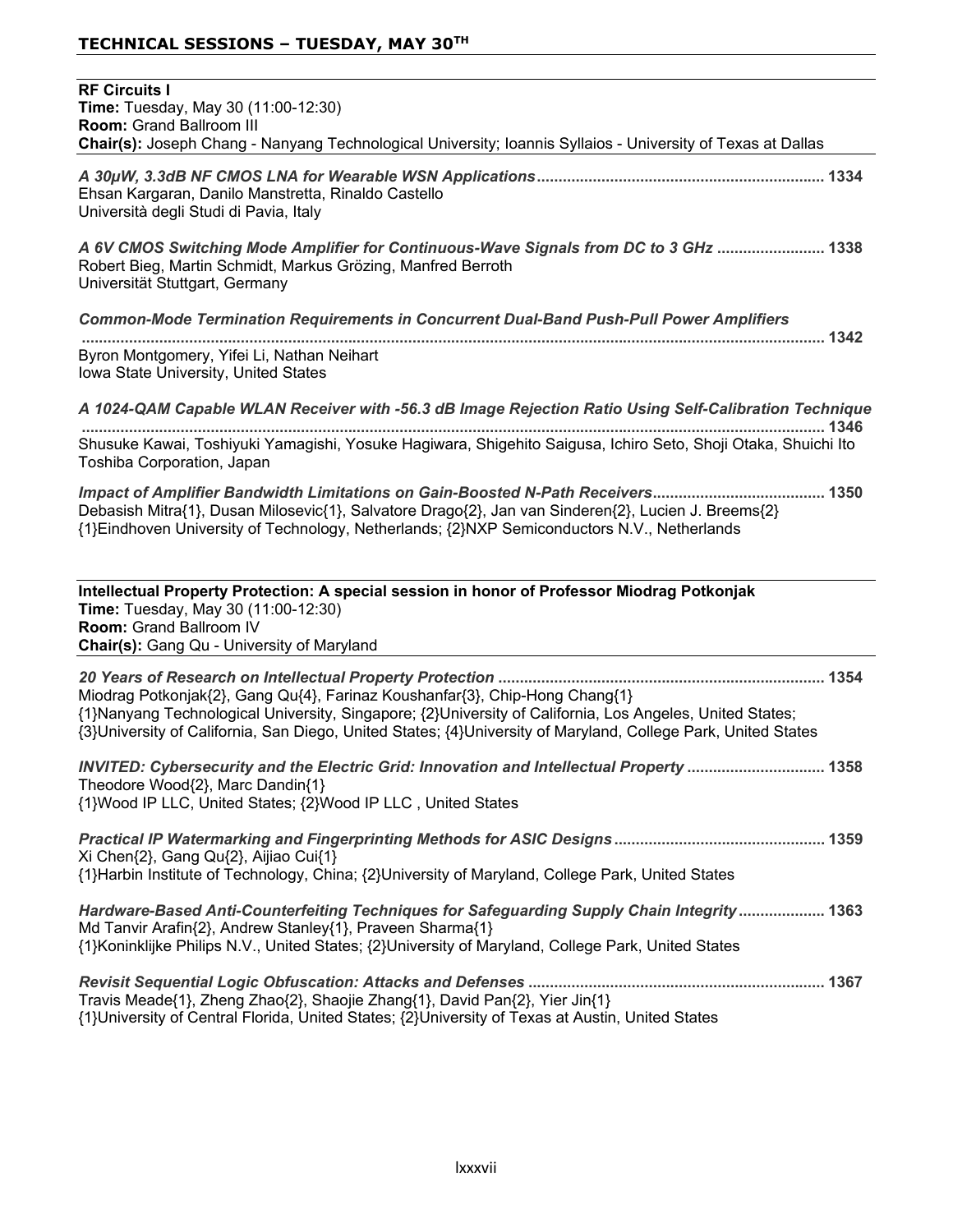## TECHNICAL SESSIONS – TUESDAY, MAY 30TH

### RF Circuits I

**Time:** Tuesday, May 30 (11:00-12:30)
**Room:** Grand Ballroom III
**Chair(s):** Joseph Chang - Nanyang Technological University; Ioannis Syllaios - University of Texas at Dallas

*A 30µW, 3.3dB NF CMOS LNA for Wearable WSN Applications* .................................................................. **1334**
Ehsan Kargaran, Danilo Manstretta, Rinaldo Castello
Università degli Studi di Pavia, Italy

*A 6V CMOS Switching Mode Amplifier for Continuous-Wave Signals from DC to 3 GHz* ......................... **1338**
Robert Bieg, Martin Schmidt, Markus Grözing, Manfred Berroth
Universität Stuttgart, Germany

*Common-Mode Termination Requirements in Concurrent Dual-Band Push-Pull Power Amplifiers* ........................................................................................................................................................... **1342**
Byron Montgomery, Yifei Li, Nathan Neihart
Iowa State University, United States

*A 1024-QAM Capable WLAN Receiver with -56.3 dB Image Rejection Ratio Using Self-Calibration Technique* ........................................................................................................................................................... **1346**
Shusuke Kawai, Toshiyuki Yamagishi, Yosuke Hagiwara, Shigehito Saigusa, Ichiro Seto, Shoji Otaka, Shuichi Ito
Toshiba Corporation, Japan

*Impact of Amplifier Bandwidth Limitations on Gain-Boosted N-Path Receivers* ........................................ **1350**
Debasish Mitra{1}, Dusan Milosevic{1}, Salvatore Drago{2}, Jan van Sinderen{2}, Lucien J. Breems{2}
{1}Eindhoven University of Technology, Netherlands; {2}NXP Semiconductors N.V., Netherlands

### Intellectual Property Protection: A special session in honor of Professor Miodrag Potkonjak

**Time:** Tuesday, May 30 (11:00-12:30)
**Room:** Grand Ballroom IV
**Chair(s):** Gang Qu - University of Maryland

*20 Years of Research on Intellectual Property Protection* ........................................................................... **1354**
Miodrag Potkonjak{2}, Gang Qu{4}, Farinaz Koushanfar{3}, Chip-Hong Chang{1}
{1}Nanyang Technological University, Singapore; {2}University of California, Los Angeles, United States; {3}University of California, San Diego, United States; {4}University of Maryland, College Park, United States

*INVITED: Cybersecurity and the Electric Grid: Innovation and Intellectual Property* ................................ **1358**
Theodore Wood{2}, Marc Dandin{1}
{1}Wood IP LLC, United States; {2}Wood IP LLC , United States

*Practical IP Watermarking and Fingerprinting Methods for ASIC Designs* ................................................ **1359**
Xi Chen{2}, Gang Qu{2}, Aijiao Cui{1}
{1}Harbin Institute of Technology, China; {2}University of Maryland, College Park, United States

*Hardware-Based Anti-Counterfeiting Techniques for Safeguarding Supply Chain Integrity* .................... **1363**
Md Tanvir Arafin{2}, Andrew Stanley{1}, Praveen Sharma{1}
{1}Koninklijke Philips N.V., United States; {2}University of Maryland, College Park, United States

*Revisit Sequential Logic Obfuscation: Attacks and Defenses* .................................................................... **1367**
Travis Meade{1}, Zheng Zhao{2}, Shaojie Zhang{1}, David Pan{2}, Yier Jin{1}
{1}University of Central Florida, United States; {2}University of Texas at Austin, United States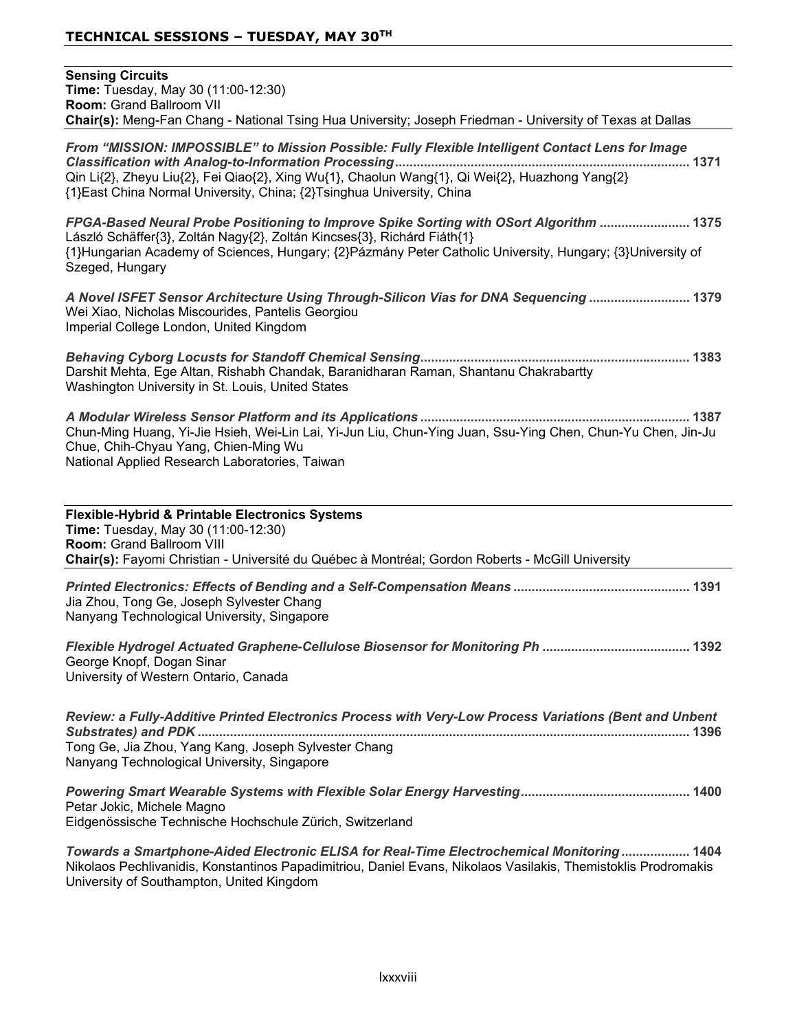## TECHNICAL SESSIONS – TUESDAY, MAY 30TH

### Sensing Circuits

**Time:** Tuesday, May 30 (11:00-12:30)
**Room:** Grand Ballroom VII
**Chair(s):** Meng-Fan Chang - National Tsing Hua University; Joseph Friedman - University of Texas at Dallas

***From "MISSION: IMPOSSIBLE" to Mission Possible: Fully Flexible Intelligent Contact Lens for Image Classification with Analog-to-Information Processing*** ........ **1371**
Qin Li{2}, Zheyu Liu{2}, Fei Qiao{2}, Xing Wu{1}, Chaolun Wang{1}, Qi Wei{2}, Huazhong Yang{2}
{1}East China Normal University, China; {2}Tsinghua University, China

***FPGA-Based Neural Probe Positioning to Improve Spike Sorting with OSort Algorithm*** ........ **1375**
László Schäffer{3}, Zoltán Nagy{2}, Zoltán Kincses{3}, Richárd Fiáth{1}
{1}Hungarian Academy of Sciences, Hungary; {2}Pázmány Peter Catholic University, Hungary; {3}University of Szeged, Hungary

***A Novel ISFET Sensor Architecture Using Through-Silicon Vias for DNA Sequencing*** ........ **1379**
Wei Xiao, Nicholas Miscourides, Pantelis Georgiou
Imperial College London, United Kingdom

***Behaving Cyborg Locusts for Standoff Chemical Sensing*** ........ **1383**
Darshit Mehta, Ege Altan, Rishabh Chandak, Baranidharan Raman, Shantanu Chakrabartty
Washington University in St. Louis, United States

***A Modular Wireless Sensor Platform and its Applications*** ........ **1387**
Chun-Ming Huang, Yi-Jie Hsieh, Wei-Lin Lai, Yi-Jun Liu, Chun-Ying Juan, Ssu-Ying Chen, Chun-Yu Chen, Jin-Ju Chue, Chih-Chyau Yang, Chien-Ming Wu
National Applied Research Laboratories, Taiwan

### Flexible-Hybrid & Printable Electronics Systems

**Time:** Tuesday, May 30 (11:00-12:30)
**Room:** Grand Ballroom VIII
**Chair(s):** Fayomi Christian - Université du Québec à Montréal; Gordon Roberts - McGill University

***Printed Electronics: Effects of Bending and a Self-Compensation Means*** ........ **1391**
Jia Zhou, Tong Ge, Joseph Sylvester Chang
Nanyang Technological University, Singapore

***Flexible Hydrogel Actuated Graphene-Cellulose Biosensor for Monitoring Ph*** ........ **1392**
George Knopf, Dogan Sinar
University of Western Ontario, Canada

***Review: a Fully-Additive Printed Electronics Process with Very-Low Process Variations (Bent and Unbent Substrates) and PDK*** ........ **1396**
Tong Ge, Jia Zhou, Yang Kang, Joseph Sylvester Chang
Nanyang Technological University, Singapore

***Powering Smart Wearable Systems with Flexible Solar Energy Harvesting*** ........ **1400**
Petar Jokic, Michele Magno
Eidgenössische Technische Hochschule Zürich, Switzerland

***Towards a Smartphone-Aided Electronic ELISA for Real-Time Electrochemical Monitoring*** ........ **1404**
Nikolaos Pechlivanidis, Konstantinos Papadimitriou, Daniel Evans, Nikolaos Vasilakis, Themistoklis Prodromakis
University of Southampton, United Kingdom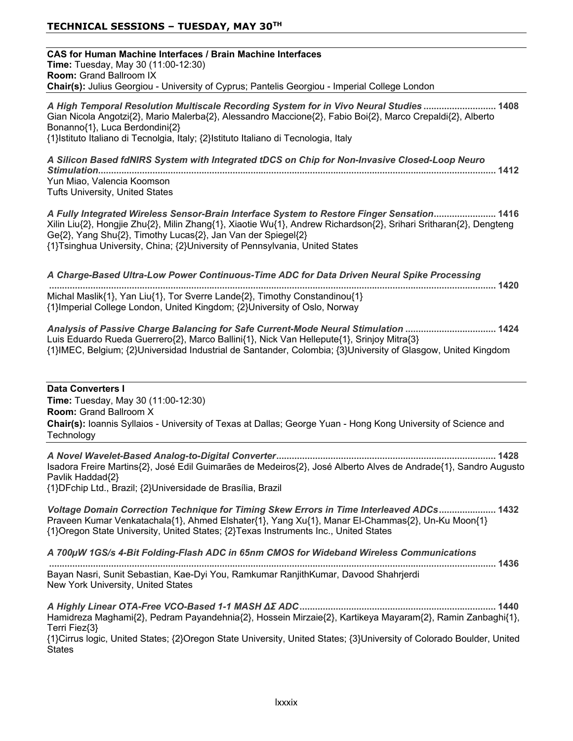## TECHNICAL SESSIONS – TUESDAY, MAY 30TH

### CAS for Human Machine Interfaces / Brain Machine Interfaces

**Time:** Tuesday, May 30 (11:00-12:30)
**Room:** Grand Ballroom IX
**Chair(s):** Julius Georgiou - University of Cyprus; Pantelis Georgiou - Imperial College London

***A High Temporal Resolution Multiscale Recording System for in Vivo Neural Studies*** ............................ **1408**
Gian Nicola Angotzi{2}, Mario Malerba{2}, Alessandro Maccione{2}, Fabio Boi{2}, Marco Crepaldi{2}, Alberto Bonanno{1}, Luca Berdondini{2}
{1}Istituto Italiano di Tecnolgia, Italy; {2}Istituto Italiano di Tecnologia, Italy

***A Silicon Based fdNIRS System with Integrated tDCS on Chip for Non-Invasive Closed-Loop Neuro Stimulation*** ............................................................................................................................................................ **1412**
Yun Miao, Valencia Koomson
Tufts University, United States

***A Fully Integrated Wireless Sensor-Brain Interface System to Restore Finger Sensation*** ........................ **1416**
Xilin Liu{2}, Hongjie Zhu{2}, Milin Zhang{1}, Xiaotie Wu{1}, Andrew Richardson{2}, Srihari Sritharan{2}, Dengteng Ge{2}, Yang Shu{2}, Timothy Lucas{2}, Jan Van der Spiegel{2}
{1}Tsinghua University, China; {2}University of Pennsylvania, United States

***A Charge-Based Ultra-Low Power Continuous-Time ADC for Data Driven Neural Spike Processing*** ............................................................................................................................................................ **1420**
Michal Maslik{1}, Yan Liu{1}, Tor Sverre Lande{2}, Timothy Constandinou{1}
{1}Imperial College London, United Kingdom; {2}University of Oslo, Norway

***Analysis of Passive Charge Balancing for Safe Current-Mode Neural Stimulation*** ................................... **1424**
Luis Eduardo Rueda Guerrero{2}, Marco Ballini{1}, Nick Van Helleputte{1}, Srinjoy Mitra{3}
{1}IMEC, Belgium; {2}Universidad Industrial de Santander, Colombia; {3}University of Glasgow, United Kingdom

### Data Converters I

**Time:** Tuesday, May 30 (11:00-12:30)
**Room:** Grand Ballroom X
**Chair(s):** Ioannis Syllaios - University of Texas at Dallas; George Yuan - Hong Kong University of Science and Technology

***A Novel Wavelet-Based Analog-to-Digital Converter*** ..................................................................................... **1428**
Isadora Freire Martins{2}, José Edil Guimarães de Medeiros{2}, José Alberto Alves de Andrade{1}, Sandro Augusto Pavlik Haddad{2}
{1}DFchip Ltd., Brazil; {2}Universidade de Brasília, Brazil

***Voltage Domain Correction Technique for Timing Skew Errors in Time Interleaved ADCs*** ...................... **1432**
Praveen Kumar Venkatachala{1}, Ahmed Elshater{1}, Yang Xu{1}, Manar El-Chammas{2}, Un-Ku Moon{1}
{1}Oregon State University, United States; {2}Texas Instruments Inc., United States

***A 700μW 1GS/s 4-Bit Folding-Flash ADC in 65nm CMOS for Wideband Wireless Communications*** ............................................................................................................................................................ **1436**
Bayan Nasri, Sunit Sebastian, Kae-Dyi You, Ramkumar RanjithKumar, Davood Shahrjerdi
New York University, United States

***A Highly Linear OTA-Free VCO-Based 1-1 MASH ΔΣ ADC*** ........................................................................... **1440**
Hamidreza Maghami{2}, Pedram Payandehnia{2}, Hossein Mirzaie{2}, Kartikeya Mayaram{2}, Ramin Zanbaghi{1}, Terri Fiez{3}
{1}Cirrus logic, United States; {2}Oregon State University, United States; {3}University of Colorado Boulder, United States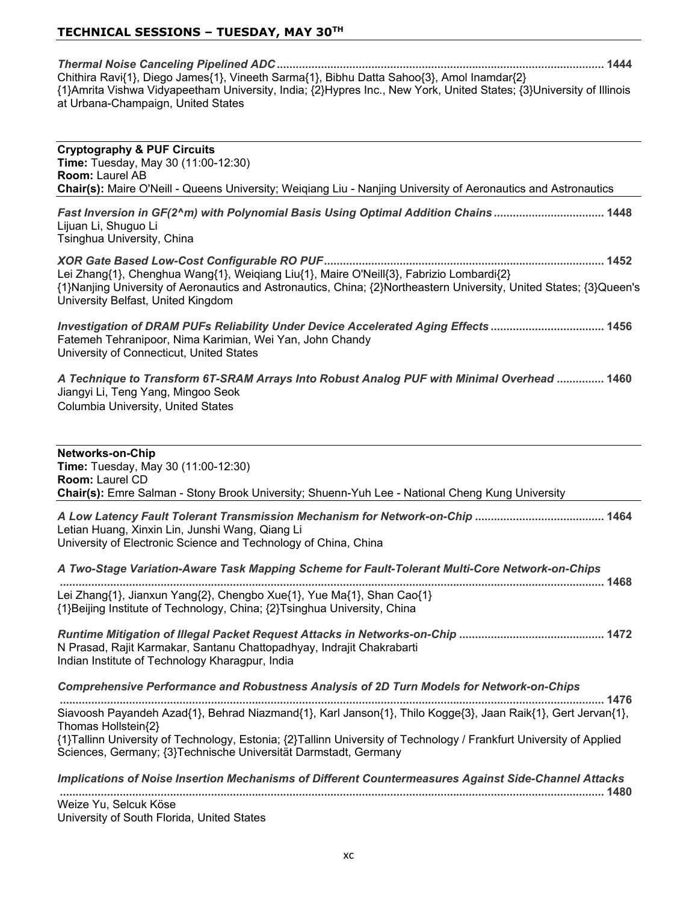## TECHNICAL SESSIONS – TUESDAY, MAY 30TH

***Thermal Noise Canceling Pipelined ADC*** ........................................................................................................ **1444**
Chithira Ravi{1}, Diego James{1}, Vineeth Sarma{1}, Bibhu Datta Sahoo{3}, Amol Inamdar{2}
{1}Amrita Vishwa Vidyapeetham University, India; {2}Hypres Inc., New York, United States; {3}University of Illinois at Urbana-Champaign, United States

---

**Cryptography & PUF Circuits**
**Time:** Tuesday, May 30 (11:00-12:30)
**Room:** Laurel AB
**Chair(s):** Maire O'Neill - Queens University; Weiqiang Liu - Nanjing University of Aeronautics and Astronautics

---

***Fast Inversion in GF(2^m) with Polynomial Basis Using Optimal Addition Chains*** ................................... **1448**
Lijuan Li, Shuguo Li
Tsinghua University, China

***XOR Gate Based Low-Cost Configurable RO PUF*** ........................................................................................ **1452**
Lei Zhang{1}, Chenghua Wang{1}, Weiqiang Liu{1}, Maire O'Neill{3}, Fabrizio Lombardi{2}
{1}Nanjing University of Aeronautics and Astronautics, China; {2}Northeastern University, United States; {3}Queen's University Belfast, United Kingdom

***Investigation of DRAM PUFs Reliability Under Device Accelerated Aging Effects*** .................................... **1456**
Fatemeh Tehranipoor, Nima Karimian, Wei Yan, John Chandy
University of Connecticut, United States

***A Technique to Transform 6T-SRAM Arrays Into Robust Analog PUF with Minimal Overhead*** ............... **1460**
Jiangyi Li, Teng Yang, Mingoo Seok
Columbia University, United States

---

**Networks-on-Chip**
**Time:** Tuesday, May 30 (11:00-12:30)
**Room:** Laurel CD
**Chair(s):** Emre Salman - Stony Brook University; Shuenn-Yuh Lee - National Cheng Kung University

---

***A Low Latency Fault Tolerant Transmission Mechanism for Network-on-Chip*** ......................................... **1464**
Letian Huang, Xinxin Lin, Junshi Wang, Qiang Li
University of Electronic Science and Technology of China, China

***A Two-Stage Variation-Aware Task Mapping Scheme for Fault-Tolerant Multi-Core Network-on-Chips*** ........................................................................................................................................................... **1468**
Lei Zhang{1}, Jianxun Yang{2}, Chengbo Xue{1}, Yue Ma{1}, Shan Cao{1}
{1}Beijing Institute of Technology, China; {2}Tsinghua University, China

***Runtime Mitigation of Illegal Packet Request Attacks in Networks-on-Chip*** ............................................. **1472**
N Prasad, Rajit Karmakar, Santanu Chattopadhyay, Indrajit Chakrabarti
Indian Institute of Technology Kharagpur, India

***Comprehensive Performance and Robustness Analysis of 2D Turn Models for Network-on-Chips*** ........................................................................................................................................................... **1476**
Siavoosh Payandeh Azad{1}, Behrad Niazmand{1}, Karl Janson{1}, Thilo Kogge{3}, Jaan Raik{1}, Gert Jervan{1}, Thomas Hollstein{2}
{1}Tallinn University of Technology, Estonia; {2}Tallinn University of Technology / Frankfurt University of Applied Sciences, Germany; {3}Technische Universität Darmstadt, Germany

***Implications of Noise Insertion Mechanisms of Different Countermeasures Against Side-Channel Attacks*** ........................................................................................................................................................... **1480**
Weize Yu, Selcuk Köse
University of South Florida, United States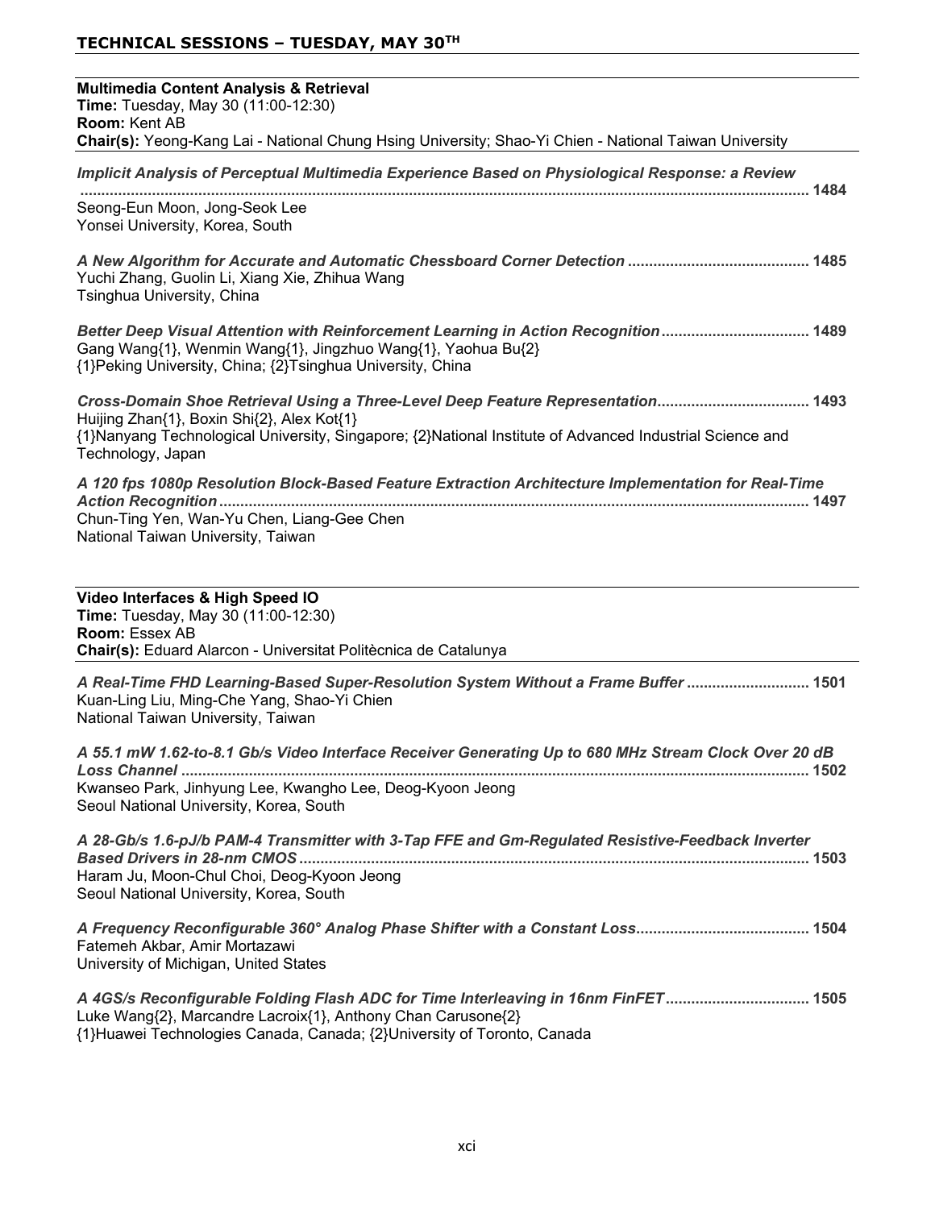## TECHNICAL SESSIONS – TUESDAY, MAY 30TH

**Multimedia Content Analysis & Retrieval**
**Time:** Tuesday, May 30 (11:00-12:30)
**Room:** Kent AB
**Chair(s):** Yeong-Kang Lai - National Chung Hsing University; Shao-Yi Chien - National Taiwan University

***Implicit Analysis of Perceptual Multimedia Experience Based on Physiological Response: a Review*** ........ 1484
Seong-Eun Moon, Jong-Seok Lee
Yonsei University, Korea, South

***A New Algorithm for Accurate and Automatic Chessboard Corner Detection*** ........ 1485
Yuchi Zhang, Guolin Li, Xiang Xie, Zhihua Wang
Tsinghua University, China

***Better Deep Visual Attention with Reinforcement Learning in Action Recognition*** ........ 1489
Gang Wang{1}, Wenmin Wang{1}, Jingzhuo Wang{1}, Yaohua Bu{2}
{1}Peking University, China; {2}Tsinghua University, China

***Cross-Domain Shoe Retrieval Using a Three-Level Deep Feature Representation*** ........ 1493
Huijing Zhan{1}, Boxin Shi{2}, Alex Kot{1}
{1}Nanyang Technological University, Singapore; {2}National Institute of Advanced Industrial Science and Technology, Japan

***A 120 fps 1080p Resolution Block-Based Feature Extraction Architecture Implementation for Real-Time Action Recognition*** ........ 1497
Chun-Ting Yen, Wan-Yu Chen, Liang-Gee Chen
National Taiwan University, Taiwan

**Video Interfaces & High Speed IO**
**Time:** Tuesday, May 30 (11:00-12:30)
**Room:** Essex AB
**Chair(s):** Eduard Alarcon - Universitat Politècnica de Catalunya

***A Real-Time FHD Learning-Based Super-Resolution System Without a Frame Buffer*** ........ 1501
Kuan-Ling Liu, Ming-Che Yang, Shao-Yi Chien
National Taiwan University, Taiwan

***A 55.1 mW 1.62-to-8.1 Gb/s Video Interface Receiver Generating Up to 680 MHz Stream Clock Over 20 dB Loss Channel*** ........ 1502
Kwanseo Park, Jinhyung Lee, Kwangho Lee, Deog-Kyoon Jeong
Seoul National University, Korea, South

***A 28-Gb/s 1.6-pJ/b PAM-4 Transmitter with 3-Tap FFE and Gm-Regulated Resistive-Feedback Inverter Based Drivers in 28-nm CMOS*** ........ 1503
Haram Ju, Moon-Chul Choi, Deog-Kyoon Jeong
Seoul National University, Korea, South

***A Frequency Reconfigurable 360° Analog Phase Shifter with a Constant Loss*** ........ 1504
Fatemeh Akbar, Amir Mortazawi
University of Michigan, United States

***A 4GS/s Reconfigurable Folding Flash ADC for Time Interleaving in 16nm FinFET*** ........ 1505
Luke Wang{2}, Marcandre Lacroix{1}, Anthony Chan Carusone{2}
{1}Huawei Technologies Canada, Canada; {2}University of Toronto, Canada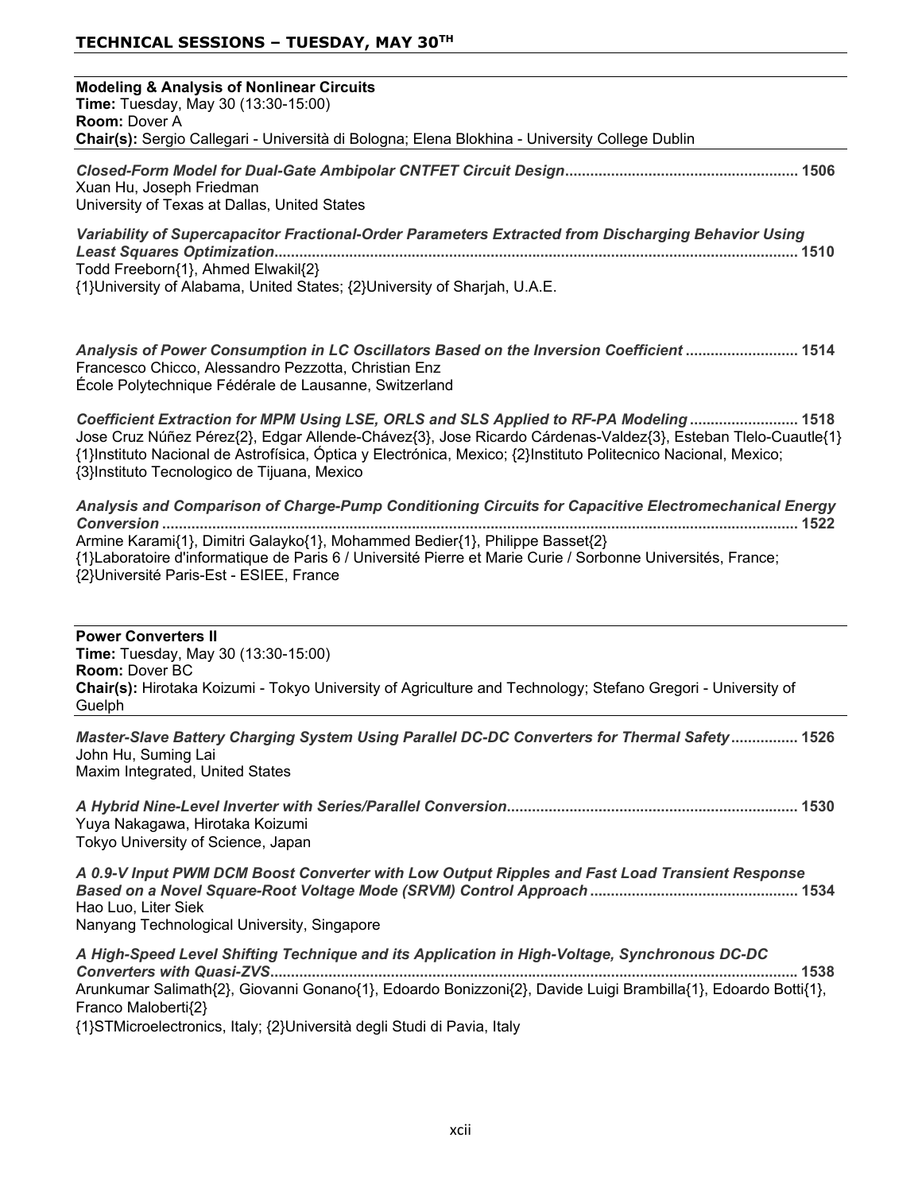## TECHNICAL SESSIONS – TUESDAY, MAY 30TH

**Modeling & Analysis of Nonlinear Circuits**
**Time:** Tuesday, May 30 (13:30-15:00)
**Room:** Dover A
**Chair(s):** Sergio Callegari - Università di Bologna; Elena Blokhina - University College Dublin

***Closed-Form Model for Dual-Gate Ambipolar CNTFET Circuit Design*......................................................... 1506**
Xuan Hu, Joseph Friedman
University of Texas at Dallas, United States

***Variability of Supercapacitor Fractional-Order Parameters Extracted from Discharging Behavior Using Least Squares Optimization*............................................................................................................................ 1510**
Todd Freeborn{1}, Ahmed Elwakil{2}
{1}University of Alabama, United States; {2}University of Sharjah, U.A.E.

***Analysis of Power Consumption in LC Oscillators Based on the Inversion Coefficient* ........................... 1514**
Francesco Chicco, Alessandro Pezzotta, Christian Enz
École Polytechnique Fédérale de Lausanne, Switzerland

***Coefficient Extraction for MPM Using LSE, ORLS and SLS Applied to RF-PA Modeling* .......................... 1518**
Jose Cruz Núñez Pérez{2}, Edgar Allende-Chávez{3}, Jose Ricardo Cárdenas-Valdez{3}, Esteban Tlelo-Cuautle{1}
{1}Instituto Nacional de Astrofísica, Óptica y Electrónica, Mexico; {2}Instituto Politecnico Nacional, Mexico; {3}Instituto Tecnologico de Tijuana, Mexico

***Analysis and Comparison of Charge-Pump Conditioning Circuits for Capacitive Electromechanical Energy Conversion* ...................................................................................................................................................... 1522**
Armine Karami{1}, Dimitri Galayko{1}, Mohammed Bedier{1}, Philippe Basset{2}
{1}Laboratoire d'informatique de Paris 6 / Université Pierre et Marie Curie / Sorbonne Universités, France; {2}Université Paris-Est - ESIEE, France

**Power Converters II**
**Time:** Tuesday, May 30 (13:30-15:00)
**Room:** Dover BC
**Chair(s):** Hirotaka Koizumi - Tokyo University of Agriculture and Technology; Stefano Gregori - University of Guelph

***Master-Slave Battery Charging System Using Parallel DC-DC Converters for Thermal Safety* ................ 1526**
John Hu, Suming Lai
Maxim Integrated, United States

***A Hybrid Nine-Level Inverter with Series/Parallel Conversion*...................................................................... 1530**
Yuya Nakagawa, Hirotaka Koizumi
Tokyo University of Science, Japan

***A 0.9-V Input PWM DCM Boost Converter with Low Output Ripples and Fast Load Transient Response Based on a Novel Square-Root Voltage Mode (SRVM) Control Approach* ................................................. 1534**
Hao Luo, Liter Siek
Nanyang Technological University, Singapore

***A High-Speed Level Shifting Technique and its Application in High-Voltage, Synchronous DC-DC Converters with Quasi-ZVS*............................................................................................................................. 1538**
Arunkumar Salimath{2}, Giovanni Gonano{1}, Edoardo Bonizzoni{2}, Davide Luigi Brambilla{1}, Edoardo Botti{1}, Franco Maloberti{2}
{1}STMicroelectronics, Italy; {2}Università degli Studi di Pavia, Italy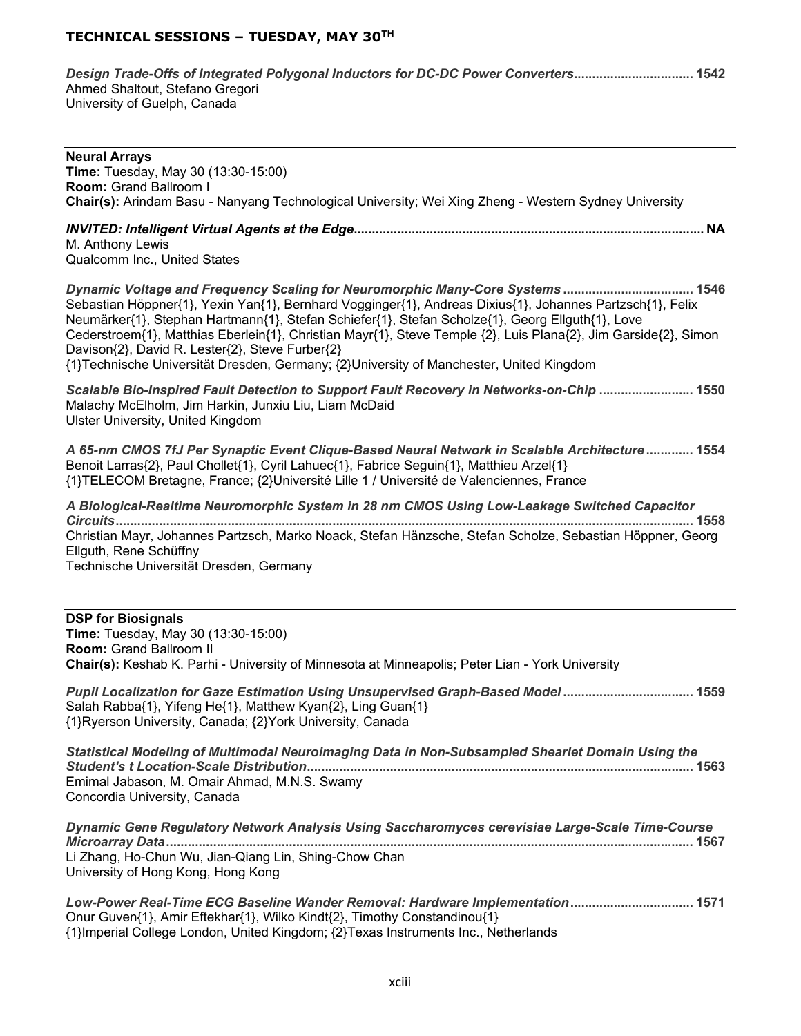## TECHNICAL SESSIONS – TUESDAY, MAY 30TH

***Design Trade-Offs of Integrated Polygonal Inductors for DC-DC Power Converters*................................ 1542**
Ahmed Shaltout, Stefano Gregori
University of Guelph, Canada

---

### Neural Arrays

**Time:** Tuesday, May 30 (13:30-15:00)
**Room:** Grand Ballroom I
**Chair(s):** Arindam Basu - Nanyang Technological University; Wei Xing Zheng - Western Sydney University

---

***INVITED: Intelligent Virtual Agents at the Edge*................................................................................................ NA**
M. Anthony Lewis
Qualcomm Inc., United States

***Dynamic Voltage and Frequency Scaling for Neuromorphic Many-Core Systems*.................................... 1546**
Sebastian Höppner{1}, Yexin Yan{1}, Bernhard Vogginger{1}, Andreas Dixius{1}, Johannes Partzsch{1}, Felix Neumärker{1}, Stephan Hartmann{1}, Stefan Schiefer{1}, Stefan Scholze{1}, Georg Ellguth{1}, Love Cederstroem{1}, Matthias Eberlein{1}, Christian Mayr{1}, Steve Temple {2}, Luis Plana{2}, Jim Garside{2}, Simon Davison{2}, David R. Lester{2}, Steve Furber{2}
{1}Technische Universität Dresden, Germany; {2}University of Manchester, United Kingdom

***Scalable Bio-Inspired Fault Detection to Support Fault Recovery in Networks-on-Chip*......................... 1550**
Malachy McElholm, Jim Harkin, Junxiu Liu, Liam McDaid
Ulster University, United Kingdom

***A 65-nm CMOS 7fJ Per Synaptic Event Clique-Based Neural Network in Scalable Architecture*............. 1554**
Benoit Larras{2}, Paul Chollet{1}, Cyril Lahuec{1}, Fabrice Seguin{1}, Matthieu Arzel{1}
{1}TELECOM Bretagne, France; {2}Université Lille 1 / Université de Valenciennes, France

***A Biological-Realtime Neuromorphic System in 28 nm CMOS Using Low-Leakage Switched Capacitor Circuits*............................................................................................................................................. 1558**
Christian Mayr, Johannes Partzsch, Marko Noack, Stefan Hänzsche, Stefan Scholze, Sebastian Höppner, Georg Ellguth, Rene Schüffny
Technische Universität Dresden, Germany

---

### DSP for Biosignals

**Time:** Tuesday, May 30 (13:30-15:00)
**Room:** Grand Ballroom II
**Chair(s):** Keshab K. Parhi - University of Minnesota at Minneapolis; Peter Lian - York University

---

***Pupil Localization for Gaze Estimation Using Unsupervised Graph-Based Model*.................................... 1559**
Salah Rabba{1}, Yifeng He{1}, Matthew Kyan{2}, Ling Guan{1}
{1}Ryerson University, Canada; {2}York University, Canada

***Statistical Modeling of Multimodal Neuroimaging Data in Non-Subsampled Shearlet Domain Using the Student's t Location-Scale Distribution*......................................................................................................... 1563**
Emimal Jabason, M. Omair Ahmad, M.N.S. Swamy
Concordia University, Canada

***Dynamic Gene Regulatory Network Analysis Using Saccharomyces cerevisiae Large-Scale Time-Course Microarray Data*............................................................................................................................................ 1567**
Li Zhang, Ho-Chun Wu, Jian-Qiang Lin, Shing-Chow Chan
University of Hong Kong, Hong Kong

***Low-Power Real-Time ECG Baseline Wander Removal: Hardware Implementation*................................. 1571**
Onur Guven{1}, Amir Eftekhar{1}, Wilko Kindt{2}, Timothy Constandinou{1}
{1}Imperial College London, United Kingdom; {2}Texas Instruments Inc., Netherlands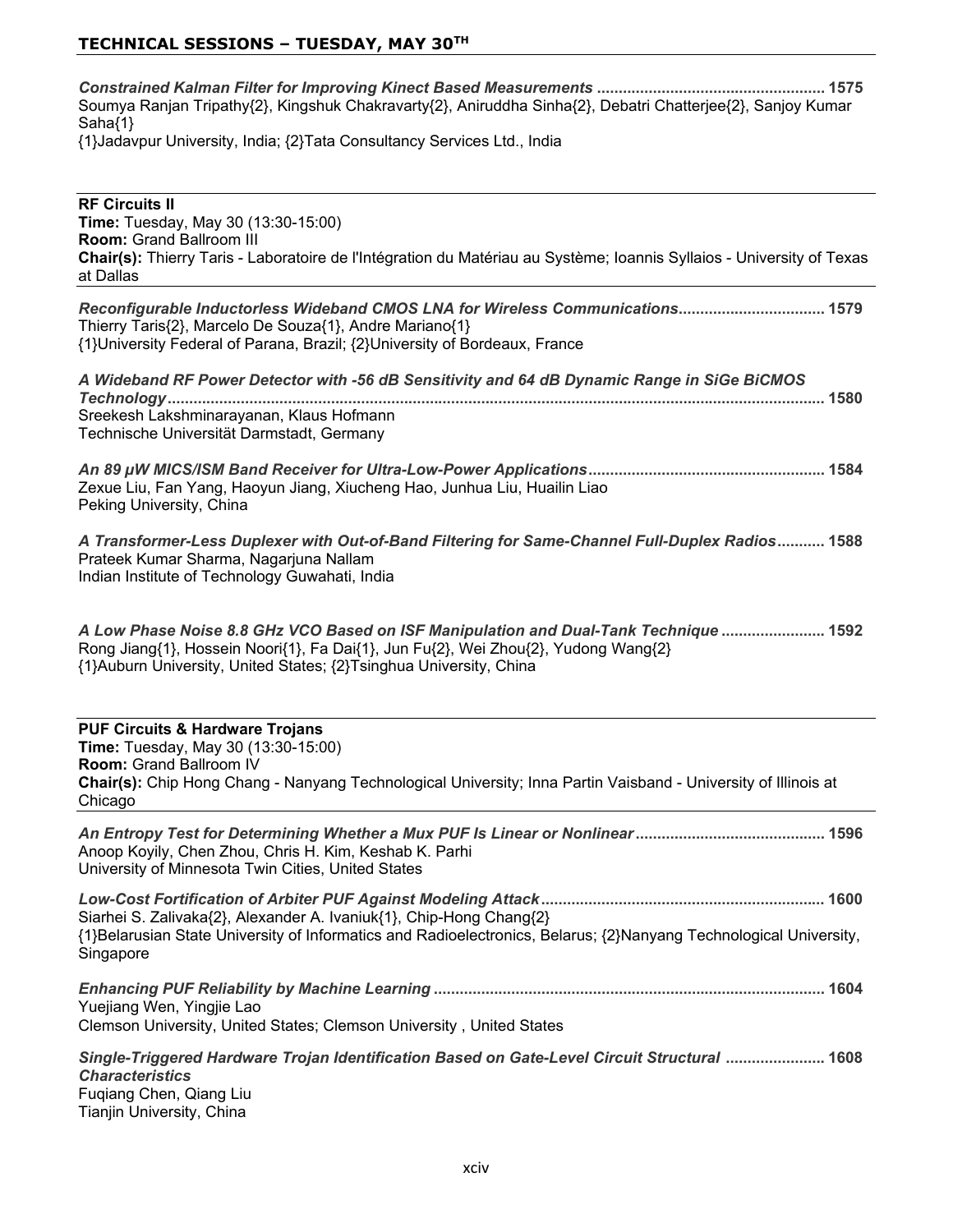## TECHNICAL SESSIONS – TUESDAY, MAY 30TH

***Constrained Kalman Filter for Improving Kinect Based Measurements*** ..................................................... 1575
Soumya Ranjan Tripathy{2}, Kingshuk Chakravarty{2}, Aniruddha Sinha{2}, Debatri Chatterjee{2}, Sanjoy Kumar Saha{1}
{1}Jadavpur University, India; {2}Tata Consultancy Services Ltd., India

---

**RF Circuits II**
**Time:** Tuesday, May 30 (13:30-15:00)
**Room:** Grand Ballroom III
**Chair(s):** Thierry Taris - Laboratoire de l'Intégration du Matériau au Système; Ioannis Syllaios - University of Texas at Dallas

---

***Reconfigurable Inductorless Wideband CMOS LNA for Wireless Communications***.................................. 1579
Thierry Taris{2}, Marcelo De Souza{1}, Andre Mariano{1}
{1}University Federal of Parana, Brazil; {2}University of Bordeaux, France

***A Wideband RF Power Detector with -56 dB Sensitivity and 64 dB Dynamic Range in SiGe BiCMOS Technology***....................................................................................................................................................... 1580
Sreekesh Lakshminarayanan, Klaus Hofmann
Technische Universität Darmstadt, Germany

***An 89 µW MICS/ISM Band Receiver for Ultra-Low-Power Applications***...................................................... 1584
Zexue Liu, Fan Yang, Haoyun Jiang, Xiucheng Hao, Junhua Liu, Huailin Liao
Peking University, China

***A Transformer-Less Duplexer with Out-of-Band Filtering for Same-Channel Full-Duplex Radios***........... 1588
Prateek Kumar Sharma, Nagarjuna Nallam
Indian Institute of Technology Guwahati, India

***A Low Phase Noise 8.8 GHz VCO Based on ISF Manipulation and Dual-Tank Technique*** ........................ 1592
Rong Jiang{1}, Hossein Noori{1}, Fa Dai{1}, Jun Fu{2}, Wei Zhou{2}, Yudong Wang{2}
{1}Auburn University, United States; {2}Tsinghua University, China

---

**PUF Circuits & Hardware Trojans**
**Time:** Tuesday, May 30 (13:30-15:00)
**Room:** Grand Ballroom IV
**Chair(s):** Chip Hong Chang - Nanyang Technological University; Inna Partin Vaisband - University of Illinois at Chicago

---

***An Entropy Test for Determining Whether a Mux PUF Is Linear or Nonlinear***............................................ 1596
Anoop Koyily, Chen Zhou, Chris H. Kim, Keshab K. Parhi
University of Minnesota Twin Cities, United States

***Low-Cost Fortification of Arbiter PUF Against Modeling Attack***................................................................. 1600
Siarhei S. Zalivaka{2}, Alexander A. Ivaniuk{1}, Chip-Hong Chang{2}
{1}Belarusian State University of Informatics and Radioelectronics, Belarus; {2}Nanyang Technological University, Singapore

***Enhancing PUF Reliability by Machine Learning*** .......................................................................................... 1604
Yuejiang Wen, Yingjie Lao
Clemson University, United States; Clemson University , United States

***Single-Triggered Hardware Trojan Identification Based on Gate-Level Circuit Structural Characteristics*** ....................... 1608
Fuqiang Chen, Qiang Liu
Tianjin University, China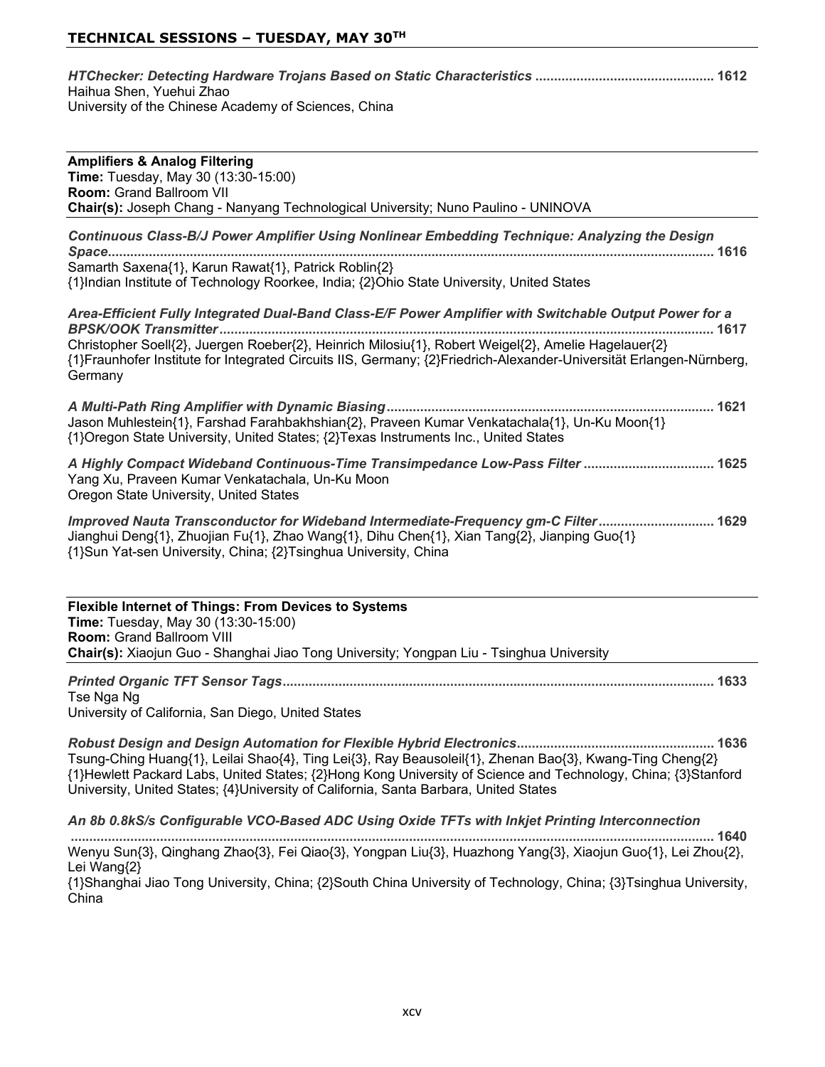## TECHNICAL SESSIONS – TUESDAY, MAY 30TH

***HTChecker: Detecting Hardware Trojans Based on Static Characteristics*** **................................................ 1612**
Haihua Shen, Yuehui Zhao
University of the Chinese Academy of Sciences, China

---

**Amplifiers & Analog Filtering**
**Time:** Tuesday, May 30 (13:30-15:00)
**Room:** Grand Ballroom VII
**Chair(s):** Joseph Chang - Nanyang Technological University; Nuno Paulino - UNINOVA

---

***Continuous Class-B/J Power Amplifier Using Nonlinear Embedding Technique: Analyzing the Design Space*** **.................................................................................................................................................. 1616**
Samarth Saxena{1}, Karun Rawat{1}, Patrick Roblin{2}
{1}Indian Institute of Technology Roorkee, India; {2}Ohio State University, United States

***Area-Efficient Fully Integrated Dual-Band Class-E/F Power Amplifier with Switchable Output Power for a BPSK/OOK Transmitter*** **.................................................................................................................................... 1617**
Christopher Soell{2}, Juergen Roeber{2}, Heinrich Milosiu{1}, Robert Weigel{2}, Amelie Hagelauer{2}
{1}Fraunhofer Institute for Integrated Circuits IIS, Germany; {2}Friedrich-Alexander-Universität Erlangen-Nürnberg, Germany

***A Multi-Path Ring Amplifier with Dynamic Biasing*** **....................................................................................... 1621**
Jason Muhlestein{1}, Farshad Farahbakhshian{2}, Praveen Kumar Venkatachala{1}, Un-Ku Moon{1}
{1}Oregon State University, United States; {2}Texas Instruments Inc., United States

***A Highly Compact Wideband Continuous-Time Transimpedance Low-Pass Filter*** **................................... 1625**
Yang Xu, Praveen Kumar Venkatachala, Un-Ku Moon
Oregon State University, United States

***Improved Nauta Transconductor for Wideband Intermediate-Frequency gm-C Filter*** **............................... 1629**
Jianghui Deng{1}, Zhuojian Fu{1}, Zhao Wang{1}, Dihu Chen{1}, Xian Tang{2}, Jianping Guo{1}
{1}Sun Yat-sen University, China; {2}Tsinghua University, China

---

**Flexible Internet of Things: From Devices to Systems**
**Time:** Tuesday, May 30 (13:30-15:00)
**Room:** Grand Ballroom VIII
**Chair(s):** Xiaojun Guo - Shanghai Jiao Tong University; Yongpan Liu - Tsinghua University

---

***Printed Organic TFT Sensor Tags*** **................................................................................................................... 1633**
Tse Nga Ng
University of California, San Diego, United States

***Robust Design and Design Automation for Flexible Hybrid Electronics*** **..................................................... 1636**
Tsung-Ching Huang{1}, Leilai Shao{4}, Ting Lei{3}, Ray Beausoleil{1}, Zhenan Bao{3}, Kwang-Ting Cheng{2}
{1}Hewlett Packard Labs, United States; {2}Hong Kong University of Science and Technology, China; {3}Stanford University, United States; {4}University of California, Santa Barbara, United States

***An 8b 0.8kS/s Configurable VCO-Based ADC Using Oxide TFTs with Inkjet Printing Interconnection*** **......................................................................................................................................................... 1640**
Wenyu Sun{3}, Qinghang Zhao{3}, Fei Qiao{3}, Yongpan Liu{3}, Huazhong Yang{3}, Xiaojun Guo{1}, Lei Zhou{2}, Lei Wang{2}
{1}Shanghai Jiao Tong University, China; {2}South China University of Technology, China; {3}Tsinghua University, China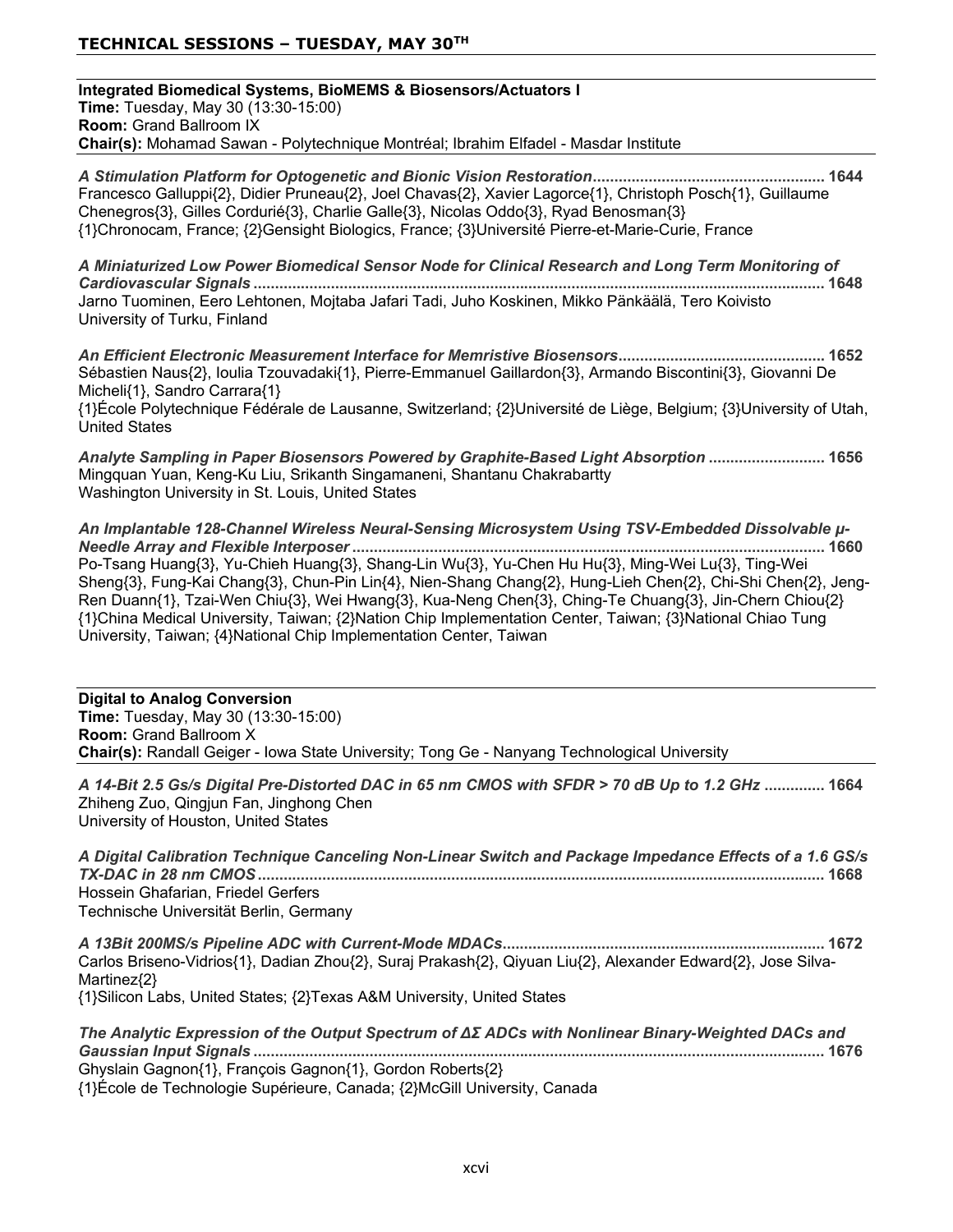## TECHNICAL SESSIONS – TUESDAY, MAY 30TH

**Integrated Biomedical Systems, BioMEMS & Biosensors/Actuators I**
**Time:** Tuesday, May 30 (13:30-15:00)
**Room:** Grand Ballroom IX
**Chair(s):** Mohamad Sawan - Polytechnique Montréal; Ibrahim Elfadel - Masdar Institute

***A Stimulation Platform for Optogenetic and Bionic Vision Restoration*** ...................................................... **1644**
Francesco Galluppi{2}, Didier Pruneau{2}, Joel Chavas{2}, Xavier Lagorce{1}, Christoph Posch{1}, Guillaume Chenegros{3}, Gilles Cordurié{3}, Charlie Galle{3}, Nicolas Oddo{3}, Ryad Benosman{3}
{1}Chronocam, France; {2}Gensight Biologics, France; {3}Université Pierre-et-Marie-Curie, France

***A Miniaturized Low Power Biomedical Sensor Node for Clinical Research and Long Term Monitoring of Cardiovascular Signals*** ........................................................................................................................................ **1648**
Jarno Tuominen, Eero Lehtonen, Mojtaba Jafari Tadi, Juho Koskinen, Mikko Pänkäälä, Tero Koivisto
University of Turku, Finland

***An Efficient Electronic Measurement Interface for Memristive Biosensors*** ................................................ **1652**
Sébastien Naus{2}, Ioulia Tzouvadaki{1}, Pierre-Emmanuel Gaillardon{3}, Armando Biscontini{3}, Giovanni De Micheli{1}, Sandro Carrara{1}
{1}École Polytechnique Fédérale de Lausanne, Switzerland; {2}Université de Liège, Belgium; {3}University of Utah, United States

***Analyte Sampling in Paper Biosensors Powered by Graphite-Based Light Absorption*** ........................... **1656**
Mingquan Yuan, Keng-Ku Liu, Srikanth Singamaneni, Shantanu Chakrabartty
Washington University in St. Louis, United States

***An Implantable 128-Channel Wireless Neural-Sensing Microsystem Using TSV-Embedded Dissolvable μ-Needle Array and Flexible Interposer*** ............................................................................................................. **1660**
Po-Tsang Huang{3}, Yu-Chieh Huang{3}, Shang-Lin Wu{3}, Yu-Chen Hu Hu{3}, Ming-Wei Lu{3}, Ting-Wei Sheng{3}, Fung-Kai Chang{3}, Chun-Pin Lin{4}, Nien-Shang Chang{2}, Hung-Lieh Chen{2}, Chi-Shi Chen{2}, Jeng-Ren Duann{1}, Tzai-Wen Chiu{3}, Wei Hwang{3}, Kua-Neng Chen{3}, Ching-Te Chuang{3}, Jin-Chern Chiou{2}
{1}China Medical University, Taiwan; {2}Nation Chip Implementation Center, Taiwan; {3}National Chiao Tung University, Taiwan; {4}National Chip Implementation Center, Taiwan

**Digital to Analog Conversion**
**Time:** Tuesday, May 30 (13:30-15:00)
**Room:** Grand Ballroom X
**Chair(s):** Randall Geiger - Iowa State University; Tong Ge - Nanyang Technological University

***A 14-Bit 2.5 Gs/s Digital Pre-Distorted DAC in 65 nm CMOS with SFDR > 70 dB Up to 1.2 GHz*** .............. **1664**
Zhiheng Zuo, Qingjun Fan, Jinghong Chen
University of Houston, United States

***A Digital Calibration Technique Canceling Non-Linear Switch and Package Impedance Effects of a 1.6 GS/s TX-DAC in 28 nm CMOS*** .................................................................................................................................... **1668**
Hossein Ghafarian, Friedel Gerfers
Technische Universität Berlin, Germany

***A 13Bit 200MS/s Pipeline ADC with Current-Mode MDACs*** ........................................................................... **1672**
Carlos Briseno-Vidrios{1}, Dadian Zhou{2}, Suraj Prakash{2}, Qiyuan Liu{2}, Alexander Edward{2}, Jose Silva-Martinez{2}
{1}Silicon Labs, United States; {2}Texas A&M University, United States

***The Analytic Expression of the Output Spectrum of ΔΣ ADCs with Nonlinear Binary-Weighted DACs and Gaussian Input Signals*** ..................................................................................................................................... **1676**
Ghyslain Gagnon{1}, François Gagnon{1}, Gordon Roberts{2}
{1}École de Technologie Supérieure, Canada; {2}McGill University, Canada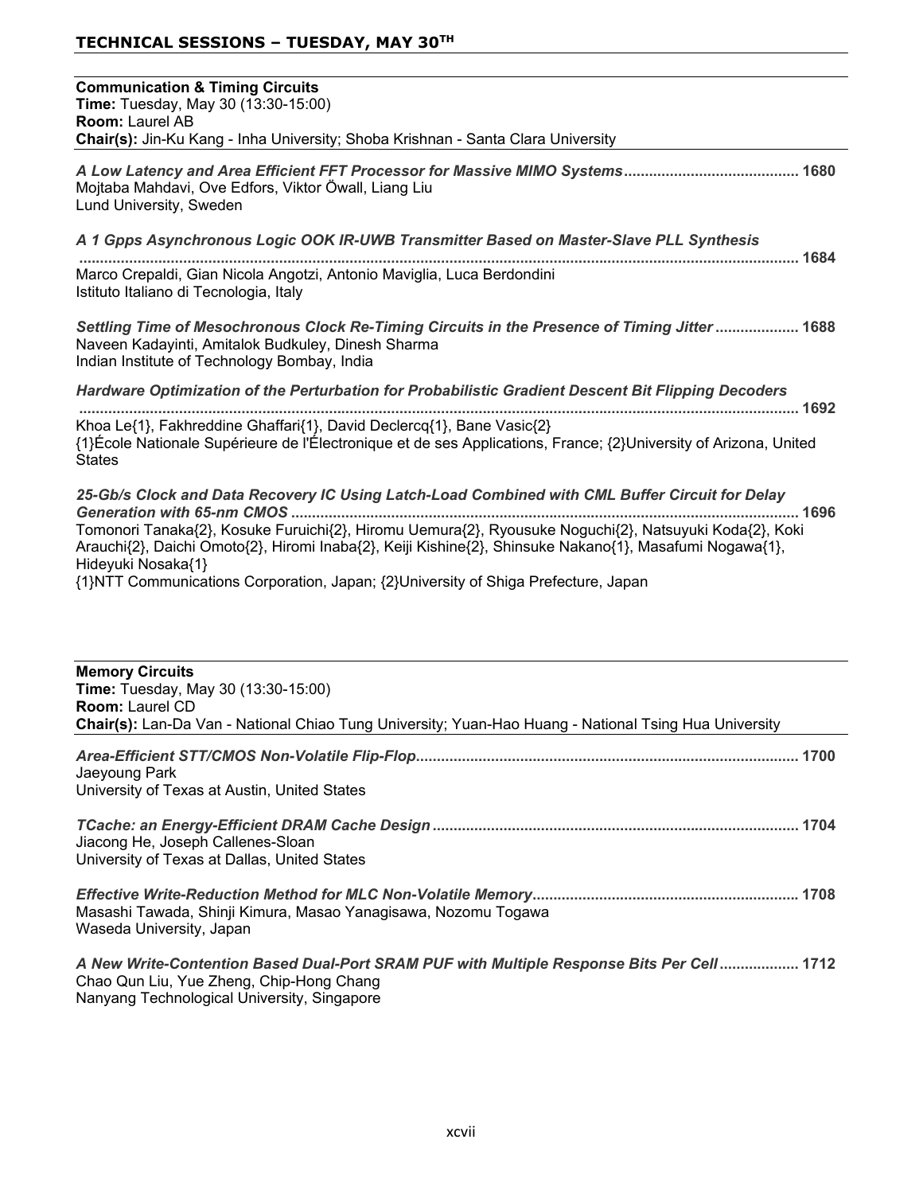## TECHNICAL SESSIONS – TUESDAY, MAY 30TH

### Communication & Timing Circuits

**Time:** Tuesday, May 30 (13:30-15:00)
**Room:** Laurel AB
**Chair(s):** Jin-Ku Kang - Inha University; Shoba Krishnan - Santa Clara University

***A Low Latency and Area Efficient FFT Processor for Massive MIMO Systems*** ........................................ **1680**
Mojtaba Mahdavi, Ove Edfors, Viktor Öwall, Liang Liu
Lund University, Sweden

***A 1 Gpps Asynchronous Logic OOK IR-UWB Transmitter Based on Master-Slave PLL Synthesis*** ........................................ **1684**
Marco Crepaldi, Gian Nicola Angotzi, Antonio Maviglia, Luca Berdondini
Istituto Italiano di Tecnologia, Italy

***Settling Time of Mesochronous Clock Re-Timing Circuits in the Presence of Timing Jitter*** .................... **1688**
Naveen Kadayinti, Amitalok Budkuley, Dinesh Sharma
Indian Institute of Technology Bombay, India

***Hardware Optimization of the Perturbation for Probabilistic Gradient Descent Bit Flipping Decoders*** ........................................ **1692**
Khoa Le{1}, Fakhreddine Ghaffari{1}, David Declercq{1}, Bane Vasic{2}
{1}École Nationale Supérieure de l'Électronique et de ses Applications, France; {2}University of Arizona, United States

***25-Gb/s Clock and Data Recovery IC Using Latch-Load Combined with CML Buffer Circuit for Delay Generation with 65-nm CMOS*** ........................................ **1696**
Tomonori Tanaka{2}, Kosuke Furuichi{2}, Hiromu Uemura{2}, Ryousuke Noguchi{2}, Natsuyuki Koda{2}, Koki Arauchi{2}, Daichi Omoto{2}, Hiromi Inaba{2}, Keiji Kishine{2}, Shinsuke Nakano{1}, Masafumi Nogawa{1}, Hideyuki Nosaka{1}
{1}NTT Communications Corporation, Japan; {2}University of Shiga Prefecture, Japan

### Memory Circuits

**Time:** Tuesday, May 30 (13:30-15:00)
**Room:** Laurel CD
**Chair(s):** Lan-Da Van - National Chiao Tung University; Yuan-Hao Huang - National Tsing Hua University

***Area-Efficient STT/CMOS Non-Volatile Flip-Flop*** ........................................ **1700**
Jaeyoung Park
University of Texas at Austin, United States

***TCache: an Energy-Efficient DRAM Cache Design*** ........................................ **1704**
Jiacong He, Joseph Callenes-Sloan
University of Texas at Dallas, United States

***Effective Write-Reduction Method for MLC Non-Volatile Memory*** ........................................ **1708**
Masashi Tawada, Shinji Kimura, Masao Yanagisawa, Nozomu Togawa
Waseda University, Japan

***A New Write-Contention Based Dual-Port SRAM PUF with Multiple Response Bits Per Cell*** .................. **1712**
Chao Qun Liu, Yue Zheng, Chip-Hong Chang
Nanyang Technological University, Singapore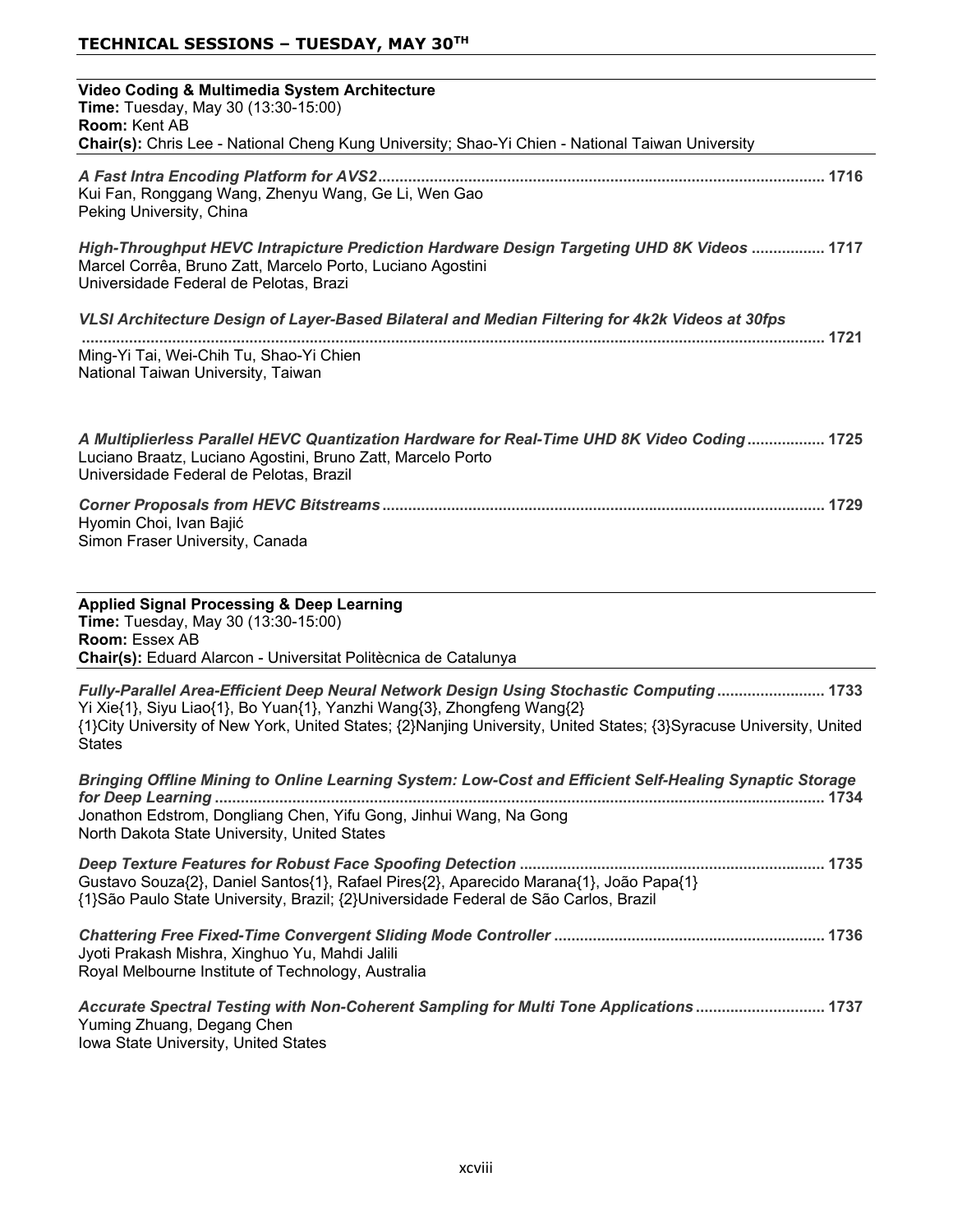## TECHNICAL SESSIONS – TUESDAY, MAY 30TH

### Video Coding & Multimedia System Architecture

**Time:** Tuesday, May 30 (13:30-15:00)
**Room:** Kent AB
**Chair(s):** Chris Lee - National Cheng Kung University; Shao-Yi Chien - National Taiwan University

***A Fast Intra Encoding Platform for AVS2*** ........................................ **1716**
Kui Fan, Ronggang Wang, Zhenyu Wang, Ge Li, Wen Gao
Peking University, China

***High-Throughput HEVC Intrapicture Prediction Hardware Design Targeting UHD 8K Videos*** ........................ **1717**
Marcel Corrêa, Bruno Zatt, Marcelo Porto, Luciano Agostini
Universidade Federal de Pelotas, Brazi

***VLSI Architecture Design of Layer-Based Bilateral and Median Filtering for 4k2k Videos at 30fps*** ........................................ **1721**
Ming-Yi Tai, Wei-Chih Tu, Shao-Yi Chien
National Taiwan University, Taiwan

***A Multiplierless Parallel HEVC Quantization Hardware for Real-Time UHD 8K Video Coding*** ........................ **1725**
Luciano Braatz, Luciano Agostini, Bruno Zatt, Marcelo Porto
Universidade Federal de Pelotas, Brazil

***Corner Proposals from HEVC Bitstreams*** ........................................ **1729**
Hyomin Choi, Ivan Bajić
Simon Fraser University, Canada

### Applied Signal Processing & Deep Learning

**Time:** Tuesday, May 30 (13:30-15:00)
**Room:** Essex AB
**Chair(s):** Eduard Alarcon - Universitat Politècnica de Catalunya

***Fully-Parallel Area-Efficient Deep Neural Network Design Using Stochastic Computing*** ........................ **1733**
Yi Xie{1}, Siyu Liao{1}, Bo Yuan{1}, Yanzhi Wang{3}, Zhongfeng Wang{2}
{1}City University of New York, United States; {2}Nanjing University, United States; {3}Syracuse University, United States

***Bringing Offline Mining to Online Learning System: Low-Cost and Efficient Self-Healing Synaptic Storage for Deep Learning*** ........................................ **1734**
Jonathon Edstrom, Dongliang Chen, Yifu Gong, Jinhui Wang, Na Gong
North Dakota State University, United States

***Deep Texture Features for Robust Face Spoofing Detection*** ........................................ **1735**
Gustavo Souza{2}, Daniel Santos{1}, Rafael Pires{2}, Aparecido Marana{1}, João Papa{1}
{1}São Paulo State University, Brazil; {2}Universidade Federal de São Carlos, Brazil

***Chattering Free Fixed-Time Convergent Sliding Mode Controller*** ........................................ **1736**
Jyoti Prakash Mishra, Xinghuo Yu, Mahdi Jalili
Royal Melbourne Institute of Technology, Australia

***Accurate Spectral Testing with Non-Coherent Sampling for Multi Tone Applications*** ........................ **1737**
Yuming Zhuang, Degang Chen
Iowa State University, United States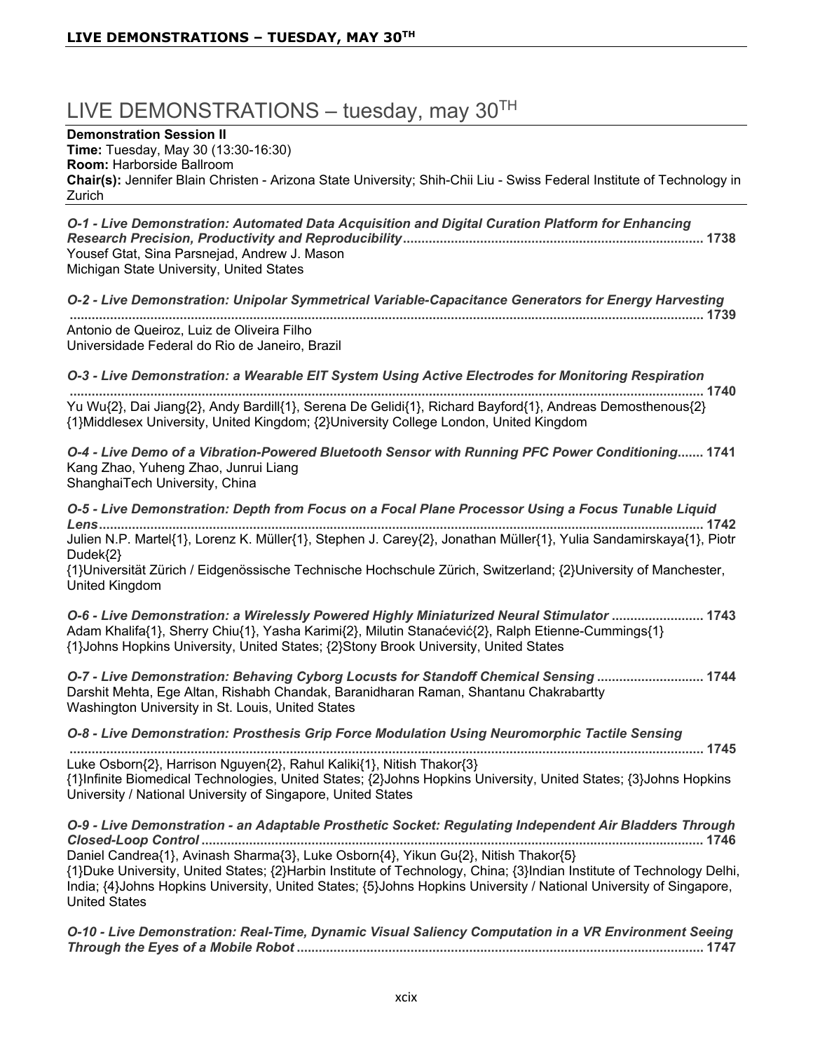# LIVE DEMONSTRATIONS – tuesday, may 30TH

**Demonstration Session II**
**Time:** Tuesday, May 30 (13:30-16:30)
**Room:** Harborside Ballroom
**Chair(s):** Jennifer Blain Christen - Arizona State University; Shih-Chii Liu - Swiss Federal Institute of Technology in Zurich

***O-1 - Live Demonstration: Automated Data Acquisition and Digital Curation Platform for Enhancing Research Precision, Productivity and Reproducibility*** **.................................................. 1738**
Yousef Gtat, Sina Parsnejad, Andrew J. Mason
Michigan State University, United States

***O-2 - Live Demonstration: Unipolar Symmetrical Variable-Capacitance Generators for Energy Harvesting*** **.................................................. 1739**
Antonio de Queiroz, Luiz de Oliveira Filho
Universidade Federal do Rio de Janeiro, Brazil

***O-3 - Live Demonstration: a Wearable EIT System Using Active Electrodes for Monitoring Respiration*** **.................................................. 1740**
Yu Wu{2}, Dai Jiang{2}, Andy Bardill{1}, Serena De Gelidi{1}, Richard Bayford{1}, Andreas Demosthenous{2}
{1}Middlesex University, United Kingdom; {2}University College London, United Kingdom

***O-4 - Live Demo of a Vibration-Powered Bluetooth Sensor with Running PFC Power Conditioning*** **....... 1741**
Kang Zhao, Yuheng Zhao, Junrui Liang
ShanghaiTech University, China

***O-5 - Live Demonstration: Depth from Focus on a Focal Plane Processor Using a Focus Tunable Liquid Lens*** **.................................................. 1742**
Julien N.P. Martel{1}, Lorenz K. Müller{1}, Stephen J. Carey{2}, Jonathan Müller{1}, Yulia Sandamirskaya{1}, Piotr Dudek{2}
{1}Universität Zürich / Eidgenössische Technische Hochschule Zürich, Switzerland; {2}University of Manchester, United Kingdom

***O-6 - Live Demonstration: a Wirelessly Powered Highly Miniaturized Neural Stimulator*** **......................... 1743**
Adam Khalifa{1}, Sherry Chiu{1}, Yasha Karimi{2}, Milutin Stanaćević{2}, Ralph Etienne-Cummings{1}
{1}Johns Hopkins University, United States; {2}Stony Brook University, United States

***O-7 - Live Demonstration: Behaving Cyborg Locusts for Standoff Chemical Sensing*** **............................ 1744**
Darshit Mehta, Ege Altan, Rishabh Chandak, Baranidharan Raman, Shantanu Chakrabartty
Washington University in St. Louis, United States

***O-8 - Live Demonstration: Prosthesis Grip Force Modulation Using Neuromorphic Tactile Sensing*** **.................................................. 1745**
Luke Osborn{2}, Harrison Nguyen{2}, Rahul Kaliki{1}, Nitish Thakor{3}
{1}Infinite Biomedical Technologies, United States; {2}Johns Hopkins University, United States; {3}Johns Hopkins University / National University of Singapore, United States

***O-9 - Live Demonstration - an Adaptable Prosthetic Socket: Regulating Independent Air Bladders Through Closed-Loop Control*** **.................................................. 1746**
Daniel Candrea{1}, Avinash Sharma{3}, Luke Osborn{4}, Yikun Gu{2}, Nitish Thakor{5}
{1}Duke University, United States; {2}Harbin Institute of Technology, China; {3}Indian Institute of Technology Delhi, India; {4}Johns Hopkins University, United States; {5}Johns Hopkins University / National University of Singapore, United States

***O-10 - Live Demonstration: Real-Time, Dynamic Visual Saliency Computation in a VR Environment Seeing Through the Eyes of a Mobile Robot*** **.................................................. 1747**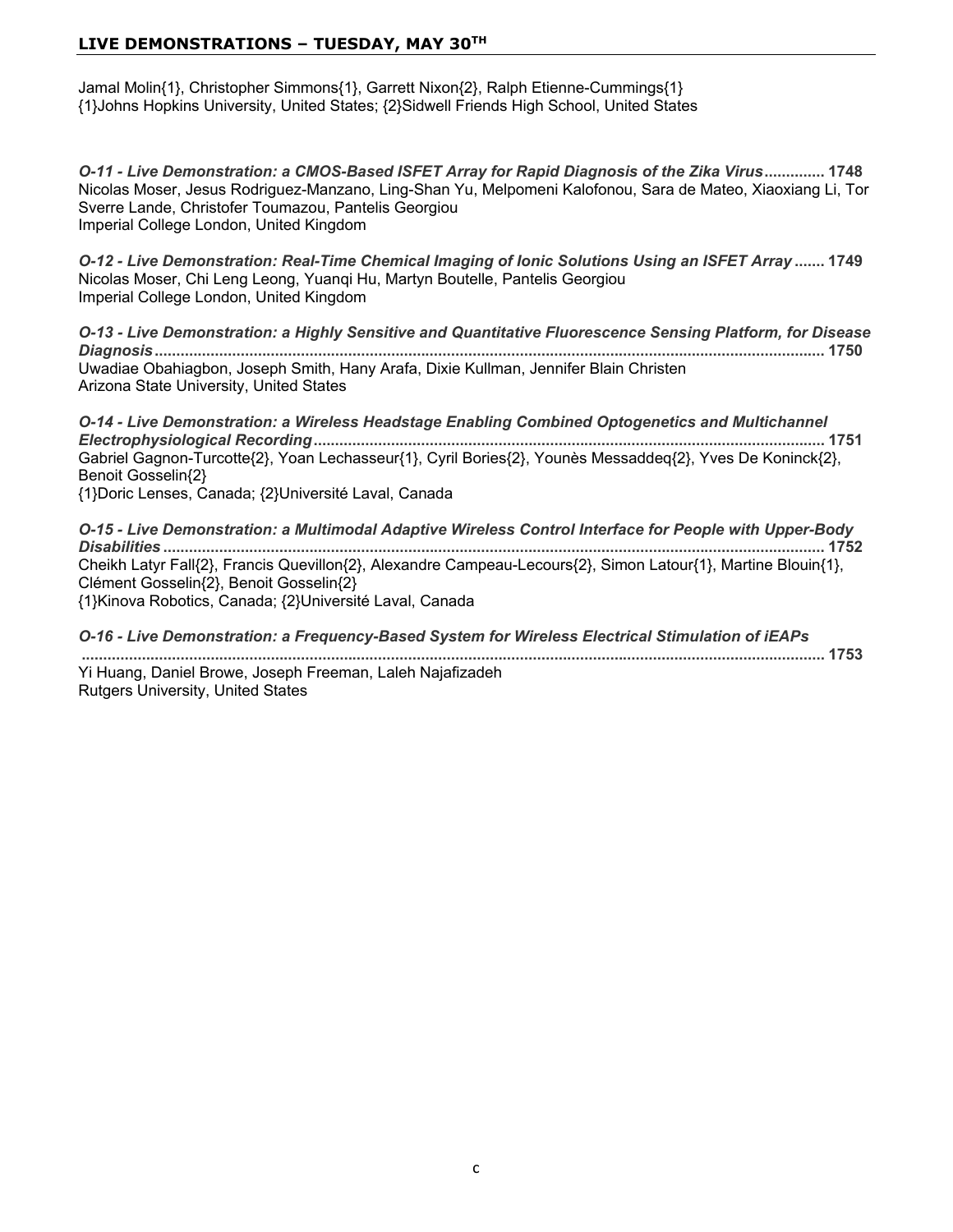## LIVE DEMONSTRATIONS – TUESDAY, MAY 30TH

Jamal Molin{1}, Christopher Simmons{1}, Garrett Nixon{2}, Ralph Etienne-Cummings{1}
{1}Johns Hopkins University, United States; {2}Sidwell Friends High School, United States

***O-11 - Live Demonstration: a CMOS-Based ISFET Array for Rapid Diagnosis of the Zika Virus*..............1748**
Nicolas Moser, Jesus Rodriguez-Manzano, Ling-Shan Yu, Melpomeni Kalofonou, Sara de Mateo, Xiaoxiang Li, Tor Sverre Lande, Christofer Toumazou, Pantelis Georgiou
Imperial College London, United Kingdom

***O-12 - Live Demonstration: Real-Time Chemical Imaging of Ionic Solutions Using an ISFET Array*.......1749**
Nicolas Moser, Chi Leng Leong, Yuanqi Hu, Martyn Boutelle, Pantelis Georgiou
Imperial College London, United Kingdom

***O-13 - Live Demonstration: a Highly Sensitive and Quantitative Fluorescence Sensing Platform, for Disease Diagnosis*..........................................................................................................................................1750**
Uwadiae Obahiagbon, Joseph Smith, Hany Arafa, Dixie Kullman, Jennifer Blain Christen
Arizona State University, United States

***O-14 - Live Demonstration: a Wireless Headstage Enabling Combined Optogenetics and Multichannel Electrophysiological Recording*......................................................................................................................1751**
Gabriel Gagnon-Turcotte{2}, Yoan Lechasseur{1}, Cyril Bories{2}, Younès Messaddeq{2}, Yves De Koninck{2}, Benoit Gosselin{2}
{1}Doric Lenses, Canada; {2}Université Laval, Canada

***O-15 - Live Demonstration: a Multimodal Adaptive Wireless Control Interface for People with Upper-Body Disabilities*........................................................................................................................................1752**
Cheikh Latyr Fall{2}, Francis Quevillon{2}, Alexandre Campeau-Lecours{2}, Simon Latour{1}, Martine Blouin{1}, Clément Gosselin{2}, Benoit Gosselin{2}
{1}Kinova Robotics, Canada; {2}Université Laval, Canada

***O-16 - Live Demonstration: a Frequency-Based System for Wireless Electrical Stimulation of iEAPs* ..........................................................................................................................................................1753**
Yi Huang, Daniel Browe, Joseph Freeman, Laleh Najafizadeh
Rutgers University, United States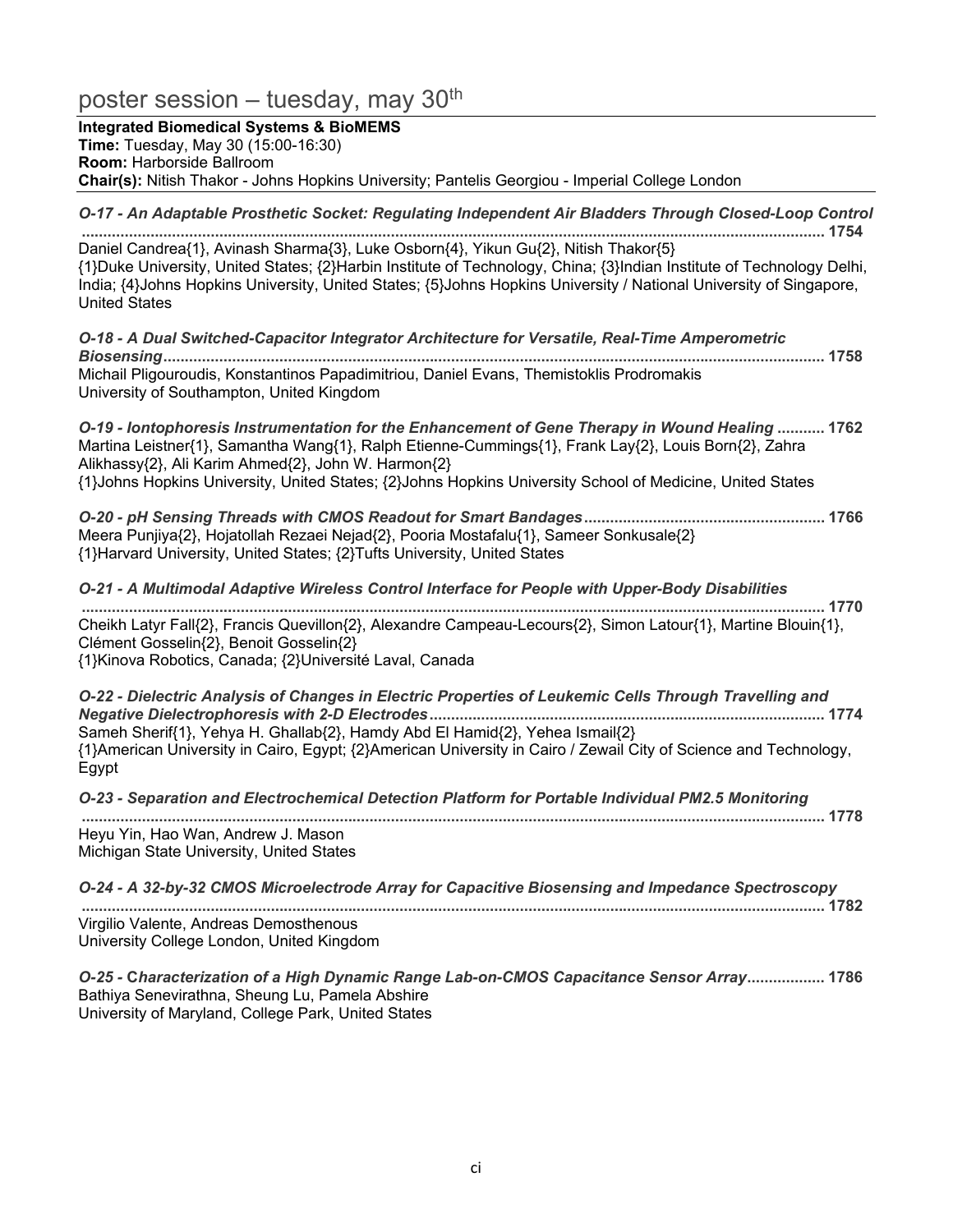# poster session – tuesday, may 30th

**Integrated Biomedical Systems & BioMEMS**
**Time:** Tuesday, May 30 (15:00-16:30)
**Room:** Harborside Ballroom
**Chair(s):** Nitish Thakor - Johns Hopkins University; Pantelis Georgiou - Imperial College London

***O-17 - An Adaptable Prosthetic Socket: Regulating Independent Air Bladders Through Closed-Loop Control*** ........ **1754**
Daniel Candrea{1}, Avinash Sharma{3}, Luke Osborn{4}, Yikun Gu{2}, Nitish Thakor{5}
{1}Duke University, United States; {2}Harbin Institute of Technology, China; {3}Indian Institute of Technology Delhi, India; {4}Johns Hopkins University, United States; {5}Johns Hopkins University / National University of Singapore, United States

***O-18 - A Dual Switched-Capacitor Integrator Architecture for Versatile, Real-Time Amperometric Biosensing*** ........ **1758**
Michail Pligouroudis, Konstantinos Papadimitriou, Daniel Evans, Themistoklis Prodromakis
University of Southampton, United Kingdom

***O-19 - Iontophoresis Instrumentation for the Enhancement of Gene Therapy in Wound Healing*** ........ **1762**
Martina Leistner{1}, Samantha Wang{1}, Ralph Etienne-Cummings{1}, Frank Lay{2}, Louis Born{2}, Zahra Alikhassy{2}, Ali Karim Ahmed{2}, John W. Harmon{2}
{1}Johns Hopkins University, United States; {2}Johns Hopkins University School of Medicine, United States

***O-20 - pH Sensing Threads with CMOS Readout for Smart Bandages*** ........ **1766**
Meera Punjiya{2}, Hojatollah Rezaei Nejad{2}, Pooria Mostafalu{1}, Sameer Sonkusale{2}
{1}Harvard University, United States; {2}Tufts University, United States

***O-21 - A Multimodal Adaptive Wireless Control Interface for People with Upper-Body Disabilities*** ........ **1770**
Cheikh Latyr Fall{2}, Francis Quevillon{2}, Alexandre Campeau-Lecours{2}, Simon Latour{1}, Martine Blouin{1}, Clément Gosselin{2}, Benoit Gosselin{2}
{1}Kinova Robotics, Canada; {2}Université Laval, Canada

***O-22 - Dielectric Analysis of Changes in Electric Properties of Leukemic Cells Through Travelling and Negative Dielectrophoresis with 2-D Electrodes*** ........ **1774**
Sameh Sherif{1}, Yehya H. Ghallab{2}, Hamdy Abd El Hamid{2}, Yehea Ismail{2}
{1}American University in Cairo, Egypt; {2}American University in Cairo / Zewail City of Science and Technology, Egypt

***O-23 - Separation and Electrochemical Detection Platform for Portable Individual PM2.5 Monitoring*** ........ **1778**
Heyu Yin, Hao Wan, Andrew J. Mason
Michigan State University, United States

***O-24 - A 32-by-32 CMOS Microelectrode Array for Capacitive Biosensing and Impedance Spectroscopy*** ........ **1782**
Virgilio Valente, Andreas Demosthenous
University College London, United Kingdom

***O-25 - Characterization of a High Dynamic Range Lab-on-CMOS Capacitance Sensor Array*** ........ **1786**
Bathiya Senevirathna, Sheung Lu, Pamela Abshire
University of Maryland, College Park, United States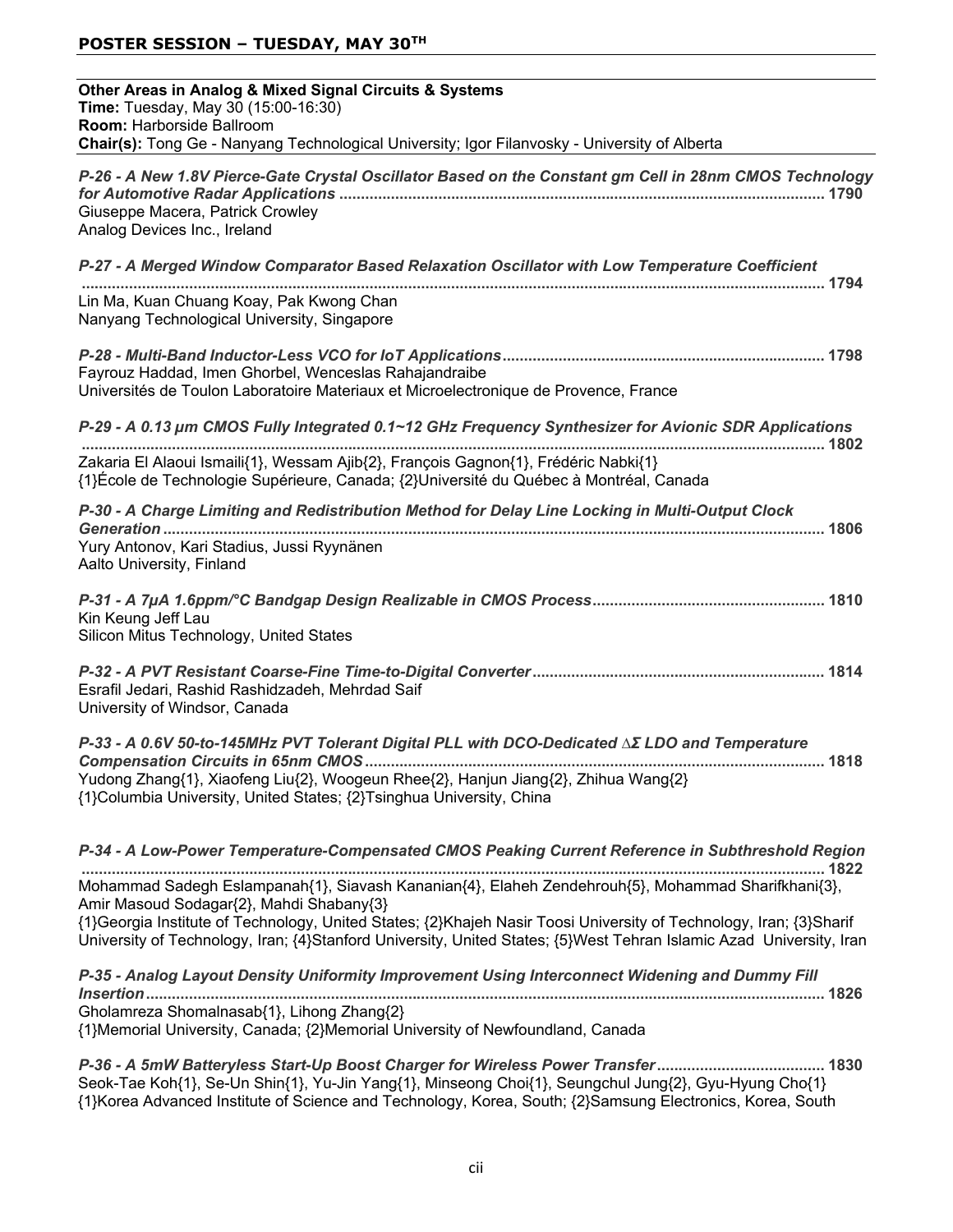## POSTER SESSION – TUESDAY, MAY 30TH

**Other Areas in Analog & Mixed Signal Circuits & Systems**
**Time:** Tuesday, May 30 (15:00-16:30)
**Room:** Harborside Ballroom
**Chair(s):** Tong Ge - Nanyang Technological University; Igor Filanvosky - University of Alberta

***P-26 - A New 1.8V Pierce-Gate Crystal Oscillator Based on the Constant gm Cell in 28nm CMOS Technology for Automotive Radar Applications*** ........ **1790**
Giuseppe Macera, Patrick Crowley
Analog Devices Inc., Ireland

***P-27 - A Merged Window Comparator Based Relaxation Oscillator with Low Temperature Coefficient*** ........ **1794**
Lin Ma, Kuan Chuang Koay, Pak Kwong Chan
Nanyang Technological University, Singapore

***P-28 - Multi-Band Inductor-Less VCO for IoT Applications*** ........ **1798**
Fayrouz Haddad, Imen Ghorbel, Wenceslas Rahajandraibe
Universités de Toulon Laboratoire Materiaux et Microelectronique de Provence, France

***P-29 - A 0.13 µm CMOS Fully Integrated 0.1~12 GHz Frequency Synthesizer for Avionic SDR Applications*** ........ **1802**
Zakaria El Alaoui Ismaili{1}, Wessam Ajib{2}, François Gagnon{1}, Frédéric Nabki{1}
{1}École de Technologie Supérieure, Canada; {2}Université du Québec à Montréal, Canada

***P-30 - A Charge Limiting and Redistribution Method for Delay Line Locking in Multi-Output Clock Generation*** ........ **1806**
Yury Antonov, Kari Stadius, Jussi Ryynänen
Aalto University, Finland

***P-31 - A 7µA 1.6ppm/°C Bandgap Design Realizable in CMOS Process*** ........ **1810**
Kin Keung Jeff Lau
Silicon Mitus Technology, United States

***P-32 - A PVT Resistant Coarse-Fine Time-to-Digital Converter*** ........ **1814**
Esrafil Jedari, Rashid Rashidzadeh, Mehrdad Saif
University of Windsor, Canada

***P-33 - A 0.6V 50-to-145MHz PVT Tolerant Digital PLL with DCO-Dedicated ΔΣ LDO and Temperature Compensation Circuits in 65nm CMOS*** ........ **1818**
Yudong Zhang{1}, Xiaofeng Liu{2}, Woogeun Rhee{2}, Hanjun Jiang{2}, Zhihua Wang{2}
{1}Columbia University, United States; {2}Tsinghua University, China

***P-34 - A Low-Power Temperature-Compensated CMOS Peaking Current Reference in Subthreshold Region*** ........ **1822**
Mohammad Sadegh Eslampanah{1}, Siavash Kananian{4}, Elaheh Zendehrouh{5}, Mohammad Sharifkhani{3}, Amir Masoud Sodagar{2}, Mahdi Shabany{3}
{1}Georgia Institute of Technology, United States; {2}Khajeh Nasir Toosi University of Technology, Iran; {3}Sharif University of Technology, Iran; {4}Stanford University, United States; {5}West Tehran Islamic Azad University, Iran

***P-35 - Analog Layout Density Uniformity Improvement Using Interconnect Widening and Dummy Fill Insertion*** ........ **1826**
Gholamreza Shomalnasab{1}, Lihong Zhang{2}
{1}Memorial University, Canada; {2}Memorial University of Newfoundland, Canada

***P-36 - A 5mW Batteryless Start-Up Boost Charger for Wireless Power Transfer*** ........ **1830**
Seok-Tae Koh{1}, Se-Un Shin{1}, Yu-Jin Yang{1}, Minseong Choi{1}, Seungchul Jung{2}, Gyu-Hyung Cho{1}
{1}Korea Advanced Institute of Science and Technology, Korea, South; {2}Samsung Electronics, Korea, South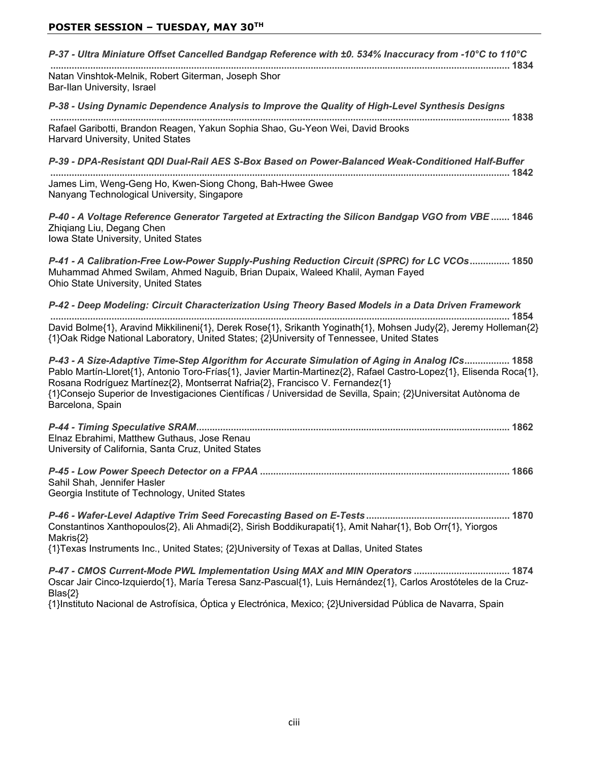## POSTER SESSION – TUESDAY, MAY 30TH

***P-37 - Ultra Miniature Offset Cancelled Bandgap Reference with ±0. 534% Inaccuracy from -10°C to 110°C*** **.......... 1834**
Natan Vinshtok-Melnik, Robert Giterman, Joseph Shor
Bar-Ilan University, Israel

***P-38 - Using Dynamic Dependence Analysis to Improve the Quality of High-Level Synthesis Designs*** **.......... 1838**
Rafael Garibotti, Brandon Reagen, Yakun Sophia Shao, Gu-Yeon Wei, David Brooks
Harvard University, United States

***P-39 - DPA-Resistant QDI Dual-Rail AES S-Box Based on Power-Balanced Weak-Conditioned Half-Buffer*** **.......... 1842**
James Lim, Weng-Geng Ho, Kwen-Siong Chong, Bah-Hwee Gwee
Nanyang Technological University, Singapore

***P-40 - A Voltage Reference Generator Targeted at Extracting the Silicon Bandgap VGO from VBE*** **....... 1846**
Zhiqiang Liu, Degang Chen
Iowa State University, United States

***P-41 - A Calibration-Free Low-Power Supply-Pushing Reduction Circuit (SPRC) for LC VCOs*** **.......... 1850**
Muhammad Ahmed Swilam, Ahmed Naguib, Brian Dupaix, Waleed Khalil, Ayman Fayed
Ohio State University, United States

***P-42 - Deep Modeling: Circuit Characterization Using Theory Based Models in a Data Driven Framework*** **.......... 1854**
David Bolme{1}, Aravind Mikkilineni{1}, Derek Rose{1}, Srikanth Yoginath{1}, Mohsen Judy{2}, Jeremy Holleman{2}
{1}Oak Ridge National Laboratory, United States; {2}University of Tennessee, United States

***P-43 - A Size-Adaptive Time-Step Algorithm for Accurate Simulation of Aging in Analog ICs*** **.......... 1858**
Pablo Martín-Lloret{1}, Antonio Toro-Frías{1}, Javier Martin-Martinez{2}, Rafael Castro-Lopez{1}, Elisenda Roca{1}, Rosana Rodríguez Martínez{2}, Montserrat Nafria{2}, Francisco V. Fernandez{1}
{1}Consejo Superior de Investigaciones Científicas / Universidad de Sevilla, Spain; {2}Universitat Autònoma de Barcelona, Spain

***P-44 - Timing Speculative SRAM*** **.......... 1862**
Elnaz Ebrahimi, Matthew Guthaus, Jose Renau
University of California, Santa Cruz, United States

***P-45 - Low Power Speech Detector on a FPAA*** **.......... 1866**
Sahil Shah, Jennifer Hasler
Georgia Institute of Technology, United States

***P-46 - Wafer-Level Adaptive Trim Seed Forecasting Based on E-Tests*** **.......... 1870**
Constantinos Xanthopoulos{2}, Ali Ahmadi{2}, Sirish Boddikurapati{1}, Amit Nahar{1}, Bob Orr{1}, Yiorgos Makris{2}
{1}Texas Instruments Inc., United States; {2}University of Texas at Dallas, United States

***P-47 - CMOS Current-Mode PWL Implementation Using MAX and MIN Operators*** **.......... 1874**
Oscar Jair Cinco-Izquierdo{1}, María Teresa Sanz-Pascual{1}, Luis Hernández{1}, Carlos Arostóteles de la Cruz-Blas{2}
{1}Instituto Nacional de Astrofísica, Óptica y Electrónica, Mexico; {2}Universidad Pública de Navarra, Spain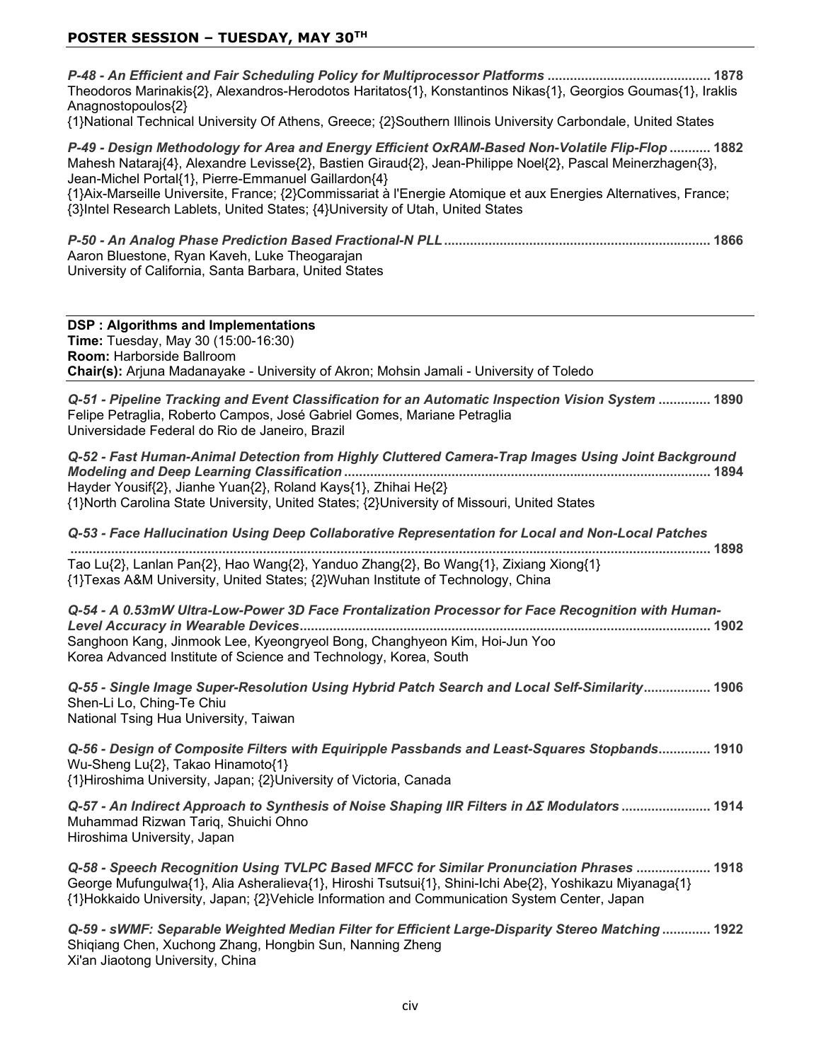## POSTER SESSION – TUESDAY, MAY 30TH

***P-48 - An Efficient and Fair Scheduling Policy for Multiprocessor Platforms*** **............................................ 1878**
Theodoros Marinakis{2}, Alexandros-Herodotos Haritatos{1}, Konstantinos Nikas{1}, Georgios Goumas{1}, Iraklis Anagnostopoulos{2}
{1}National Technical University Of Athens, Greece; {2}Southern Illinois University Carbondale, United States

***P-49 - Design Methodology for Area and Energy Efficient OxRAM-Based Non-Volatile Flip-Flop*** **........... 1882**
Mahesh Nataraj{4}, Alexandre Levisse{2}, Bastien Giraud{2}, Jean-Philippe Noel{2}, Pascal Meinerzhagen{3}, Jean-Michel Portal{1}, Pierre-Emmanuel Gaillardon{4}
{1}Aix-Marseille Universite, France; {2}Commissariat à l'Energie Atomique et aux Energies Alternatives, France; {3}Intel Research Lablets, United States; {4}University of Utah, United States

***P-50 - An Analog Phase Prediction Based Fractional-N PLL*** **....................................................................... 1866**
Aaron Bluestone, Ryan Kaveh, Luke Theogarajan
University of California, Santa Barbara, United States

---

**DSP : Algorithms and Implementations**
**Time:** Tuesday, May 30 (15:00-16:30)
**Room:** Harborside Ballroom
**Chair(s):** Arjuna Madanayake - University of Akron; Mohsin Jamali - University of Toledo

---

***Q-51 - Pipeline Tracking and Event Classification for an Automatic Inspection Vision System*** **.............. 1890**
Felipe Petraglia, Roberto Campos, José Gabriel Gomes, Mariane Petraglia
Universidade Federal do Rio de Janeiro, Brazil

***Q-52 - Fast Human-Animal Detection from Highly Cluttered Camera-Trap Images Using Joint Background Modeling and Deep Learning Classification*** **.................................................................................................. 1894**
Hayder Yousif{2}, Jianhe Yuan{2}, Roland Kays{1}, Zhihai He{2}
{1}North Carolina State University, United States; {2}University of Missouri, United States

***Q-53 - Face Hallucination Using Deep Collaborative Representation for Local and Non-Local Patches*** **........................................................................................................................................................... 1898**
Tao Lu{2}, Lanlan Pan{2}, Hao Wang{2}, Yanduo Zhang{2}, Bo Wang{1}, Zixiang Xiong{1}
{1}Texas A&M University, United States; {2}Wuhan Institute of Technology, China

***Q-54 - A 0.53mW Ultra-Low-Power 3D Face Frontalization Processor for Face Recognition with Human-Level Accuracy in Wearable Devices*** **.............................................................................................................. 1902**
Sanghoon Kang, Jinmook Lee, Kyeongryeol Bong, Changhyeon Kim, Hoi-Jun Yoo
Korea Advanced Institute of Science and Technology, Korea, South

***Q-55 - Single Image Super-Resolution Using Hybrid Patch Search and Local Self-Similarity*** **.................. 1906**
Shen-Li Lo, Ching-Te Chiu
National Tsing Hua University, Taiwan

***Q-56 - Design of Composite Filters with Equiripple Passbands and Least-Squares Stopbands*** **.............. 1910**
Wu-Sheng Lu{2}, Takao Hinamoto{1}
{1}Hiroshima University, Japan; {2}University of Victoria, Canada

***Q-57 - An Indirect Approach to Synthesis of Noise Shaping IIR Filters in ΔΣ Modulators*** **........................ 1914**
Muhammad Rizwan Tariq, Shuichi Ohno
Hiroshima University, Japan

***Q-58 - Speech Recognition Using TVLPC Based MFCC for Similar Pronunciation Phrases*** **.................... 1918**
George Mufungulwa{1}, Alia Asheralieva{1}, Hiroshi Tsutsui{1}, Shini-Ichi Abe{2}, Yoshikazu Miyanaga{1}
{1}Hokkaido University, Japan; {2}Vehicle Information and Communication System Center, Japan

***Q-59 - sWMF: Separable Weighted Median Filter for Efficient Large-Disparity Stereo Matching*** **............. 1922**
Shiqiang Chen, Xuchong Zhang, Hongbin Sun, Nanning Zheng
Xi'an Jiaotong University, China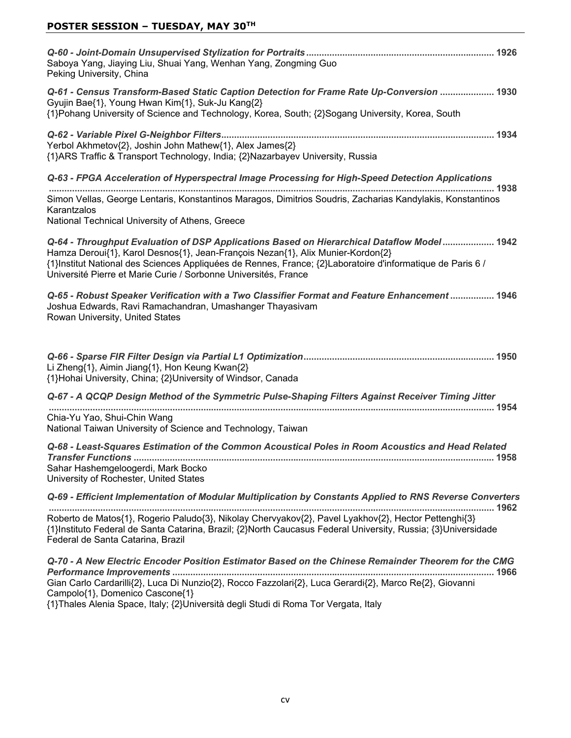## POSTER SESSION – TUESDAY, MAY 30TH

***Q-60 - Joint-Domain Unsupervised Stylization for Portraits*** ........................................................................ **1926**
Saboya Yang, Jiaying Liu, Shuai Yang, Wenhan Yang, Zongming Guo
Peking University, China

***Q-61 - Census Transform-Based Static Caption Detection for Frame Rate Up-Conversion*** ..................... **1930**
Gyujin Bae{1}, Young Hwan Kim{1}, Suk-Ju Kang{2}
{1}Pohang University of Science and Technology, Korea, South; {2}Sogang University, Korea, South

***Q-62 - Variable Pixel G-Neighbor Filters***......................................................................................................... **1934**
Yerbol Akhmetov{2}, Joshin John Mathew{1}, Alex James{2}
{1}ARS Traffic & Transport Technology, India; {2}Nazarbayev University, Russia

***Q-63 - FPGA Acceleration of Hyperspectral Image Processing for High-Speed Detection Applications*** ........................................................................................................................................................... **1938**
Simon Vellas, George Lentaris, Konstantinos Maragos, Dimitrios Soudris, Zacharias Kandylakis, Konstantinos Karantzalos
National Technical University of Athens, Greece

***Q-64 - Throughput Evaluation of DSP Applications Based on Hierarchical Dataflow Model*** .................... **1942**
Hamza Deroui{1}, Karol Desnos{1}, Jean-François Nezan{1}, Alix Munier-Kordon{2}
{1}Institut National des Sciences Appliquées de Rennes, France; {2}Laboratoire d'informatique de Paris 6 / Université Pierre et Marie Curie / Sorbonne Universités, France

***Q-65 - Robust Speaker Verification with a Two Classifier Format and Feature Enhancement*** ................. **1946**
Joshua Edwards, Ravi Ramachandran, Umashanger Thayasivam
Rowan University, United States

***Q-66 - Sparse FIR Filter Design via Partial L1 Optimization***......................................................................... **1950**
Li Zheng{1}, Aimin Jiang{1}, Hon Keung Kwan{2}
{1}Hohai University, China; {2}University of Windsor, Canada

***Q-67 - A QCQP Design Method of the Symmetric Pulse-Shaping Filters Against Receiver Timing Jitter*** ........................................................................................................................................................... **1954**
Chia-Yu Yao, Shui-Chin Wang
National Taiwan University of Science and Technology, Taiwan

***Q-68 - Least-Squares Estimation of the Common Acoustical Poles in Room Acoustics and Head Related Transfer Functions*** ........................................................................................................................................... **1958**
Sahar Hashemgeloogerdi, Mark Bocko
University of Rochester, United States

***Q-69 - Efficient Implementation of Modular Multiplication by Constants Applied to RNS Reverse Converters*** ........................................................................................................................................................... **1962**
Roberto de Matos{1}, Rogerio Paludo{3}, Nikolay Chervyakov{2}, Pavel Lyakhov{2}, Hector Pettenghi{3}
{1}Instituto Federal de Santa Catarina, Brazil; {2}North Caucasus Federal University, Russia; {3}Universidade Federal de Santa Catarina, Brazil

***Q-70 - A New Electric Encoder Position Estimator Based on the Chinese Remainder Theorem for the CMG Performance Improvements*** ........................................................................................................... **1966**
Gian Carlo Cardarilli{2}, Luca Di Nunzio{2}, Rocco Fazzolari{2}, Luca Gerardi{2}, Marco Re{2}, Giovanni Campolo{1}, Domenico Cascone{1}
{1}Thales Alenia Space, Italy; {2}Università degli Studi di Roma Tor Vergata, Italy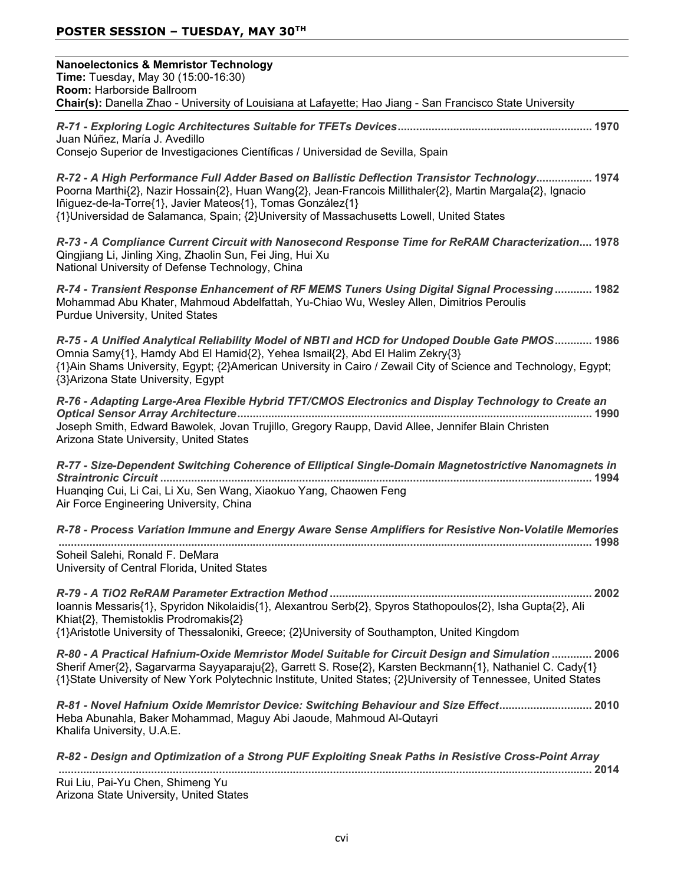## POSTER SESSION – TUESDAY, MAY 30TH

**Nanoelectonics & Memristor Technology**
**Time:** Tuesday, May 30 (15:00-16:30)
**Room:** Harborside Ballroom
**Chair(s):** Danella Zhao - University of Louisiana at Lafayette; Hao Jiang - San Francisco State University

***R-71 - Exploring Logic Architectures Suitable for TFETs Devices*** ........................................................ **1970**
Juan Núñez, María J. Avedillo
Consejo Superior de Investigaciones Científicas / Universidad de Sevilla, Spain

***R-72 - A High Performance Full Adder Based on Ballistic Deflection Transistor Technology*** .................. **1974**
Poorna Marthi{2}, Nazir Hossain{2}, Huan Wang{2}, Jean-Francois Millithaler{2}, Martin Margala{2}, Ignacio Iñiguez-de-la-Torre{1}, Javier Mateos{1}, Tomas González{1}
{1}Universidad de Salamanca, Spain; {2}University of Massachusetts Lowell, United States

***R-73 - A Compliance Current Circuit with Nanosecond Response Time for ReRAM Characterization*** .... **1978**
Qingjiang Li, Jinling Xing, Zhaolin Sun, Fei Jing, Hui Xu
National University of Defense Technology, China

***R-74 - Transient Response Enhancement of RF MEMS Tuners Using Digital Signal Processing*** ............ **1982**
Mohammad Abu Khater, Mahmoud Abdelfattah, Yu-Chiao Wu, Wesley Allen, Dimitrios Peroulis
Purdue University, United States

***R-75 - A Unified Analytical Reliability Model of NBTI and HCD for Undoped Double Gate PMOS*** ............ **1986**
Omnia Samy{1}, Hamdy Abd El Hamid{2}, Yehea Ismail{2}, Abd El Halim Zekry{3}
{1}Ain Shams University, Egypt; {2}American University in Cairo / Zewail City of Science and Technology, Egypt; {3}Arizona State University, Egypt

***R-76 - Adapting Large-Area Flexible Hybrid TFT/CMOS Electronics and Display Technology to Create an Optical Sensor Array Architecture*** ........................................................................................................ **1990**
Joseph Smith, Edward Bawolek, Jovan Trujillo, Gregory Raupp, David Allee, Jennifer Blain Christen
Arizona State University, United States

***R-77 - Size-Dependent Switching Coherence of Elliptical Single-Domain Magnetostrictive Nanomagnets in Straintronic Circuit*** ........................................................................................................................ **1994**
Huanqing Cui, Li Cai, Li Xu, Sen Wang, Xiaokuo Yang, Chaowen Feng
Air Force Engineering University, China

***R-78 - Process Variation Immune and Energy Aware Sense Amplifiers for Resistive Non-Volatile Memories*** ........................................................................................................................................................ **1998**
Soheil Salehi, Ronald F. DeMara
University of Central Florida, United States

***R-79 - A TiO2 ReRAM Parameter Extraction Method*** .................................................................................... **2002**
Ioannis Messaris{1}, Spyridon Nikolaidis{1}, Alexantrou Serb{2}, Spyros Stathopoulos{2}, Isha Gupta{2}, Ali Khiat{2}, Themistoklis Prodromakis{2}
{1}Aristotle University of Thessaloniki, Greece; {2}University of Southampton, United Kingdom

***R-80 - A Practical Hafnium-Oxide Memristor Model Suitable for Circuit Design and Simulation*** ............. **2006**
Sherif Amer{2}, Sagarvarma Sayyaparaju{2}, Garrett S. Rose{2}, Karsten Beckmann{1}, Nathaniel C. Cady{1}
{1}State University of New York Polytechnic Institute, United States; {2}University of Tennessee, United States

***R-81 - Novel Hafnium Oxide Memristor Device: Switching Behaviour and Size Effect*** .............................. **2010**
Heba Abunahla, Baker Mohammad, Maguy Abi Jaoude, Mahmoud Al-Qutayri
Khalifa University, U.A.E.

***R-82 - Design and Optimization of a Strong PUF Exploiting Sneak Paths in Resistive Cross-Point Array*** ........................................................................................................................................................ **2014**
Rui Liu, Pai-Yu Chen, Shimeng Yu
Arizona State University, United States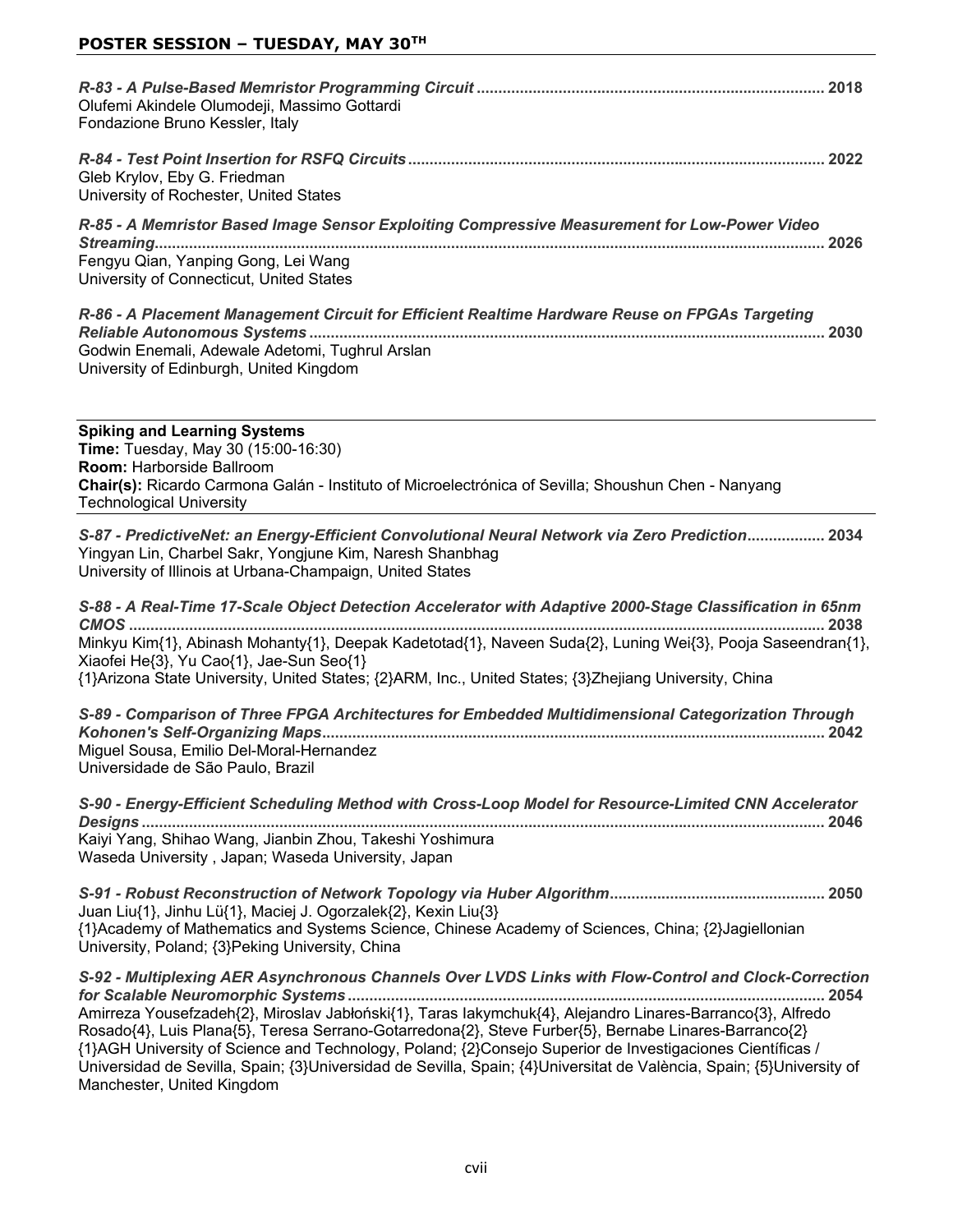*R-83 - A Pulse-Based Memristor Programming Circuit* ................................................................................ 2018
Olufemi Akindele Olumodeji, Massimo Gottardi
Fondazione Bruno Kessler, Italy

*R-84 - Test Point Insertion for RSFQ Circuits* ................................................................................ 2022
Gleb Krylov, Eby G. Friedman
University of Rochester, United States

*R-85 - A Memristor Based Image Sensor Exploiting Compressive Measurement for Low-Power Video Streaming* ................................................................................ 2026
Fengyu Qian, Yanping Gong, Lei Wang
University of Connecticut, United States

*R-86 - A Placement Management Circuit for Efficient Realtime Hardware Reuse on FPGAs Targeting Reliable Autonomous Systems* ................................................................................ 2030
Godwin Enemali, Adewale Adetomi, Tughrul Arslan
University of Edinburgh, United Kingdom

**Spiking and Learning Systems**
**Time:** Tuesday, May 30 (15:00-16:30)
**Room:** Harborside Ballroom
**Chair(s):** Ricardo Carmona Galán - Instituto of Microelectrónica of Sevilla; Shoushun Chen - Nanyang Technological University

*S-87 - PredictiveNet: an Energy-Efficient Convolutional Neural Network via Zero Prediction* .................. 2034
Yingyan Lin, Charbel Sakr, Yongjune Kim, Naresh Shanbhag
University of Illinois at Urbana-Champaign, United States

*S-88 - A Real-Time 17-Scale Object Detection Accelerator with Adaptive 2000-Stage Classification in 65nm CMOS* ................................................................................ 2038
Minkyu Kim{1}, Abinash Mohanty{1}, Deepak Kadetotad{1}, Naveen Suda{2}, Luning Wei{3}, Pooja Saseendran{1}, Xiaofei He{3}, Yu Cao{1}, Jae-Sun Seo{1}
{1}Arizona State University, United States; {2}ARM, Inc., United States; {3}Zhejiang University, China

*S-89 - Comparison of Three FPGA Architectures for Embedded Multidimensional Categorization Through Kohonen's Self-Organizing Maps* ................................................................................ 2042
Miguel Sousa, Emilio Del-Moral-Hernandez
Universidade de São Paulo, Brazil

*S-90 - Energy-Efficient Scheduling Method with Cross-Loop Model for Resource-Limited CNN Accelerator Designs* ................................................................................ 2046
Kaiyi Yang, Shihao Wang, Jianbin Zhou, Takeshi Yoshimura
Waseda University , Japan; Waseda University, Japan

*S-91 - Robust Reconstruction of Network Topology via Huber Algorithm* ................................................. 2050
Juan Liu{1}, Jinhu Lü{1}, Maciej J. Ogorzalek{2}, Kexin Liu{3}
{1}Academy of Mathematics and Systems Science, Chinese Academy of Sciences, China; {2}Jagiellonian University, Poland; {3}Peking University, China

*S-92 - Multiplexing AER Asynchronous Channels Over LVDS Links with Flow-Control and Clock-Correction for Scalable Neuromorphic Systems* ................................................................................ 2054
Amirreza Yousefzadeh{2}, Miroslav Jabłoński{1}, Taras Iakymchuk{4}, Alejandro Linares-Barranco{3}, Alfredo Rosado{4}, Luis Plana{5}, Teresa Serrano-Gotarredona{2}, Steve Furber{5}, Bernabe Linares-Barranco{2}
{1}AGH University of Science and Technology, Poland; {2}Consejo Superior de Investigaciones Científicas / Universidad de Sevilla, Spain; {3}Universidad de Sevilla, Spain; {4}Universitat de València, Spain; {5}University of Manchester, United Kingdom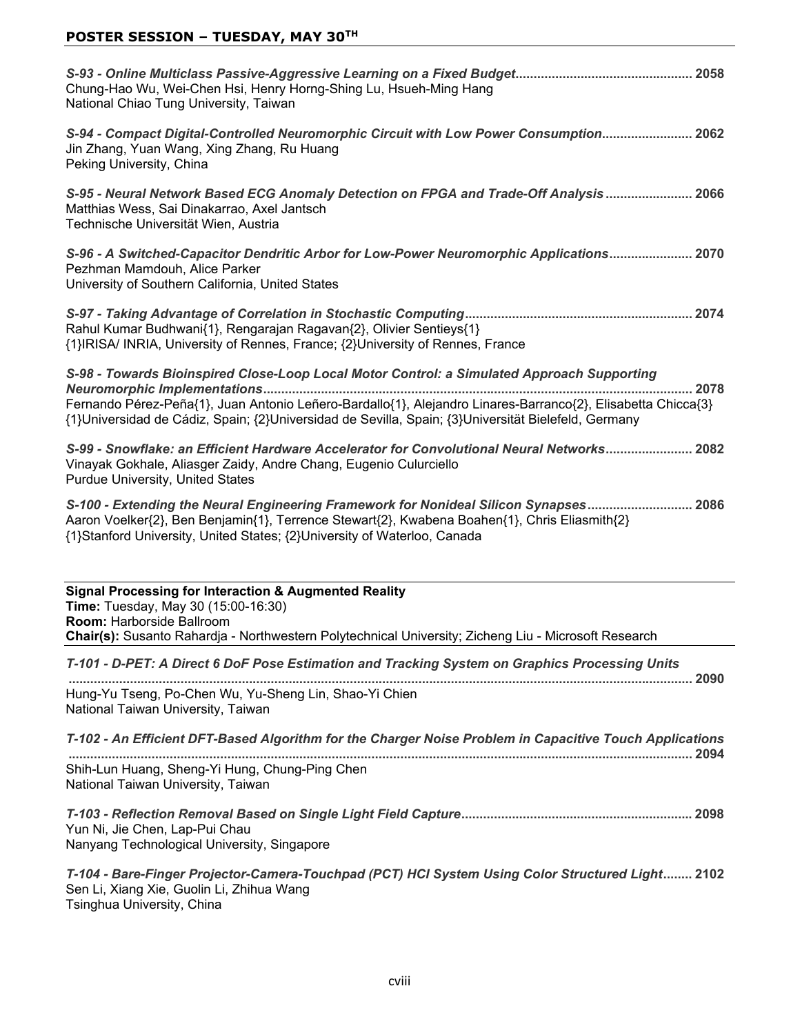## POSTER SESSION – TUESDAY, MAY 30TH

***S-93 - Online Multiclass Passive-Aggressive Learning on a Fixed Budget*** ........ 2058
Chung-Hao Wu, Wei-Chen Hsi, Henry Horng-Shing Lu, Hsueh-Ming Hang
National Chiao Tung University, Taiwan

***S-94 - Compact Digital-Controlled Neuromorphic Circuit with Low Power Consumption*** ........ 2062
Jin Zhang, Yuan Wang, Xing Zhang, Ru Huang
Peking University, China

***S-95 - Neural Network Based ECG Anomaly Detection on FPGA and Trade-Off Analysis*** ........ 2066
Matthias Wess, Sai Dinakarrao, Axel Jantsch
Technische Universität Wien, Austria

***S-96 - A Switched-Capacitor Dendritic Arbor for Low-Power Neuromorphic Applications*** ........ 2070
Pezhman Mamdouh, Alice Parker
University of Southern California, United States

***S-97 - Taking Advantage of Correlation in Stochastic Computing*** ........ 2074
Rahul Kumar Budhwani{1}, Rengarajan Ragavan{2}, Olivier Sentieys{1}
{1}IRISA/ INRIA, University of Rennes, France; {2}University of Rennes, France

***S-98 - Towards Bioinspired Close-Loop Local Motor Control: a Simulated Approach Supporting Neuromorphic Implementations*** ........ 2078
Fernando Pérez-Peña{1}, Juan Antonio Leñero-Bardallo{1}, Alejandro Linares-Barranco{2}, Elisabetta Chicca{3}
{1}Universidad de Cádiz, Spain; {2}Universidad de Sevilla, Spain; {3}Universität Bielefeld, Germany

***S-99 - Snowflake: an Efficient Hardware Accelerator for Convolutional Neural Networks*** ........ 2082
Vinayak Gokhale, Aliasger Zaidy, Andre Chang, Eugenio Culurciello
Purdue University, United States

***S-100 - Extending the Neural Engineering Framework for Nonideal Silicon Synapses*** ........ 2086
Aaron Voelker{2}, Ben Benjamin{1}, Terrence Stewart{2}, Kwabena Boahen{1}, Chris Eliasmith{2}
{1}Stanford University, United States; {2}University of Waterloo, Canada

---

**Signal Processing for Interaction & Augmented Reality**
**Time:** Tuesday, May 30 (15:00-16:30)
**Room:** Harborside Ballroom
**Chair(s):** Susanto Rahardja - Northwestern Polytechnical University; Zicheng Liu - Microsoft Research

---

***T-101 - D-PET: A Direct 6 DoF Pose Estimation and Tracking System on Graphics Processing Units*** ........ 2090
Hung-Yu Tseng, Po-Chen Wu, Yu-Sheng Lin, Shao-Yi Chien
National Taiwan University, Taiwan

***T-102 - An Efficient DFT-Based Algorithm for the Charger Noise Problem in Capacitive Touch Applications*** ........ 2094
Shih-Lun Huang, Sheng-Yi Hung, Chung-Ping Chen
National Taiwan University, Taiwan

***T-103 - Reflection Removal Based on Single Light Field Capture*** ........ 2098
Yun Ni, Jie Chen, Lap-Pui Chau
Nanyang Technological University, Singapore

***T-104 - Bare-Finger Projector-Camera-Touchpad (PCT) HCI System Using Color Structured Light*** ........ 2102
Sen Li, Xiang Xie, Guolin Li, Zhihua Wang
Tsinghua University, China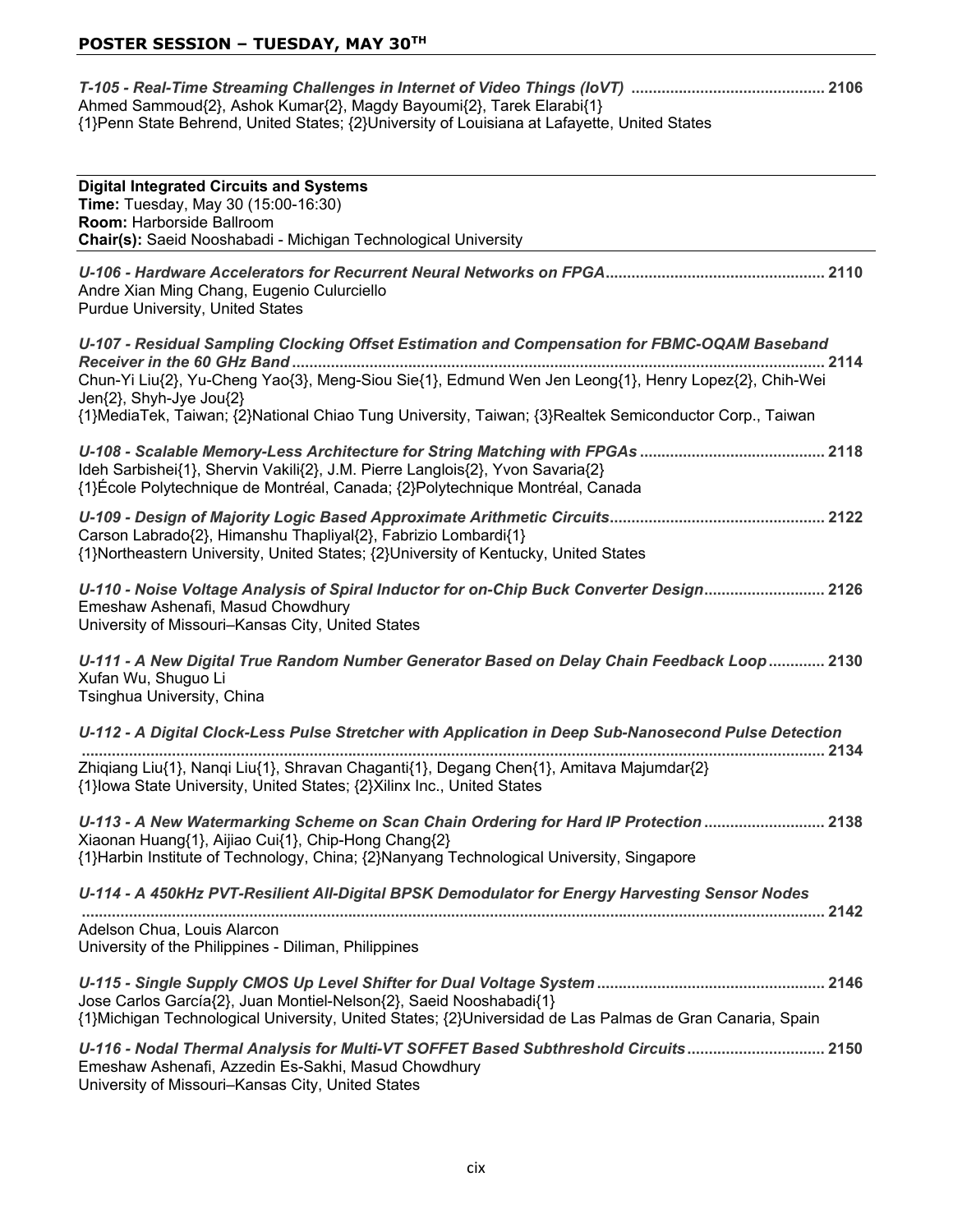## POSTER SESSION – TUESDAY, MAY 30TH

*T-105 - Real-Time Streaming Challenges in Internet of Video Things (IoVT)* ............................................ 2106
Ahmed Sammoud{2}, Ashok Kumar{2}, Magdy Bayoumi{2}, Tarek Elarabi{1}
{1}Penn State Behrend, United States; {2}University of Louisiana at Lafayette, United States

---

**Digital Integrated Circuits and Systems**
**Time:** Tuesday, May 30 (15:00-16:30)
**Room:** Harborside Ballroom
**Chair(s):** Saeid Nooshabadi - Michigan Technological University

---

*U-106 - Hardware Accelerators for Recurrent Neural Networks on FPGA*.................................................. 2110
Andre Xian Ming Chang, Eugenio Culurciello
Purdue University, United States

*U-107 - Residual Sampling Clocking Offset Estimation and Compensation for FBMC-OQAM Baseband Receiver in the 60 GHz Band*........................................................................................................................... 2114
Chun-Yi Liu{2}, Yu-Cheng Yao{3}, Meng-Siou Sie{1}, Edmund Wen Jen Leong{1}, Henry Lopez{2}, Chih-Wei Jen{2}, Shyh-Jye Jou{2}
{1}MediaTek, Taiwan; {2}National Chiao Tung University, Taiwan; {3}Realtek Semiconductor Corp., Taiwan

*U-108 - Scalable Memory-Less Architecture for String Matching with FPGAs* .......................................... 2118
Ideh Sarbishei{1}, Shervin Vakili{2}, J.M. Pierre Langlois{2}, Yvon Savaria{2}
{1}École Polytechnique de Montréal, Canada; {2}Polytechnique Montréal, Canada

*U-109 - Design of Majority Logic Based Approximate Arithmetic Circuits*................................................. 2122
Carson Labrado{2}, Himanshu Thapliyal{2}, Fabrizio Lombardi{1}
{1}Northeastern University, United States; {2}University of Kentucky, United States

*U-110 - Noise Voltage Analysis of Spiral Inductor for on-Chip Buck Converter Design*........................... 2126
Emeshaw Ashenafi, Masud Chowdhury
University of Missouri–Kansas City, United States

*U-111 - A New Digital True Random Number Generator Based on Delay Chain Feedback Loop* ............. 2130
Xufan Wu, Shuguo Li
Tsinghua University, China

*U-112 - A Digital Clock-Less Pulse Stretcher with Application in Deep Sub-Nanosecond Pulse Detection* ........................................................................................................................................................... 2134
Zhiqiang Liu{1}, Nanqi Liu{1}, Shravan Chaganti{1}, Degang Chen{1}, Amitava Majumdar{2}
{1}Iowa State University, United States; {2}Xilinx Inc., United States

*U-113 - A New Watermarking Scheme on Scan Chain Ordering for Hard IP Protection* ........................... 2138
Xiaonan Huang{1}, Aijiao Cui{1}, Chip-Hong Chang{2}
{1}Harbin Institute of Technology, China; {2}Nanyang Technological University, Singapore

*U-114 - A 450kHz PVT-Resilient All-Digital BPSK Demodulator for Energy Harvesting Sensor Nodes* ........................................................................................................................................................... 2142
Adelson Chua, Louis Alarcon
University of the Philippines - Diliman, Philippines

*U-115 - Single Supply CMOS Up Level Shifter for Dual Voltage System* .................................................... 2146
Jose Carlos García{2}, Juan Montiel-Nelson{2}, Saeid Nooshabadi{1}
{1}Michigan Technological University, United States; {2}Universidad de Las Palmas de Gran Canaria, Spain

*U-116 - Nodal Thermal Analysis for Multi-VT SOFFET Based Subthreshold Circuits* ................................ 2150
Emeshaw Ashenafi, Azzedin Es-Sakhi, Masud Chowdhury
University of Missouri–Kansas City, United States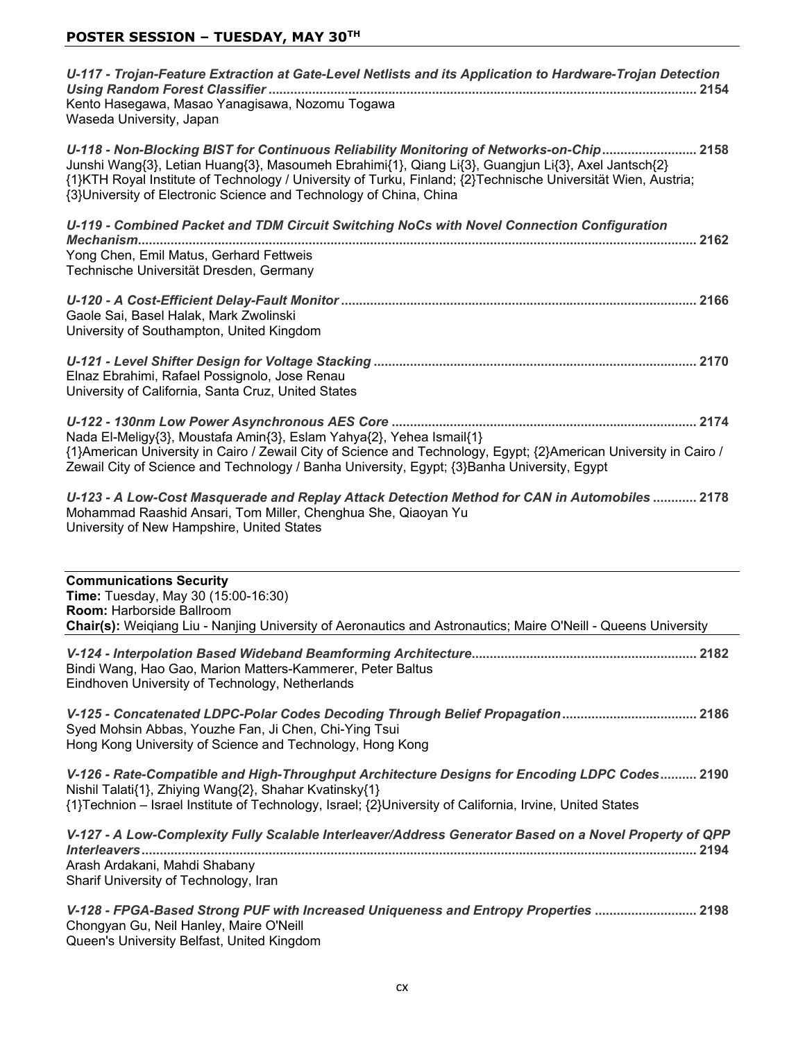## POSTER SESSION – TUESDAY, MAY 30TH

***U-117 - Trojan-Feature Extraction at Gate-Level Netlists and its Application to Hardware-Trojan Detection Using Random Forest Classifier*** **.................................................................... 2154**
Kento Hasegawa, Masao Yanagisawa, Nozomu Togawa
Waseda University, Japan

***U-118 - Non-Blocking BIST for Continuous Reliability Monitoring of Networks-on-Chip*** **......................... 2158**
Junshi Wang{3}, Letian Huang{3}, Masoumeh Ebrahimi{1}, Qiang Li{3}, Guangjun Li{3}, Axel Jantsch{2}
{1}KTH Royal Institute of Technology / University of Turku, Finland; {2}Technische Universität Wien, Austria; {3}University of Electronic Science and Technology of China, China

***U-119 - Combined Packet and TDM Circuit Switching NoCs with Novel Connection Configuration Mechanism*** **.................................................................................................................................. 2162**
Yong Chen, Emil Matus, Gerhard Fettweis
Technische Universität Dresden, Germany

***U-120 - A Cost-Efficient Delay-Fault Monitor*** **................................................................................................ 2166**
Gaole Sai, Basel Halak, Mark Zwolinski
University of Southampton, United Kingdom

***U-121 - Level Shifter Design for Voltage Stacking*** **....................................................................................... 2170**
Elnaz Ebrahimi, Rafael Possignolo, Jose Renau
University of California, Santa Cruz, United States

***U-122 - 130nm Low Power Asynchronous AES Core*** **.................................................................................. 2174**
Nada El-Meligy{3}, Moustafa Amin{3}, Eslam Yahya{2}, Yehea Ismail{1}
{1}American University in Cairo / Zewail City of Science and Technology, Egypt; {2}American University in Cairo / Zewail City of Science and Technology / Banha University, Egypt; {3}Banha University, Egypt

***U-123 - A Low-Cost Masquerade and Replay Attack Detection Method for CAN in Automobiles*** **............ 2178**
Mohammad Raashid Ansari, Tom Miller, Chenghua She, Qiaoyan Yu
University of New Hampshire, United States

---

**Communications Security**
**Time:** Tuesday, May 30 (15:00-16:30)
**Room:** Harborside Ballroom
**Chair(s):** Weiqiang Liu - Nanjing University of Aeronautics and Astronautics; Maire O'Neill - Queens University

---

***V-124 - Interpolation Based Wideband Beamforming Architecture*** **............................................................. 2182**
Bindi Wang, Hao Gao, Marion Matters-Kammerer, Peter Baltus
Eindhoven University of Technology, Netherlands

***V-125 - Concatenated LDPC-Polar Codes Decoding Through Belief Propagation*** **.................................... 2186**
Syed Mohsin Abbas, Youzhe Fan, Ji Chen, Chi-Ying Tsui
Hong Kong University of Science and Technology, Hong Kong

***V-126 - Rate-Compatible and High-Throughput Architecture Designs for Encoding LDPC Codes*** **.......... 2190**
Nishil Talati{1}, Zhiying Wang{2}, Shahar Kvatinsky{1}
{1}Technion – Israel Institute of Technology, Israel; {2}University of California, Irvine, United States

***V-127 - A Low-Complexity Fully Scalable Interleaver/Address Generator Based on a Novel Property of QPP Interleavers*** **.................................................................................................................................. 2194**
Arash Ardakani, Mahdi Shabany
Sharif University of Technology, Iran

***V-128 - FPGA-Based Strong PUF with Increased Uniqueness and Entropy Properties*** **........................... 2198**
Chongyan Gu, Neil Hanley, Maire O'Neill
Queen's University Belfast, United Kingdom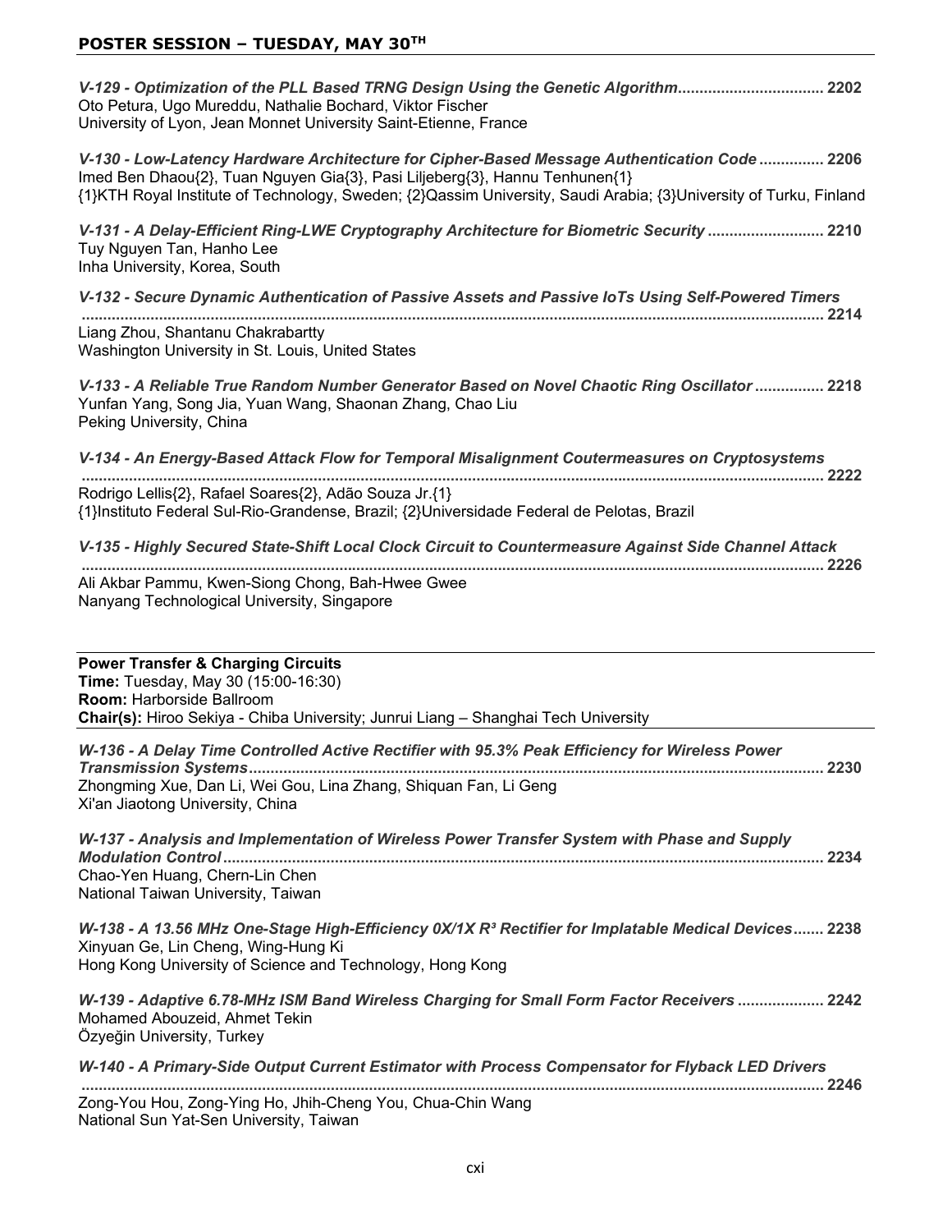## POSTER SESSION – TUESDAY, MAY 30TH

***V-129 - Optimization of the PLL Based TRNG Design Using the Genetic Algorithm*..................................  2202**
Oto Petura, Ugo Mureddu, Nathalie Bochard, Viktor Fischer
University of Lyon, Jean Monnet University Saint-Etienne, France

***V-130 - Low-Latency Hardware Architecture for Cipher-Based Message Authentication Code*...............  2206**
Imed Ben Dhaou{2}, Tuan Nguyen Gia{3}, Pasi Liljeberg{3}, Hannu Tenhunen{1}
{1}KTH Royal Institute of Technology, Sweden; {2}Qassim University, Saudi Arabia; {3}University of Turku, Finland

***V-131 - A Delay-Efficient Ring-LWE Cryptography Architecture for Biometric Security*...........................  2210**
Tuy Nguyen Tan, Hanho Lee
Inha University, Korea, South

***V-132 - Secure Dynamic Authentication of Passive Assets and Passive IoTs Using Self-Powered Timers*
..........................................................................................................................................................  2214**
Liang Zhou, Shantanu Chakrabartty
Washington University in St. Louis, United States

***V-133 - A Reliable True Random Number Generator Based on Novel Chaotic Ring Oscillator*................  2218**
Yunfan Yang, Song Jia, Yuan Wang, Shaonan Zhang, Chao Liu
Peking University, China

***V-134 - An Energy-Based Attack Flow for Temporal Misalignment Coutermeasures on Cryptosystems*
..........................................................................................................................................................  2222**
Rodrigo Lellis{2}, Rafael Soares{2}, Adão Souza Jr.{1}
{1}Instituto Federal Sul-Rio-Grandense, Brazil; {2}Universidade Federal de Pelotas, Brazil

***V-135 - Highly Secured State-Shift Local Clock Circuit to Countermeasure Against Side Channel Attack*
..........................................................................................................................................................  2226**
Ali Akbar Pammu, Kwen-Siong Chong, Bah-Hwee Gwee
Nanyang Technological University, Singapore

**Power Transfer & Charging Circuits**
**Time:** Tuesday, May 30 (15:00-16:30)
**Room:** Harborside Ballroom
**Chair(s):** Hiroo Sekiya - Chiba University; Junrui Liang – Shanghai Tech University

***W-136 - A Delay Time Controlled Active Rectifier with 95.3% Peak Efficiency for Wireless Power Transmission Systems*.....................................................................................................................................  2230**
Zhongming Xue, Dan Li, Wei Gou, Lina Zhang, Shiquan Fan, Li Geng
Xi'an Jiaotong University, China

***W-137 - Analysis and Implementation of Wireless Power Transfer System with Phase and Supply Modulation Control*...........................................................................................................................  2234**
Chao-Yen Huang, Chern-Lin Chen
National Taiwan University, Taiwan

***W-138 - A 13.56 MHz One-Stage High-Efficiency 0X/1X R³ Rectifier for Implatable Medical Devices*.......  2238**
Xinyuan Ge, Lin Cheng, Wing-Hung Ki
Hong Kong University of Science and Technology, Hong Kong

***W-139 - Adaptive 6.78-MHz ISM Band Wireless Charging for Small Form Factor Receivers*....................  2242**
Mohamed Abouzeid, Ahmet Tekin
Özyeğin University, Turkey

***W-140 - A Primary-Side Output Current Estimator with Process Compensator for Flyback LED Drivers*
..........................................................................................................................................................  2246**
Zong-You Hou, Zong-Ying Ho, Jhih-Cheng You, Chua-Chin Wang
National Sun Yat-Sen University, Taiwan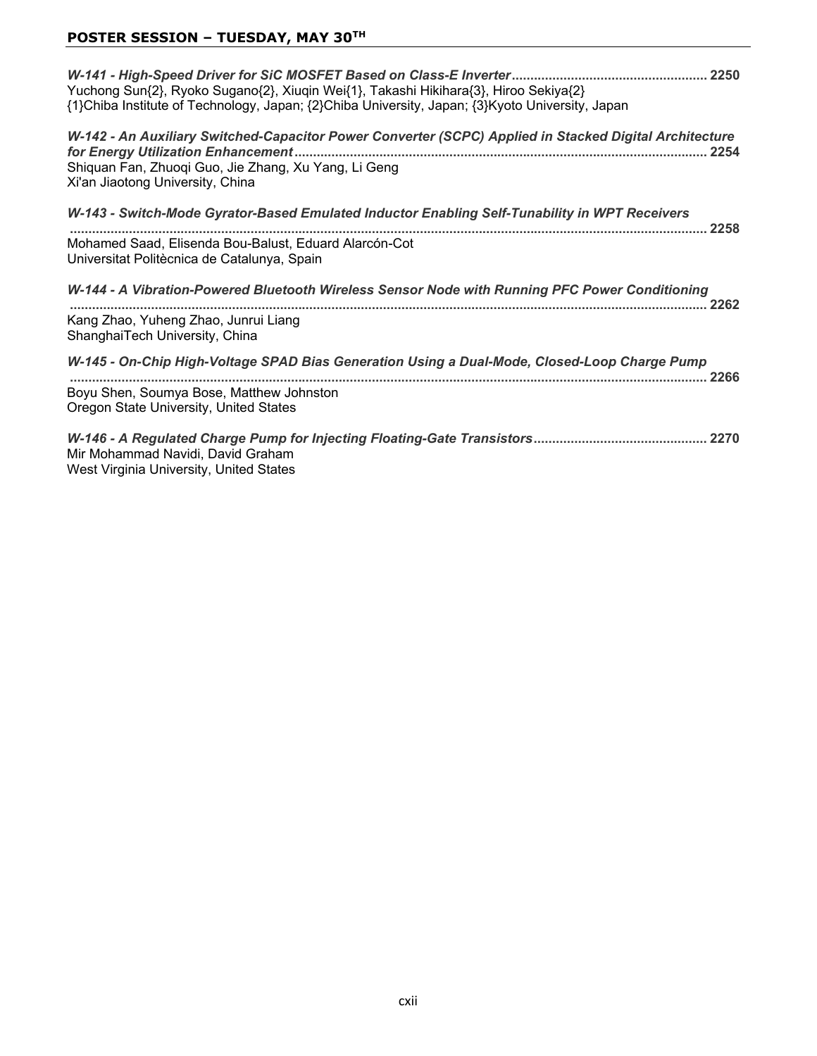## POSTER SESSION – TUESDAY, MAY 30TH

***W-141 - High-Speed Driver for SiC MOSFET Based on Class-E Inverter*** **.................................................... 2250**
Yuchong Sun{2}, Ryoko Sugano{2}, Xiuqin Wei{1}, Takashi Hikihara{3}, Hiroo Sekiya{2}
{1}Chiba Institute of Technology, Japan; {2}Chiba University, Japan; {3}Kyoto University, Japan

***W-142 - An Auxiliary Switched-Capacitor Power Converter (SCPC) Applied in Stacked Digital Architecture for Energy Utilization Enhancement*** **.............................................................................................................. 2254**
Shiquan Fan, Zhuoqi Guo, Jie Zhang, Xu Yang, Li Geng
Xi'an Jiaotong University, China

***W-143 - Switch-Mode Gyrator-Based Emulated Inductor Enabling Self-Tunability in WPT Receivers*** **.......................................................................................................................................................... 2258**
Mohamed Saad, Elisenda Bou-Balust, Eduard Alarcón-Cot
Universitat Politècnica de Catalunya, Spain

***W-144 - A Vibration-Powered Bluetooth Wireless Sensor Node with Running PFC Power Conditioning*** **.......................................................................................................................................................... 2262**
Kang Zhao, Yuheng Zhao, Junrui Liang
ShanghaiTech University, China

***W-145 - On-Chip High-Voltage SPAD Bias Generation Using a Dual-Mode, Closed-Loop Charge Pump*** **.......................................................................................................................................................... 2266**
Boyu Shen, Soumya Bose, Matthew Johnston
Oregon State University, United States

***W-146 - A Regulated Charge Pump for Injecting Floating-Gate Transistors*** **.............................................. 2270**
Mir Mohammad Navidi, David Graham
West Virginia University, United States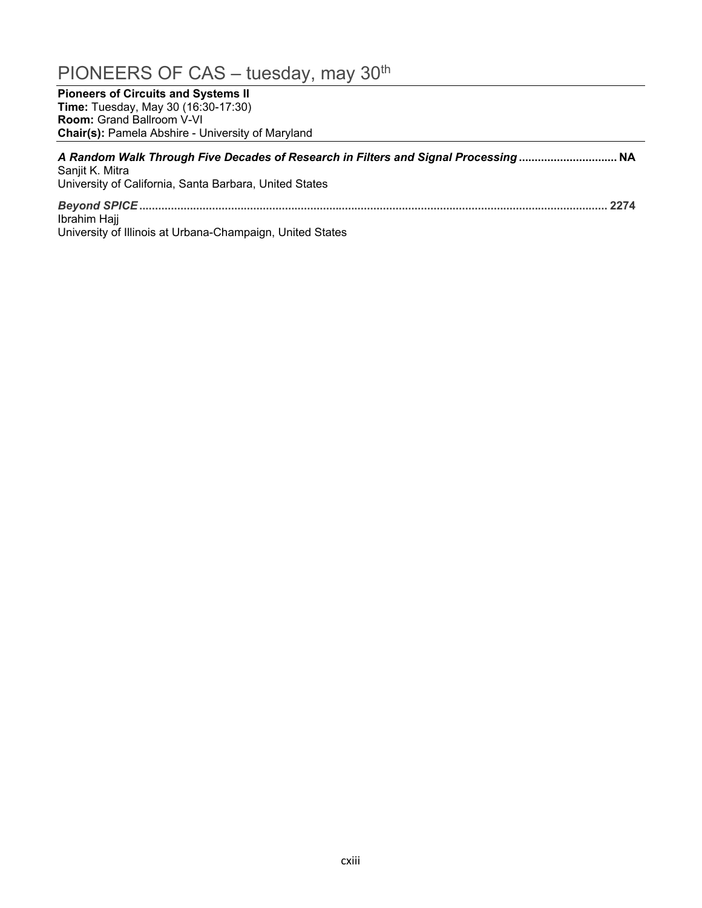# PIONEERS OF CAS – tuesday, may 30th

**Pioneers of Circuits and Systems II**
**Time:** Tuesday, May 30 (16:30-17:30)
**Room:** Grand Ballroom V-VI
**Chair(s):** Pamela Abshire - University of Maryland

***A Random Walk Through Five Decades of Research in Filters and Signal Processing*** **.............................. NA**
Sanjit K. Mitra
University of California, Santa Barbara, United States

***Beyond SPICE*** **.................................................................................................................................................. 2274**
Ibrahim Hajj
University of Illinois at Urbana-Champaign, United States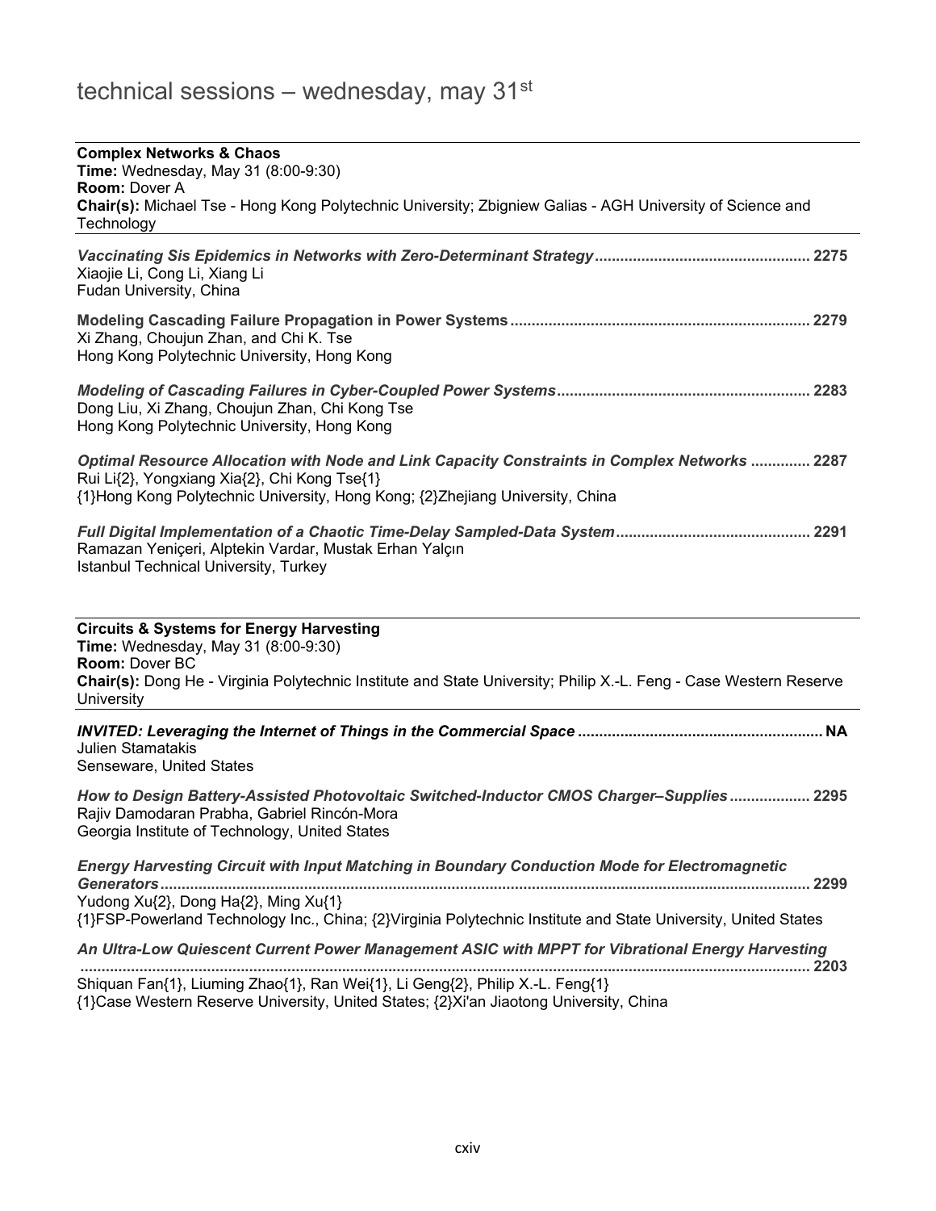# technical sessions – wednesday, may 31st

**Complex Networks & Chaos**
**Time:** Wednesday, May 31 (8:00-9:30)
**Room:** Dover A
**Chair(s):** Michael Tse - Hong Kong Polytechnic University; Zbigniew Galias - AGH University of Science and Technology

***Vaccinating Sis Epidemics in Networks with Zero-Determinant Strategy*** **.................................................. 2275**
Xiaojie Li, Cong Li, Xiang Li
Fudan University, China

**Modeling Cascading Failure Propagation in Power Systems ...................................................................... 2279**
Xi Zhang, Choujun Zhan, and Chi K. Tse
Hong Kong Polytechnic University, Hong Kong

***Modeling of Cascading Failures in Cyber-Coupled Power Systems*** **........................................................... 2283**
Dong Liu, Xi Zhang, Choujun Zhan, Chi Kong Tse
Hong Kong Polytechnic University, Hong Kong

***Optimal Resource Allocation with Node and Link Capacity Constraints in Complex Networks*** **............. 2287**
Rui Li{2}, Yongxiang Xia{2}, Chi Kong Tse{1}
{1}Hong Kong Polytechnic University, Hong Kong; {2}Zhejiang University, China

***Full Digital Implementation of a Chaotic Time-Delay Sampled-Data System*** **............................................. 2291**
Ramazan Yeniçeri, Alptekin Vardar, Mustak Erhan Yalçın
Istanbul Technical University, Turkey

**Circuits & Systems for Energy Harvesting**
**Time:** Wednesday, May 31 (8:00-9:30)
**Room:** Dover BC
**Chair(s):** Dong He - Virginia Polytechnic Institute and State University; Philip X.-L. Feng - Case Western Reserve University

***INVITED: Leveraging the Internet of Things in the Commercial Space*** **......................................................... NA**
Julien Stamatakis
Senseware, United States

***How to Design Battery-Assisted Photovoltaic Switched-Inductor CMOS Charger–Supplies*** **.................. 2295**
Rajiv Damodaran Prabha, Gabriel Rincón-Mora
Georgia Institute of Technology, United States

***Energy Harvesting Circuit with Input Matching in Boundary Conduction Mode for Electromagnetic Generators*** **........................................................................................................................................... 2299**
Yudong Xu{2}, Dong Ha{2}, Ming Xu{1}
{1}FSP-Powerland Technology Inc., China; {2}Virginia Polytechnic Institute and State University, United States

***An Ultra-Low Quiescent Current Power Management ASIC with MPPT for Vibrational Energy Harvesting*** **........................................................................................................................................................ 2203**
Shiquan Fan{1}, Liuming Zhao{1}, Ran Wei{1}, Li Geng{2}, Philip X.-L. Feng{1}
{1}Case Western Reserve University, United States; {2}Xi'an Jiaotong University, China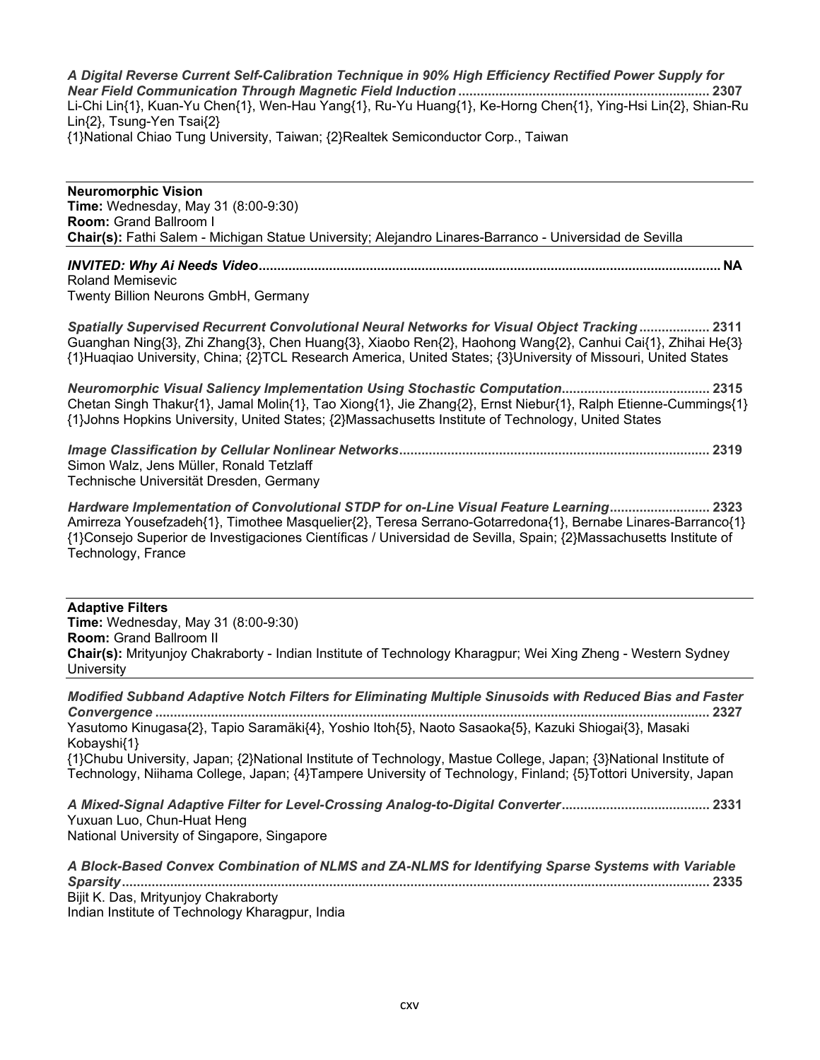***A Digital Reverse Current Self-Calibration Technique in 90% High Efficiency Rectified Power Supply for Near Field Communication Through Magnetic Field Induction*** **.................................................................... 2307**
Li-Chi Lin{1}, Kuan-Yu Chen{1}, Wen-Hau Yang{1}, Ru-Yu Huang{1}, Ke-Horng Chen{1}, Ying-Hsi Lin{2}, Shian-Ru Lin{2}, Tsung-Yen Tsai{2}
{1}National Chiao Tung University, Taiwan; {2}Realtek Semiconductor Corp., Taiwan

---

**Neuromorphic Vision**
**Time:** Wednesday, May 31 (8:00-9:30)
**Room:** Grand Ballroom I
**Chair(s):** Fathi Salem - Michigan Statue University; Alejandro Linares-Barranco - Universidad de Sevilla

---

***INVITED: Why Ai Needs Video*** **........................................................................................................................... NA**
Roland Memisevic
Twenty Billion Neurons GmbH, Germany

***Spatially Supervised Recurrent Convolutional Neural Networks for Visual Object Tracking*** **.................. 2311**
Guanghan Ning{3}, Zhi Zhang{3}, Chen Huang{3}, Xiaobo Ren{2}, Haohong Wang{2}, Canhui Cai{1}, Zhihai He{3}
{1}Huaqiao University, China; {2}TCL Research America, United States; {3}University of Missouri, United States

***Neuromorphic Visual Saliency Implementation Using Stochastic Computation*** **........................................ 2315**
Chetan Singh Thakur{1}, Jamal Molin{1}, Tao Xiong{1}, Jie Zhang{2}, Ernst Niebur{1}, Ralph Etienne-Cummings{1}
{1}Johns Hopkins University, United States; {2}Massachusetts Institute of Technology, United States

***Image Classification by Cellular Nonlinear Networks*** **.................................................................................... 2319**
Simon Walz, Jens Müller, Ronald Tetzlaff
Technische Universität Dresden, Germany

***Hardware Implementation of Convolutional STDP for on-Line Visual Feature Learning*** **........................... 2323**
Amirreza Yousefzadeh{1}, Timothee Masquelier{2}, Teresa Serrano-Gotarredona{1}, Bernabe Linares-Barranco{1}
{1}Consejo Superior de Investigaciones Científicas / Universidad de Sevilla, Spain; {2}Massachusetts Institute of Technology, France

---

**Adaptive Filters**
**Time:** Wednesday, May 31 (8:00-9:30)
**Room:** Grand Ballroom II
**Chair(s):** Mrityunjoy Chakraborty - Indian Institute of Technology Kharagpur; Wei Xing Zheng - Western Sydney University

---

***Modified Subband Adaptive Notch Filters for Eliminating Multiple Sinusoids with Reduced Bias and Faster Convergence*** **.................................................................................................................................................... 2327**
Yasutomo Kinugasa{2}, Tapio Saramäki{4}, Yoshio Itoh{5}, Naoto Sasaoka{5}, Kazuki Shiogai{3}, Masaki Kobayshi{1}
{1}Chubu University, Japan; {2}National Institute of Technology, Mastue College, Japan; {3}National Institute of Technology, Niihama College, Japan; {4}Tampere University of Technology, Finland; {5}Tottori University, Japan

***A Mixed-Signal Adaptive Filter for Level-Crossing Analog-to-Digital Converter*** **........................................ 2331**
Yuxuan Luo, Chun-Huat Heng
National University of Singapore, Singapore

***A Block-Based Convex Combination of NLMS and ZA-NLMS for Identifying Sparse Systems with Variable Sparsity*** **............................................................................................................................................................. 2335**
Bijit K. Das, Mrityunjoy Chakraborty
Indian Institute of Technology Kharagpur, India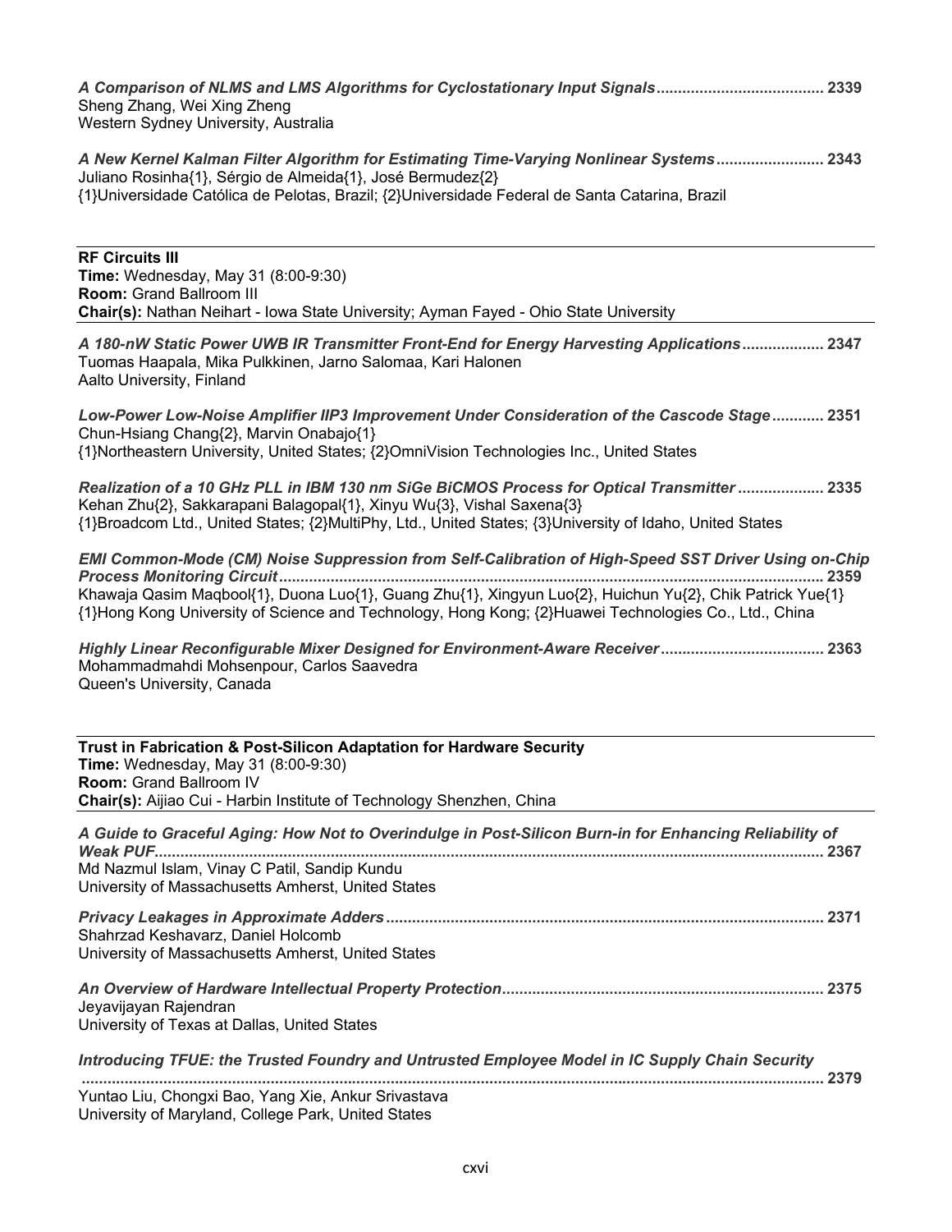*A Comparison of NLMS and LMS Algorithms for Cyclostationary Input Signals* ....................................... **2339**
Sheng Zhang, Wei Xing Zheng
Western Sydney University, Australia

*A New Kernel Kalman Filter Algorithm for Estimating Time-Varying Nonlinear Systems* ......................... **2343**
Juliano Rosinha{1}, Sérgio de Almeida{1}, José Bermudez{2}
{1}Universidade Católica de Pelotas, Brazil; {2}Universidade Federal de Santa Catarina, Brazil

---

**RF Circuits III**
**Time:** Wednesday, May 31 (8:00-9:30)
**Room:** Grand Ballroom III
**Chair(s):** Nathan Neihart - Iowa State University; Ayman Fayed - Ohio State University

---

*A 180-nW Static Power UWB IR Transmitter Front-End for Energy Harvesting Applications* ................... **2347**
Tuomas Haapala, Mika Pulkkinen, Jarno Salomaa, Kari Halonen
Aalto University, Finland

*Low-Power Low-Noise Amplifier IIP3 Improvement Under Consideration of the Cascode Stage* ............ **2351**
Chun-Hsiang Chang{2}, Marvin Onabajo{1}
{1}Northeastern University, United States; {2}OmniVision Technologies Inc., United States

*Realization of a 10 GHz PLL in IBM 130 nm SiGe BiCMOS Process for Optical Transmitter* .................... **2335**
Kehan Zhu{2}, Sakkarapani Balagopal{1}, Xinyu Wu{3}, Vishal Saxena{3}
{1}Broadcom Ltd., United States; {2}MultiPhy, Ltd., United States; {3}University of Idaho, United States

*EMI Common-Mode (CM) Noise Suppression from Self-Calibration of High-Speed SST Driver Using on-Chip Process Monitoring Circuit* .............................................................................................................................. **2359**
Khawaja Qasim Maqbool{1}, Duona Luo{1}, Guang Zhu{1}, Xingyun Luo{2}, Huichun Yu{2}, Chik Patrick Yue{1}
{1}Hong Kong University of Science and Technology, Hong Kong; {2}Huawei Technologies Co., Ltd., China

*Highly Linear Reconfigurable Mixer Designed for Environment-Aware Receiver* ...................................... **2363**
Mohammadmahdi Mohsenpour, Carlos Saavedra
Queen's University, Canada

---

**Trust in Fabrication & Post-Silicon Adaptation for Hardware Security**
**Time:** Wednesday, May 31 (8:00-9:30)
**Room:** Grand Ballroom IV
**Chair(s):** Aijiao Cui - Harbin Institute of Technology Shenzhen, China

---

*A Guide to Graceful Aging: How Not to Overindulge in Post-Silicon Burn-in for Enhancing Reliability of Weak PUF* ............................................................................................................................................... **2367**
Md Nazmul Islam, Vinay C Patil, Sandip Kundu
University of Massachusetts Amherst, United States

*Privacy Leakages in Approximate Adders* ..................................................................................................... **2371**
Shahrzad Keshavarz, Daniel Holcomb
University of Massachusetts Amherst, United States

*An Overview of Hardware Intellectual Property Protection* ........................................................................... **2375**
Jeyavijayan Rajendran
University of Texas at Dallas, United States

*Introducing TFUE: the Trusted Foundry and Untrusted Employee Model in IC Supply Chain Security* ............................................................................................................................................................. **2379**
Yuntao Liu, Chongxi Bao, Yang Xie, Ankur Srivastava
University of Maryland, College Park, United States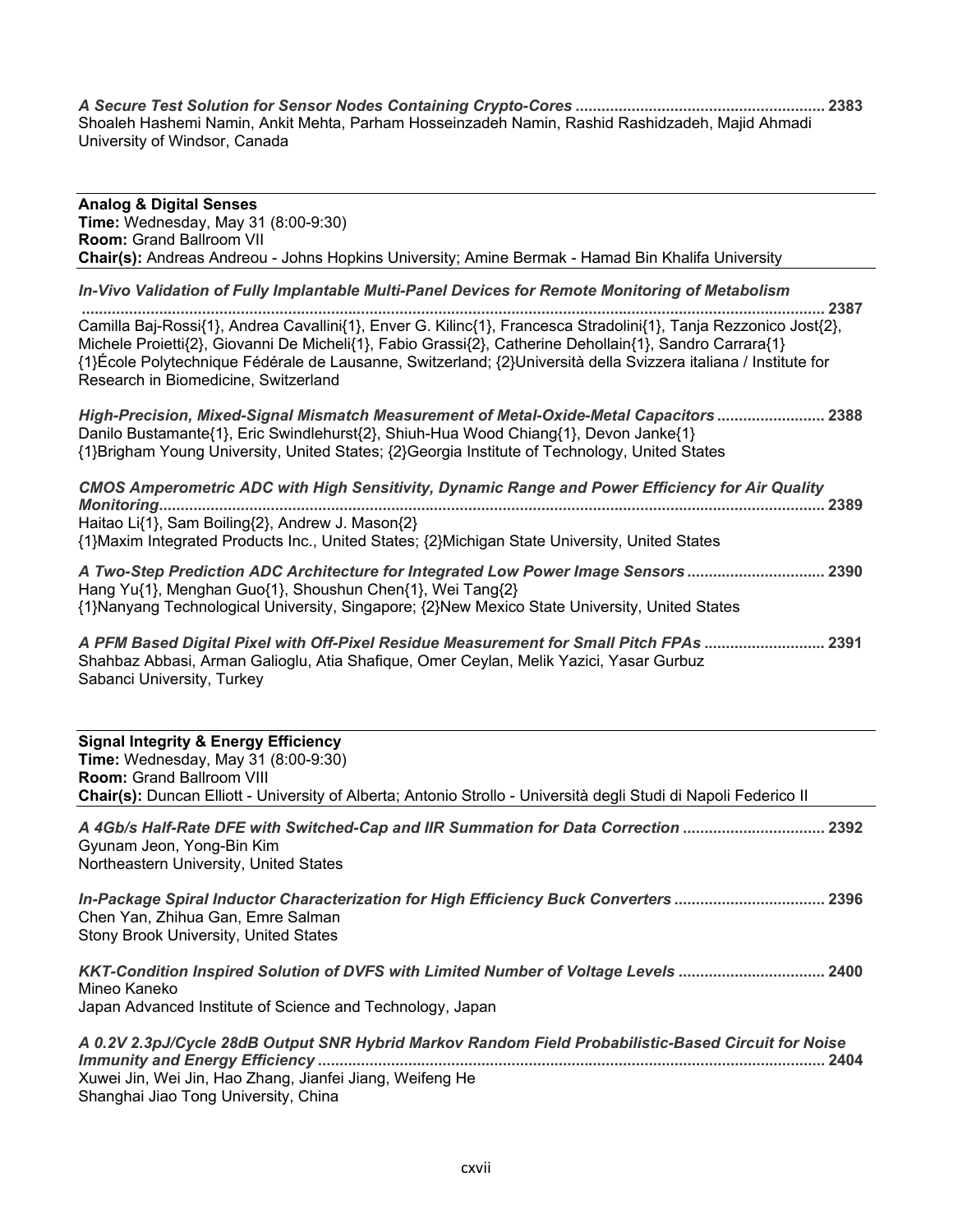*A Secure Test Solution for Sensor Nodes Containing Crypto-Cores* ........................................................ **2383**
Shoaleh Hashemi Namin, Ankit Mehta, Parham Hosseinzadeh Namin, Rashid Rashidzadeh, Majid Ahmadi
University of Windsor, Canada

---

**Analog & Digital Senses**
**Time:** Wednesday, May 31 (8:00-9:30)
**Room:** Grand Ballroom VII
**Chair(s):** Andreas Andreou - Johns Hopkins University; Amine Bermak - Hamad Bin Khalifa University

---

*In-Vivo Validation of Fully Implantable Multi-Panel Devices for Remote Monitoring of Metabolism* .......................................................................................................................................................... **2387**
Camilla Baj-Rossi{1}, Andrea Cavallini{1}, Enver G. Kilinc{1}, Francesca Stradolini{1}, Tanja Rezzonico Jost{2}, Michele Proietti{2}, Giovanni De Micheli{1}, Fabio Grassi{2}, Catherine Dehollain{1}, Sandro Carrara{1}
{1}École Polytechnique Fédérale de Lausanne, Switzerland; {2}Università della Svizzera italiana / Institute for Research in Biomedicine, Switzerland

*High-Precision, Mixed-Signal Mismatch Measurement of Metal-Oxide-Metal Capacitors* ......................... **2388**
Danilo Bustamante{1}, Eric Swindlehurst{2}, Shiuh-Hua Wood Chiang{1}, Devon Janke{1}
{1}Brigham Young University, United States; {2}Georgia Institute of Technology, United States

*CMOS Amperometric ADC with High Sensitivity, Dynamic Range and Power Efficiency for Air Quality Monitoring*......................................................................................................................................... **2389**
Haitao Li{1}, Sam Boiling{2}, Andrew J. Mason{2}
{1}Maxim Integrated Products Inc., United States; {2}Michigan State University, United States

*A Two-Step Prediction ADC Architecture for Integrated Low Power Image Sensors* ................................ **2390**
Hang Yu{1}, Menghan Guo{1}, Shoushun Chen{1}, Wei Tang{2}
{1}Nanyang Technological University, Singapore; {2}New Mexico State University, United States

*A PFM Based Digital Pixel with Off-Pixel Residue Measurement for Small Pitch FPAs* ............................ **2391**
Shahbaz Abbasi, Arman Galioglu, Atia Shafique, Omer Ceylan, Melik Yazici, Yasar Gurbuz
Sabanci University, Turkey

---

**Signal Integrity & Energy Efficiency**
**Time:** Wednesday, May 31 (8:00-9:30)
**Room:** Grand Ballroom VIII
**Chair(s):** Duncan Elliott - University of Alberta; Antonio Strollo - Università degli Studi di Napoli Federico II

---

*A 4Gb/s Half-Rate DFE with Switched-Cap and IIR Summation for Data Correction* ................................. **2392**
Gyunam Jeon, Yong-Bin Kim
Northeastern University, United States

*In-Package Spiral Inductor Characterization for High Efficiency Buck Converters* .................................. **2396**
Chen Yan, Zhihua Gan, Emre Salman
Stony Brook University, United States

*KKT-Condition Inspired Solution of DVFS with Limited Number of Voltage Levels* .................................. **2400**
Mineo Kaneko
Japan Advanced Institute of Science and Technology, Japan

*A 0.2V 2.3pJ/Cycle 28dB Output SNR Hybrid Markov Random Field Probabilistic-Based Circuit for Noise Immunity and Energy Efficiency* ..................................................................................................................... **2404**
Xuwei Jin, Wei Jin, Hao Zhang, Jianfei Jiang, Weifeng He
Shanghai Jiao Tong University, China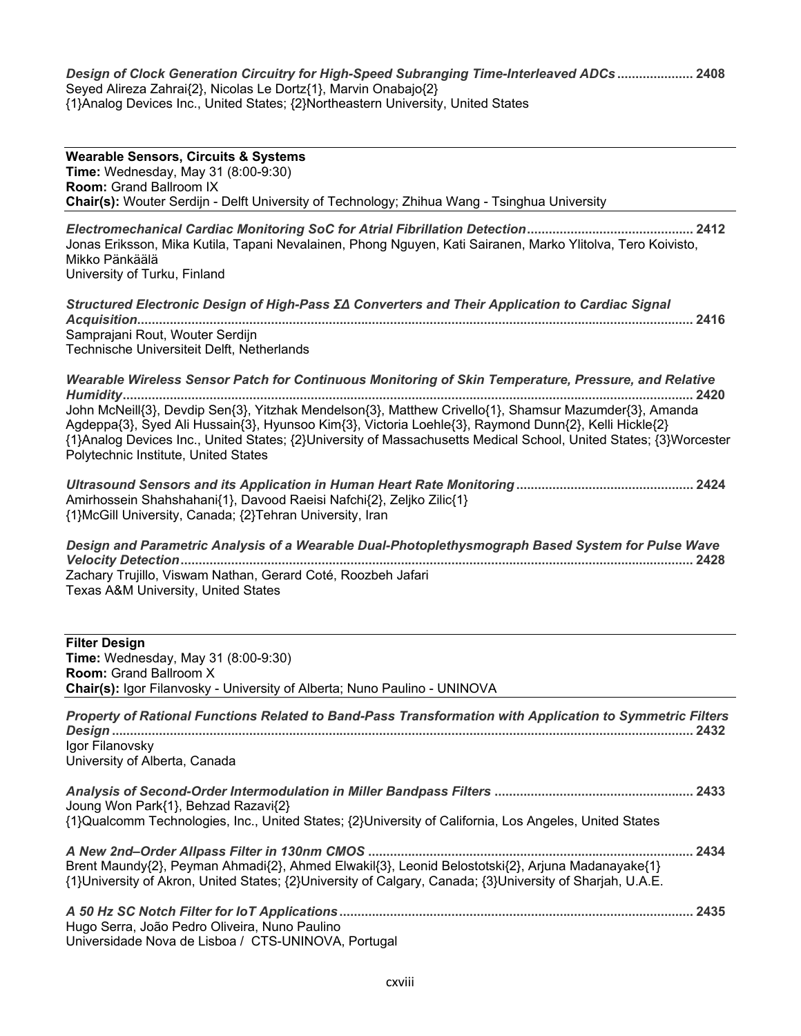*Design of Clock Generation Circuitry for High-Speed Subranging Time-Interleaved ADCs* ..................... **2408**
Seyed Alireza Zahrai{2}, Nicolas Le Dortz{1}, Marvin Onabajo{2}
{1}Analog Devices Inc., United States; {2}Northeastern University, United States

---

**Wearable Sensors, Circuits & Systems**
**Time:** Wednesday, May 31 (8:00-9:30)
**Room:** Grand Ballroom IX
**Chair(s):** Wouter Serdijn - Delft University of Technology; Zhihua Wang - Tsinghua University

---

*Electromechanical Cardiac Monitoring SoC for Atrial Fibrillation Detection* ............................................. **2412**
Jonas Eriksson, Mika Kutila, Tapani Nevalainen, Phong Nguyen, Kati Sairanen, Marko Ylitolva, Tero Koivisto, Mikko Pänkäälä
University of Turku, Finland

*Structured Electronic Design of High-Pass ΣΔ Converters and Their Application to Cardiac Signal Acquisition* ........................................................................................................................................ **2416**
Samprajani Rout, Wouter Serdijn
Technische Universiteit Delft, Netherlands

*Wearable Wireless Sensor Patch for Continuous Monitoring of Skin Temperature, Pressure, and Relative Humidity* ........................................................................................................................................ **2420**
John McNeill{3}, Devdip Sen{3}, Yitzhak Mendelson{3}, Matthew Crivello{1}, Shamsur Mazumder{3}, Amanda Agdeppa{3}, Syed Ali Hussain{3}, Hyunsoo Kim{3}, Victoria Loehle{3}, Raymond Dunn{2}, Kelli Hickle{2}
{1}Analog Devices Inc., United States; {2}University of Massachusetts Medical School, United States; {3}Worcester Polytechnic Institute, United States

*Ultrasound Sensors and its Application in Human Heart Rate Monitoring* ................................................ **2424**
Amirhossein Shahshahani{1}, Davood Raeisi Nafchi{2}, Zeljko Zilic{1}
{1}McGill University, Canada; {2}Tehran University, Iran

*Design and Parametric Analysis of a Wearable Dual-Photoplethysmograph Based System for Pulse Wave Velocity Detection* ........................................................................................................................................ **2428**
Zachary Trujillo, Viswam Nathan, Gerard Coté, Roozbeh Jafari
Texas A&M University, United States

---

**Filter Design**
**Time:** Wednesday, May 31 (8:00-9:30)
**Room:** Grand Ballroom X
**Chair(s):** Igor Filanvosky - University of Alberta; Nuno Paulino - UNINOVA

---

*Property of Rational Functions Related to Band-Pass Transformation with Application to Symmetric Filters Design* ........................................................................................................................................ **2432**
Igor Filanovsky
University of Alberta, Canada

*Analysis of Second-Order Intermodulation in Miller Bandpass Filters* ...................................................... **2433**
Joung Won Park{1}, Behzad Razavi{2}
{1}Qualcomm Technologies, Inc., United States; {2}University of California, Los Angeles, United States

*A New 2nd–Order Allpass Filter in 130nm CMOS* ......................................................................................... **2434**
Brent Maundy{2}, Peyman Ahmadi{2}, Ahmed Elwakil{3}, Leonid Belostotski{2}, Arjuna Madanayake{1}
{1}University of Akron, United States; {2}University of Calgary, Canada; {3}University of Sharjah, U.A.E.

*A 50 Hz SC Notch Filter for IoT Applications* ................................................................................................. **2435**
Hugo Serra, João Pedro Oliveira, Nuno Paulino
Universidade Nova de Lisboa / CTS-UNINOVA, Portugal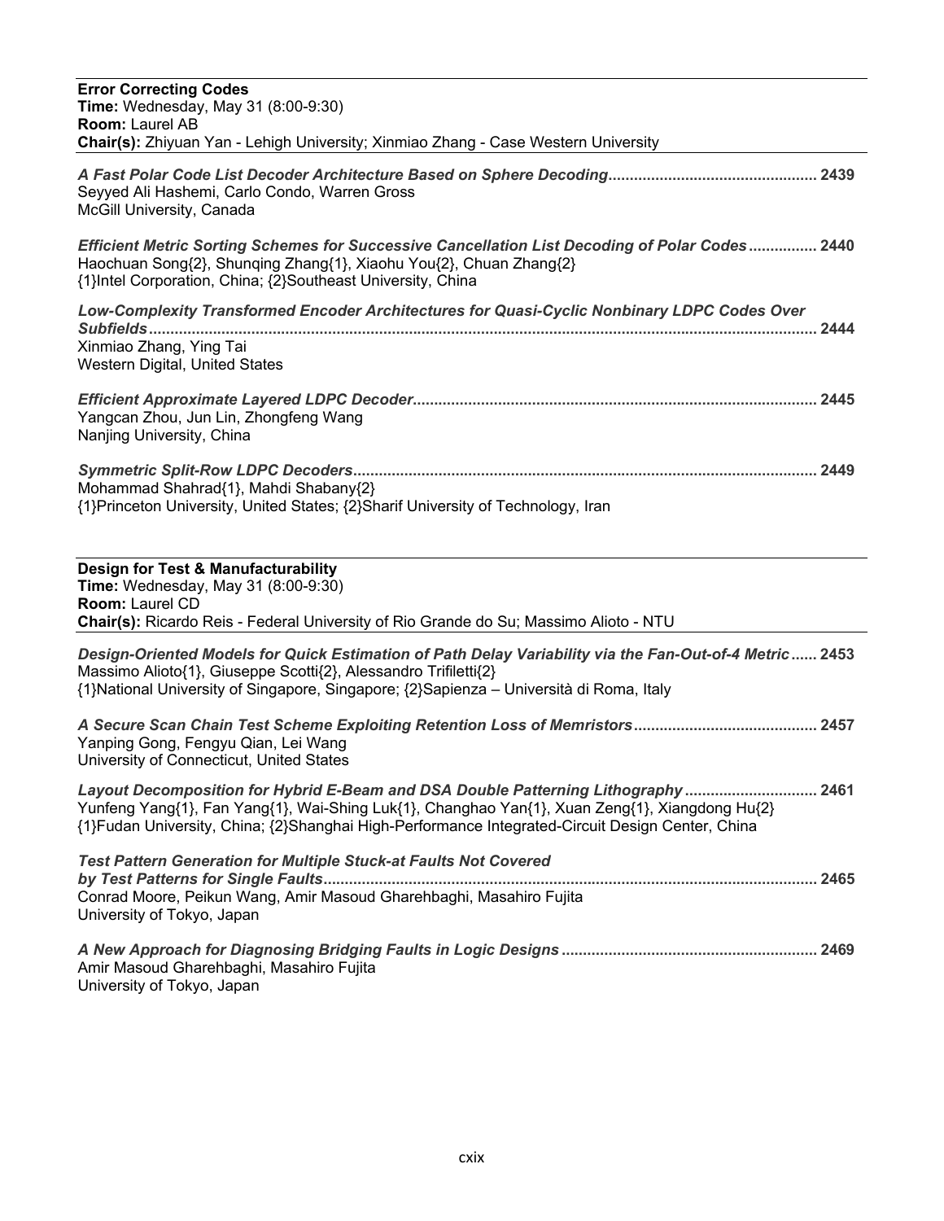## Error Correcting Codes

**Time:** Wednesday, May 31 (8:00-9:30)
**Room:** Laurel AB
**Chair(s):** Zhiyuan Yan - Lehigh University; Xinmiao Zhang - Case Western University

***A Fast Polar Code List Decoder Architecture Based on Sphere Decoding*** ................................................ 2439
Seyyed Ali Hashemi, Carlo Condo, Warren Gross
McGill University, Canada

***Efficient Metric Sorting Schemes for Successive Cancellation List Decoding of Polar Codes*** ................ 2440
Haochuan Song{2}, Shunqing Zhang{1}, Xiaohu You{2}, Chuan Zhang{2}
{1}Intel Corporation, China; {2}Southeast University, China

***Low-Complexity Transformed Encoder Architectures for Quasi-Cyclic Nonbinary LDPC Codes Over Subfields*** ........................................................................................................................................... 2444
Xinmiao Zhang, Ying Tai
Western Digital, United States

***Efficient Approximate Layered LDPC Decoder*** ............................................................................................. 2445
Yangcan Zhou, Jun Lin, Zhongfeng Wang
Nanjing University, China

***Symmetric Split-Row LDPC Decoders*** ............................................................................................................ 2449
Mohammad Shahrad{1}, Mahdi Shabany{2}
{1}Princeton University, United States; {2}Sharif University of Technology, Iran

## Design for Test & Manufacturability

**Time:** Wednesday, May 31 (8:00-9:30)
**Room:** Laurel CD
**Chair(s):** Ricardo Reis - Federal University of Rio Grande do Su; Massimo Alioto - NTU

***Design-Oriented Models for Quick Estimation of Path Delay Variability via the Fan-Out-of-4 Metric*** ...... 2453
Massimo Alioto{1}, Giuseppe Scotti{2}, Alessandro Trifiletti{2}
{1}National University of Singapore, Singapore; {2}Sapienza – Università di Roma, Italy

***A Secure Scan Chain Test Scheme Exploiting Retention Loss of Memristors*** ........................................... 2457
Yanping Gong, Fengyu Qian, Lei Wang
University of Connecticut, United States

***Layout Decomposition for Hybrid E-Beam and DSA Double Patterning Lithography*** ............................... 2461
Yunfeng Yang{1}, Fan Yang{1}, Wai-Shing Luk{1}, Changhao Yan{1}, Xuan Zeng{1}, Xiangdong Hu{2}
{1}Fudan University, China; {2}Shanghai High-Performance Integrated-Circuit Design Center, China

***Test Pattern Generation for Multiple Stuck-at Faults Not Covered by Test Patterns for Single Faults*** ................................................................................................................... 2465
Conrad Moore, Peikun Wang, Amir Masoud Gharehbaghi, Masahiro Fujita
University of Tokyo, Japan

***A New Approach for Diagnosing Bridging Faults in Logic Designs*** ............................................................ 2469
Amir Masoud Gharehbaghi, Masahiro Fujita
University of Tokyo, Japan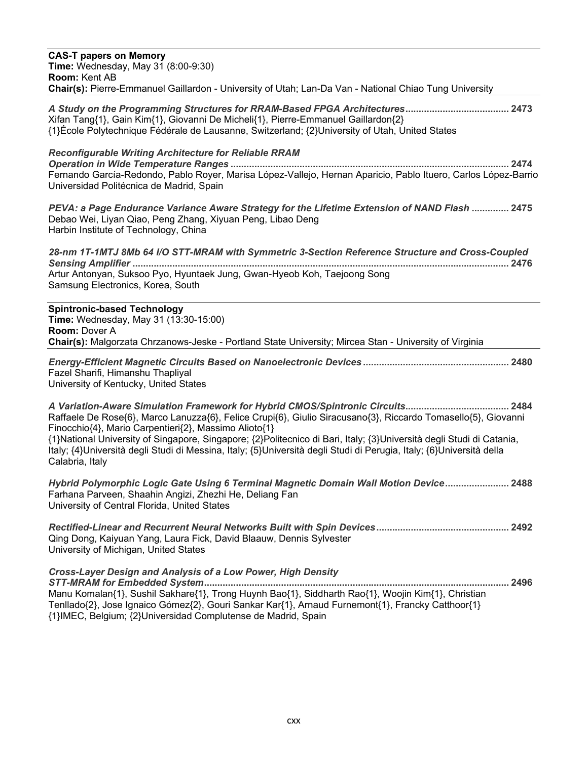**CAS-T papers on Memory**
**Time:** Wednesday, May 31 (8:00-9:30)
**Room:** Kent AB
**Chair(s):** Pierre-Emmanuel Gaillardon - University of Utah; Lan-Da Van - National Chiao Tung University

***A Study on the Programming Structures for RRAM-Based FPGA Architectures*** ....................................... **2473**
Xifan Tang{1}, Gain Kim{1}, Giovanni De Micheli{1}, Pierre-Emmanuel Gaillardon{2}
{1}École Polytechnique Fédérale de Lausanne, Switzerland; {2}University of Utah, United States

***Reconfigurable Writing Architecture for Reliable RRAM Operation in Wide Temperature Ranges*** ....................................... **2474**
Fernando García-Redondo, Pablo Royer, Marisa López-Vallejo, Hernan Aparicio, Pablo Ituero, Carlos López-Barrio
Universidad Politécnica de Madrid, Spain

***PEVA: a Page Endurance Variance Aware Strategy for the Lifetime Extension of NAND Flash*** .............. **2475**
Debao Wei, Liyan Qiao, Peng Zhang, Xiyuan Peng, Libao Deng
Harbin Institute of Technology, China

***28-nm 1T-1MTJ 8Mb 64 I/O STT-MRAM with Symmetric 3-Section Reference Structure and Cross-Coupled Sensing Amplifier*** ....................................... **2476**
Artur Antonyan, Suksoo Pyo, Hyuntaek Jung, Gwan-Hyeob Koh, Taejoong Song
Samsung Electronics, Korea, South

**Spintronic-based Technology**
**Time:** Wednesday, May 31 (13:30-15:00)
**Room:** Dover A
**Chair(s):** Malgorzata Chrzanows-Jeske - Portland State University; Mircea Stan - University of Virginia

***Energy-Efficient Magnetic Circuits Based on Nanoelectronic Devices*** ....................................... **2480**
Fazel Sharifi, Himanshu Thapliyal
University of Kentucky, United States

***A Variation-Aware Simulation Framework for Hybrid CMOS/Spintronic Circuits*** ....................................... **2484**
Raffaele De Rose{6}, Marco Lanuzza{6}, Felice Crupi{6}, Giulio Siracusano{3}, Riccardo Tomasello{5}, Giovanni Finocchio{4}, Mario Carpentieri{2}, Massimo Alioto{1}
{1}National University of Singapore, Singapore; {2}Politecnico di Bari, Italy; {3}Università degli Studi di Catania, Italy; {4}Università degli Studi di Messina, Italy; {5}Università degli Studi di Perugia, Italy; {6}Università della Calabria, Italy

***Hybrid Polymorphic Logic Gate Using 6 Terminal Magnetic Domain Wall Motion Device*** ........................ **2488**
Farhana Parveen, Shaahin Angizi, Zhezhi He, Deliang Fan
University of Central Florida, United States

***Rectified-Linear and Recurrent Neural Networks Built with Spin Devices*** ....................................... **2492**
Qing Dong, Kaiyuan Yang, Laura Fick, David Blaauw, Dennis Sylvester
University of Michigan, United States

***Cross-Layer Design and Analysis of a Low Power, High Density STT-MRAM for Embedded System*** ....................................... **2496**
Manu Komalan{1}, Sushil Sakhare{1}, Trong Huynh Bao{1}, Siddharth Rao{1}, Woojin Kim{1}, Christian Tenllado{2}, Jose Ignaico Gómez{2}, Gouri Sankar Kar{1}, Arnaud Furnemont{1}, Francky Catthoor{1}
{1}IMEC, Belgium; {2}Universidad Complutense de Madrid, Spain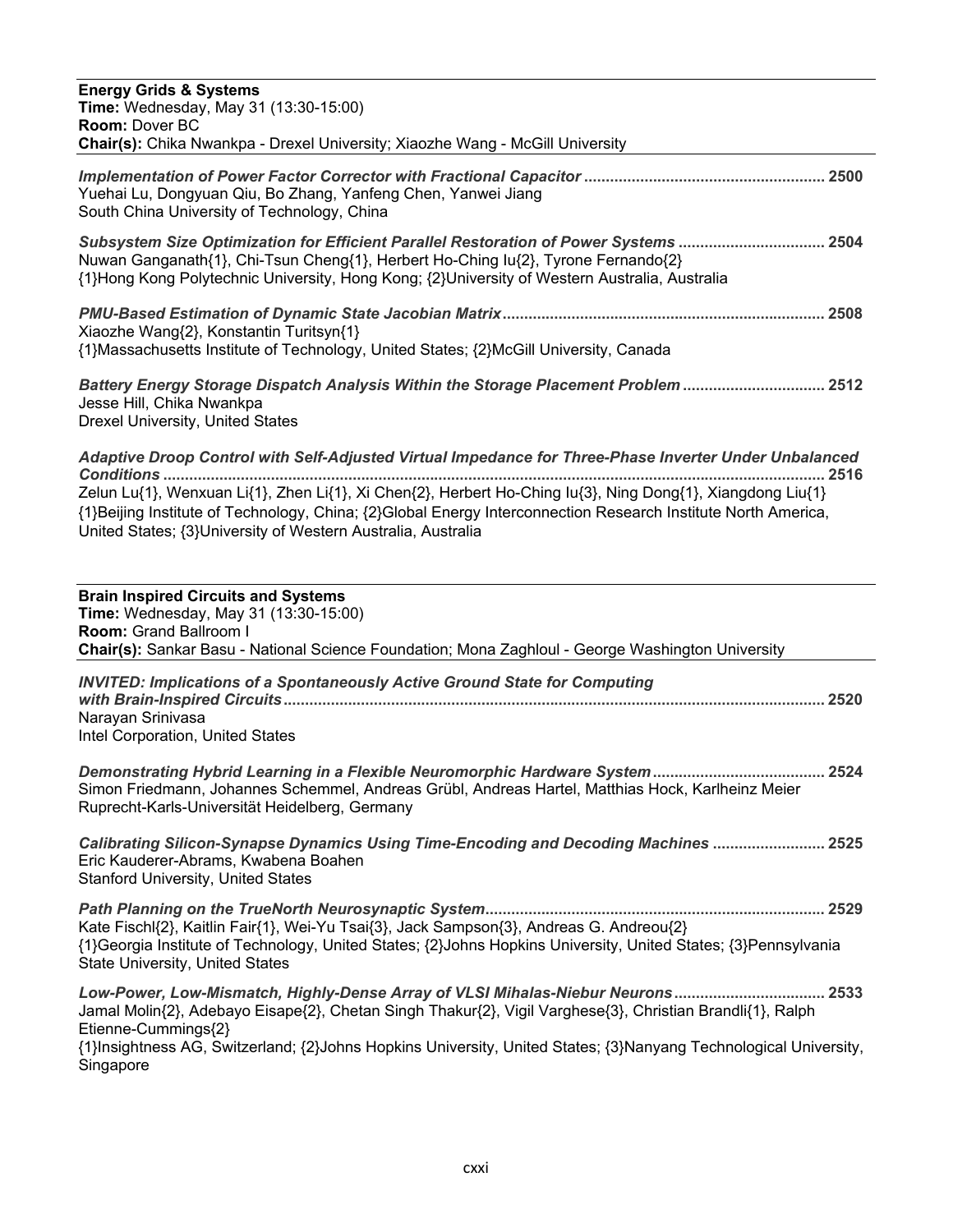**Energy Grids & Systems**
**Time:** Wednesday, May 31 (13:30-15:00)
**Room:** Dover BC
**Chair(s):** Chika Nwankpa - Drexel University; Xiaozhe Wang - McGill University

***Implementation of Power Factor Corrector with Fractional Capacitor*** ........................................................ 2500
Yuehai Lu, Dongyuan Qiu, Bo Zhang, Yanfeng Chen, Yanwei Jiang
South China University of Technology, China

***Subsystem Size Optimization for Efficient Parallel Restoration of Power Systems*** .................................. 2504
Nuwan Ganganath{1}, Chi-Tsun Cheng{1}, Herbert Ho-Ching Iu{2}, Tyrone Fernando{2}
{1}Hong Kong Polytechnic University, Hong Kong; {2}University of Western Australia, Australia

***PMU-Based Estimation of Dynamic State Jacobian Matrix*** .......................................................................... 2508
Xiaozhe Wang{2}, Konstantin Turitsyn{1}
{1}Massachusetts Institute of Technology, United States; {2}McGill University, Canada

***Battery Energy Storage Dispatch Analysis Within the Storage Placement Problem*** ................................. 2512
Jesse Hill, Chika Nwankpa
Drexel University, United States

***Adaptive Droop Control with Self-Adjusted Virtual Impedance for Three-Phase Inverter Under Unbalanced Conditions*** ........................................................................................................................................... 2516
Zelun Lu{1}, Wenxuan Li{1}, Zhen Li{1}, Xi Chen{2}, Herbert Ho-Ching Iu{3}, Ning Dong{1}, Xiangdong Liu{1}
{1}Beijing Institute of Technology, China; {2}Global Energy Interconnection Research Institute North America, United States; {3}University of Western Australia, Australia

**Brain Inspired Circuits and Systems**
**Time:** Wednesday, May 31 (13:30-15:00)
**Room:** Grand Ballroom I
**Chair(s):** Sankar Basu - National Science Foundation; Mona Zaghloul - George Washington University

***INVITED: Implications of a Spontaneously Active Ground State for Computing with Brain-Inspired Circuits*** ............................................................................................................................ 2520
Narayan Srinivasa
Intel Corporation, United States

***Demonstrating Hybrid Learning in a Flexible Neuromorphic Hardware System*** ........................................ 2524
Simon Friedmann, Johannes Schemmel, Andreas Grübl, Andreas Hartel, Matthias Hock, Karlheinz Meier
Ruprecht-Karls-Universität Heidelberg, Germany

***Calibrating Silicon-Synapse Dynamics Using Time-Encoding and Decoding Machines*** .......................... 2525
Eric Kauderer-Abrams, Kwabena Boahen
Stanford University, United States

***Path Planning on the TrueNorth Neurosynaptic System*** ............................................................................. 2529
Kate Fischl{2}, Kaitlin Fair{1}, Wei-Yu Tsai{3}, Jack Sampson{3}, Andreas G. Andreou{2}
{1}Georgia Institute of Technology, United States; {2}Johns Hopkins University, United States; {3}Pennsylvania State University, United States

***Low-Power, Low-Mismatch, Highly-Dense Array of VLSI Mihalas-Niebur Neurons*** .................................. 2533
Jamal Molin{2}, Adebayo Eisape{2}, Chetan Singh Thakur{2}, Vigil Varghese{3}, Christian Brandli{1}, Ralph Etienne-Cummings{2}
{1}Insightness AG, Switzerland; {2}Johns Hopkins University, United States; {3}Nanyang Technological University, Singapore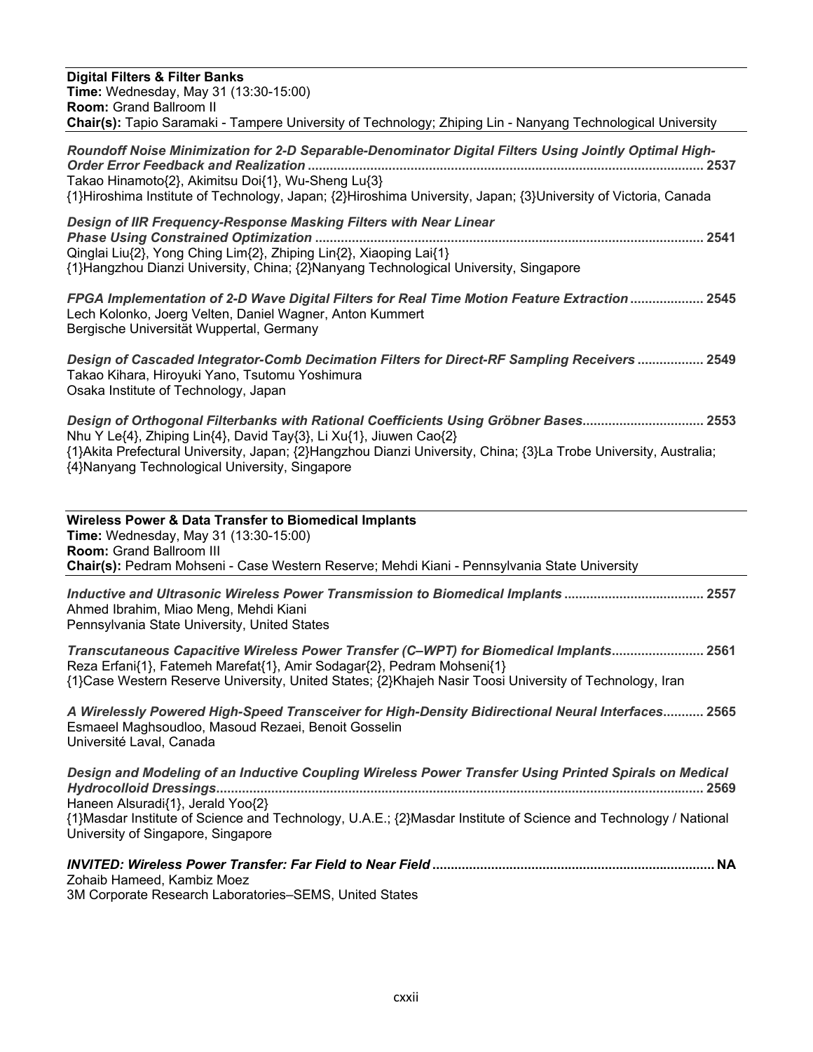## Digital Filters & Filter Banks

**Time:** Wednesday, May 31 (13:30-15:00)
**Room:** Grand Ballroom II
**Chair(s):** Tapio Saramaki - Tampere University of Technology; Zhiping Lin - Nanyang Technological University

***Roundoff Noise Minimization for 2-D Separable-Denominator Digital Filters Using Jointly Optimal High-Order Error Feedback and Realization*** ........................................................................................................... **2537**
Takao Hinamoto{2}, Akimitsu Doi{1}, Wu-Sheng Lu{3}
{1}Hiroshima Institute of Technology, Japan; {2}Hiroshima University, Japan; {3}University of Victoria, Canada

***Design of IIR Frequency-Response Masking Filters with Near Linear Phase Using Constrained Optimization*** ........................................................................................................ **2541**
Qinglai Liu{2}, Yong Ching Lim{2}, Zhiping Lin{2}, Xiaoping Lai{1}
{1}Hangzhou Dianzi University, China; {2}Nanyang Technological University, Singapore

***FPGA Implementation of 2-D Wave Digital Filters for Real Time Motion Feature Extraction*** .................... **2545**
Lech Kolonko, Joerg Velten, Daniel Wagner, Anton Kummert
Bergische Universität Wuppertal, Germany

***Design of Cascaded Integrator-Comb Decimation Filters for Direct-RF Sampling Receivers*** .................. **2549**
Takao Kihara, Hiroyuki Yano, Tsutomu Yoshimura
Osaka Institute of Technology, Japan

***Design of Orthogonal Filterbanks with Rational Coefficients Using Gröbner Bases*** ................................ **2553**
Nhu Y Le{4}, Zhiping Lin{4}, David Tay{3}, Li Xu{1}, Jiuwen Cao{2}
{1}Akita Prefectural University, Japan; {2}Hangzhou Dianzi University, China; {3}La Trobe University, Australia; {4}Nanyang Technological University, Singapore

## Wireless Power & Data Transfer to Biomedical Implants

**Time:** Wednesday, May 31 (13:30-15:00)
**Room:** Grand Ballroom III
**Chair(s):** Pedram Mohseni - Case Western Reserve; Mehdi Kiani - Pennsylvania State University

***Inductive and Ultrasonic Wireless Power Transmission to Biomedical Implants*** ...................................... **2557**
Ahmed Ibrahim, Miao Meng, Mehdi Kiani
Pennsylvania State University, United States

***Transcutaneous Capacitive Wireless Power Transfer (C–WPT) for Biomedical Implants*** ......................... **2561**
Reza Erfani{1}, Fatemeh Marefat{1}, Amir Sodagar{2}, Pedram Mohseni{1}
{1}Case Western Reserve University, United States; {2}Khajeh Nasir Toosi University of Technology, Iran

***A Wirelessly Powered High-Speed Transceiver for High-Density Bidirectional Neural Interfaces*** ........... **2565**
Esmaeel Maghsoudloo, Masoud Rezaei, Benoit Gosselin
Université Laval, Canada

***Design and Modeling of an Inductive Coupling Wireless Power Transfer Using Printed Spirals on Medical Hydrocolloid Dressings*** .................................................................................................................................... **2569**
Haneen Alsuradi{1}, Jerald Yoo{2}
{1}Masdar Institute of Science and Technology, U.A.E.; {2}Masdar Institute of Science and Technology / National University of Singapore, Singapore

***INVITED: Wireless Power Transfer: Far Field to Near Field*** ............................................................................ **NA**
Zohaib Hameed, Kambiz Moez
3M Corporate Research Laboratories–SEMS, United States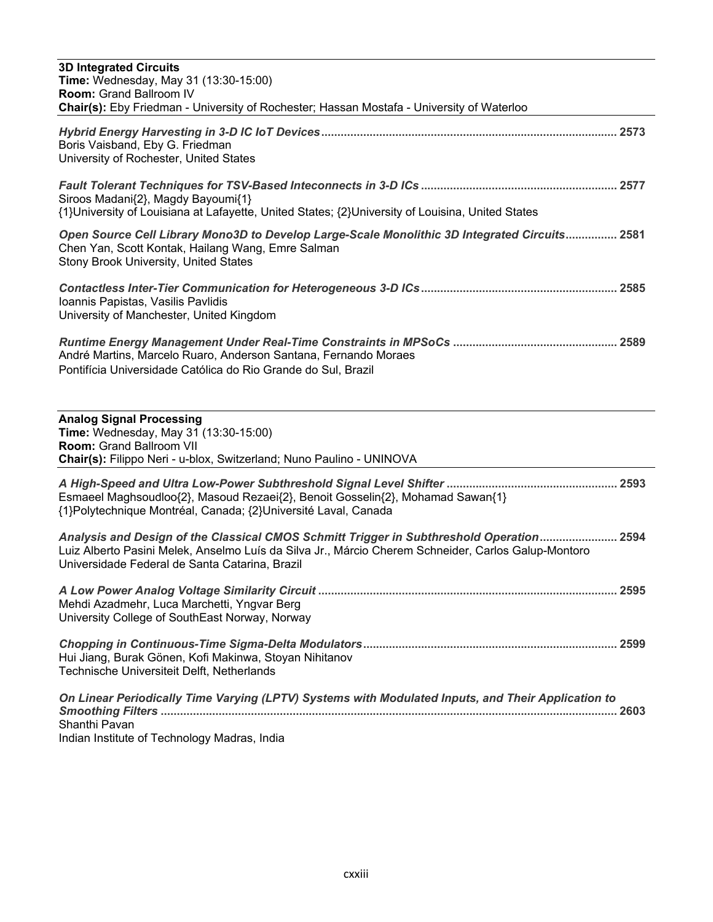### 3D Integrated Circuits

**Time:** Wednesday, May 31 (13:30-15:00)
**Room:** Grand Ballroom IV
**Chair(s):** Eby Friedman - University of Rochester; Hassan Mostafa - University of Waterloo

***Hybrid Energy Harvesting in 3-D IC IoT Devices*** ........................................ **2573**
Boris Vaisband, Eby G. Friedman
University of Rochester, United States

***Fault Tolerant Techniques for TSV-Based Inteconnects in 3-D ICs*** ........................................ **2577**
Siroos Madani{2}, Magdy Bayoumi{1}
{1}University of Louisiana at Lafayette, United States; {2}University of Louisina, United States

***Open Source Cell Library Mono3D to Develop Large-Scale Monolithic 3D Integrated Circuits*** ................ **2581**
Chen Yan, Scott Kontak, Hailang Wang, Emre Salman
Stony Brook University, United States

***Contactless Inter-Tier Communication for Heterogeneous 3-D ICs*** ........................................ **2585**
Ioannis Papistas, Vasilis Pavlidis
University of Manchester, United Kingdom

***Runtime Energy Management Under Real-Time Constraints in MPSoCs*** ........................................ **2589**
André Martins, Marcelo Ruaro, Anderson Santana, Fernando Moraes
Pontifícia Universidade Católica do Rio Grande do Sul, Brazil

### Analog Signal Processing

**Time:** Wednesday, May 31 (13:30-15:00)
**Room:** Grand Ballroom VII
**Chair(s):** Filippo Neri - u-blox, Switzerland; Nuno Paulino - UNINOVA

***A High-Speed and Ultra Low-Power Subthreshold Signal Level Shifter*** ........................................ **2593**
Esmaeel Maghsoudloo{2}, Masoud Rezaei{2}, Benoit Gosselin{2}, Mohamad Sawan{1}
{1}Polytechnique Montréal, Canada; {2}Université Laval, Canada

***Analysis and Design of the Classical CMOS Schmitt Trigger in Subthreshold Operation*** ........................ **2594**
Luiz Alberto Pasini Melek, Anselmo Luís da Silva Jr., Márcio Cherem Schneider, Carlos Galup-Montoro
Universidade Federal de Santa Catarina, Brazil

***A Low Power Analog Voltage Similarity Circuit*** ........................................ **2595**
Mehdi Azadmehr, Luca Marchetti, Yngvar Berg
University College of SouthEast Norway, Norway

***Chopping in Continuous-Time Sigma-Delta Modulators*** ........................................ **2599**
Hui Jiang, Burak Gönen, Kofi Makinwa, Stoyan Nihitanov
Technische Universiteit Delft, Netherlands

***On Linear Periodically Time Varying (LPTV) Systems with Modulated Inputs, and Their Application to Smoothing Filters*** ........................................ **2603**
Shanthi Pavan
Indian Institute of Technology Madras, India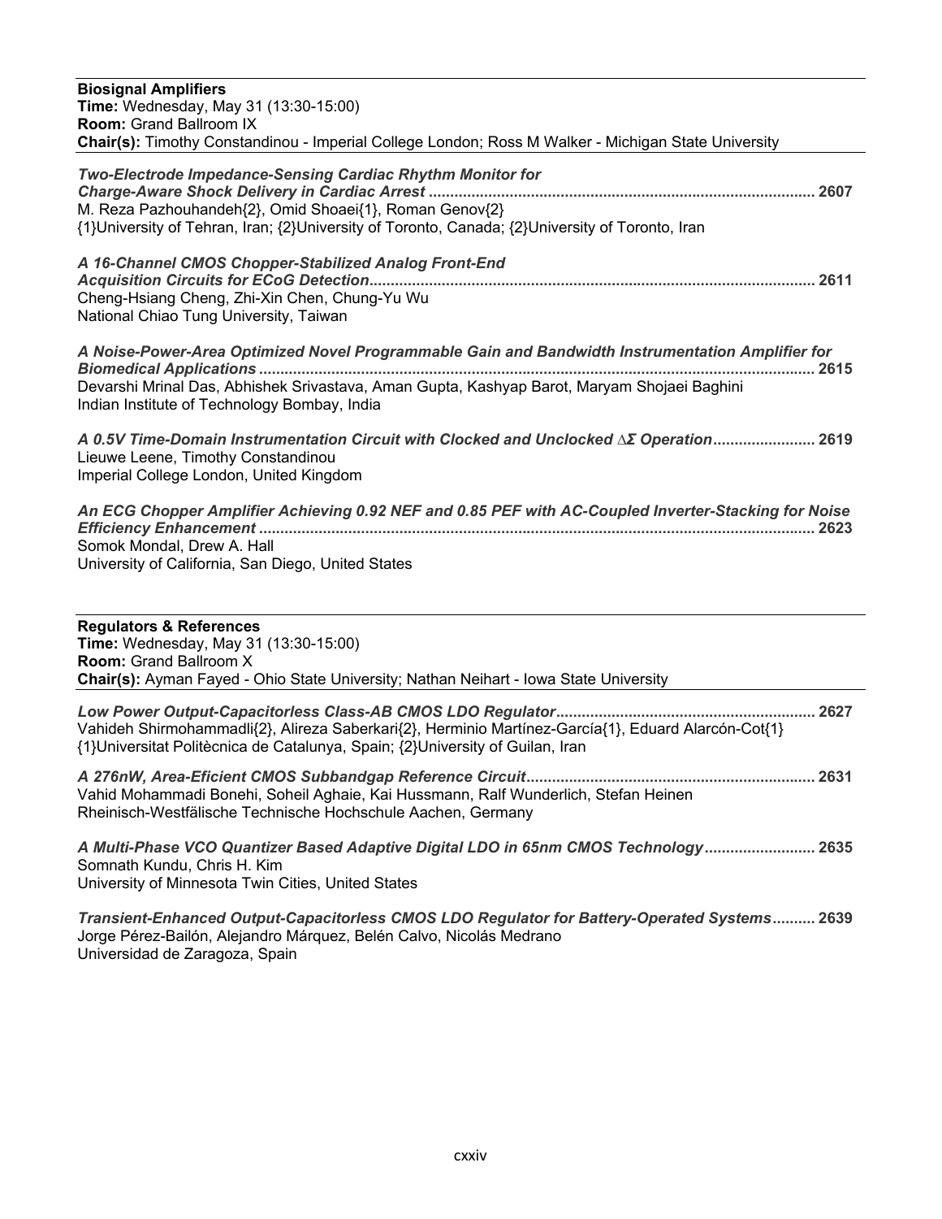**Biosignal Amplifiers**
**Time:** Wednesday, May 31 (13:30-15:00)
**Room:** Grand Ballroom IX
**Chair(s):** Timothy Constandinou - Imperial College London; Ross M Walker - Michigan State University

***Two-Electrode Impedance-Sensing Cardiac Rhythm Monitor for Charge-Aware Shock Delivery in Cardiac Arrest*** ........................................ **2607**
M. Reza Pazhouhandeh{2}, Omid Shoaei{1}, Roman Genov{2}
{1}University of Tehran, Iran; {2}University of Toronto, Canada; {2}University of Toronto, Iran

***A 16-Channel CMOS Chopper-Stabilized Analog Front-End Acquisition Circuits for ECoG Detection*** ........................................ **2611**
Cheng-Hsiang Cheng, Zhi-Xin Chen, Chung-Yu Wu
National Chiao Tung University, Taiwan

***A Noise-Power-Area Optimized Novel Programmable Gain and Bandwidth Instrumentation Amplifier for Biomedical Applications*** ........................................ **2615**
Devarshi Mrinal Das, Abhishek Srivastava, Aman Gupta, Kashyap Barot, Maryam Shojaei Baghini
Indian Institute of Technology Bombay, India

***A 0.5V Time-Domain Instrumentation Circuit with Clocked and Unclocked ∆Σ Operation*** ........................................ **2619**
Lieuwe Leene, Timothy Constandinou
Imperial College London, United Kingdom

***An ECG Chopper Amplifier Achieving 0.92 NEF and 0.85 PEF with AC-Coupled Inverter-Stacking for Noise Efficiency Enhancement*** ........................................ **2623**
Somok Mondal, Drew A. Hall
University of California, San Diego, United States

**Regulators & References**
**Time:** Wednesday, May 31 (13:30-15:00)
**Room:** Grand Ballroom X
**Chair(s):** Ayman Fayed - Ohio State University; Nathan Neihart - Iowa State University

***Low Power Output-Capacitorless Class-AB CMOS LDO Regulator*** ........................................ **2627**
Vahideh Shirmohammadli{2}, Alireza Saberkari{2}, Herminio Martínez-García{1}, Eduard Alarcón-Cot{1}
{1}Universitat Politècnica de Catalunya, Spain; {2}University of Guilan, Iran

***A 276nW, Area-Eficient CMOS Subbandgap Reference Circuit*** ........................................ **2631**
Vahid Mohammadi Bonehi, Soheil Aghaie, Kai Hussmann, Ralf Wunderlich, Stefan Heinen
Rheinisch-Westfälische Technische Hochschule Aachen, Germany

***A Multi-Phase VCO Quantizer Based Adaptive Digital LDO in 65nm CMOS Technology*** ........................................ **2635**
Somnath Kundu, Chris H. Kim
University of Minnesota Twin Cities, United States

***Transient-Enhanced Output-Capacitorless CMOS LDO Regulator for Battery-Operated Systems*** ........................................ **2639**
Jorge Pérez-Bailón, Alejandro Márquez, Belén Calvo, Nicolás Medrano
Universidad de Zaragoza, Spain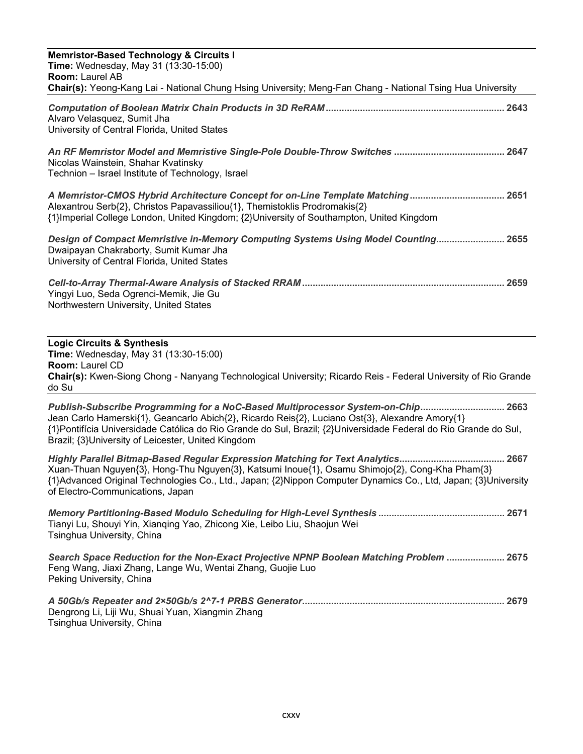**Memristor-Based Technology & Circuits I**
**Time:** Wednesday, May 31 (13:30-15:00)
**Room:** Laurel AB
**Chair(s):** Yeong-Kang Lai - National Chung Hsing University; Meng-Fan Chang - National Tsing Hua University

***Computation of Boolean Matrix Chain Products in 3D ReRAM*** .................................................................. 2643
Alvaro Velasquez, Sumit Jha
University of Central Florida, United States

***An RF Memristor Model and Memristive Single-Pole Double-Throw Switches*** .......................................... 2647
Nicolas Wainstein, Shahar Kvatinsky
Technion – Israel Institute of Technology, Israel

***A Memristor-CMOS Hybrid Architecture Concept for on-Line Template Matching*** .................................... 2651
Alexantrou Serb{2}, Christos Papavassiliou{1}, Themistoklis Prodromakis{2}
{1}Imperial College London, United Kingdom; {2}University of Southampton, United Kingdom

***Design of Compact Memristive in-Memory Computing Systems Using Model Counting*** ......................... 2655
Dwaipayan Chakraborty, Sumit Kumar Jha
University of Central Florida, United States

***Cell-to-Array Thermal-Aware Analysis of Stacked RRAM*** ............................................................................ 2659
Yingyi Luo, Seda Ogrenci-Memik, Jie Gu
Northwestern University, United States

**Logic Circuits & Synthesis**
**Time:** Wednesday, May 31 (13:30-15:00)
**Room:** Laurel CD
**Chair(s):** Kwen-Siong Chong - Nanyang Technological University; Ricardo Reis - Federal University of Rio Grande do Su

***Publish-Subscribe Programming for a NoC-Based Multiprocessor System-on-Chip*** ................................ 2663
Jean Carlo Hamerski{1}, Geancarlo Abich{2}, Ricardo Reis{2}, Luciano Ost{3}, Alexandre Amory{1}
{1}Pontifícia Universidade Católica do Rio Grande do Sul, Brazil; {2}Universidade Federal do Rio Grande do Sul, Brazil; {3}University of Leicester, United Kingdom

***Highly Parallel Bitmap-Based Regular Expression Matching for Text Analytics*** ........................................ 2667
Xuan-Thuan Nguyen{3}, Hong-Thu Nguyen{3}, Katsumi Inoue{1}, Osamu Shimojo{2}, Cong-Kha Pham{3}
{1}Advanced Original Technologies Co., Ltd., Japan; {2}Nippon Computer Dynamics Co., Ltd, Japan; {3}University of Electro-Communications, Japan

***Memory Partitioning-Based Modulo Scheduling for High-Level Synthesis*** ................................................ 2671
Tianyi Lu, Shouyi Yin, Xianqing Yao, Zhicong Xie, Leibo Liu, Shaojun Wei
Tsinghua University, China

***Search Space Reduction for the Non-Exact Projective NPNP Boolean Matching Problem*** ...................... 2675
Feng Wang, Jiaxi Zhang, Lange Wu, Wentai Zhang, Guojie Luo
Peking University, China

***A 50Gb/s Repeater and 2×50Gb/s 2^7-1 PRBS Generator*** ............................................................................ 2679
Dengrong Li, Liji Wu, Shuai Yuan, Xiangmin Zhang
Tsinghua University, China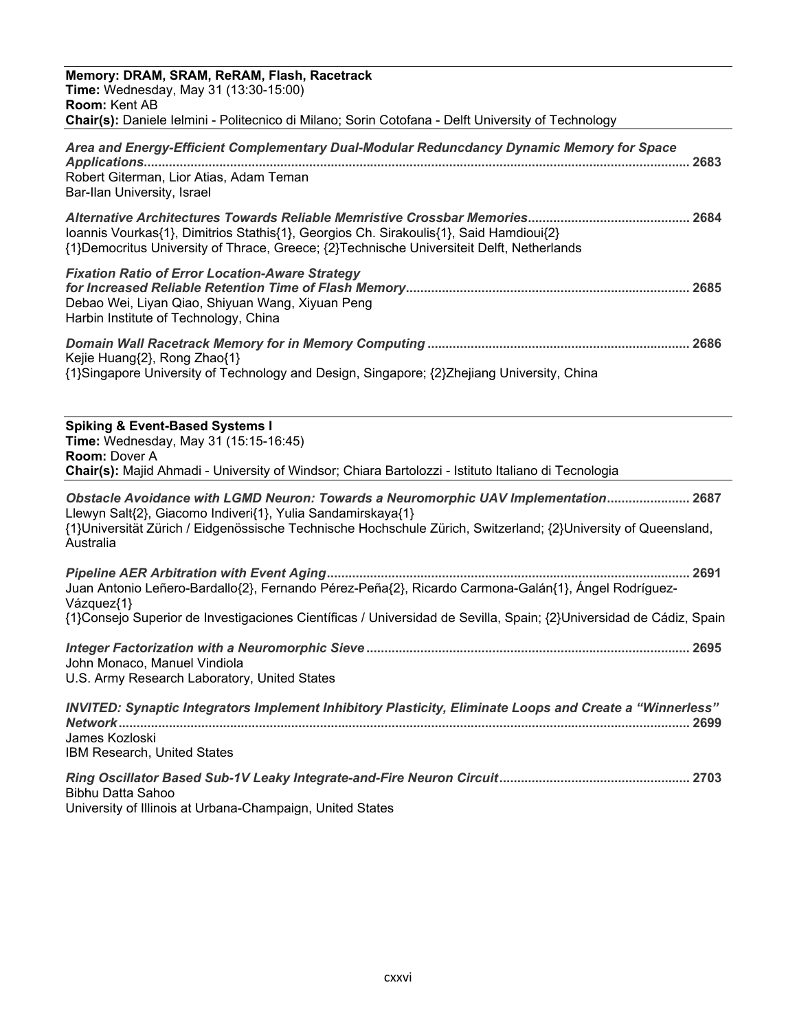**Memory: DRAM, SRAM, ReRAM, Flash, Racetrack**
**Time:** Wednesday, May 31 (13:30-15:00)
**Room:** Kent AB
**Chair(s):** Daniele Ielmini - Politecnico di Milano; Sorin Cotofana - Delft University of Technology

***Area and Energy-Efficient Complementary Dual-Modular Reduncdancy Dynamic Memory for Space Applications*** ........ 2683
Robert Giterman, Lior Atias, Adam Teman
Bar-Ilan University, Israel

***Alternative Architectures Towards Reliable Memristive Crossbar Memories*** ........ 2684
Ioannis Vourkas{1}, Dimitrios Stathis{1}, Georgios Ch. Sirakoulis{1}, Said Hamdioui{2}
{1}Democritus University of Thrace, Greece; {2}Technische Universiteit Delft, Netherlands

***Fixation Ratio of Error Location-Aware Strategy for Increased Reliable Retention Time of Flash Memory*** ........ 2685
Debao Wei, Liyan Qiao, Shiyuan Wang, Xiyuan Peng
Harbin Institute of Technology, China

***Domain Wall Racetrack Memory for in Memory Computing*** ........ 2686
Kejie Huang{2}, Rong Zhao{1}
{1}Singapore University of Technology and Design, Singapore; {2}Zhejiang University, China

**Spiking & Event-Based Systems I**
**Time:** Wednesday, May 31 (15:15-16:45)
**Room:** Dover A
**Chair(s):** Majid Ahmadi - University of Windsor; Chiara Bartolozzi - Istituto Italiano di Tecnologia

***Obstacle Avoidance with LGMD Neuron: Towards a Neuromorphic UAV Implementation*** ........ 2687
Llewyn Salt{2}, Giacomo Indiveri{1}, Yulia Sandamirskaya{1}
{1}Universität Zürich / Eidgenössische Technische Hochschule Zürich, Switzerland; {2}University of Queensland, Australia

***Pipeline AER Arbitration with Event Aging*** ........ 2691
Juan Antonio Leñero-Bardallo{2}, Fernando Pérez-Peña{2}, Ricardo Carmona-Galán{1}, Ángel Rodríguez-Vázquez{1}
{1}Consejo Superior de Investigaciones Científicas / Universidad de Sevilla, Spain; {2}Universidad de Cádiz, Spain

***Integer Factorization with a Neuromorphic Sieve*** ........ 2695
John Monaco, Manuel Vindiola
U.S. Army Research Laboratory, United States

***INVITED: Synaptic Integrators Implement Inhibitory Plasticity, Eliminate Loops and Create a "Winnerless" Network*** ........ 2699
James Kozloski
IBM Research, United States

***Ring Oscillator Based Sub-1V Leaky Integrate-and-Fire Neuron Circuit*** ........ 2703
Bibhu Datta Sahoo
University of Illinois at Urbana-Champaign, United States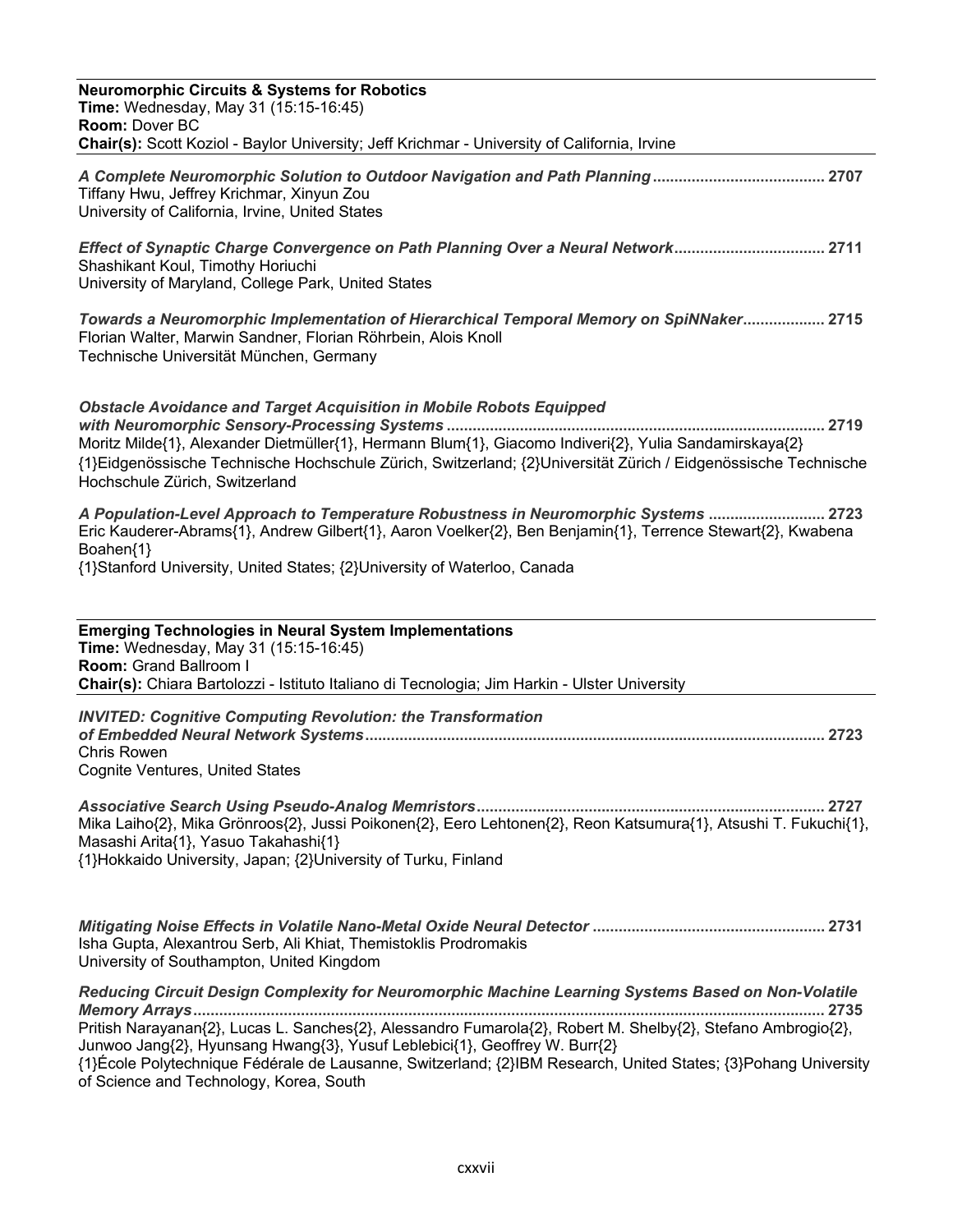## Neuromorphic Circuits & Systems for Robotics

**Time:** Wednesday, May 31 (15:15-16:45)
**Room:** Dover BC
**Chair(s):** Scott Koziol - Baylor University; Jeff Krichmar - University of California, Irvine

***A Complete Neuromorphic Solution to Outdoor Navigation and Path Planning*** ........................................ **2707**
Tiffany Hwu, Jeffrey Krichmar, Xinyun Zou
University of California, Irvine, United States

***Effect of Synaptic Charge Convergence on Path Planning Over a Neural Network*** .................................. **2711**
Shashikant Koul, Timothy Horiuchi
University of Maryland, College Park, United States

***Towards a Neuromorphic Implementation of Hierarchical Temporal Memory on SpiNNaker*** .................. **2715**
Florian Walter, Marwin Sandner, Florian Röhrbein, Alois Knoll
Technische Universität München, Germany

***Obstacle Avoidance and Target Acquisition in Mobile Robots Equipped with Neuromorphic Sensory-Processing Systems*** ...................................................................................... **2719**
Moritz Milde{1}, Alexander Dietmüller{1}, Hermann Blum{1}, Giacomo Indiveri{2}, Yulia Sandamirskaya{2}
{1}Eidgenössische Technische Hochschule Zürich, Switzerland; {2}Universität Zürich / Eidgenössische Technische Hochschule Zürich, Switzerland

***A Population-Level Approach to Temperature Robustness in Neuromorphic Systems*** ........................... **2723**
Eric Kauderer-Abrams{1}, Andrew Gilbert{1}, Aaron Voelker{2}, Ben Benjamin{1}, Terrence Stewart{2}, Kwabena Boahen{1}
{1}Stanford University, United States; {2}University of Waterloo, Canada

## Emerging Technologies in Neural System Implementations

**Time:** Wednesday, May 31 (15:15-16:45)
**Room:** Grand Ballroom I
**Chair(s):** Chiara Bartolozzi - Istituto Italiano di Tecnologia; Jim Harkin - Ulster University

***INVITED: Cognitive Computing Revolution: the Transformation of Embedded Neural Network Systems*** .......................................................................................................... **2723**
Chris Rowen
Cognite Ventures, United States

***Associative Search Using Pseudo-Analog Memristors*** ................................................................................ **2727**
Mika Laiho{2}, Mika Grönroos{2}, Jussi Poikonen{2}, Eero Lehtonen{2}, Reon Katsumura{1}, Atsushi T. Fukuchi{1}, Masashi Arita{1}, Yasuo Takahashi{1}
{1}Hokkaido University, Japan; {2}University of Turku, Finland

***Mitigating Noise Effects in Volatile Nano-Metal Oxide Neural Detector*** ..................................................... **2731**
Isha Gupta, Alexantrou Serb, Ali Khiat, Themistoklis Prodromakis
University of Southampton, United Kingdom

***Reducing Circuit Design Complexity for Neuromorphic Machine Learning Systems Based on Non-Volatile Memory Arrays*** ................................................................................................................................ **2735**
Pritish Narayanan{2}, Lucas L. Sanches{2}, Alessandro Fumarola{2}, Robert M. Shelby{2}, Stefano Ambrogio{2}, Junwoo Jang{2}, Hyunsang Hwang{3}, Yusuf Leblebici{1}, Geoffrey W. Burr{2}
{1}École Polytechnique Fédérale de Lausanne, Switzerland; {2}IBM Research, United States; {3}Pohang University of Science and Technology, Korea, South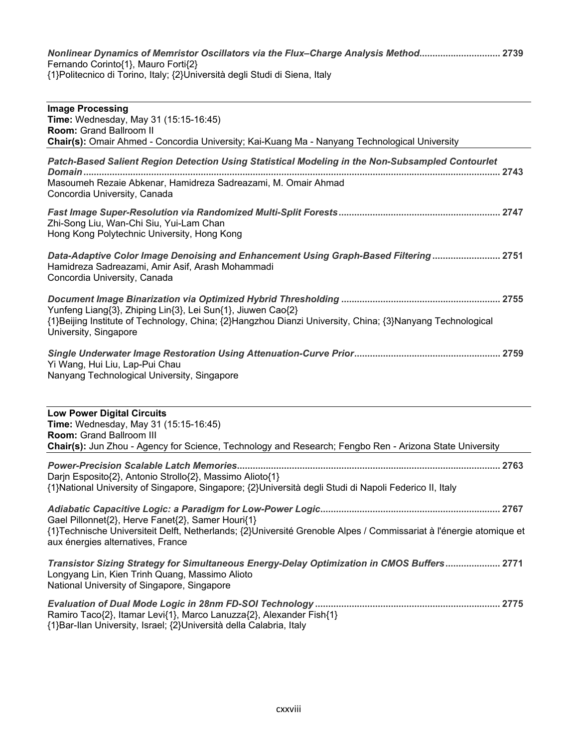*Nonlinear Dynamics of Memristor Oscillators via the Flux–Charge Analysis Method*.............................. 2739
Fernando Corinto{1}, Mauro Forti{2}
{1}Politecnico di Torino, Italy; {2}Università degli Studi di Siena, Italy

---

**Image Processing**
**Time:** Wednesday, May 31 (15:15-16:45)
**Room:** Grand Ballroom II
**Chair(s):** Omair Ahmed - Concordia University; Kai-Kuang Ma - Nanyang Technological University

---

*Patch-Based Salient Region Detection Using Statistical Modeling in the Non-Subsampled Contourlet Domain*.............................................................................................................................................. 2743
Masoumeh Rezaie Abkenar, Hamidreza Sadreazami, M. Omair Ahmad
Concordia University, Canada

*Fast Image Super-Resolution via Randomized Multi-Split Forests*............................................................. 2747
Zhi-Song Liu, Wan-Chi Siu, Yui-Lam Chan
Hong Kong Polytechnic University, Hong Kong

*Data-Adaptive Color Image Denoising and Enhancement Using Graph-Based Filtering*.......................... 2751
Hamidreza Sadreazami, Amir Asif, Arash Mohammadi
Concordia University, Canada

*Document Image Binarization via Optimized Hybrid Thresholding* ............................................................ 2755
Yunfeng Liang{3}, Zhiping Lin{3}, Lei Sun{1}, Jiuwen Cao{2}
{1}Beijing Institute of Technology, China; {2}Hangzhou Dianzi University, China; {3}Nanyang Technological University, Singapore

*Single Underwater Image Restoration Using Attenuation-Curve Prior*....................................................... 2759
Yi Wang, Hui Liu, Lap-Pui Chau
Nanyang Technological University, Singapore

---

**Low Power Digital Circuits**
**Time:** Wednesday, May 31 (15:15-16:45)
**Room:** Grand Ballroom III
**Chair(s):** Jun Zhou - Agency for Science, Technology and Research; Fengbo Ren - Arizona State University

---

*Power-Precision Scalable Latch Memories*.................................................................................................... 2763
Darjn Esposito{2}, Antonio Strollo{2}, Massimo Alioto{1}
{1}National University of Singapore, Singapore; {2}Università degli Studi di Napoli Federico II, Italy

*Adiabatic Capacitive Logic: a Paradigm for Low-Power Logic*.................................................................... 2767
Gael Pillonnet{2}, Herve Fanet{2}, Samer Houri{1}
{1}Technische Universiteit Delft, Netherlands; {2}Université Grenoble Alpes / Commissariat à l'énergie atomique et aux énergies alternatives, France

*Transistor Sizing Strategy for Simultaneous Energy-Delay Optimization in CMOS Buffers*..................... 2771
Longyang Lin, Kien Trinh Quang, Massimo Alioto
National University of Singapore, Singapore

*Evaluation of Dual Mode Logic in 28nm FD-SOI Technology*....................................................................... 2775
Ramiro Taco{2}, Itamar Levi{1}, Marco Lanuzza{2}, Alexander Fish{1}
{1}Bar-Ilan University, Israel; {2}Università della Calabria, Italy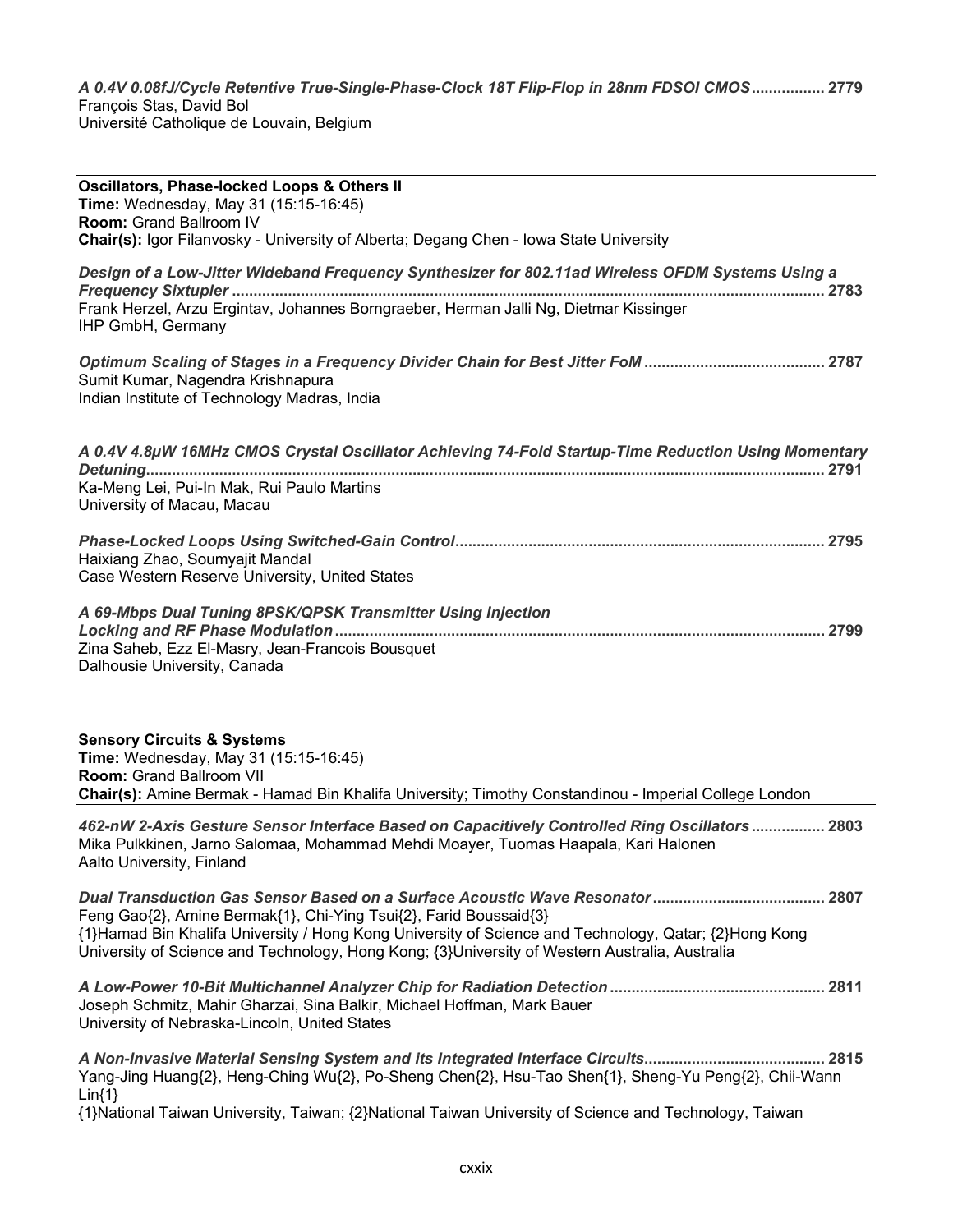***A 0.4V 0.08fJ/Cycle Retentive True-Single-Phase-Clock 18T Flip-Flop in 28nm FDSOI CMOS*** ................. **2779**
François Stas, David Bol
Université Catholique de Louvain, Belgium

---

**Oscillators, Phase-locked Loops & Others II**
**Time:** Wednesday, May 31 (15:15-16:45)
**Room:** Grand Ballroom IV
**Chair(s):** Igor Filanvosky - University of Alberta; Degang Chen - Iowa State University

---

***Design of a Low-Jitter Wideband Frequency Synthesizer for 802.11ad Wireless OFDM Systems Using a Frequency Sixtupler*** ......................................................................................................................................... **2783**
Frank Herzel, Arzu Ergintav, Johannes Borngraeber, Herman Jalli Ng, Dietmar Kissinger
IHP GmbH, Germany

***Optimum Scaling of Stages in a Frequency Divider Chain for Best Jitter FoM*** .......................................... **2787**
Sumit Kumar, Nagendra Krishnapura
Indian Institute of Technology Madras, India

***A 0.4V 4.8µW 16MHz CMOS Crystal Oscillator Achieving 74-Fold Startup-Time Reduction Using Momentary Detuning*** ............................................................................................................................................ **2791**
Ka-Meng Lei, Pui-In Mak, Rui Paulo Martins
University of Macau, Macau

***Phase-Locked Loops Using Switched-Gain Control*** ..................................................................................... **2795**
Haixiang Zhao, Soumyajit Mandal
Case Western Reserve University, United States

***A 69-Mbps Dual Tuning 8PSK/QPSK Transmitter Using Injection Locking and RF Phase Modulation*** ................................................................................................................. **2799**
Zina Saheb, Ezz El-Masry, Jean-Francois Bousquet
Dalhousie University, Canada

---

**Sensory Circuits & Systems**
**Time:** Wednesday, May 31 (15:15-16:45)
**Room:** Grand Ballroom VII
**Chair(s):** Amine Bermak - Hamad Bin Khalifa University; Timothy Constandinou - Imperial College London

---

***462-nW 2-Axis Gesture Sensor Interface Based on Capacitively Controlled Ring Oscillators*** ................. **2803**
Mika Pulkkinen, Jarno Salomaa, Mohammad Mehdi Moayer, Tuomas Haapala, Kari Halonen
Aalto University, Finland

***Dual Transduction Gas Sensor Based on a Surface Acoustic Wave Resonator*** ........................................ **2807**
Feng Gao{2}, Amine Bermak{1}, Chi-Ying Tsui{2}, Farid Boussaid{3}
{1}Hamad Bin Khalifa University / Hong Kong University of Science and Technology, Qatar; {2}Hong Kong University of Science and Technology, Hong Kong; {3}University of Western Australia, Australia

***A Low-Power 10-Bit Multichannel Analyzer Chip for Radiation Detection*** ................................................. **2811**
Joseph Schmitz, Mahir Gharzai, Sina Balkir, Michael Hoffman, Mark Bauer
University of Nebraska-Lincoln, United States

***A Non-Invasive Material Sensing System and its Integrated Interface Circuits*** .......................................... **2815**
Yang-Jing Huang{2}, Heng-Ching Wu{2}, Po-Sheng Chen{2}, Hsu-Tao Shen{1}, Sheng-Yu Peng{2}, Chii-Wann Lin{1}
{1}National Taiwan University, Taiwan; {2}National Taiwan University of Science and Technology, Taiwan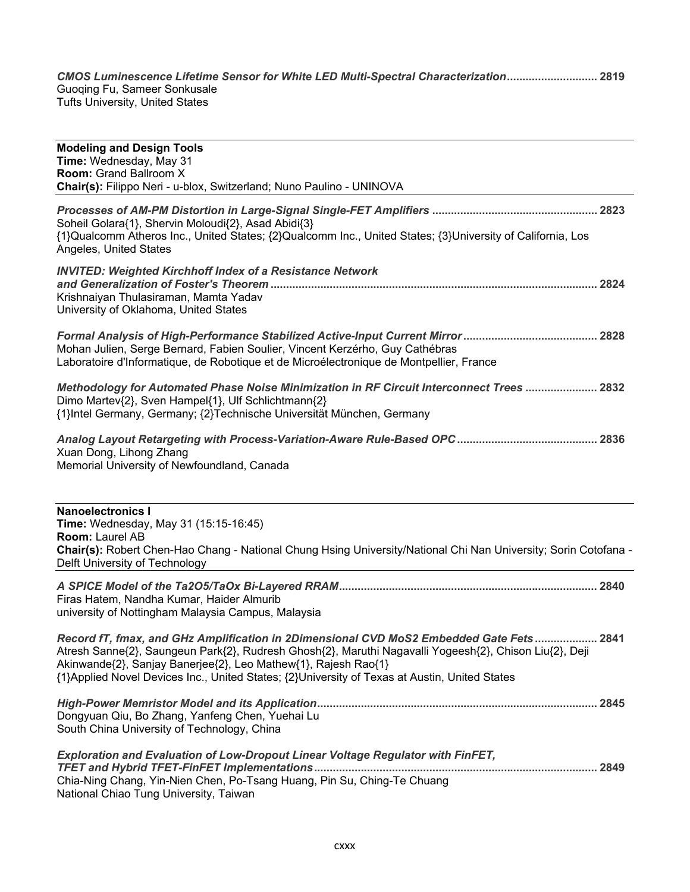*CMOS Luminescence Lifetime Sensor for White LED Multi-Spectral Characterization* ............................ 2819
Guoqing Fu, Sameer Sonkusale
Tufts University, United States

---

**Modeling and Design Tools**
**Time:** Wednesday, May 31
**Room:** Grand Ballroom X
**Chair(s):** Filippo Neri - u-blox, Switzerland; Nuno Paulino - UNINOVA

---

*Processes of AM-PM Distortion in Large-Signal Single-FET Amplifiers* .................................................... 2823
Soheil Golara{1}, Shervin Moloudi{2}, Asad Abidi{3}
{1}Qualcomm Atheros Inc., United States; {2}Qualcomm Inc., United States; {3}University of California, Los Angeles, United States

*INVITED: Weighted Kirchhoff Index of a Resistance Network and Generalization of Foster's Theorem* ....................................................................................................... 2824
Krishnaiyan Thulasiraman, Mamta Yadav
University of Oklahoma, United States

*Formal Analysis of High-Performance Stabilized Active-Input Current Mirror* .......................................... 2828
Mohan Julien, Serge Bernard, Fabien Soulier, Vincent Kerzérho, Guy Cathébras
Laboratoire d'Informatique, de Robotique et de Microélectronique de Montpellier, France

*Methodology for Automated Phase Noise Minimization in RF Circuit Interconnect Trees* ...................... 2832
Dimo Martev{2}, Sven Hampel{1}, Ulf Schlichtmann{2}
{1}Intel Germany, Germany; {2}Technische Universität München, Germany

*Analog Layout Retargeting with Process-Variation-Aware Rule-Based OPC* ............................................ 2836
Xuan Dong, Lihong Zhang
Memorial University of Newfoundland, Canada

---

**Nanoelectronics I**
**Time:** Wednesday, May 31 (15:15-16:45)
**Room:** Laurel AB
**Chair(s):** Robert Chen-Hao Chang - National Chung Hsing University/National Chi Nan University; Sorin Cotofana - Delft University of Technology

---

*A SPICE Model of the Ta2O5/TaOx Bi-Layered RRAM* .................................................................................. 2840
Firas Hatem, Nandha Kumar, Haider Almurib
university of Nottingham Malaysia Campus, Malaysia

*Record fT, fmax, and GHz Amplification in 2Dimensional CVD MoS2 Embedded Gate Fets* .................... 2841
Atresh Sanne{2}, Saungeun Park{2}, Rudresh Ghosh{2}, Maruthi Nagavalli Yogeesh{2}, Chison Liu{2}, Deji Akinwande{2}, Sanjay Banerjee{2}, Leo Mathew{1}, Rajesh Rao{1}
{1}Applied Novel Devices Inc., United States; {2}University of Texas at Austin, United States

*High-Power Memristor Model and its Application* ......................................................................................... 2845
Dongyuan Qiu, Bo Zhang, Yanfeng Chen, Yuehai Lu
South China University of Technology, China

*Exploration and Evaluation of Low-Dropout Linear Voltage Regulator with FinFET, TFET and Hybrid TFET-FinFET Implementations* .......................................................................................... 2849
Chia-Ning Chang, Yin-Nien Chen, Po-Tsang Huang, Pin Su, Ching-Te Chuang
National Chiao Tung University, Taiwan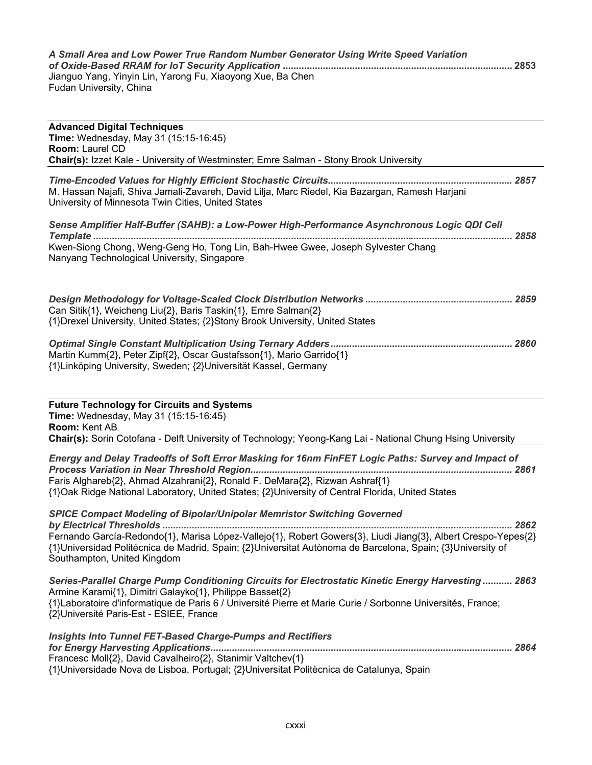*A Small Area and Low Power True Random Number Generator Using Write Speed Variation of Oxide-Based RRAM for IoT Security Application* ..................................................................................... 2853
Jianguo Yang, Yinyin Lin, Yarong Fu, Xiaoyong Xue, Ba Chen
Fudan University, China

---

**Advanced Digital Techniques**
**Time:** Wednesday, May 31 (15:15-16:45)
**Room:** Laurel CD
**Chair(s):** Izzet Kale - University of Westminster; Emre Salman - Stony Brook University

---

*Time-Encoded Values for Highly Efficient Stochastic Circuits.................................................................... 2857*
M. Hassan Najafi, Shiva Jamali-Zavareh, David Lilja, Marc Riedel, Kia Bazargan, Ramesh Harjani
University of Minnesota Twin Cities, United States

*Sense Amplifier Half-Buffer (SAHB): a Low-Power High-Performance Asynchronous Logic QDI Cell Template ........................................................................................................................................... 2858*
Kwen-Siong Chong, Weng-Geng Ho, Tong Lin, Bah-Hwee Gwee, Joseph Sylvester Chang
Nanyang Technological University, Singapore

*Design Methodology for Voltage-Scaled Clock Distribution Networks ...................................................... 2859*
Can Sitik{1}, Weicheng Liu{2}, Baris Taskin{1}, Emre Salman{2}
{1}Drexel University, United States; {2}Stony Brook University, United States

*Optimal Single Constant Multiplication Using Ternary Adders................................................................... 2860*
Martin Kumm{2}, Peter Zipf{2}, Oscar Gustafsson{1}, Mario Garrido{1}
{1}Linköping University, Sweden; {2}Universität Kassel, Germany

---

**Future Technology for Circuits and Systems**
**Time:** Wednesday, May 31 (15:15-16:45)
**Room:** Kent AB
**Chair(s):** Sorin Cotofana - Delft University of Technology; Yeong-Kang Lai - National Chung Hsing University

---

*Energy and Delay Tradeoffs of Soft Error Masking for 16nm FinFET Logic Paths: Survey and Impact of Process Variation in Near Threshold Region................................................................................................ 2861*
Faris Alghareb{2}, Ahmad Alzahrani{2}, Ronald F. DeMara{2}, Rizwan Ashraf{1}
{1}Oak Ridge National Laboratory, United States; {2}University of Central Florida, United States

*SPICE Compact Modeling of Bipolar/Unipolar Memristor Switching Governed by Electrical Thresholds .................................................................................................................................. 2862*
Fernando García-Redondo{1}, Marisa López-Vallejo{1}, Robert Gowers{3}, Liudi Jiang{3}, Albert Crespo-Yepes{2}
{1}Universidad Politécnica de Madrid, Spain; {2}Universitat Autònoma de Barcelona, Spain; {3}University of Southampton, United Kingdom

*Series-Parallel Charge Pump Conditioning Circuits for Electrostatic Kinetic Energy Harvesting ........... 2863*
Armine Karami{1}, Dimitri Galayko{1}, Philippe Basset{2}
{1}Laboratoire d'informatique de Paris 6 / Université Pierre et Marie Curie / Sorbonne Universités, France; {2}Université Paris-Est - ESIEE, France

*Insights Into Tunnel FET-Based Charge-Pumps and Rectifiers for Energy Harvesting Applications................................................................................................................. 2864*
Francesc Moll{2}, David Cavalheiro{2}, Stanimir Valtchev{1}
{1}Universidade Nova de Lisboa, Portugal; {2}Universitat Politècnica de Catalunya, Spain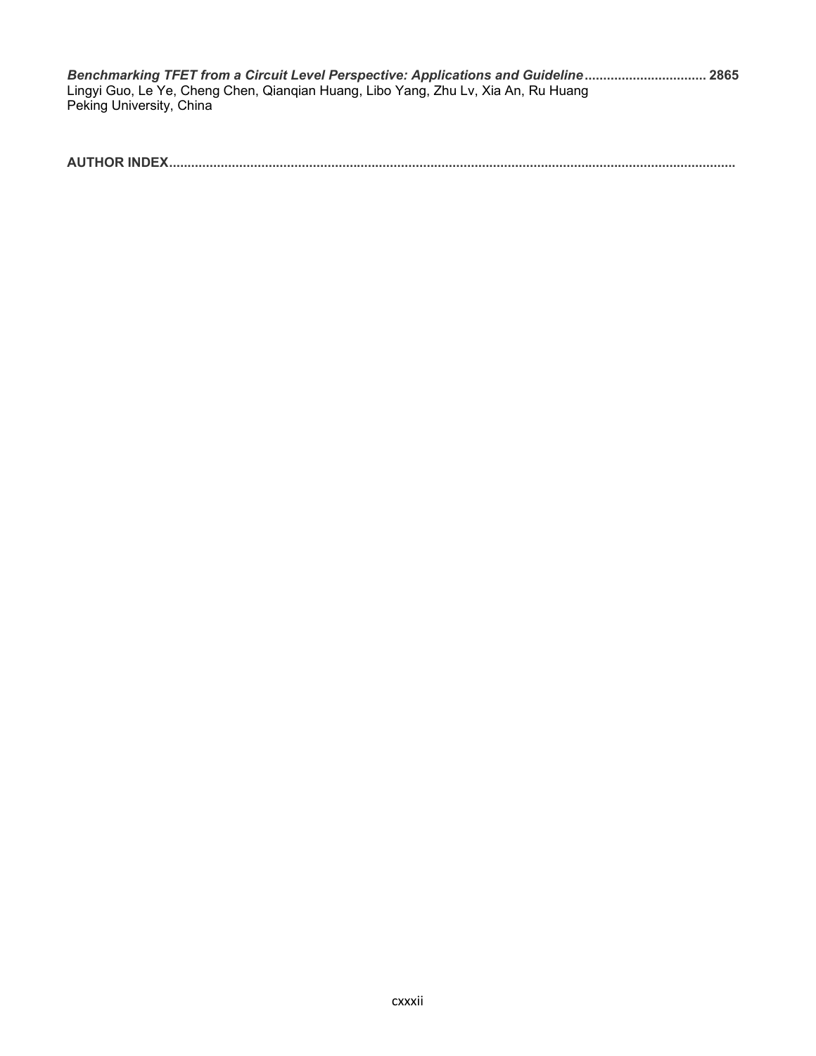***Benchmarking TFET from a Circuit Level Perspective: Applications and Guideline*** **................................ 2865**
Lingyi Guo, Le Ye, Cheng Chen, Qianqian Huang, Libo Yang, Zhu Lv, Xia An, Ru Huang
Peking University, China

**AUTHOR INDEX........................................................................................................................................................**